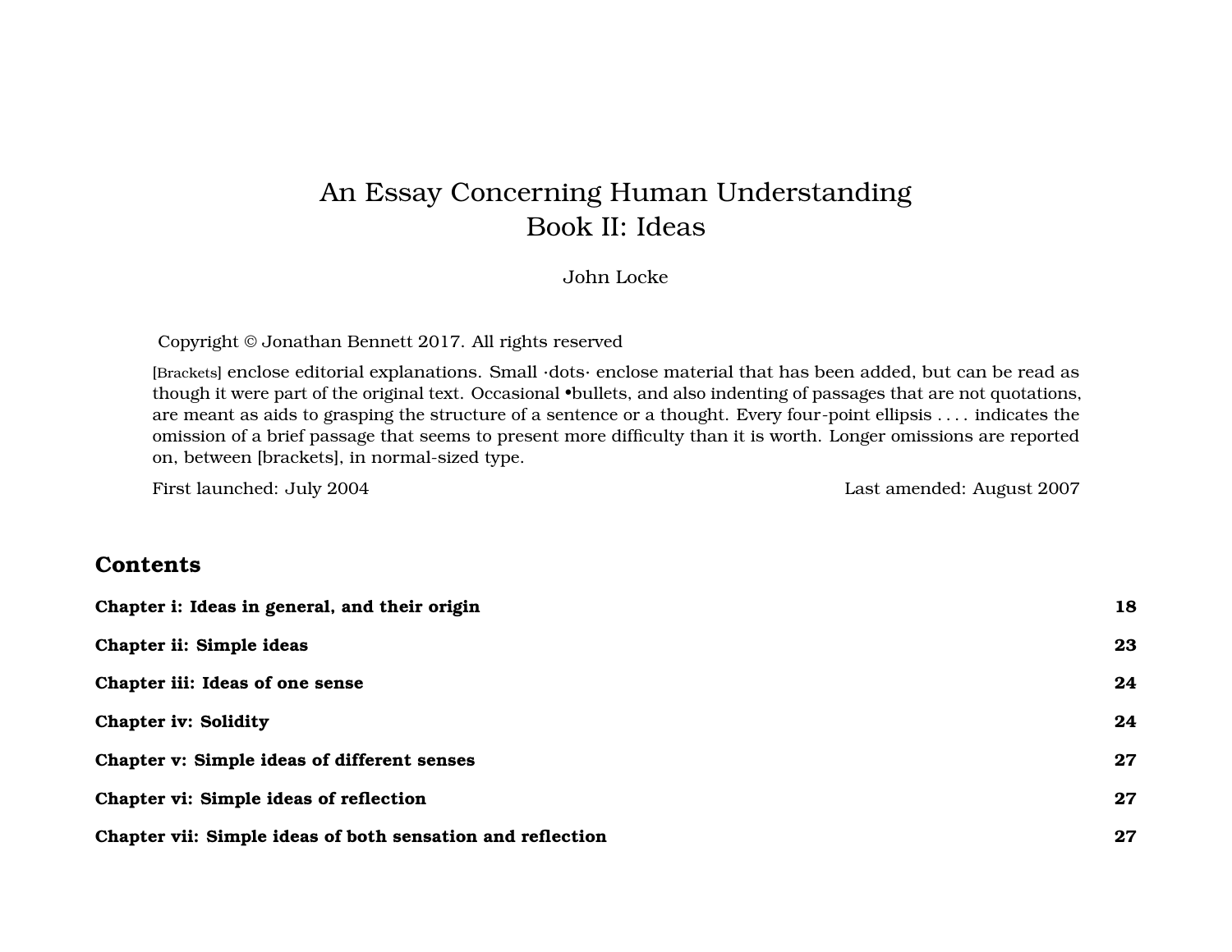# An Essay Concerning Human Understanding
# Book II: Ideas

John Locke

Copyright © Jonathan Bennett 2017. All rights reserved

[Brackets] enclose editorial explanations. Small ·dots· enclose material that has been added, but can be read as though it were part of the original text. Occasional •bullets, and also indenting of passages that are not quotations, are meant as aids to grasping the structure of a sentence or a thought. Every four-point ellipsis . . . . indicates the omission of a brief passage that seems to present more difficulty than it is worth. Longer omissions are reported on, between [brackets], in normal-sized type.

First launched: July 2004 — Last amended: August 2007

## Contents

**Chapter i: Ideas in general, and their origin** — **18**

**Chapter ii: Simple ideas** — **23**

**Chapter iii: Ideas of one sense** — **24**

**Chapter iv: Solidity** — **24**

**Chapter v: Simple ideas of different senses** — **27**

**Chapter vi: Simple ideas of reflection** — **27**

**Chapter vii: Simple ideas of both sensation and reflection** — **27**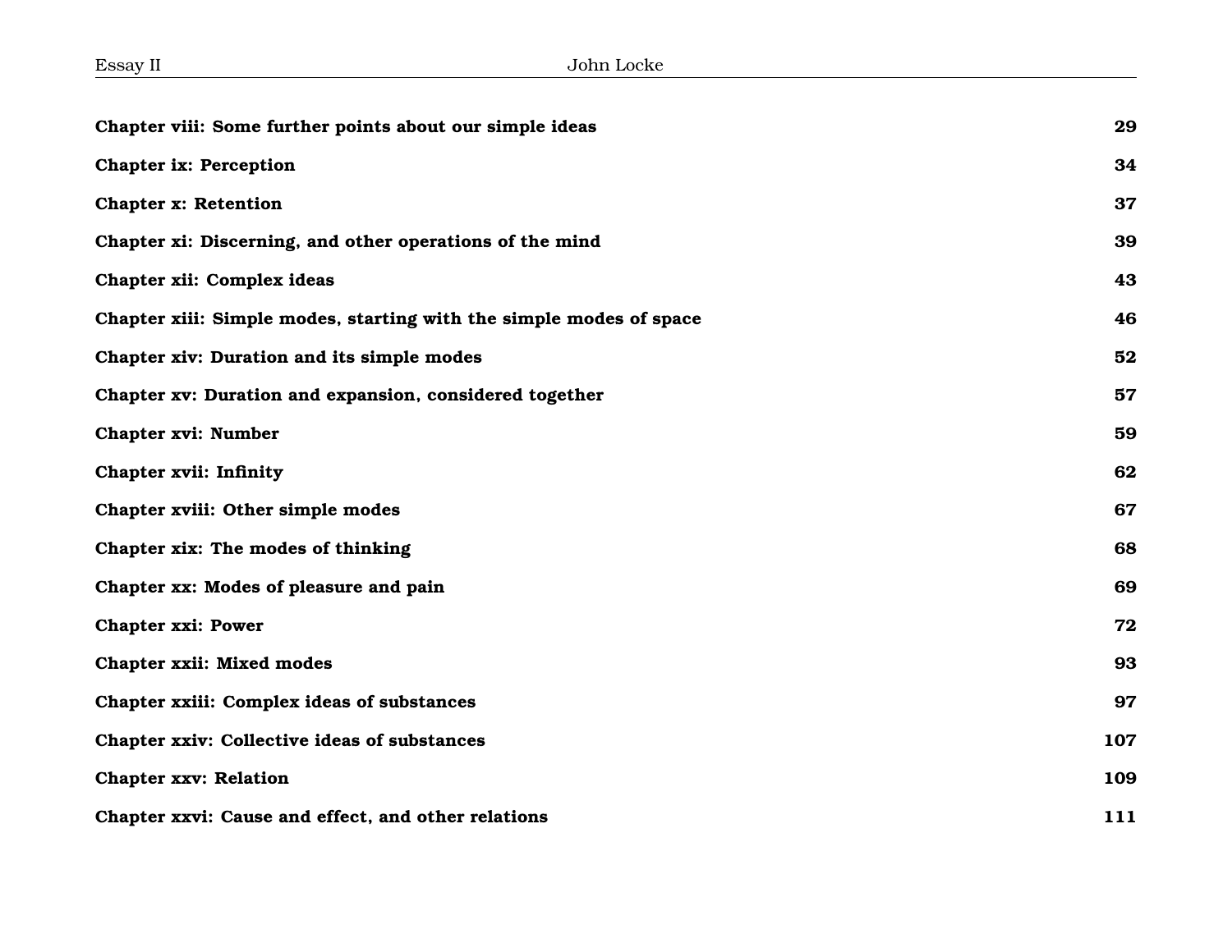**Chapter viii: Some further points about our simple ideas** **29**

**Chapter ix: Perception** **34**

**Chapter x: Retention** **37**

**Chapter xi: Discerning, and other operations of the mind** **39**

**Chapter xii: Complex ideas** **43**

**Chapter xiii: Simple modes, starting with the simple modes of space** **46**

**Chapter xiv: Duration and its simple modes** **52**

**Chapter xv: Duration and expansion, considered together** **57**

**Chapter xvi: Number** **59**

**Chapter xvii: Infinity** **62**

**Chapter xviii: Other simple modes** **67**

**Chapter xix: The modes of thinking** **68**

**Chapter xx: Modes of pleasure and pain** **69**

**Chapter xxi: Power** **72**

**Chapter xxii: Mixed modes** **93**

**Chapter xxiii: Complex ideas of substances** **97**

**Chapter xxiv: Collective ideas of substances** **107**

**Chapter xxv: Relation** **109**

**Chapter xxvi: Cause and effect, and other relations** **111**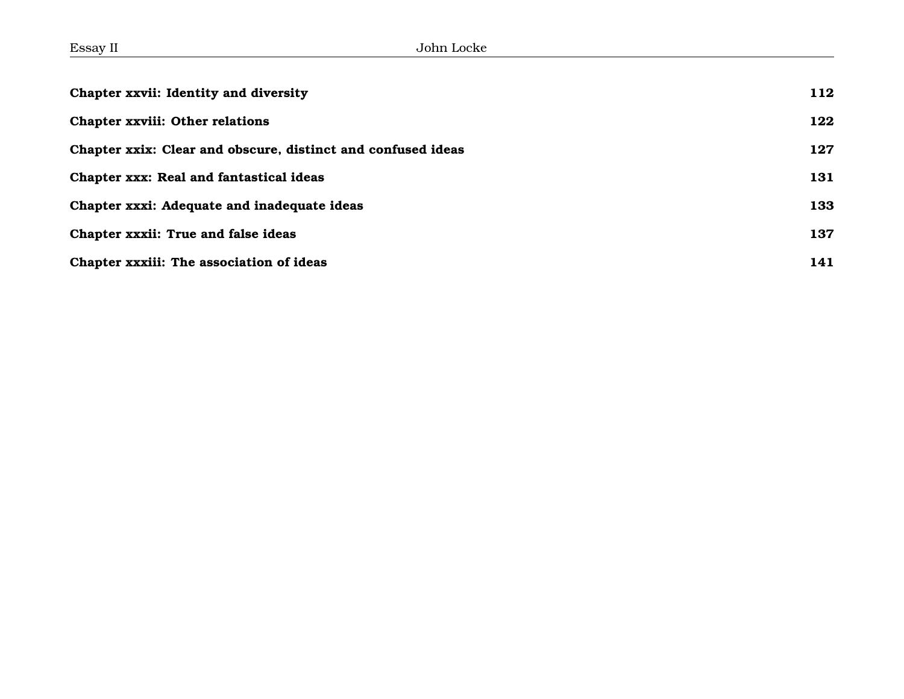**Chapter xxvii: Identity and diversity** 112

**Chapter xxviii: Other relations** 122

**Chapter xxix: Clear and obscure, distinct and confused ideas** 127

**Chapter xxx: Real and fantastical ideas** 131

**Chapter xxxi: Adequate and inadequate ideas** 133

**Chapter xxxii: True and false ideas** 137

**Chapter xxxiii: The association of ideas** 141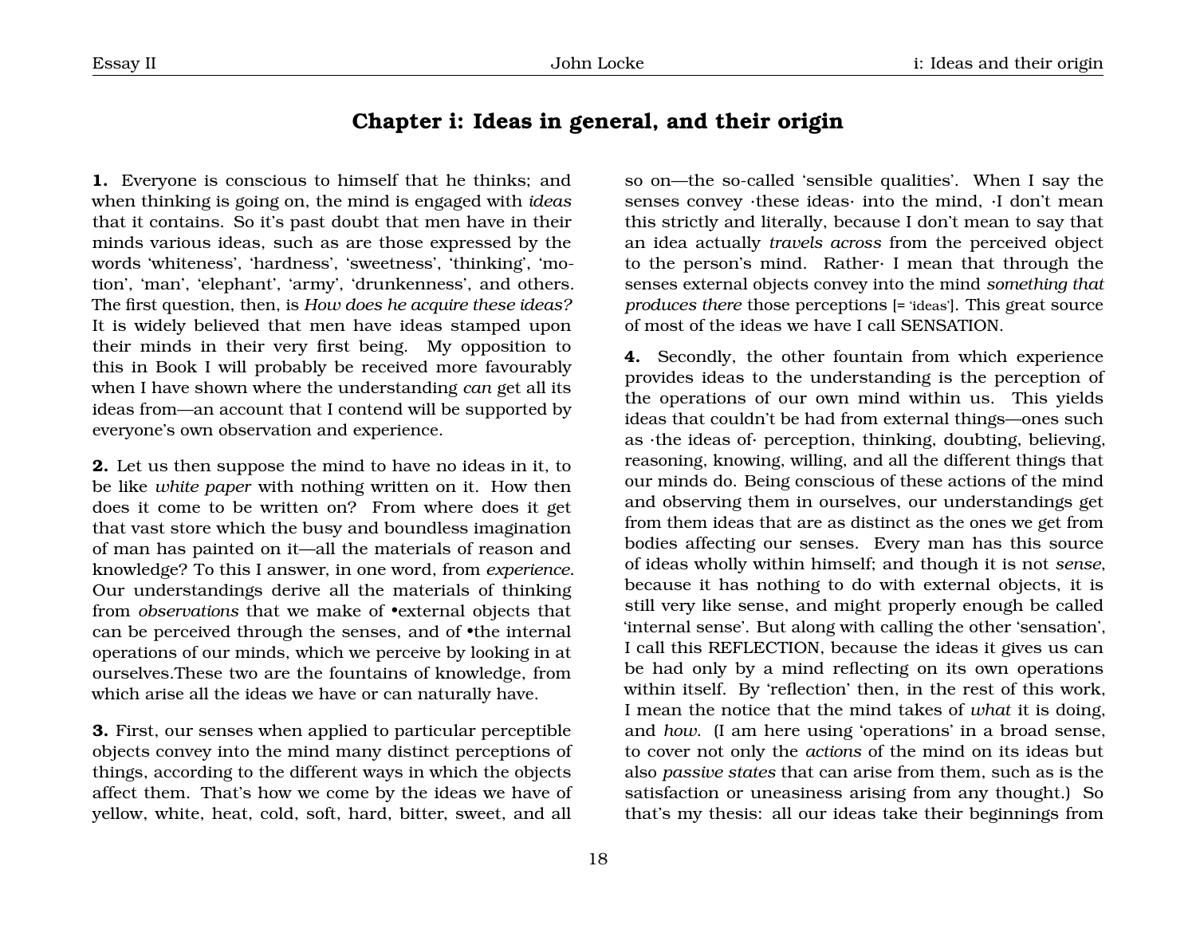## Chapter i: Ideas in general, and their origin

**1.** Everyone is conscious to himself that he thinks; and when thinking is going on, the mind is engaged with *ideas* that it contains. So it's past doubt that men have in their minds various ideas, such as are those expressed by the words 'whiteness', 'hardness', 'sweetness', 'thinking', 'motion', 'man', 'elephant', 'army', 'drunkenness', and others. The first question, then, is *How does he acquire these ideas?* It is widely believed that men have ideas stamped upon their minds in their very first being. My opposition to this in Book I will probably be received more favourably when I have shown where the understanding *can* get all its ideas from—an account that I contend will be supported by everyone's own observation and experience.

**2.** Let us then suppose the mind to have no ideas in it, to be like *white paper* with nothing written on it. How then does it come to be written on? From where does it get that vast store which the busy and boundless imagination of man has painted on it—all the materials of reason and knowledge? To this I answer, in one word, from *experience*. Our understandings derive all the materials of thinking from *observations* that we make of •external objects that can be perceived through the senses, and of •the internal operations of our minds, which we perceive by looking in at ourselves.These two are the fountains of knowledge, from which arise all the ideas we have or can naturally have.

**3.** First, our senses when applied to particular perceptible objects convey into the mind many distinct perceptions of things, according to the different ways in which the objects affect them. That's how we come by the ideas we have of yellow, white, heat, cold, soft, hard, bitter, sweet, and all so on—the so-called 'sensible qualities'. When I say the senses convey ·these ideas· into the mind, ·I don't mean this strictly and literally, because I don't mean to say that an idea actually *travels across* from the perceived object to the person's mind. Rather· I mean that through the senses external objects convey into the mind *something that produces there* those perceptions [= 'ideas']. This great source of most of the ideas we have I call SENSATION.

**4.** Secondly, the other fountain from which experience provides ideas to the understanding is the perception of the operations of our own mind within us. This yields ideas that couldn't be had from external things—ones such as ·the ideas of· perception, thinking, doubting, believing, reasoning, knowing, willing, and all the different things that our minds do. Being conscious of these actions of the mind and observing them in ourselves, our understandings get from them ideas that are as distinct as the ones we get from bodies affecting our senses. Every man has this source of ideas wholly within himself; and though it is not *sense*, because it has nothing to do with external objects, it is still very like sense, and might properly enough be called 'internal sense'. But along with calling the other 'sensation', I call this REFLECTION, because the ideas it gives us can be had only by a mind reflecting on its own operations within itself. By 'reflection' then, in the rest of this work, I mean the notice that the mind takes of *what* it is doing, and *how*. (I am here using 'operations' in a broad sense, to cover not only the *actions* of the mind on its ideas but also *passive states* that can arise from them, such as is the satisfaction or uneasiness arising from any thought.) So that's my thesis: all our ideas take their beginnings from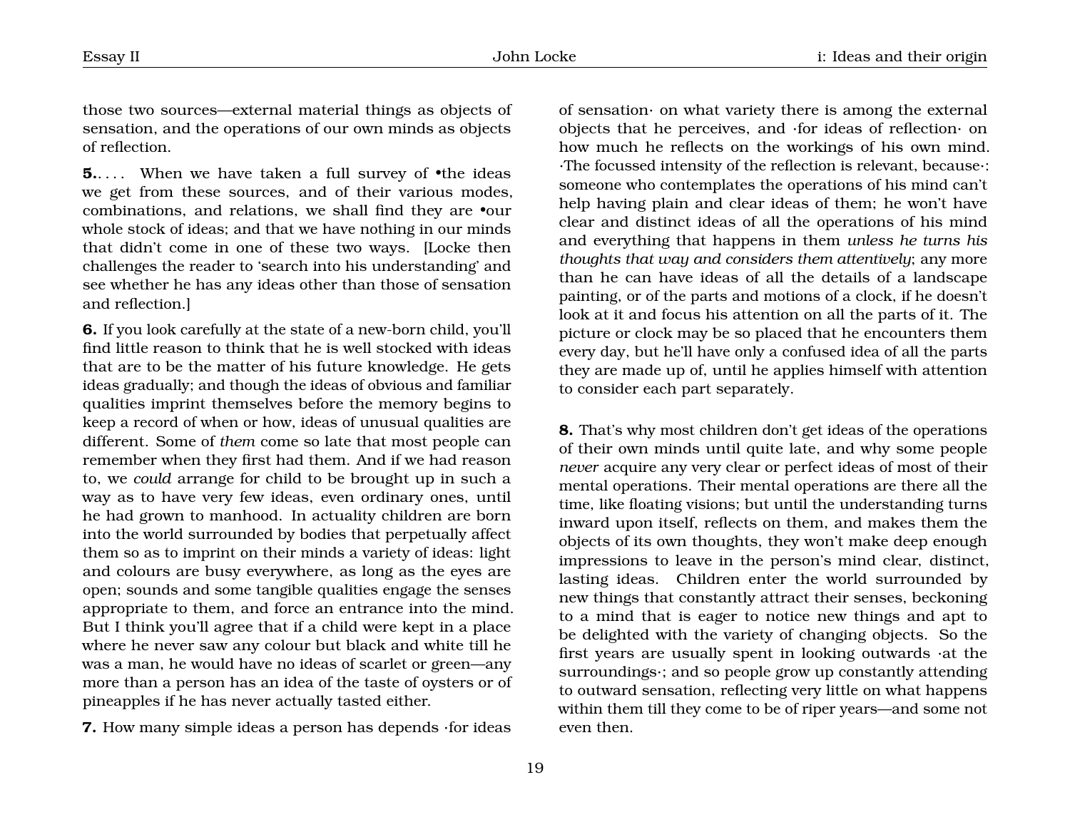those two sources—external material things as objects of sensation, and the operations of our own minds as objects of reflection.

**5.**. . . . When we have taken a full survey of •the ideas we get from these sources, and of their various modes, combinations, and relations, we shall find they are •our whole stock of ideas; and that we have nothing in our minds that didn't come in one of these two ways. [Locke then challenges the reader to 'search into his understanding' and see whether he has any ideas other than those of sensation and reflection.]

**6.** If you look carefully at the state of a new-born child, you'll find little reason to think that he is well stocked with ideas that are to be the matter of his future knowledge. He gets ideas gradually; and though the ideas of obvious and familiar qualities imprint themselves before the memory begins to keep a record of when or how, ideas of unusual qualities are different. Some of *them* come so late that most people can remember when they first had them. And if we had reason to, we *could* arrange for child to be brought up in such a way as to have very few ideas, even ordinary ones, until he had grown to manhood. In actuality children are born into the world surrounded by bodies that perpetually affect them so as to imprint on their minds a variety of ideas: light and colours are busy everywhere, as long as the eyes are open; sounds and some tangible qualities engage the senses appropriate to them, and force an entrance into the mind. But I think you'll agree that if a child were kept in a place where he never saw any colour but black and white till he was a man, he would have no ideas of scarlet or green—any more than a person has an idea of the taste of oysters or of pineapples if he has never actually tasted either.

**7.** How many simple ideas a person has depends ·for ideas of sensation· on what variety there is among the external objects that he perceives, and ·for ideas of reflection· on how much he reflects on the workings of his own mind. ·The focussed intensity of the reflection is relevant, because·: someone who contemplates the operations of his mind can't help having plain and clear ideas of them; he won't have clear and distinct ideas of all the operations of his mind and everything that happens in them *unless he turns his thoughts that way and considers them attentively*; any more than he can have ideas of all the details of a landscape painting, or of the parts and motions of a clock, if he doesn't look at it and focus his attention on all the parts of it. The picture or clock may be so placed that he encounters them every day, but he'll have only a confused idea of all the parts they are made up of, until he applies himself with attention to consider each part separately.

**8.** That's why most children don't get ideas of the operations of their own minds until quite late, and why some people *never* acquire any very clear or perfect ideas of most of their mental operations. Their mental operations are there all the time, like floating visions; but until the understanding turns inward upon itself, reflects on them, and makes them the objects of its own thoughts, they won't make deep enough impressions to leave in the person's mind clear, distinct, lasting ideas. Children enter the world surrounded by new things that constantly attract their senses, beckoning to a mind that is eager to notice new things and apt to be delighted with the variety of changing objects. So the first years are usually spent in looking outwards ·at the surroundings·; and so people grow up constantly attending to outward sensation, reflecting very little on what happens within them till they come to be of riper years—and some not even then.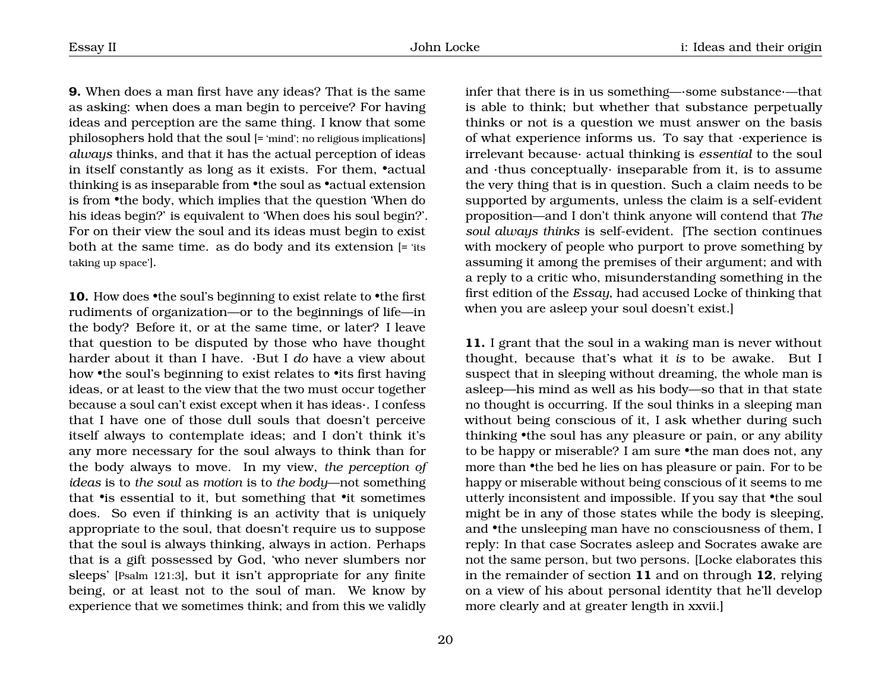**9.** When does a man first have any ideas? That is the same as asking: when does a man begin to perceive? For having ideas and perception are the same thing. I know that some philosophers hold that the soul [= 'mind'; no religious implications] *always* thinks, and that it has the actual perception of ideas in itself constantly as long as it exists. For them, •actual thinking is as inseparable from •the soul as •actual extension is from •the body, which implies that the question 'When do his ideas begin?' is equivalent to 'When does his soul begin?'. For on their view the soul and its ideas must begin to exist both at the same time. as do body and its extension [= 'its taking up space'].

**10.** How does •the soul's beginning to exist relate to •the first rudiments of organization—or to the beginnings of life—in the body? Before it, or at the same time, or later? I leave that question to be disputed by those who have thought harder about it than I have. ·But I *do* have a view about how •the soul's beginning to exist relates to •its first having ideas, or at least to the view that the two must occur together because a soul can't exist except when it has ideas·. I confess that I have one of those dull souls that doesn't perceive itself always to contemplate ideas; and I don't think it's any more necessary for the soul always to think than for the body always to move. In my view, *the perception of ideas* is to *the soul* as *motion* is to *the body*—not something that •is essential to it, but something that •it sometimes does. So even if thinking is an activity that is uniquely appropriate to the soul, that doesn't require us to suppose that the soul is always thinking, always in action. Perhaps that is a gift possessed by God, 'who never slumbers nor sleeps' [Psalm 121:3], but it isn't appropriate for any finite being, or at least not to the soul of man. We know by experience that we sometimes think; and from this we validly infer that there is in us something—·some substance·—that is able to think; but whether that substance perpetually thinks or not is a question we must answer on the basis of what experience informs us. To say that ·experience is irrelevant because· actual thinking is *essential* to the soul and ·thus conceptually· inseparable from it, is to assume the very thing that is in question. Such a claim needs to be supported by arguments, unless the claim is a self-evident proposition—and I don't think anyone will contend that *The soul always thinks* is self-evident. [The section continues with mockery of people who purport to prove something by assuming it among the premises of their argument; and with a reply to a critic who, misunderstanding something in the first edition of the *Essay*, had accused Locke of thinking that when you are asleep your soul doesn't exist.]

**11.** I grant that the soul in a waking man is never without thought, because that's what it *is* to be awake. But I suspect that in sleeping without dreaming, the whole man is asleep—his mind as well as his body—so that in that state no thought is occurring. If the soul thinks in a sleeping man without being conscious of it, I ask whether during such thinking •the soul has any pleasure or pain, or any ability to be happy or miserable? I am sure •the man does not, any more than •the bed he lies on has pleasure or pain. For to be happy or miserable without being conscious of it seems to me utterly inconsistent and impossible. If you say that •the soul might be in any of those states while the body is sleeping, and •the unsleeping man have no consciousness of them, I reply: In that case Socrates asleep and Socrates awake are not the same person, but two persons. [Locke elaborates this in the remainder of section **11** and on through **12**, relying on a view of his about personal identity that he'll develop more clearly and at greater length in xxvii.]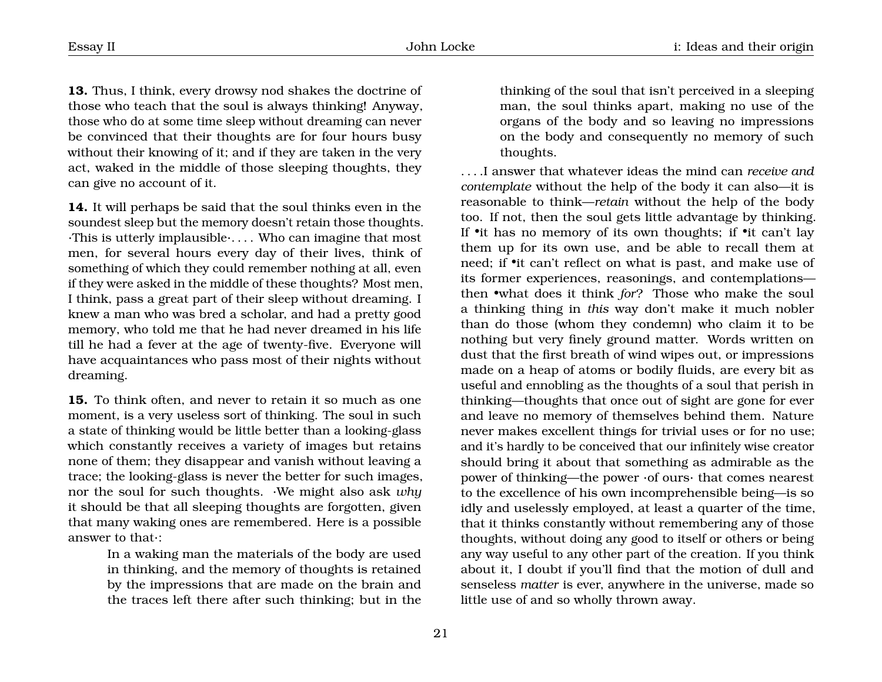**13.** Thus, I think, every drowsy nod shakes the doctrine of those who teach that the soul is always thinking! Anyway, those who do at some time sleep without dreaming can never be convinced that their thoughts are for four hours busy without their knowing of it; and if they are taken in the very act, waked in the middle of those sleeping thoughts, they can give no account of it.

**14.** It will perhaps be said that the soul thinks even in the soundest sleep but the memory doesn't retain those thoughts. ·This is utterly implausible·. . . . Who can imagine that most men, for several hours every day of their lives, think of something of which they could remember nothing at all, even if they were asked in the middle of these thoughts? Most men, I think, pass a great part of their sleep without dreaming. I knew a man who was bred a scholar, and had a pretty good memory, who told me that he had never dreamed in his life till he had a fever at the age of twenty-five. Everyone will have acquaintances who pass most of their nights without dreaming.

**15.** To think often, and never to retain it so much as one moment, is a very useless sort of thinking. The soul in such a state of thinking would be little better than a looking-glass which constantly receives a variety of images but retains none of them; they disappear and vanish without leaving a trace; the looking-glass is never the better for such images, nor the soul for such thoughts. ·We might also ask *why* it should be that all sleeping thoughts are forgotten, given that many waking ones are remembered. Here is a possible answer to that·:

> In a waking man the materials of the body are used in thinking, and the memory of thoughts is retained by the impressions that are made on the brain and the traces left there after such thinking; but in the thinking of the soul that isn't perceived in a sleeping man, the soul thinks apart, making no use of the organs of the body and so leaving no impressions on the body and consequently no memory of such thoughts.

. . . .I answer that whatever ideas the mind can *receive and contemplate* without the help of the body it can also—it is reasonable to think—*retain* without the help of the body too. If not, then the soul gets little advantage by thinking. If •it has no memory of its own thoughts; if •it can't lay them up for its own use, and be able to recall them at need; if •it can't reflect on what is past, and make use of its former experiences, reasonings, and contemplations—then •what does it think *for*? Those who make the soul a thinking thing in *this* way don't make it much nobler than do those (whom they condemn) who claim it to be nothing but very finely ground matter. Words written on dust that the first breath of wind wipes out, or impressions made on a heap of atoms or bodily fluids, are every bit as useful and ennobling as the thoughts of a soul that perish in thinking—thoughts that once out of sight are gone for ever and leave no memory of themselves behind them. Nature never makes excellent things for trivial uses or for no use; and it's hardly to be conceived that our infinitely wise creator should bring it about that something as admirable as the power of thinking—the power ·of ours· that comes nearest to the excellence of his own incomprehensible being—is so idly and uselessly employed, at least a quarter of the time, that it thinks constantly without remembering any of those thoughts, without doing any good to itself or others or being any way useful to any other part of the creation. If you think about it, I doubt if you'll find that the motion of dull and senseless *matter* is ever, anywhere in the universe, made so little use of and so wholly thrown away.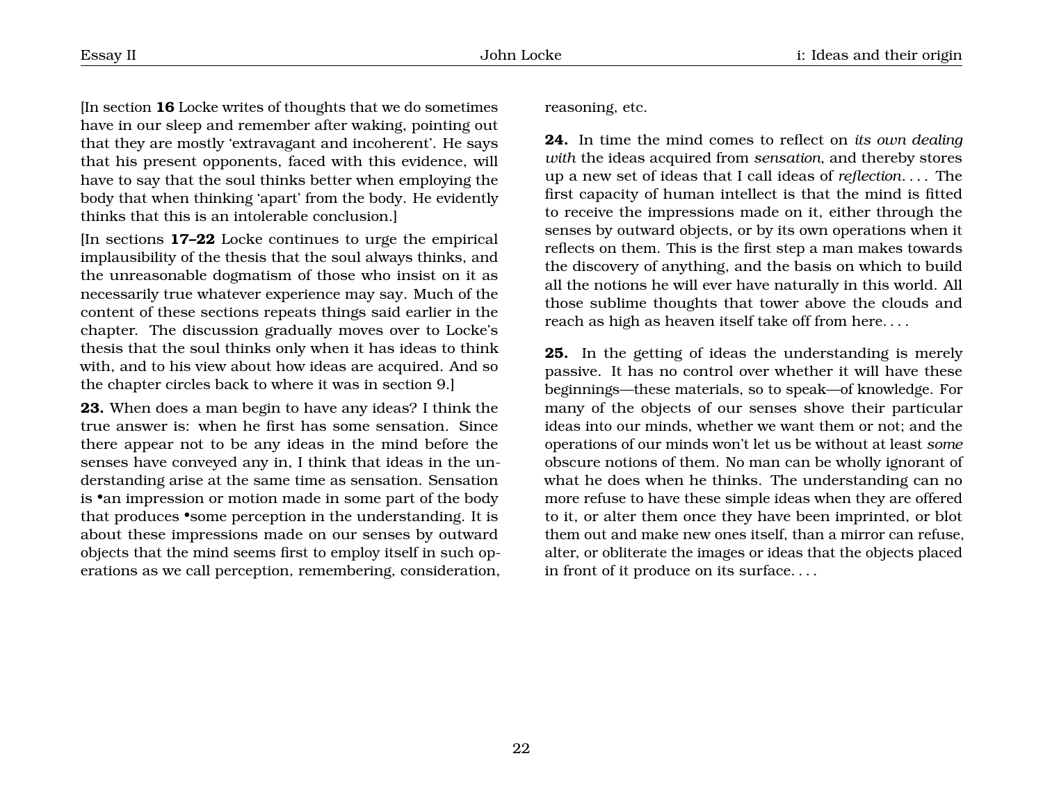[In section **16** Locke writes of thoughts that we do sometimes have in our sleep and remember after waking, pointing out that they are mostly 'extravagant and incoherent'. He says that his present opponents, faced with this evidence, will have to say that the soul thinks better when employing the body that when thinking 'apart' from the body. He evidently thinks that this is an intolerable conclusion.]

[In sections **17–22** Locke continues to urge the empirical implausibility of the thesis that the soul always thinks, and the unreasonable dogmatism of those who insist on it as necessarily true whatever experience may say. Much of the content of these sections repeats things said earlier in the chapter. The discussion gradually moves over to Locke's thesis that the soul thinks only when it has ideas to think with, and to his view about how ideas are acquired. And so the chapter circles back to where it was in section 9.]

**23.** When does a man begin to have any ideas? I think the true answer is: when he first has some sensation. Since there appear not to be any ideas in the mind before the senses have conveyed any in, I think that ideas in the understanding arise at the same time as sensation. Sensation is •an impression or motion made in some part of the body that produces •some perception in the understanding. It is about these impressions made on our senses by outward objects that the mind seems first to employ itself in such operations as we call perception, remembering, consideration, reasoning, etc.

**24.** In time the mind comes to reflect on *its own dealing with* the ideas acquired from *sensation*, and thereby stores up a new set of ideas that I call ideas of *reflection*. . . . The first capacity of human intellect is that the mind is fitted to receive the impressions made on it, either through the senses by outward objects, or by its own operations when it reflects on them. This is the first step a man makes towards the discovery of anything, and the basis on which to build all the notions he will ever have naturally in this world. All those sublime thoughts that tower above the clouds and reach as high as heaven itself take off from here. . . .

**25.** In the getting of ideas the understanding is merely passive. It has no control over whether it will have these beginnings—these materials, so to speak—of knowledge. For many of the objects of our senses shove their particular ideas into our minds, whether we want them or not; and the operations of our minds won't let us be without at least *some* obscure notions of them. No man can be wholly ignorant of what he does when he thinks. The understanding can no more refuse to have these simple ideas when they are offered to it, or alter them once they have been imprinted, or blot them out and make new ones itself, than a mirror can refuse, alter, or obliterate the images or ideas that the objects placed in front of it produce on its surface. . . .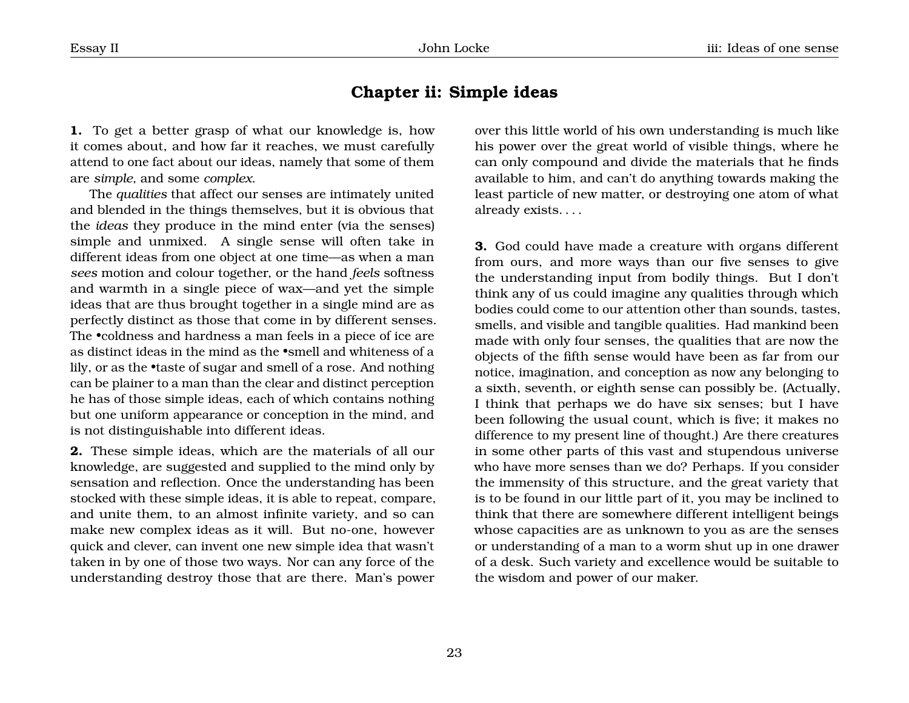## Chapter ii: Simple ideas

**1.** To get a better grasp of what our knowledge is, how it comes about, and how far it reaches, we must carefully attend to one fact about our ideas, namely that some of them are *simple*, and some *complex*.

The *qualities* that affect our senses are intimately united and blended in the things themselves, but it is obvious that the *ideas* they produce in the mind enter (via the senses) simple and unmixed. A single sense will often take in different ideas from one object at one time—as when a man *sees* motion and colour together, or the hand *feels* softness and warmth in a single piece of wax—and yet the simple ideas that are thus brought together in a single mind are as perfectly distinct as those that come in by different senses. The •coldness and hardness a man feels in a piece of ice are as distinct ideas in the mind as the •smell and whiteness of a lily, or as the •taste of sugar and smell of a rose. And nothing can be plainer to a man than the clear and distinct perception he has of those simple ideas, each of which contains nothing but one uniform appearance or conception in the mind, and is not distinguishable into different ideas.

**2.** These simple ideas, which are the materials of all our knowledge, are suggested and supplied to the mind only by sensation and reflection. Once the understanding has been stocked with these simple ideas, it is able to repeat, compare, and unite them, to an almost infinite variety, and so can make new complex ideas as it will. But no-one, however quick and clever, can invent one new simple idea that wasn't taken in by one of those two ways. Nor can any force of the understanding destroy those that are there. Man's power over this little world of his own understanding is much like his power over the great world of visible things, where he can only compound and divide the materials that he finds available to him, and can't do anything towards making the least particle of new matter, or destroying one atom of what already exists. . . .

**3.** God could have made a creature with organs different from ours, and more ways than our five senses to give the understanding input from bodily things. But I don't think any of us could imagine any qualities through which bodies could come to our attention other than sounds, tastes, smells, and visible and tangible qualities. Had mankind been made with only four senses, the qualities that are now the objects of the fifth sense would have been as far from our notice, imagination, and conception as now any belonging to a sixth, seventh, or eighth sense can possibly be. (Actually, I think that perhaps we do have six senses; but I have been following the usual count, which is five; it makes no difference to my present line of thought.) Are there creatures in some other parts of this vast and stupendous universe who have more senses than we do? Perhaps. If you consider the immensity of this structure, and the great variety that is to be found in our little part of it, you may be inclined to think that there are somewhere different intelligent beings whose capacities are as unknown to you as are the senses or understanding of a man to a worm shut up in one drawer of a desk. Such variety and excellence would be suitable to the wisdom and power of our maker.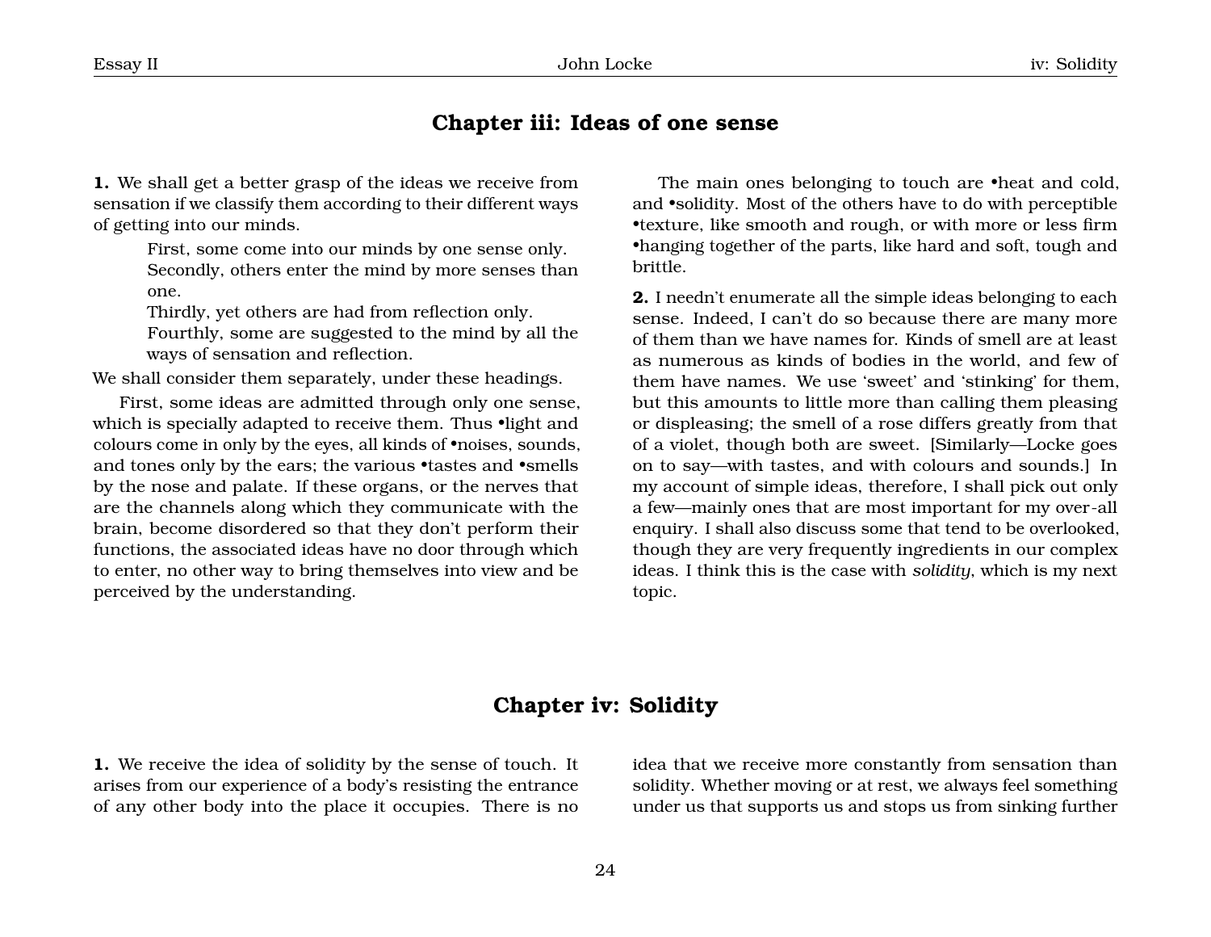## Chapter iii: Ideas of one sense

**1.** We shall get a better grasp of the ideas we receive from sensation if we classify them according to their different ways of getting into our minds.

> First, some come into our minds by one sense only.
> Secondly, others enter the mind by more senses than one.
> Thirdly, yet others are had from reflection only.
> Fourthly, some are suggested to the mind by all the ways of sensation and reflection.

We shall consider them separately, under these headings.

First, some ideas are admitted through only one sense, which is specially adapted to receive them. Thus •light and colours come in only by the eyes, all kinds of •noises, sounds, and tones only by the ears; the various •tastes and •smells by the nose and palate. If these organs, or the nerves that are the channels along which they communicate with the brain, become disordered so that they don't perform their functions, the associated ideas have no door through which to enter, no other way to bring themselves into view and be perceived by the understanding.

The main ones belonging to touch are •heat and cold, and •solidity. Most of the others have to do with perceptible •texture, like smooth and rough, or with more or less firm •hanging together of the parts, like hard and soft, tough and brittle.

**2.** I needn't enumerate all the simple ideas belonging to each sense. Indeed, I can't do so because there are many more of them than we have names for. Kinds of smell are at least as numerous as kinds of bodies in the world, and few of them have names. We use 'sweet' and 'stinking' for them, but this amounts to little more than calling them pleasing or displeasing; the smell of a rose differs greatly from that of a violet, though both are sweet. [Similarly—Locke goes on to say—with tastes, and with colours and sounds.] In my account of simple ideas, therefore, I shall pick out only a few—mainly ones that are most important for my over-all enquiry. I shall also discuss some that tend to be overlooked, though they are very frequently ingredients in our complex ideas. I think this is the case with *solidity*, which is my next topic.

## Chapter iv: Solidity

**1.** We receive the idea of solidity by the sense of touch. It arises from our experience of a body's resisting the entrance of any other body into the place it occupies. There is no idea that we receive more constantly from sensation than solidity. Whether moving or at rest, we always feel something under us that supports us and stops us from sinking further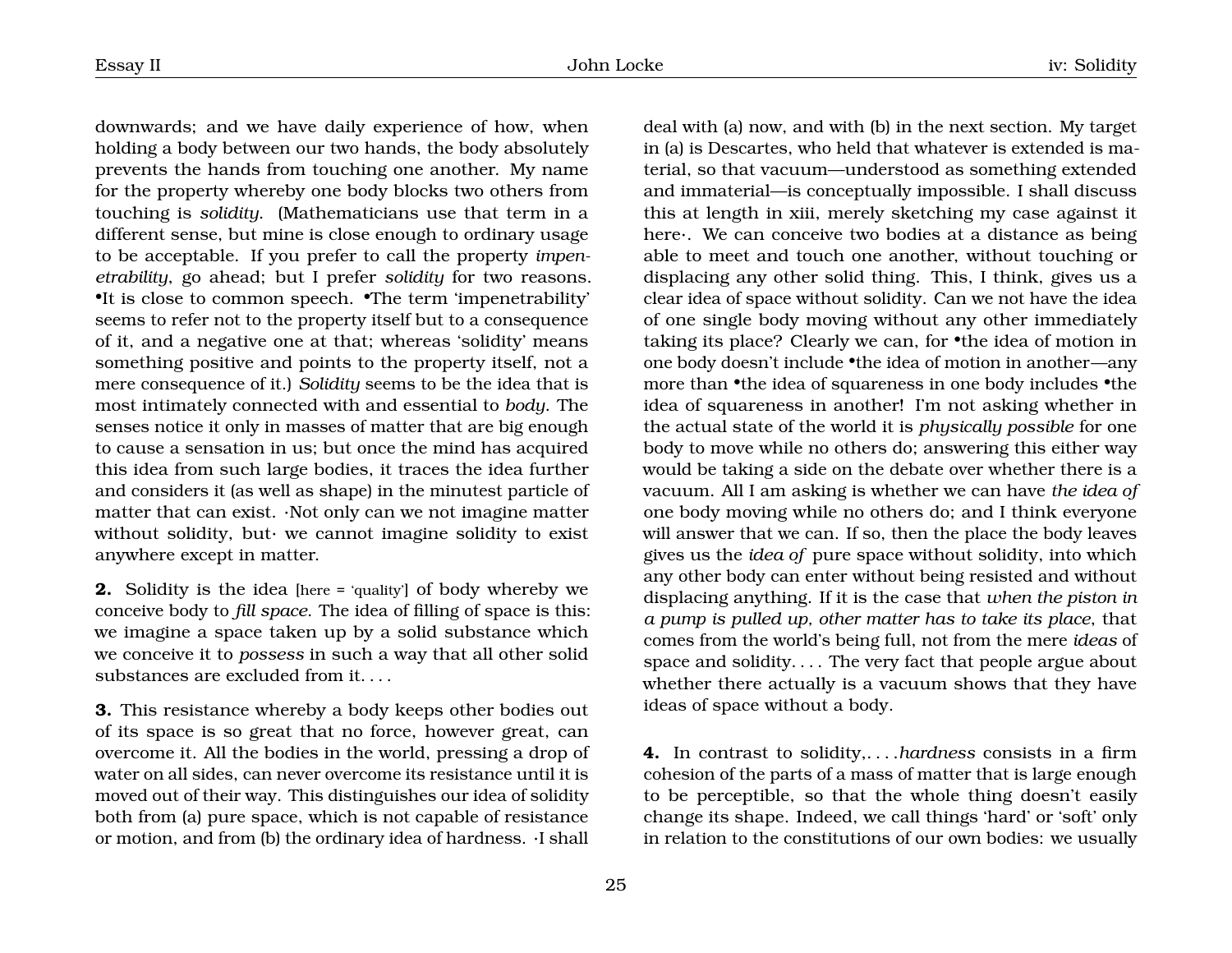downwards; and we have daily experience of how, when holding a body between our two hands, the body absolutely prevents the hands from touching one another. My name for the property whereby one body blocks two others from touching is *solidity*. (Mathematicians use that term in a different sense, but mine is close enough to ordinary usage to be acceptable. If you prefer to call the property *impenetrability*, go ahead; but I prefer *solidity* for two reasons. •It is close to common speech. •The term 'impenetrability' seems to refer not to the property itself but to a consequence of it, and a negative one at that; whereas 'solidity' means something positive and points to the property itself, not a mere consequence of it.) *Solidity* seems to be the idea that is most intimately connected with and essential to *body*. The senses notice it only in masses of matter that are big enough to cause a sensation in us; but once the mind has acquired this idea from such large bodies, it traces the idea further and considers it (as well as shape) in the minutest particle of matter that can exist. ·Not only can we not imagine matter without solidity, but· we cannot imagine solidity to exist anywhere except in matter.

**2.** Solidity is the idea [here = 'quality'] of body whereby we conceive body to *fill space*. The idea of filling of space is this: we imagine a space taken up by a solid substance which we conceive it to *possess* in such a way that all other solid substances are excluded from it. . . .

**3.** This resistance whereby a body keeps other bodies out of its space is so great that no force, however great, can overcome it. All the bodies in the world, pressing a drop of water on all sides, can never overcome its resistance until it is moved out of their way. This distinguishes our idea of solidity both from (a) pure space, which is not capable of resistance or motion, and from (b) the ordinary idea of hardness. ·I shall deal with (a) now, and with (b) in the next section. My target in (a) is Descartes, who held that whatever is extended is material, so that vacuum—understood as something extended and immaterial—is conceptually impossible. I shall discuss this at length in xiii, merely sketching my case against it here·. We can conceive two bodies at a distance as being able to meet and touch one another, without touching or displacing any other solid thing. This, I think, gives us a clear idea of space without solidity. Can we not have the idea of one single body moving without any other immediately taking its place? Clearly we can, for •the idea of motion in one body doesn't include •the idea of motion in another—any more than •the idea of squareness in one body includes •the idea of squareness in another! I'm not asking whether in the actual state of the world it is *physically possible* for one body to move while no others do; answering this either way would be taking a side on the debate over whether there is a vacuum. All I am asking is whether we can have *the idea of* one body moving while no others do; and I think everyone will answer that we can. If so, then the place the body leaves gives us the *idea of* pure space without solidity, into which any other body can enter without being resisted and without displacing anything. If it is the case that *when the piston in a pump is pulled up, other matter has to take its place*, that comes from the world's being full, not from the mere *ideas* of space and solidity. . . . The very fact that people argue about whether there actually is a vacuum shows that they have ideas of space without a body.

**4.** In contrast to solidity,. . . .*hardness* consists in a firm cohesion of the parts of a mass of matter that is large enough to be perceptible, so that the whole thing doesn't easily change its shape. Indeed, we call things 'hard' or 'soft' only in relation to the constitutions of our own bodies: we usually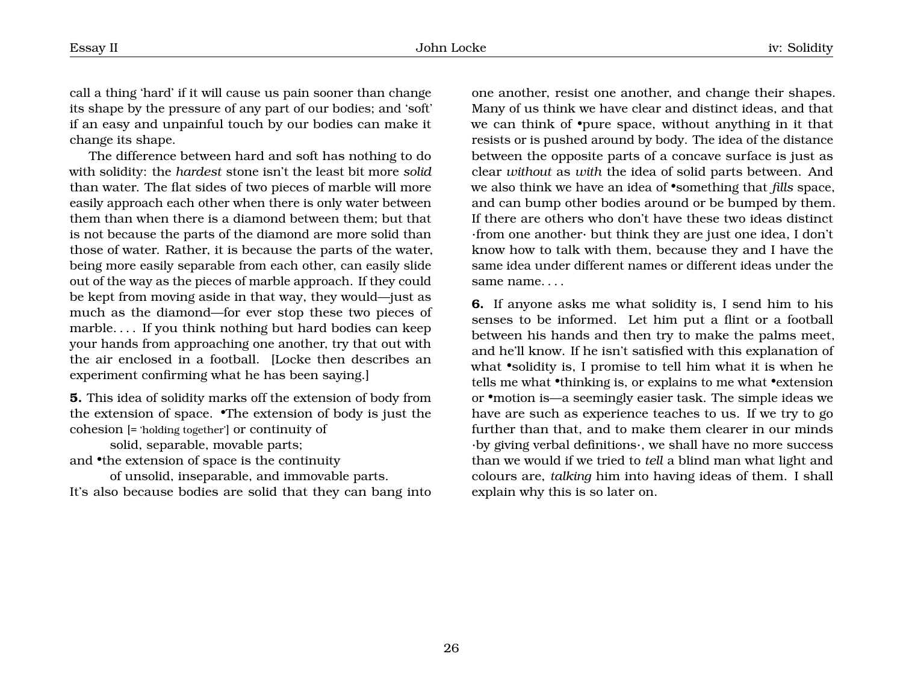call a thing 'hard' if it will cause us pain sooner than change its shape by the pressure of any part of our bodies; and 'soft' if an easy and unpainful touch by our bodies can make it change its shape.

The difference between hard and soft has nothing to do with solidity: the *hardest* stone isn't the least bit more *solid* than water. The flat sides of two pieces of marble will more easily approach each other when there is only water between them than when there is a diamond between them; but that is not because the parts of the diamond are more solid than those of water. Rather, it is because the parts of the water, being more easily separable from each other, can easily slide out of the way as the pieces of marble approach. If they could be kept from moving aside in that way, they would—just as much as the diamond—for ever stop these two pieces of marble. . . . If you think nothing but hard bodies can keep your hands from approaching one another, try that out with the air enclosed in a football. [Locke then describes an experiment confirming what he has been saying.]

**5.** This idea of solidity marks off the extension of body from the extension of space. •The extension of body is just the cohesion [= 'holding together'] or continuity of

solid, separable, movable parts;

and •the extension of space is the continuity

of unsolid, inseparable, and immovable parts.

It's also because bodies are solid that they can bang into one another, resist one another, and change their shapes. Many of us think we have clear and distinct ideas, and that we can think of •pure space, without anything in it that resists or is pushed around by body. The idea of the distance between the opposite parts of a concave surface is just as clear *without* as *with* the idea of solid parts between. And we also think we have an idea of •something that *fills* space, and can bump other bodies around or be bumped by them. If there are others who don't have these two ideas distinct ·from one another· but think they are just one idea, I don't know how to talk with them, because they and I have the same idea under different names or different ideas under the same name. . . .

**6.** If anyone asks me what solidity is, I send him to his senses to be informed. Let him put a flint or a football between his hands and then try to make the palms meet, and he'll know. If he isn't satisfied with this explanation of what •solidity is, I promise to tell him what it is when he tells me what •thinking is, or explains to me what •extension or •motion is—a seemingly easier task. The simple ideas we have are such as experience teaches to us. If we try to go further than that, and to make them clearer in our minds ·by giving verbal definitions·, we shall have no more success than we would if we tried to *tell* a blind man what light and colours are, *talking* him into having ideas of them. I shall explain why this is so later on.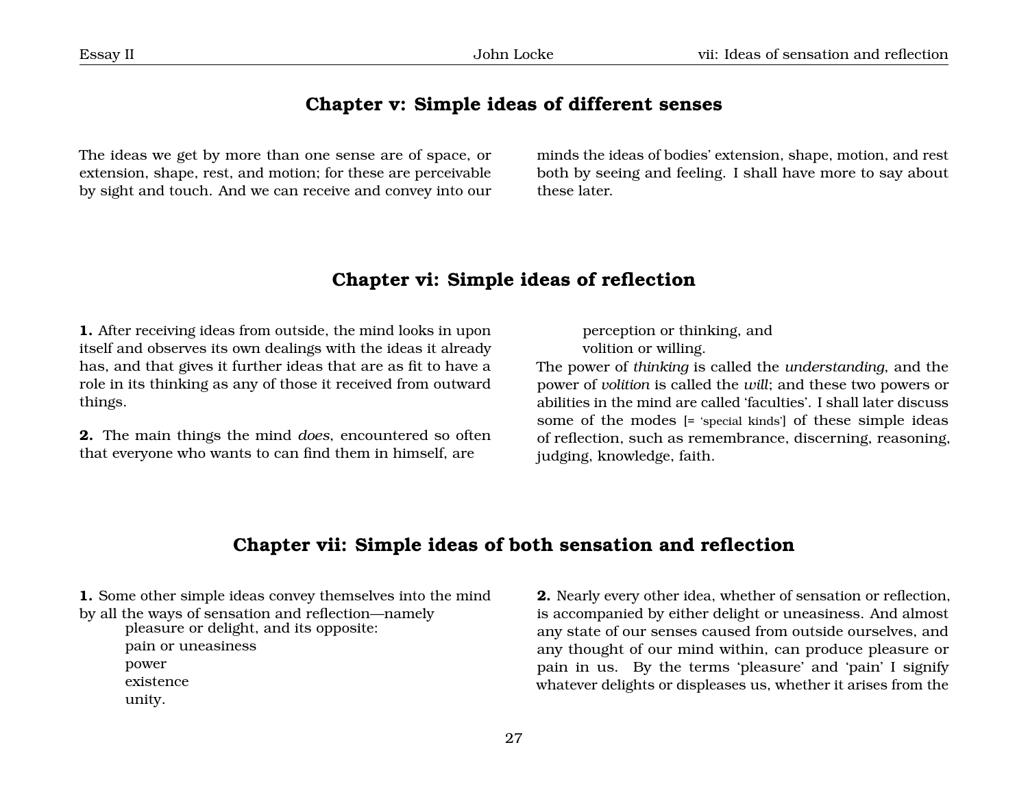## Chapter v: Simple ideas of different senses

The ideas we get by more than one sense are of space, or extension, shape, rest, and motion; for these are perceivable by sight and touch. And we can receive and convey into our minds the ideas of bodies' extension, shape, motion, and rest both by seeing and feeling. I shall have more to say about these later.

## Chapter vi: Simple ideas of reflection

**1.** After receiving ideas from outside, the mind looks in upon itself and observes its own dealings with the ideas it already has, and that gives it further ideas that are as fit to have a role in its thinking as any of those it received from outward things.

**2.** The main things the mind *does*, encountered so often that everyone who wants to can find them in himself, are

> perception or thinking, and
> volition or willing.

The power of *thinking* is called the *understanding*, and the power of *volition* is called the *will*; and these two powers or abilities in the mind are called 'faculties'. I shall later discuss some of the modes [= 'special kinds'] of these simple ideas of reflection, such as remembrance, discerning, reasoning, judging, knowledge, faith.

## Chapter vii: Simple ideas of both sensation and reflection

**1.** Some other simple ideas convey themselves into the mind by all the ways of sensation and reflection—namely

> pleasure or delight, and its opposite:
> pain or uneasiness
> power
> existence
> unity.

**2.** Nearly every other idea, whether of sensation or reflection, is accompanied by either delight or uneasiness. And almost any state of our senses caused from outside ourselves, and any thought of our mind within, can produce pleasure or pain in us. By the terms 'pleasure' and 'pain' I signify whatever delights or displeases us, whether it arises from the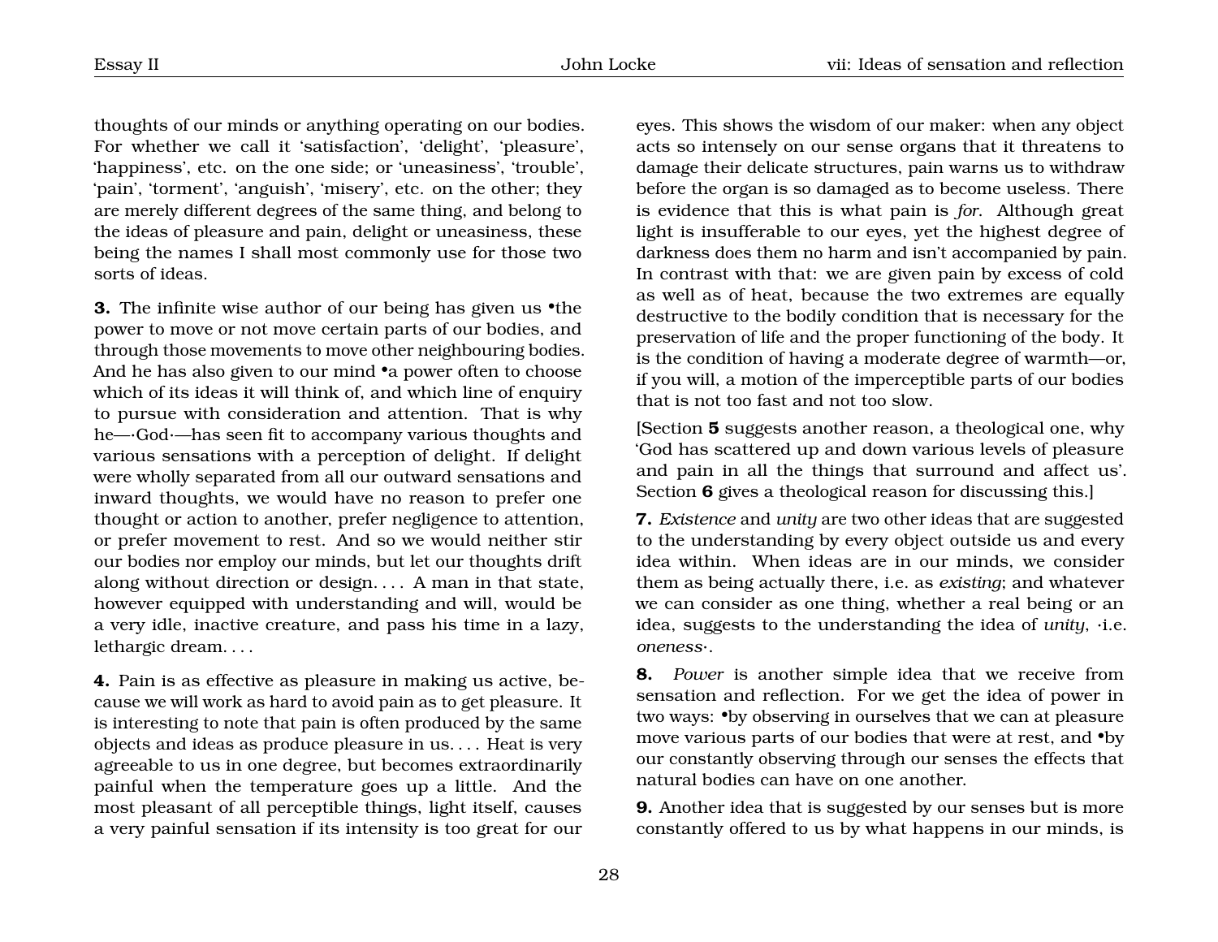thoughts of our minds or anything operating on our bodies. For whether we call it 'satisfaction', 'delight', 'pleasure', 'happiness', etc. on the one side; or 'uneasiness', 'trouble', 'pain', 'torment', 'anguish', 'misery', etc. on the other; they are merely different degrees of the same thing, and belong to the ideas of pleasure and pain, delight or uneasiness, these being the names I shall most commonly use for those two sorts of ideas.

**3.** The infinite wise author of our being has given us •the power to move or not move certain parts of our bodies, and through those movements to move other neighbouring bodies. And he has also given to our mind •a power often to choose which of its ideas it will think of, and which line of enquiry to pursue with consideration and attention. That is why he—·God·—has seen fit to accompany various thoughts and various sensations with a perception of delight. If delight were wholly separated from all our outward sensations and inward thoughts, we would have no reason to prefer one thought or action to another, prefer negligence to attention, or prefer movement to rest. And so we would neither stir our bodies nor employ our minds, but let our thoughts drift along without direction or design. . . . A man in that state, however equipped with understanding and will, would be a very idle, inactive creature, and pass his time in a lazy, lethargic dream. . . .

**4.** Pain is as effective as pleasure in making us active, because we will work as hard to avoid pain as to get pleasure. It is interesting to note that pain is often produced by the same objects and ideas as produce pleasure in us. . . . Heat is very agreeable to us in one degree, but becomes extraordinarily painful when the temperature goes up a little. And the most pleasant of all perceptible things, light itself, causes a very painful sensation if its intensity is too great for our eyes. This shows the wisdom of our maker: when any object acts so intensely on our sense organs that it threatens to damage their delicate structures, pain warns us to withdraw before the organ is so damaged as to become useless. There is evidence that this is what pain is *for*. Although great light is insufferable to our eyes, yet the highest degree of darkness does them no harm and isn't accompanied by pain. In contrast with that: we are given pain by excess of cold as well as of heat, because the two extremes are equally destructive to the bodily condition that is necessary for the preservation of life and the proper functioning of the body. It is the condition of having a moderate degree of warmth—or, if you will, a motion of the imperceptible parts of our bodies that is not too fast and not too slow.

[Section **5** suggests another reason, a theological one, why 'God has scattered up and down various levels of pleasure and pain in all the things that surround and affect us'. Section **6** gives a theological reason for discussing this.]

**7.** *Existence* and *unity* are two other ideas that are suggested to the understanding by every object outside us and every idea within. When ideas are in our minds, we consider them as being actually there, i.e. as *existing*; and whatever we can consider as one thing, whether a real being or an idea, suggests to the understanding the idea of *unity*, ·i.e. *oneness*·.

**8.** *Power* is another simple idea that we receive from sensation and reflection. For we get the idea of power in two ways: •by observing in ourselves that we can at pleasure move various parts of our bodies that were at rest, and •by our constantly observing through our senses the effects that natural bodies can have on one another.

**9.** Another idea that is suggested by our senses but is more constantly offered to us by what happens in our minds, is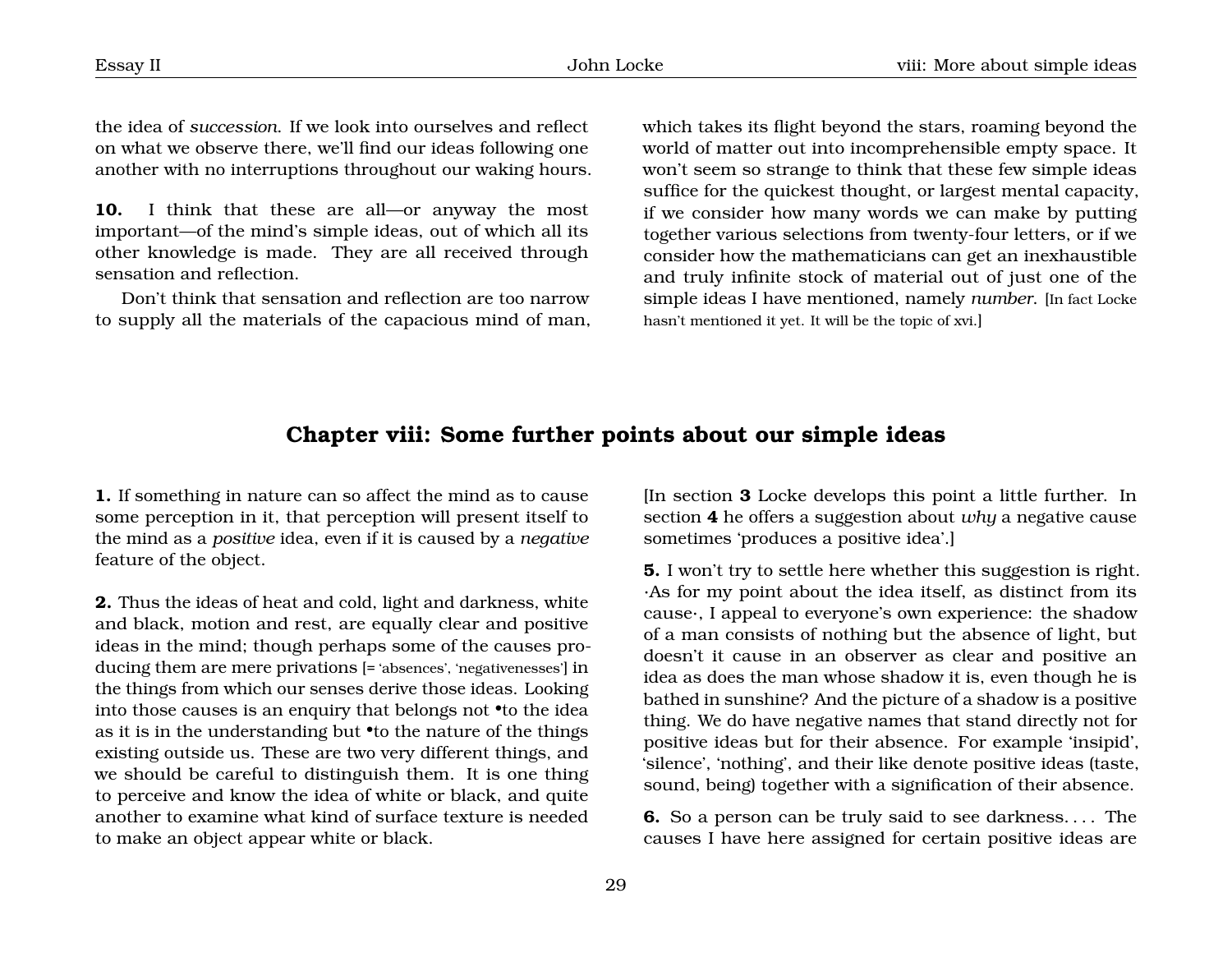the idea of *succession*. If we look into ourselves and reflect on what we observe there, we'll find our ideas following one another with no interruptions throughout our waking hours.

**10.** I think that these are all—or anyway the most important—of the mind's simple ideas, out of which all its other knowledge is made. They are all received through sensation and reflection.

Don't think that sensation and reflection are too narrow to supply all the materials of the capacious mind of man, which takes its flight beyond the stars, roaming beyond the world of matter out into incomprehensible empty space. It won't seem so strange to think that these few simple ideas suffice for the quickest thought, or largest mental capacity, if we consider how many words we can make by putting together various selections from twenty-four letters, or if we consider how the mathematicians can get an inexhaustible and truly infinite stock of material out of just one of the simple ideas I have mentioned, namely *number*. [In fact Locke hasn't mentioned it yet. It will be the topic of xvi.]

## Chapter viii: Some further points about our simple ideas

**1.** If something in nature can so affect the mind as to cause some perception in it, that perception will present itself to the mind as a *positive* idea, even if it is caused by a *negative* feature of the object.

**2.** Thus the ideas of heat and cold, light and darkness, white and black, motion and rest, are equally clear and positive ideas in the mind; though perhaps some of the causes producing them are mere privations [= 'absences', 'negativenesses'] in the things from which our senses derive those ideas. Looking into those causes is an enquiry that belongs not •to the idea as it is in the understanding but •to the nature of the things existing outside us. These are two very different things, and we should be careful to distinguish them. It is one thing to perceive and know the idea of white or black, and quite another to examine what kind of surface texture is needed to make an object appear white or black.

[In section **3** Locke develops this point a little further. In section **4** he offers a suggestion about *why* a negative cause sometimes 'produces a positive idea'.]

**5.** I won't try to settle here whether this suggestion is right. ·As for my point about the idea itself, as distinct from its cause·, I appeal to everyone's own experience: the shadow of a man consists of nothing but the absence of light, but doesn't it cause in an observer as clear and positive an idea as does the man whose shadow it is, even though he is bathed in sunshine? And the picture of a shadow is a positive thing. We do have negative names that stand directly not for positive ideas but for their absence. For example 'insipid', 'silence', 'nothing', and their like denote positive ideas (taste, sound, being) together with a signification of their absence.

**6.** So a person can be truly said to see darkness. . . . The causes I have here assigned for certain positive ideas are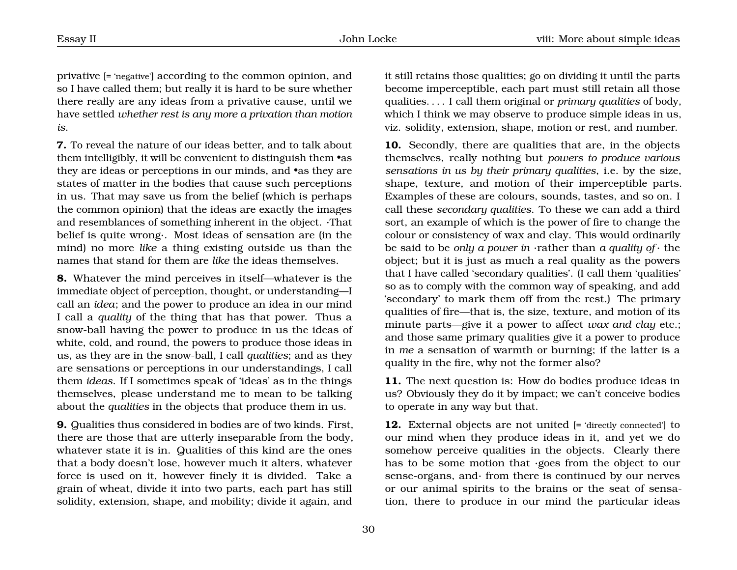privative [= 'negative'] according to the common opinion, and so I have called them; but really it is hard to be sure whether there really are any ideas from a privative cause, until we have settled *whether rest is any more a privation than motion is*.

**7.** To reveal the nature of our ideas better, and to talk about them intelligibly, it will be convenient to distinguish them •as they are ideas or perceptions in our minds, and •as they are states of matter in the bodies that cause such perceptions in us. That may save us from the belief (which is perhaps the common opinion) that the ideas are exactly the images and resemblances of something inherent in the object. ·That belief is quite wrong·. Most ideas of sensation are (in the mind) no more *like* a thing existing outside us than the names that stand for them are *like* the ideas themselves.

**8.** Whatever the mind perceives in itself—whatever is the immediate object of perception, thought, or understanding—I call an *idea*; and the power to produce an idea in our mind I call a *quality* of the thing that has that power. Thus a snow-ball having the power to produce in us the ideas of white, cold, and round, the powers to produce those ideas in us, as they are in the snow-ball, I call *qualities*; and as they are sensations or perceptions in our understandings, I call them *ideas*. If I sometimes speak of 'ideas' as in the things themselves, please understand me to mean to be talking about the *qualities* in the objects that produce them in us.

**9.** Qualities thus considered in bodies are of two kinds. First, there are those that are utterly inseparable from the body, whatever state it is in. Qualities of this kind are the ones that a body doesn't lose, however much it alters, whatever force is used on it, however finely it is divided. Take a grain of wheat, divide it into two parts, each part has still solidity, extension, shape, and mobility; divide it again, and it still retains those qualities; go on dividing it until the parts become imperceptible, each part must still retain all those qualities. . . . I call them original or *primary qualities* of body, which I think we may observe to produce simple ideas in us, viz. solidity, extension, shape, motion or rest, and number.

**10.** Secondly, there are qualities that are, in the objects themselves, really nothing but *powers to produce various sensations in us by their primary qualities*, i.e. by the size, shape, texture, and motion of their imperceptible parts. Examples of these are colours, sounds, tastes, and so on. I call these *secondary qualities*. To these we can add a third sort, an example of which is the power of fire to change the colour or consistency of wax and clay. This would ordinarily be said to be *only a power in* ·rather than *a quality of*· the object; but it is just as much a real quality as the powers that I have called 'secondary qualities'. (I call them 'qualities' so as to comply with the common way of speaking, and add 'secondary' to mark them off from the rest.) The primary qualities of fire—that is, the size, texture, and motion of its minute parts—give it a power to affect *wax and clay* etc.; and those same primary qualities give it a power to produce in *me* a sensation of warmth or burning; if the latter is a quality in the fire, why not the former also?

**11.** The next question is: How do bodies produce ideas in us? Obviously they do it by impact; we can't conceive bodies to operate in any way but that.

**12.** External objects are not united [= 'directly connected'] to our mind when they produce ideas in it, and yet we do somehow perceive qualities in the objects. Clearly there has to be some motion that ·goes from the object to our sense-organs, and· from there is continued by our nerves or our animal spirits to the brains or the seat of sensation, there to produce in our mind the particular ideas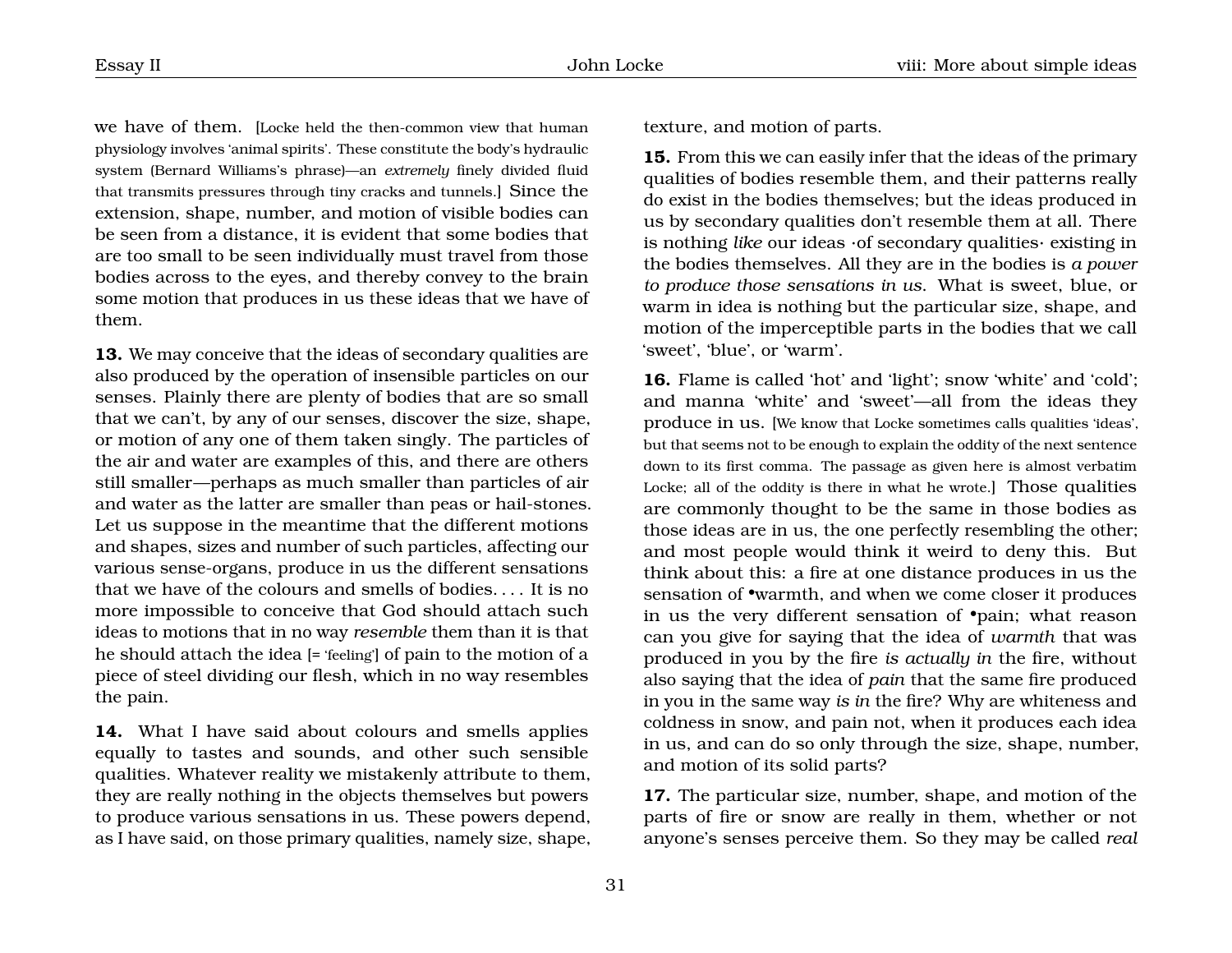we have of them. [Locke held the then-common view that human physiology involves 'animal spirits'. These constitute the body's hydraulic system (Bernard Williams's phrase)—an *extremely* finely divided fluid that transmits pressures through tiny cracks and tunnels.] Since the extension, shape, number, and motion of visible bodies can be seen from a distance, it is evident that some bodies that are too small to be seen individually must travel from those bodies across to the eyes, and thereby convey to the brain some motion that produces in us these ideas that we have of them.

**13.** We may conceive that the ideas of secondary qualities are also produced by the operation of insensible particles on our senses. Plainly there are plenty of bodies that are so small that we can't, by any of our senses, discover the size, shape, or motion of any one of them taken singly. The particles of the air and water are examples of this, and there are others still smaller—perhaps as much smaller than particles of air and water as the latter are smaller than peas or hail-stones. Let us suppose in the meantime that the different motions and shapes, sizes and number of such particles, affecting our various sense-organs, produce in us the different sensations that we have of the colours and smells of bodies. . . . It is no more impossible to conceive that God should attach such ideas to motions that in no way *resemble* them than it is that he should attach the idea [= 'feeling'] of pain to the motion of a piece of steel dividing our flesh, which in no way resembles the pain.

**14.** What I have said about colours and smells applies equally to tastes and sounds, and other such sensible qualities. Whatever reality we mistakenly attribute to them, they are really nothing in the objects themselves but powers to produce various sensations in us. These powers depend, as I have said, on those primary qualities, namely size, shape, texture, and motion of parts.

**15.** From this we can easily infer that the ideas of the primary qualities of bodies resemble them, and their patterns really do exist in the bodies themselves; but the ideas produced in us by secondary qualities don't resemble them at all. There is nothing *like* our ideas ·of secondary qualities· existing in the bodies themselves. All they are in the bodies is *a power to produce those sensations in us*. What is sweet, blue, or warm in idea is nothing but the particular size, shape, and motion of the imperceptible parts in the bodies that we call 'sweet', 'blue', or 'warm'.

**16.** Flame is called 'hot' and 'light'; snow 'white' and 'cold'; and manna 'white' and 'sweet'—all from the ideas they produce in us. [We know that Locke sometimes calls qualities 'ideas', but that seems not to be enough to explain the oddity of the next sentence down to its first comma. The passage as given here is almost verbatim Locke; all of the oddity is there in what he wrote.] Those qualities are commonly thought to be the same in those bodies as those ideas are in us, the one perfectly resembling the other; and most people would think it weird to deny this. But think about this: a fire at one distance produces in us the sensation of •warmth, and when we come closer it produces in us the very different sensation of •pain; what reason can you give for saying that the idea of *warmth* that was produced in you by the fire *is actually in* the fire, without also saying that the idea of *pain* that the same fire produced in you in the same way *is in* the fire? Why are whiteness and coldness in snow, and pain not, when it produces each idea in us, and can do so only through the size, shape, number, and motion of its solid parts?

**17.** The particular size, number, shape, and motion of the parts of fire or snow are really in them, whether or not anyone's senses perceive them. So they may be called *real*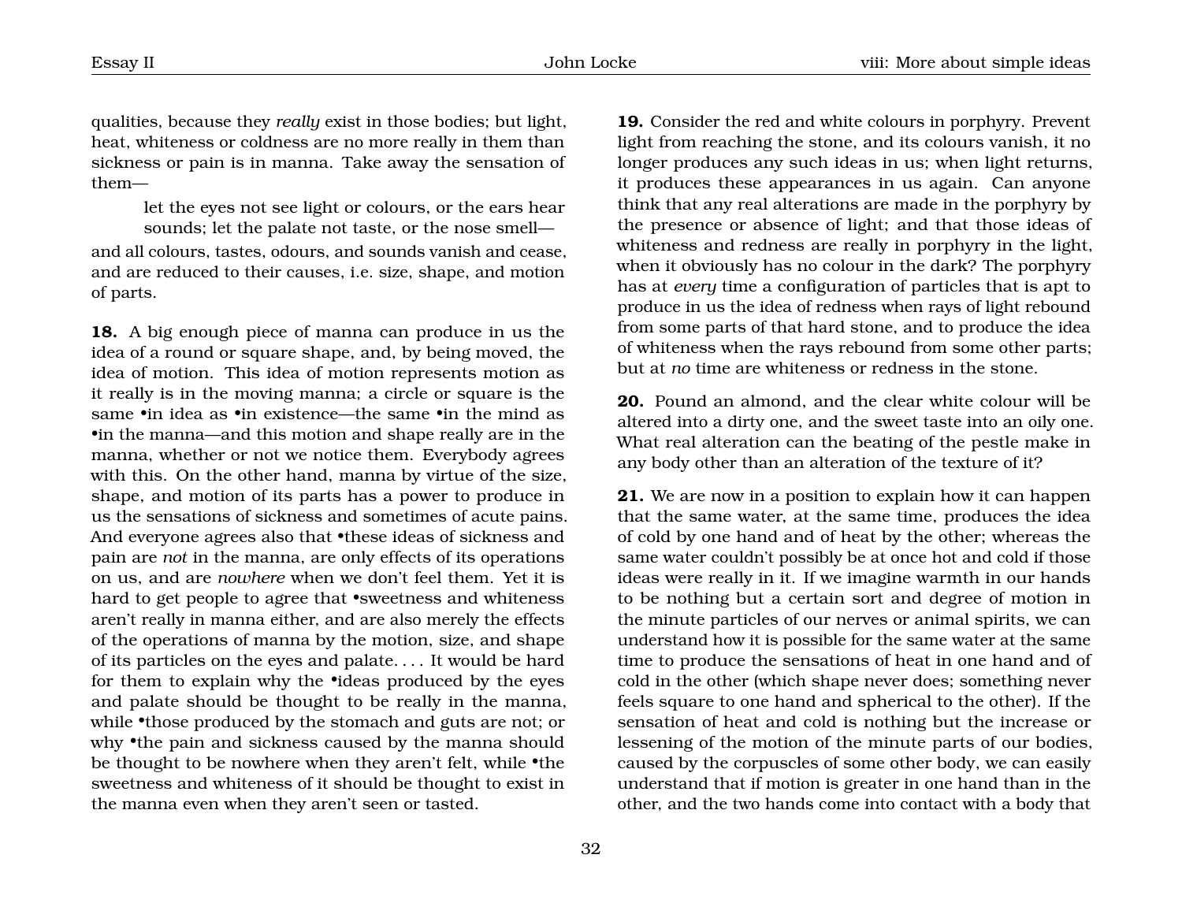qualities, because they *really* exist in those bodies; but light, heat, whiteness or coldness are no more really in them than sickness or pain is in manna. Take away the sensation of them—

> let the eyes not see light or colours, or the ears hear sounds; let the palate not taste, or the nose smell—

and all colours, tastes, odours, and sounds vanish and cease, and are reduced to their causes, i.e. size, shape, and motion of parts.

**18.** A big enough piece of manna can produce in us the idea of a round or square shape, and, by being moved, the idea of motion. This idea of motion represents motion as it really is in the moving manna; a circle or square is the same •in idea as •in existence—the same •in the mind as •in the manna—and this motion and shape really are in the manna, whether or not we notice them. Everybody agrees with this. On the other hand, manna by virtue of the size, shape, and motion of its parts has a power to produce in us the sensations of sickness and sometimes of acute pains. And everyone agrees also that •these ideas of sickness and pain are *not* in the manna, are only effects of its operations on us, and are *nowhere* when we don't feel them. Yet it is hard to get people to agree that •sweetness and whiteness aren't really in manna either, and are also merely the effects of the operations of manna by the motion, size, and shape of its particles on the eyes and palate. . . . It would be hard for them to explain why the •ideas produced by the eyes and palate should be thought to be really in the manna, while •those produced by the stomach and guts are not; or why •the pain and sickness caused by the manna should be thought to be nowhere when they aren't felt, while •the sweetness and whiteness of it should be thought to exist in the manna even when they aren't seen or tasted.

**19.** Consider the red and white colours in porphyry. Prevent light from reaching the stone, and its colours vanish, it no longer produces any such ideas in us; when light returns, it produces these appearances in us again. Can anyone think that any real alterations are made in the porphyry by the presence or absence of light; and that those ideas of whiteness and redness are really in porphyry in the light, when it obviously has no colour in the dark? The porphyry has at *every* time a configuration of particles that is apt to produce in us the idea of redness when rays of light rebound from some parts of that hard stone, and to produce the idea of whiteness when the rays rebound from some other parts; but at *no* time are whiteness or redness in the stone.

**20.** Pound an almond, and the clear white colour will be altered into a dirty one, and the sweet taste into an oily one. What real alteration can the beating of the pestle make in any body other than an alteration of the texture of it?

**21.** We are now in a position to explain how it can happen that the same water, at the same time, produces the idea of cold by one hand and of heat by the other; whereas the same water couldn't possibly be at once hot and cold if those ideas were really in it. If we imagine warmth in our hands to be nothing but a certain sort and degree of motion in the minute particles of our nerves or animal spirits, we can understand how it is possible for the same water at the same time to produce the sensations of heat in one hand and of cold in the other (which shape never does; something never feels square to one hand and spherical to the other). If the sensation of heat and cold is nothing but the increase or lessening of the motion of the minute parts of our bodies, caused by the corpuscles of some other body, we can easily understand that if motion is greater in one hand than in the other, and the two hands come into contact with a body that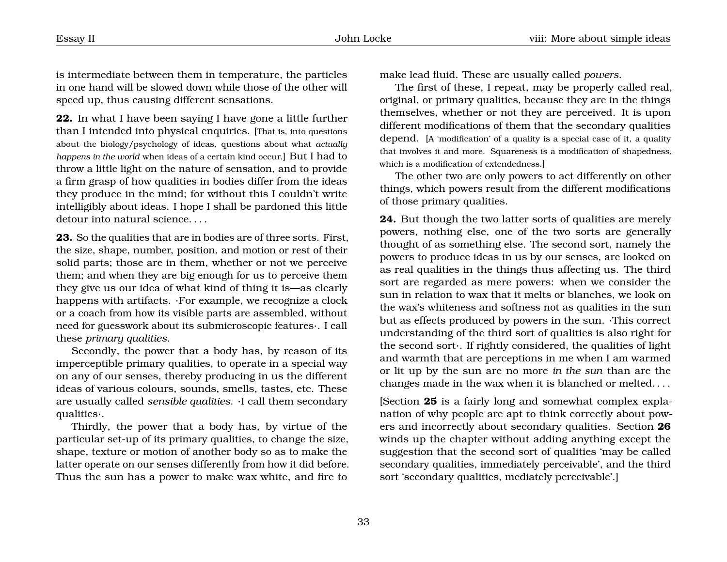is intermediate between them in temperature, the particles in one hand will be slowed down while those of the other will speed up, thus causing different sensations.

**22.** In what I have been saying I have gone a little further than I intended into physical enquiries. [That is, into questions about the biology/psychology of ideas, questions about what *actually happens in the world* when ideas of a certain kind occur.] But I had to throw a little light on the nature of sensation, and to provide a firm grasp of how qualities in bodies differ from the ideas they produce in the mind; for without this I couldn't write intelligibly about ideas. I hope I shall be pardoned this little detour into natural science. . . .

**23.** So the qualities that are in bodies are of three sorts. First, the size, shape, number, position, and motion or rest of their solid parts; those are in them, whether or not we perceive them; and when they are big enough for us to perceive them they give us our idea of what kind of thing it is—as clearly happens with artifacts. ·For example, we recognize a clock or a coach from how its visible parts are assembled, without need for guesswork about its submicroscopic features·. I call these *primary qualities*.

Secondly, the power that a body has, by reason of its imperceptible primary qualities, to operate in a special way on any of our senses, thereby producing in us the different ideas of various colours, sounds, smells, tastes, etc. These are usually called *sensible qualities*. ·I call them secondary qualities·.

Thirdly, the power that a body has, by virtue of the particular set-up of its primary qualities, to change the size, shape, texture or motion of another body so as to make the latter operate on our senses differently from how it did before. Thus the sun has a power to make wax white, and fire to make lead fluid. These are usually called *powers*.

The first of these, I repeat, may be properly called real, original, or primary qualities, because they are in the things themselves, whether or not they are perceived. It is upon different modifications of them that the secondary qualities depend. [A 'modification' of a quality is a special case of it, a quality that involves it and more. Squareness is a modification of shapedness, which is a modification of extendedness.]

The other two are only powers to act differently on other things, which powers result from the different modifications of those primary qualities.

**24.** But though the two latter sorts of qualities are merely powers, nothing else, one of the two sorts are generally thought of as something else. The second sort, namely the powers to produce ideas in us by our senses, are looked on as real qualities in the things thus affecting us. The third sort are regarded as mere powers: when we consider the sun in relation to wax that it melts or blanches, we look on the wax's whiteness and softness not as qualities in the sun but as effects produced by powers in the sun. ·This correct understanding of the third sort of qualities is also right for the second sort·. If rightly considered, the qualities of light and warmth that are perceptions in me when I am warmed or lit up by the sun are no more *in the sun* than are the changes made in the wax when it is blanched or melted. . . .

[Section **25** is a fairly long and somewhat complex explanation of why people are apt to think correctly about powers and incorrectly about secondary qualities. Section **26** winds up the chapter without adding anything except the suggestion that the second sort of qualities 'may be called secondary qualities, immediately perceivable', and the third sort 'secondary qualities, mediately perceivable'.]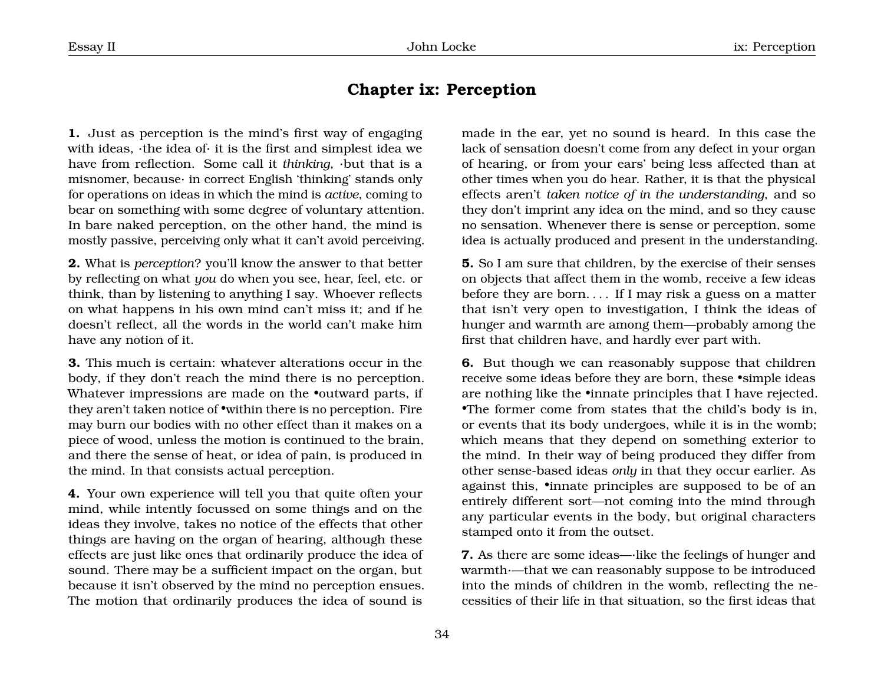## Chapter ix: Perception

**1.** Just as perception is the mind's first way of engaging with ideas, ·the idea of· it is the first and simplest idea we have from reflection. Some call it *thinking*, ·but that is a misnomer, because· in correct English 'thinking' stands only for operations on ideas in which the mind is *active*, coming to bear on something with some degree of voluntary attention. In bare naked perception, on the other hand, the mind is mostly passive, perceiving only what it can't avoid perceiving.

**2.** What is *perception*? you'll know the answer to that better by reflecting on what *you* do when you see, hear, feel, etc. or think, than by listening to anything I say. Whoever reflects on what happens in his own mind can't miss it; and if he doesn't reflect, all the words in the world can't make him have any notion of it.

**3.** This much is certain: whatever alterations occur in the body, if they don't reach the mind there is no perception. Whatever impressions are made on the •outward parts, if they aren't taken notice of •within there is no perception. Fire may burn our bodies with no other effect than it makes on a piece of wood, unless the motion is continued to the brain, and there the sense of heat, or idea of pain, is produced in the mind. In that consists actual perception.

**4.** Your own experience will tell you that quite often your mind, while intently focussed on some things and on the ideas they involve, takes no notice of the effects that other things are having on the organ of hearing, although these effects are just like ones that ordinarily produce the idea of sound. There may be a sufficient impact on the organ, but because it isn't observed by the mind no perception ensues. The motion that ordinarily produces the idea of sound is made in the ear, yet no sound is heard. In this case the lack of sensation doesn't come from any defect in your organ of hearing, or from your ears' being less affected than at other times when you do hear. Rather, it is that the physical effects aren't *taken notice of in the understanding*, and so they don't imprint any idea on the mind, and so they cause no sensation. Whenever there is sense or perception, some idea is actually produced and present in the understanding.

**5.** So I am sure that children, by the exercise of their senses on objects that affect them in the womb, receive a few ideas before they are born. . . . If I may risk a guess on a matter that isn't very open to investigation, I think the ideas of hunger and warmth are among them—probably among the first that children have, and hardly ever part with.

**6.** But though we can reasonably suppose that children receive some ideas before they are born, these •simple ideas are nothing like the •innate principles that I have rejected. •The former come from states that the child's body is in, or events that its body undergoes, while it is in the womb; which means that they depend on something exterior to the mind. In their way of being produced they differ from other sense-based ideas *only* in that they occur earlier. As against this, •innate principles are supposed to be of an entirely different sort—not coming into the mind through any particular events in the body, but original characters stamped onto it from the outset.

**7.** As there are some ideas—·like the feelings of hunger and warmth·—that we can reasonably suppose to be introduced into the minds of children in the womb, reflecting the necessities of their life in that situation, so the first ideas that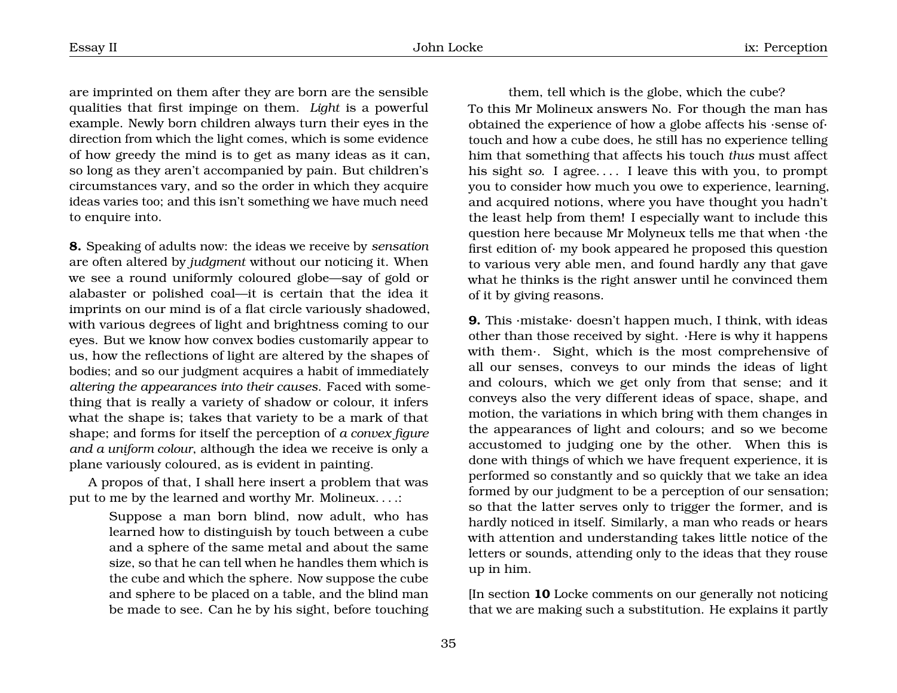are imprinted on them after they are born are the sensible qualities that first impinge on them. *Light* is a powerful example. Newly born children always turn their eyes in the direction from which the light comes, which is some evidence of how greedy the mind is to get as many ideas as it can, so long as they aren't accompanied by pain. But children's circumstances vary, and so the order in which they acquire ideas varies too; and this isn't something we have much need to enquire into.

**8.** Speaking of adults now: the ideas we receive by *sensation* are often altered by *judgment* without our noticing it. When we see a round uniformly coloured globe—say of gold or alabaster or polished coal—it is certain that the idea it imprints on our mind is of a flat circle variously shadowed, with various degrees of light and brightness coming to our eyes. But we know how convex bodies customarily appear to us, how the reflections of light are altered by the shapes of bodies; and so our judgment acquires a habit of immediately *altering the appearances into their causes*. Faced with something that is really a variety of shadow or colour, it infers what the shape is; takes that variety to be a mark of that shape; and forms for itself the perception of *a convex figure and a uniform colour*, although the idea we receive is only a plane variously coloured, as is evident in painting.

A propos of that, I shall here insert a problem that was put to me by the learned and worthy Mr. Molineux. . . .:

> Suppose a man born blind, now adult, who has learned how to distinguish by touch between a cube and a sphere of the same metal and about the same size, so that he can tell when he handles them which is the cube and which the sphere. Now suppose the cube and sphere to be placed on a table, and the blind man be made to see. Can he by his sight, before touching them, tell which is the globe, which the cube?

To this Mr Molineux answers No. For though the man has obtained the experience of how a globe affects his ·sense of· touch and how a cube does, he still has no experience telling him that something that affects his touch *thus* must affect his sight *so*. I agree. . . . I leave this with you, to prompt you to consider how much you owe to experience, learning, and acquired notions, where you have thought you hadn't the least help from them! I especially want to include this question here because Mr Molyneux tells me that when ·the first edition of· my book appeared he proposed this question to various very able men, and found hardly any that gave what he thinks is the right answer until he convinced them of it by giving reasons.

**9.** This ·mistake· doesn't happen much, I think, with ideas other than those received by sight. ·Here is why it happens with them·. Sight, which is the most comprehensive of all our senses, conveys to our minds the ideas of light and colours, which we get only from that sense; and it conveys also the very different ideas of space, shape, and motion, the variations in which bring with them changes in the appearances of light and colours; and so we become accustomed to judging one by the other. When this is done with things of which we have frequent experience, it is performed so constantly and so quickly that we take an idea formed by our judgment to be a perception of our sensation; so that the latter serves only to trigger the former, and is hardly noticed in itself. Similarly, a man who reads or hears with attention and understanding takes little notice of the letters or sounds, attending only to the ideas that they rouse up in him.

[In section **10** Locke comments on our generally not noticing that we are making such a substitution. He explains it partly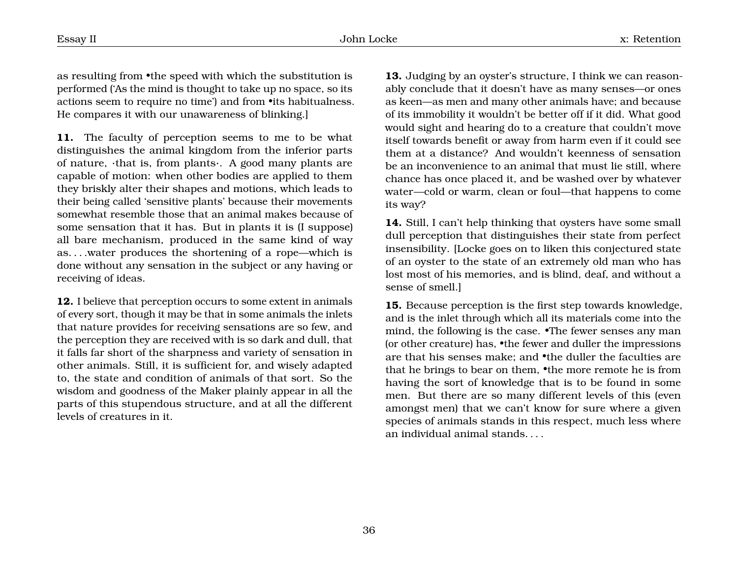as resulting from •the speed with which the substitution is performed ('As the mind is thought to take up no space, so its actions seem to require no time') and from •its habitualness. He compares it with our unawareness of blinking.]

**11.** The faculty of perception seems to me to be what distinguishes the animal kingdom from the inferior parts of nature, ·that is, from plants·. A good many plants are capable of motion: when other bodies are applied to them they briskly alter their shapes and motions, which leads to their being called 'sensitive plants' because their movements somewhat resemble those that an animal makes because of some sensation that it has. But in plants it is (I suppose) all bare mechanism, produced in the same kind of way as. . . .water produces the shortening of a rope—which is done without any sensation in the subject or any having or receiving of ideas.

**12.** I believe that perception occurs to some extent in animals of every sort, though it may be that in some animals the inlets that nature provides for receiving sensations are so few, and the perception they are received with is so dark and dull, that it falls far short of the sharpness and variety of sensation in other animals. Still, it is sufficient for, and wisely adapted to, the state and condition of animals of that sort. So the wisdom and goodness of the Maker plainly appear in all the parts of this stupendous structure, and at all the different levels of creatures in it.

**13.** Judging by an oyster's structure, I think we can reasonably conclude that it doesn't have as many senses—or ones as keen—as men and many other animals have; and because of its immobility it wouldn't be better off if it did. What good would sight and hearing do to a creature that couldn't move itself towards benefit or away from harm even if it could see them at a distance? And wouldn't keenness of sensation be an inconvenience to an animal that must lie still, where chance has once placed it, and be washed over by whatever water—cold or warm, clean or foul—that happens to come its way?

**14.** Still, I can't help thinking that oysters have some small dull perception that distinguishes their state from perfect insensibility. [Locke goes on to liken this conjectured state of an oyster to the state of an extremely old man who has lost most of his memories, and is blind, deaf, and without a sense of smell.]

**15.** Because perception is the first step towards knowledge, and is the inlet through which all its materials come into the mind, the following is the case. •The fewer senses any man (or other creature) has, •the fewer and duller the impressions are that his senses make; and •the duller the faculties are that he brings to bear on them, •the more remote he is from having the sort of knowledge that is to be found in some men. But there are so many different levels of this (even amongst men) that we can't know for sure where a given species of animals stands in this respect, much less where an individual animal stands. . . .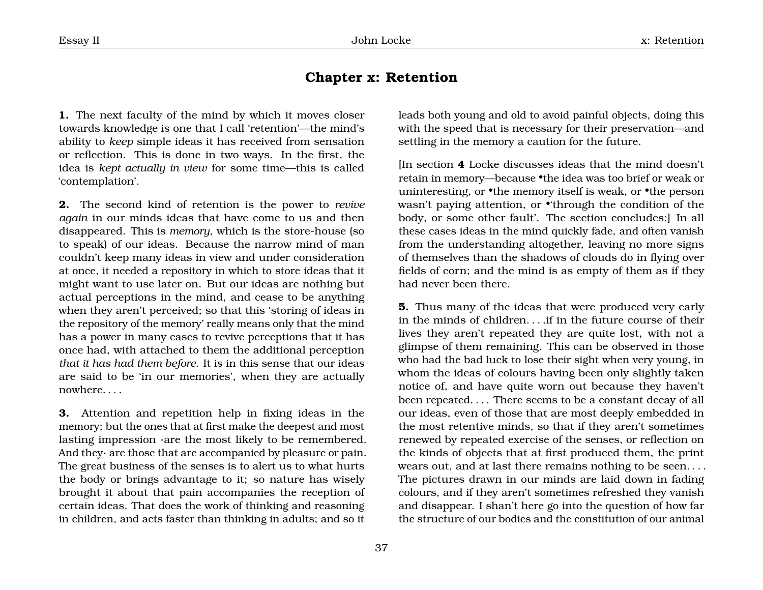## Chapter x: Retention

**1.** The next faculty of the mind by which it moves closer towards knowledge is one that I call 'retention'—the mind's ability to *keep* simple ideas it has received from sensation or reflection. This is done in two ways. In the first, the idea is *kept actually in view* for some time—this is called 'contemplation'.

**2.** The second kind of retention is the power to *revive again* in our minds ideas that have come to us and then disappeared. This is *memory*, which is the store-house (so to speak) of our ideas. Because the narrow mind of man couldn't keep many ideas in view and under consideration at once, it needed a repository in which to store ideas that it might want to use later on. But our ideas are nothing but actual perceptions in the mind, and cease to be anything when they aren't perceived; so that this 'storing of ideas in the repository of the memory' really means only that the mind has a power in many cases to revive perceptions that it has once had, with attached to them the additional perception *that it has had them before*. It is in this sense that our ideas are said to be 'in our memories', when they are actually nowhere. . . .

**3.** Attention and repetition help in fixing ideas in the memory; but the ones that at first make the deepest and most lasting impression ·are the most likely to be remembered. And they· are those that are accompanied by pleasure or pain. The great business of the senses is to alert us to what hurts the body or brings advantage to it; so nature has wisely brought it about that pain accompanies the reception of certain ideas. That does the work of thinking and reasoning in children, and acts faster than thinking in adults; and so it leads both young and old to avoid painful objects, doing this with the speed that is necessary for their preservation—and settling in the memory a caution for the future.

[In section **4** Locke discusses ideas that the mind doesn't retain in memory—because •the idea was too brief or weak or uninteresting, or •the memory itself is weak, or •the person wasn't paying attention, or •'through the condition of the body, or some other fault'. The section concludes:] In all these cases ideas in the mind quickly fade, and often vanish from the understanding altogether, leaving no more signs of themselves than the shadows of clouds do in flying over fields of corn; and the mind is as empty of them as if they had never been there.

**5.** Thus many of the ideas that were produced very early in the minds of children. . . .if in the future course of their lives they aren't repeated they are quite lost, with not a glimpse of them remaining. This can be observed in those who had the bad luck to lose their sight when very young, in whom the ideas of colours having been only slightly taken notice of, and have quite worn out because they haven't been repeated. . . . There seems to be a constant decay of all our ideas, even of those that are most deeply embedded in the most retentive minds, so that if they aren't sometimes renewed by repeated exercise of the senses, or reflection on the kinds of objects that at first produced them, the print wears out, and at last there remains nothing to be seen. . . . The pictures drawn in our minds are laid down in fading colours, and if they aren't sometimes refreshed they vanish and disappear. I shan't here go into the question of how far the structure of our bodies and the constitution of our animal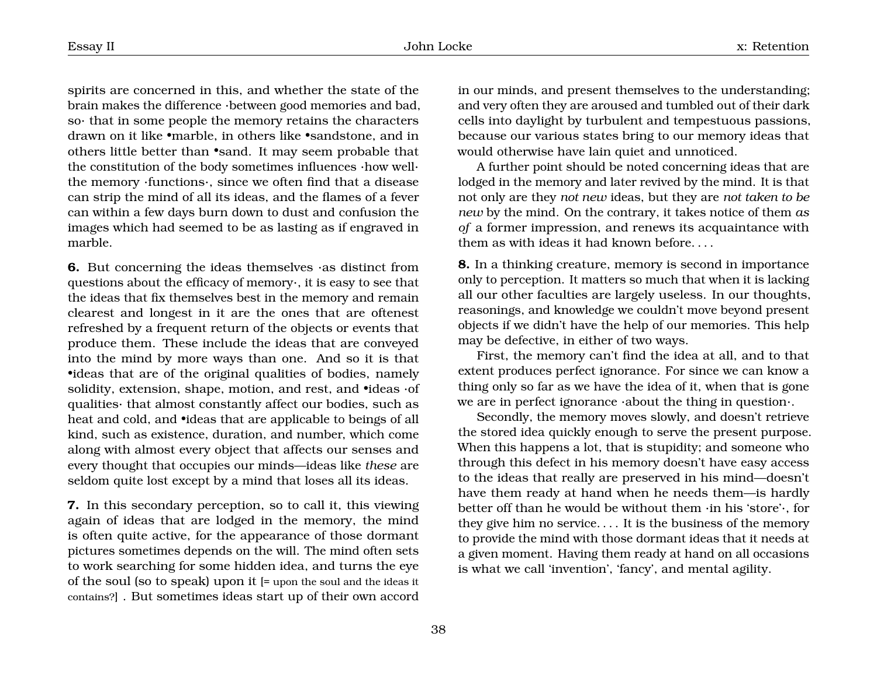spirits are concerned in this, and whether the state of the brain makes the difference ·between good memories and bad, so· that in some people the memory retains the characters drawn on it like •marble, in others like •sandstone, and in others little better than •sand. It may seem probable that the constitution of the body sometimes influences ·how well· the memory ·functions·, since we often find that a disease can strip the mind of all its ideas, and the flames of a fever can within a few days burn down to dust and confusion the images which had seemed to be as lasting as if engraved in marble.

**6.** But concerning the ideas themselves ·as distinct from questions about the efficacy of memory·, it is easy to see that the ideas that fix themselves best in the memory and remain clearest and longest in it are the ones that are oftenest refreshed by a frequent return of the objects or events that produce them. These include the ideas that are conveyed into the mind by more ways than one. And so it is that •ideas that are of the original qualities of bodies, namely solidity, extension, shape, motion, and rest, and •ideas ·of qualities· that almost constantly affect our bodies, such as heat and cold, and •ideas that are applicable to beings of all kind, such as existence, duration, and number, which come along with almost every object that affects our senses and every thought that occupies our minds—ideas like *these* are seldom quite lost except by a mind that loses all its ideas.

**7.** In this secondary perception, so to call it, this viewing again of ideas that are lodged in the memory, the mind is often quite active, for the appearance of those dormant pictures sometimes depends on the will. The mind often sets to work searching for some hidden idea, and turns the eye of the soul (so to speak) upon it [= upon the soul and the ideas it contains?] . But sometimes ideas start up of their own accord in our minds, and present themselves to the understanding; and very often they are aroused and tumbled out of their dark cells into daylight by turbulent and tempestuous passions, because our various states bring to our memory ideas that would otherwise have lain quiet and unnoticed.

A further point should be noted concerning ideas that are lodged in the memory and later revived by the mind. It is that not only are they *not new* ideas, but they are *not taken to be new* by the mind. On the contrary, it takes notice of them *as of* a former impression, and renews its acquaintance with them as with ideas it had known before. . . .

**8.** In a thinking creature, memory is second in importance only to perception. It matters so much that when it is lacking all our other faculties are largely useless. In our thoughts, reasonings, and knowledge we couldn't move beyond present objects if we didn't have the help of our memories. This help may be defective, in either of two ways.

First, the memory can't find the idea at all, and to that extent produces perfect ignorance. For since we can know a thing only so far as we have the idea of it, when that is gone we are in perfect ignorance ·about the thing in question·.

Secondly, the memory moves slowly, and doesn't retrieve the stored idea quickly enough to serve the present purpose. When this happens a lot, that is stupidity; and someone who through this defect in his memory doesn't have easy access to the ideas that really are preserved in his mind—doesn't have them ready at hand when he needs them—is hardly better off than he would be without them ·in his 'store'·, for they give him no service. . . . It is the business of the memory to provide the mind with those dormant ideas that it needs at a given moment. Having them ready at hand on all occasions is what we call 'invention', 'fancy', and mental agility.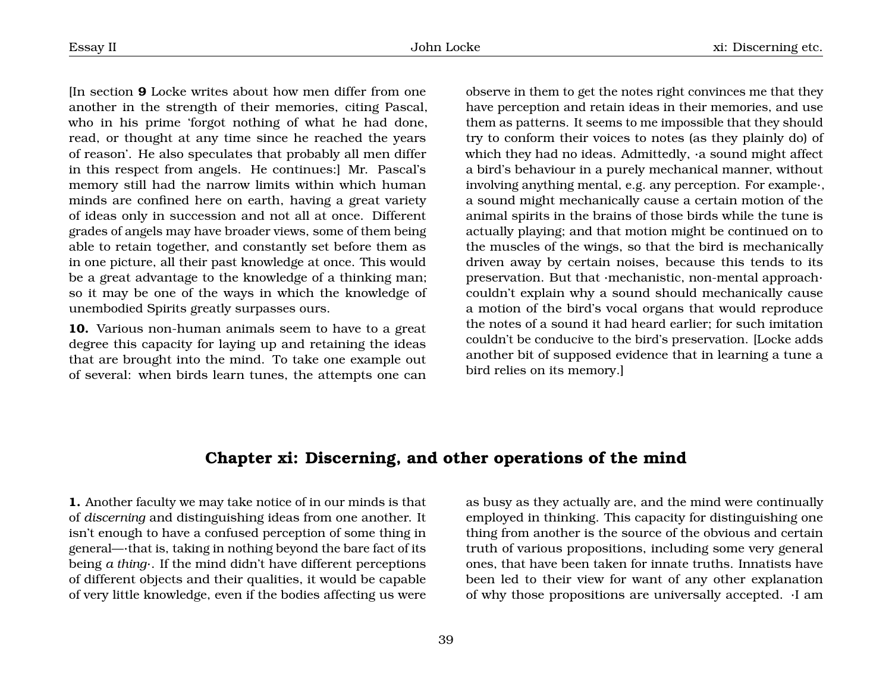[In section **9** Locke writes about how men differ from one another in the strength of their memories, citing Pascal, who in his prime 'forgot nothing of what he had done, read, or thought at any time since he reached the years of reason'. He also speculates that probably all men differ in this respect from angels. He continues:] Mr. Pascal's memory still had the narrow limits within which human minds are confined here on earth, having a great variety of ideas only in succession and not all at once. Different grades of angels may have broader views, some of them being able to retain together, and constantly set before them as in one picture, all their past knowledge at once. This would be a great advantage to the knowledge of a thinking man; so it may be one of the ways in which the knowledge of unembodied Spirits greatly surpasses ours.

**10.** Various non-human animals seem to have to a great degree this capacity for laying up and retaining the ideas that are brought into the mind. To take one example out of several: when birds learn tunes, the attempts one can observe in them to get the notes right convinces me that they have perception and retain ideas in their memories, and use them as patterns. It seems to me impossible that they should try to conform their voices to notes (as they plainly do) of which they had no ideas. Admittedly, ·a sound might affect a bird's behaviour in a purely mechanical manner, without involving anything mental, e.g. any perception. For example·, a sound might mechanically cause a certain motion of the animal spirits in the brains of those birds while the tune is actually playing; and that motion might be continued on to the muscles of the wings, so that the bird is mechanically driven away by certain noises, because this tends to its preservation. But that ·mechanistic, non-mental approach· couldn't explain why a sound should mechanically cause a motion of the bird's vocal organs that would reproduce the notes of a sound it had heard earlier; for such imitation couldn't be conducive to the bird's preservation. [Locke adds another bit of supposed evidence that in learning a tune a bird relies on its memory.]

## Chapter xi: Discerning, and other operations of the mind

**1.** Another faculty we may take notice of in our minds is that of *discerning* and distinguishing ideas from one another. It isn't enough to have a confused perception of some thing in general—·that is, taking in nothing beyond the bare fact of its being *a thing*·. If the mind didn't have different perceptions of different objects and their qualities, it would be capable of very little knowledge, even if the bodies affecting us were as busy as they actually are, and the mind were continually employed in thinking. This capacity for distinguishing one thing from another is the source of the obvious and certain truth of various propositions, including some very general ones, that have been taken for innate truths. Innatists have been led to their view for want of any other explanation of why those propositions are universally accepted. ·I am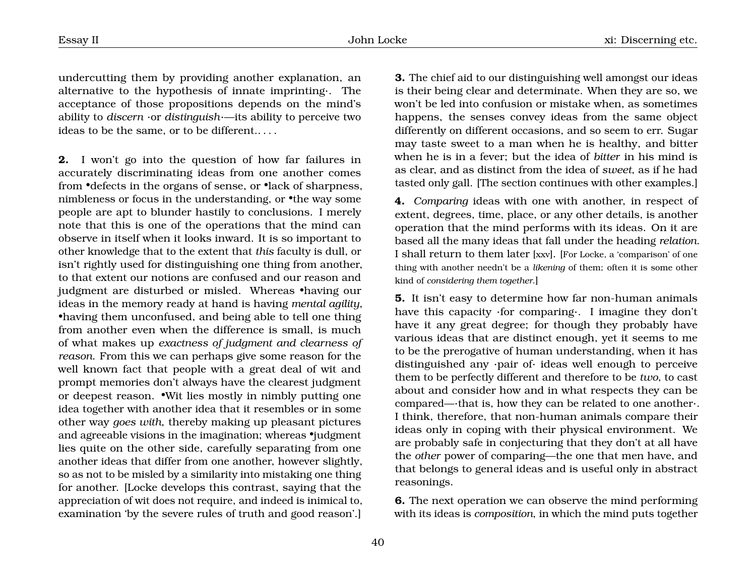undercutting them by providing another explanation, an alternative to the hypothesis of innate imprinting·. The acceptance of those propositions depends on the mind's ability to *discern* ·or *distinguish*·—its ability to perceive two ideas to be the same, or to be different.. . . .

**2.** I won't go into the question of how far failures in accurately discriminating ideas from one another comes from •defects in the organs of sense, or •lack of sharpness, nimbleness or focus in the understanding, or •the way some people are apt to blunder hastily to conclusions. I merely note that this is one of the operations that the mind can observe in itself when it looks inward. It is so important to other knowledge that to the extent that *this* faculty is dull, or isn't rightly used for distinguishing one thing from another, to that extent our notions are confused and our reason and judgment are disturbed or misled. Whereas •having our ideas in the memory ready at hand is having *mental agility*, •having them unconfused, and being able to tell one thing from another even when the difference is small, is much of what makes up *exactness of judgment and clearness of reason*. From this we can perhaps give some reason for the well known fact that people with a great deal of wit and prompt memories don't always have the clearest judgment or deepest reason. •Wit lies mostly in nimbly putting one idea together with another idea that it resembles or in some other way *goes with*, thereby making up pleasant pictures and agreeable visions in the imagination; whereas •judgment lies quite on the other side, carefully separating from one another ideas that differ from one another, however slightly, so as not to be misled by a similarity into mistaking one thing for another. [Locke develops this contrast, saying that the appreciation of wit does not require, and indeed is inimical to, examination 'by the severe rules of truth and good reason'.]

**3.** The chief aid to our distinguishing well amongst our ideas is their being clear and determinate. When they are so, we won't be led into confusion or mistake when, as sometimes happens, the senses convey ideas from the same object differently on different occasions, and so seem to err. Sugar may taste sweet to a man when he is healthy, and bitter when he is in a fever; but the idea of *bitter* in his mind is as clear, and as distinct from the idea of *sweet*, as if he had tasted only gall. [The section continues with other examples.]

**4.** *Comparing* ideas with one with another, in respect of extent, degrees, time, place, or any other details, is another operation that the mind performs with its ideas. On it are based all the many ideas that fall under the heading *relation*. I shall return to them later [xxv]. [For Locke, a 'comparison' of one thing with another needn't be a *likening* of them; often it is some other kind of *considering them together*.]

**5.** It isn't easy to determine how far non-human animals have this capacity ·for comparing·. I imagine they don't have it any great degree; for though they probably have various ideas that are distinct enough, yet it seems to me to be the prerogative of human understanding, when it has distinguished any ·pair of· ideas well enough to perceive them to be perfectly different and therefore to be *two*, to cast about and consider how and in what respects they can be compared—·that is, how they can be related to one another·. I think, therefore, that non-human animals compare their ideas only in coping with their physical environment. We are probably safe in conjecturing that they don't at all have the *other* power of comparing—the one that men have, and that belongs to general ideas and is useful only in abstract reasonings.

**6.** The next operation we can observe the mind performing with its ideas is *composition*, in which the mind puts together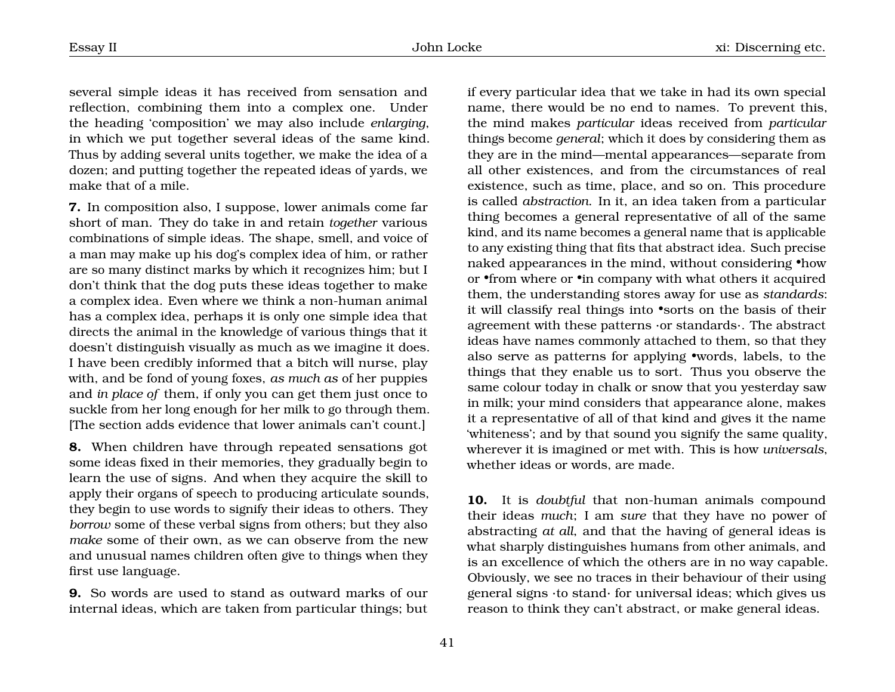several simple ideas it has received from sensation and reflection, combining them into a complex one. Under the heading 'composition' we may also include *enlarging*, in which we put together several ideas of the same kind. Thus by adding several units together, we make the idea of a dozen; and putting together the repeated ideas of yards, we make that of a mile.

**7.** In composition also, I suppose, lower animals come far short of man. They do take in and retain *together* various combinations of simple ideas. The shape, smell, and voice of a man may make up his dog's complex idea of him, or rather are so many distinct marks by which it recognizes him; but I don't think that the dog puts these ideas together to make a complex idea. Even where we think a non-human animal has a complex idea, perhaps it is only one simple idea that directs the animal in the knowledge of various things that it doesn't distinguish visually as much as we imagine it does. I have been credibly informed that a bitch will nurse, play with, and be fond of young foxes, *as much as* of her puppies and *in place of* them, if only you can get them just once to suckle from her long enough for her milk to go through them. [The section adds evidence that lower animals can't count.]

**8.** When children have through repeated sensations got some ideas fixed in their memories, they gradually begin to learn the use of signs. And when they acquire the skill to apply their organs of speech to producing articulate sounds, they begin to use words to signify their ideas to others. They *borrow* some of these verbal signs from others; but they also *make* some of their own, as we can observe from the new and unusual names children often give to things when they first use language.

**9.** So words are used to stand as outward marks of our internal ideas, which are taken from particular things; but if every particular idea that we take in had its own special name, there would be no end to names. To prevent this, the mind makes *particular* ideas received from *particular* things become *general*; which it does by considering them as they are in the mind—mental appearances—separate from all other existences, and from the circumstances of real existence, such as time, place, and so on. This procedure is called *abstraction*. In it, an idea taken from a particular thing becomes a general representative of all of the same kind, and its name becomes a general name that is applicable to any existing thing that fits that abstract idea. Such precise naked appearances in the mind, without considering •how or •from where or •in company with what others it acquired them, the understanding stores away for use as *standards*: it will classify real things into •sorts on the basis of their agreement with these patterns ·or standards·. The abstract ideas have names commonly attached to them, so that they also serve as patterns for applying •words, labels, to the things that they enable us to sort. Thus you observe the same colour today in chalk or snow that you yesterday saw in milk; your mind considers that appearance alone, makes it a representative of all of that kind and gives it the name 'whiteness'; and by that sound you signify the same quality, wherever it is imagined or met with. This is how *universals*, whether ideas or words, are made.

**10.** It is *doubtful* that non-human animals compound their ideas *much*; I am *sure* that they have no power of abstracting *at all*, and that the having of general ideas is what sharply distinguishes humans from other animals, and is an excellence of which the others are in no way capable. Obviously, we see no traces in their behaviour of their using general signs ·to stand· for universal ideas; which gives us reason to think they can't abstract, or make general ideas.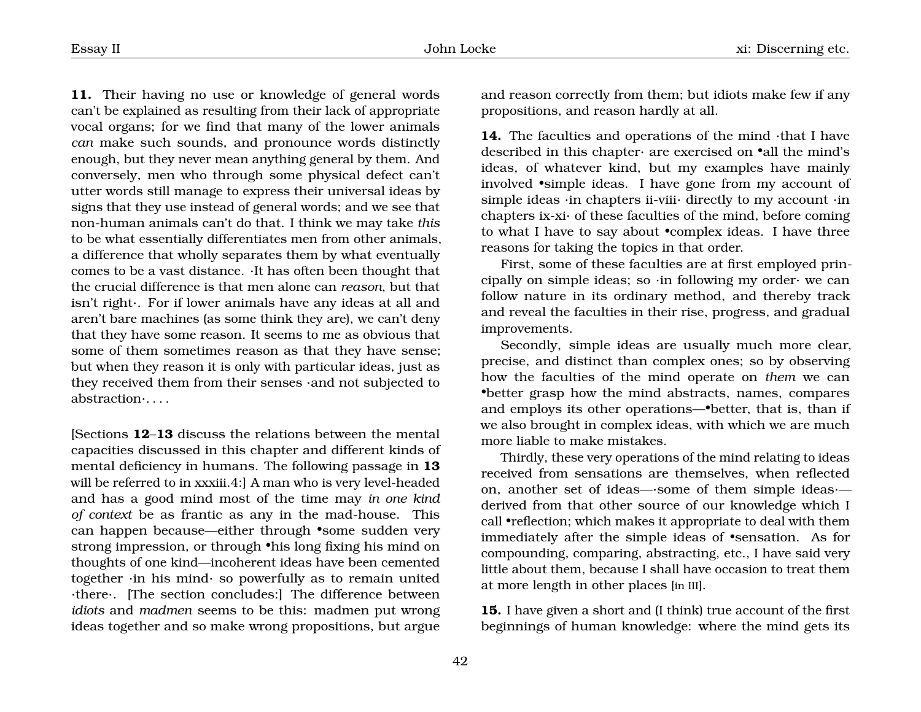**11.** Their having no use or knowledge of general words can't be explained as resulting from their lack of appropriate vocal organs; for we find that many of the lower animals *can* make such sounds, and pronounce words distinctly enough, but they never mean anything general by them. And conversely, men who through some physical defect can't utter words still manage to express their universal ideas by signs that they use instead of general words; and we see that non-human animals can't do that. I think we may take *this* to be what essentially differentiates men from other animals, a difference that wholly separates them by what eventually comes to be a vast distance. ·It has often been thought that the crucial difference is that men alone can *reason*, but that isn't right·. For if lower animals have any ideas at all and aren't bare machines (as some think they are), we can't deny that they have some reason. It seems to me as obvious that some of them sometimes reason as that they have sense; but when they reason it is only with particular ideas, just as they received them from their senses ·and not subjected to abstraction·. . . .

[Sections **12**–**13** discuss the relations between the mental capacities discussed in this chapter and different kinds of mental deficiency in humans. The following passage in **13** will be referred to in xxxiii.4:] A man who is very level-headed and has a good mind most of the time may *in one kind of context* be as frantic as any in the mad-house. This can happen because—either through •some sudden very strong impression, or through •his long fixing his mind on thoughts of one kind—incoherent ideas have been cemented together ·in his mind· so powerfully as to remain united ·there·. [The section concludes:] The difference between *idiots* and *madmen* seems to be this: madmen put wrong ideas together and so make wrong propositions, but argue and reason correctly from them; but idiots make few if any propositions, and reason hardly at all.

**14.** The faculties and operations of the mind ·that I have described in this chapter· are exercised on •all the mind's ideas, of whatever kind, but my examples have mainly involved •simple ideas. I have gone from my account of simple ideas ·in chapters ii-viii· directly to my account ·in chapters ix-xi· of these faculties of the mind, before coming to what I have to say about •complex ideas. I have three reasons for taking the topics in that order.

First, some of these faculties are at first employed principally on simple ideas; so ·in following my order· we can follow nature in its ordinary method, and thereby track and reveal the faculties in their rise, progress, and gradual improvements.

Secondly, simple ideas are usually much more clear, precise, and distinct than complex ones; so by observing how the faculties of the mind operate on *them* we can •better grasp how the mind abstracts, names, compares and employs its other operations—•better, that is, than if we also brought in complex ideas, with which we are much more liable to make mistakes.

Thirdly, these very operations of the mind relating to ideas received from sensations are themselves, when reflected on, another set of ideas—·some of them simple ideas·—derived from that other source of our knowledge which I call •reflection; which makes it appropriate to deal with them immediately after the simple ideas of •sensation. As for compounding, comparing, abstracting, etc., I have said very little about them, because I shall have occasion to treat them at more length in other places [in III].

**15.** I have given a short and (I think) true account of the first beginnings of human knowledge: where the mind gets its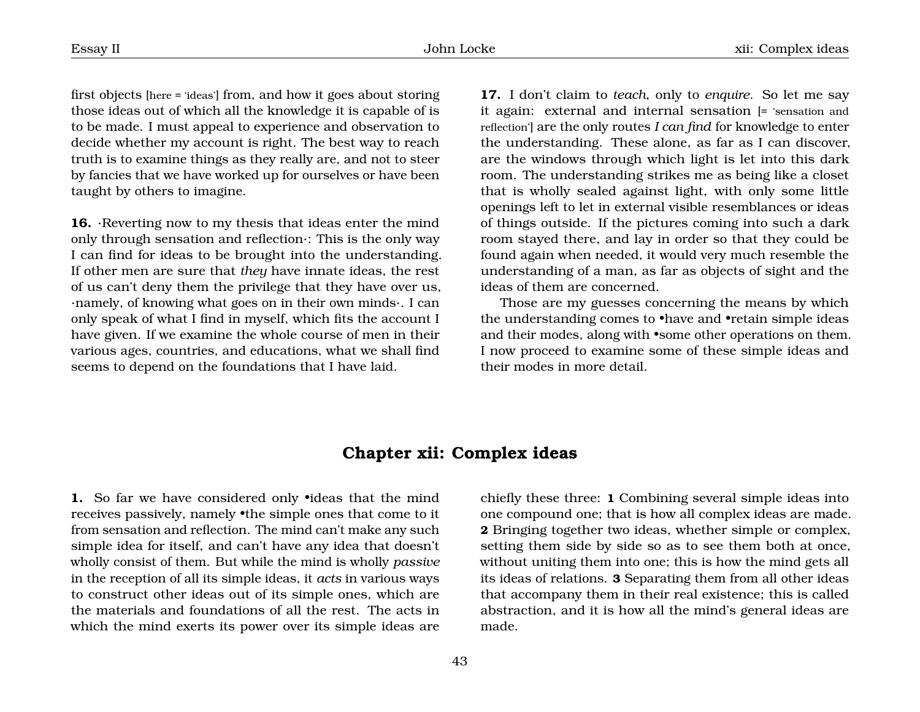first objects [here = 'ideas'] from, and how it goes about storing those ideas out of which all the knowledge it is capable of is to be made. I must appeal to experience and observation to decide whether my account is right. The best way to reach truth is to examine things as they really are, and not to steer by fancies that we have worked up for ourselves or have been taught by others to imagine.

**16.** ·Reverting now to my thesis that ideas enter the mind only through sensation and reflection·: This is the only way I can find for ideas to be brought into the understanding. If other men are sure that *they* have innate ideas, the rest of us can't deny them the privilege that they have over us, ·namely, of knowing what goes on in their own minds·. I can only speak of what I find in myself, which fits the account I have given. If we examine the whole course of men in their various ages, countries, and educations, what we shall find seems to depend on the foundations that I have laid.

**17.** I don't claim to *teach*, only to *enquire*. So let me say it again: external and internal sensation [= 'sensation and reflection'] are the only routes *I can find* for knowledge to enter the understanding. These alone, as far as I can discover, are the windows through which light is let into this dark room. The understanding strikes me as being like a closet that is wholly sealed against light, with only some little openings left to let in external visible resemblances or ideas of things outside. If the pictures coming into such a dark room stayed there, and lay in order so that they could be found again when needed, it would very much resemble the understanding of a man, as far as objects of sight and the ideas of them are concerned.

Those are my guesses concerning the means by which the understanding comes to •have and •retain simple ideas and their modes, along with •some other operations on them. I now proceed to examine some of these simple ideas and their modes in more detail.

## Chapter xii: Complex ideas

**1.** So far we have considered only •ideas that the mind receives passively, namely •the simple ones that come to it from sensation and reflection. The mind can't make any such simple idea for itself, and can't have any idea that doesn't wholly consist of them. But while the mind is wholly *passive* in the reception of all its simple ideas, it *acts* in various ways to construct other ideas out of its simple ones, which are the materials and foundations of all the rest. The acts in which the mind exerts its power over its simple ideas are chiefly these three: **1** Combining several simple ideas into one compound one; that is how all complex ideas are made. **2** Bringing together two ideas, whether simple or complex, setting them side by side so as to see them both at once, without uniting them into one; this is how the mind gets all its ideas of relations. **3** Separating them from all other ideas that accompany them in their real existence; this is called abstraction, and it is how all the mind's general ideas are made.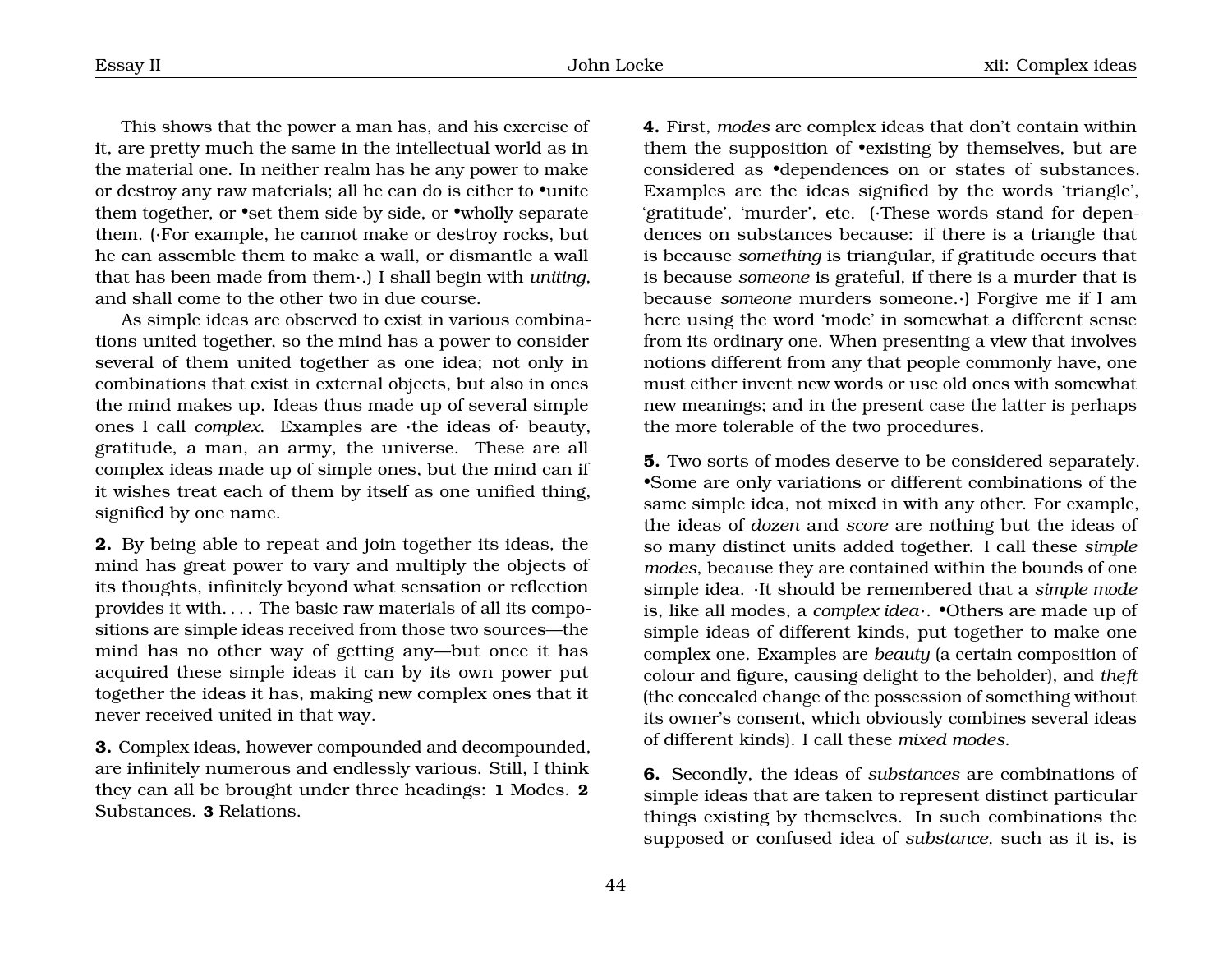This shows that the power a man has, and his exercise of it, are pretty much the same in the intellectual world as in the material one. In neither realm has he any power to make or destroy any raw materials; all he can do is either to •unite them together, or •set them side by side, or •wholly separate them. (·For example, he cannot make or destroy rocks, but he can assemble them to make a wall, or dismantle a wall that has been made from them·.) I shall begin with *uniting*, and shall come to the other two in due course.

As simple ideas are observed to exist in various combinations united together, so the mind has a power to consider several of them united together as one idea; not only in combinations that exist in external objects, but also in ones the mind makes up. Ideas thus made up of several simple ones I call *complex*. Examples are ·the ideas of· beauty, gratitude, a man, an army, the universe. These are all complex ideas made up of simple ones, but the mind can if it wishes treat each of them by itself as one unified thing, signified by one name.

**2.** By being able to repeat and join together its ideas, the mind has great power to vary and multiply the objects of its thoughts, infinitely beyond what sensation or reflection provides it with. . . . The basic raw materials of all its compositions are simple ideas received from those two sources—the mind has no other way of getting any—but once it has acquired these simple ideas it can by its own power put together the ideas it has, making new complex ones that it never received united in that way.

**3.** Complex ideas, however compounded and decompounded, are infinitely numerous and endlessly various. Still, I think they can all be brought under three headings: **1** Modes. **2** Substances. **3** Relations.

**4.** First, *modes* are complex ideas that don't contain within them the supposition of •existing by themselves, but are considered as •dependences on or states of substances. Examples are the ideas signified by the words 'triangle', 'gratitude', 'murder', etc. (·These words stand for dependences on substances because: if there is a triangle that is because *something* is triangular, if gratitude occurs that is because *someone* is grateful, if there is a murder that is because *someone* murders someone.·) Forgive me if I am here using the word 'mode' in somewhat a different sense from its ordinary one. When presenting a view that involves notions different from any that people commonly have, one must either invent new words or use old ones with somewhat new meanings; and in the present case the latter is perhaps the more tolerable of the two procedures.

**5.** Two sorts of modes deserve to be considered separately. •Some are only variations or different combinations of the same simple idea, not mixed in with any other. For example, the ideas of *dozen* and *score* are nothing but the ideas of so many distinct units added together. I call these *simple modes*, because they are contained within the bounds of one simple idea. ·It should be remembered that a *simple mode* is, like all modes, a *complex idea*·. •Others are made up of simple ideas of different kinds, put together to make one complex one. Examples are *beauty* (a certain composition of colour and figure, causing delight to the beholder), and *theft* (the concealed change of the possession of something without its owner's consent, which obviously combines several ideas of different kinds). I call these *mixed modes*.

**6.** Secondly, the ideas of *substances* are combinations of simple ideas that are taken to represent distinct particular things existing by themselves. In such combinations the supposed or confused idea of *substance,* such as it is, is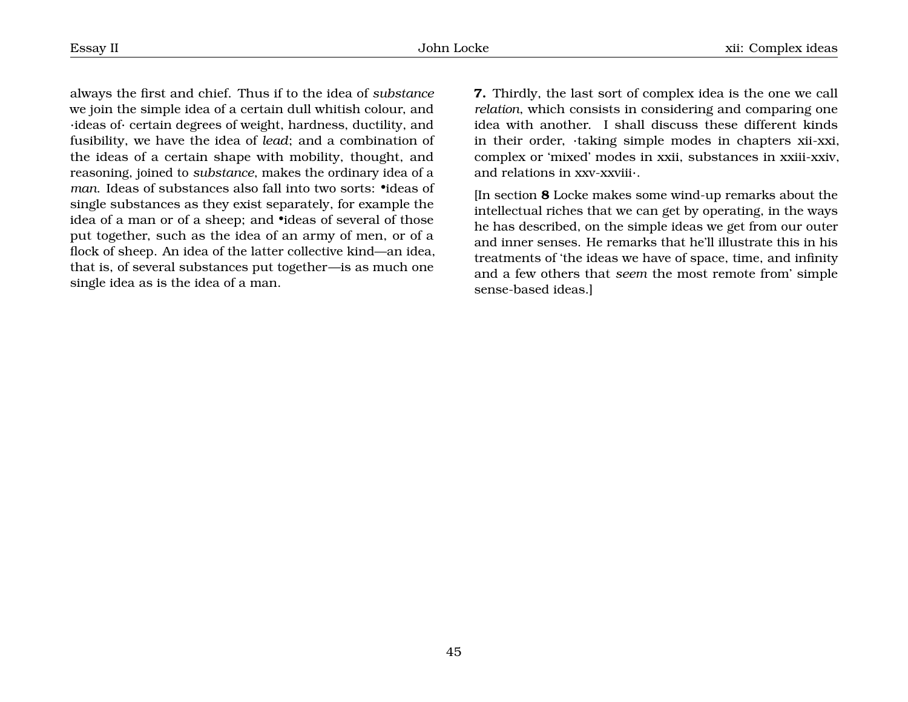always the first and chief. Thus if to the idea of *substance* we join the simple idea of a certain dull whitish colour, and ·ideas of· certain degrees of weight, hardness, ductility, and fusibility, we have the idea of *lead*; and a combination of the ideas of a certain shape with mobility, thought, and reasoning, joined to *substance*, makes the ordinary idea of a *man*. Ideas of substances also fall into two sorts: •ideas of single substances as they exist separately, for example the idea of a man or of a sheep; and •ideas of several of those put together, such as the idea of an army of men, or of a flock of sheep. An idea of the latter collective kind—an idea, that is, of several substances put together—is as much one single idea as is the idea of a man.

**7.** Thirdly, the last sort of complex idea is the one we call *relation*, which consists in considering and comparing one idea with another. I shall discuss these different kinds in their order, ·taking simple modes in chapters xii-xxi, complex or 'mixed' modes in xxii, substances in xxiii-xxiv, and relations in xxv-xxviii·.

[In section **8** Locke makes some wind-up remarks about the intellectual riches that we can get by operating, in the ways he has described, on the simple ideas we get from our outer and inner senses. He remarks that he'll illustrate this in his treatments of 'the ideas we have of space, time, and infinity and a few others that *seem* the most remote from' simple sense-based ideas.]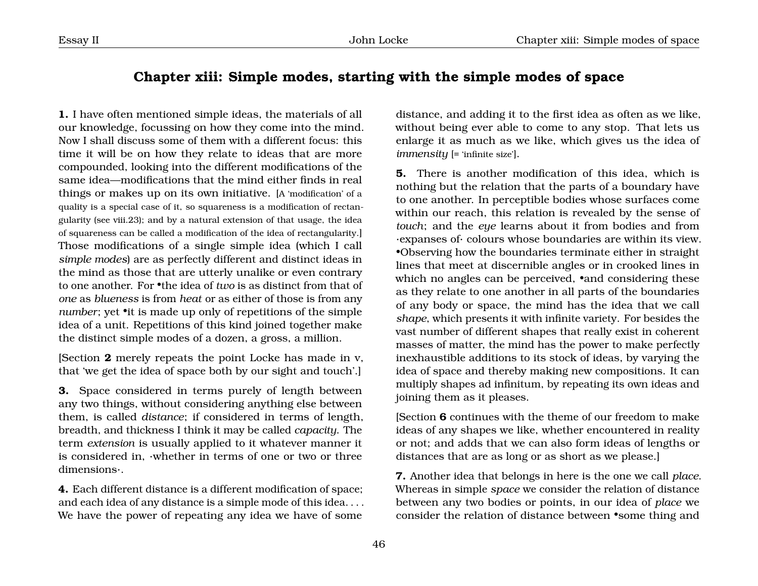## Chapter xiii: Simple modes, starting with the simple modes of space

**1.** I have often mentioned simple ideas, the materials of all our knowledge, focussing on how they come into the mind. Now I shall discuss some of them with a different focus: this time it will be on how they relate to ideas that are more compounded, looking into the different modifications of the same idea—modifications that the mind either finds in real things or makes up on its own initiative. [A 'modification' of a quality is a special case of it, so squareness is a modification of rectangularity (see viii.23); and by a natural extension of that usage, the idea of squareness can be called a modification of the idea of rectangularity.] Those modifications of a single simple idea (which I call *simple modes*) are as perfectly different and distinct ideas in the mind as those that are utterly unalike or even contrary to one another. For •the idea of *two* is as distinct from that of *one* as *blueness* is from *heat* or as either of those is from any *number*; yet •it is made up only of repetitions of the simple idea of a unit. Repetitions of this kind joined together make the distinct simple modes of a dozen, a gross, a million.

[Section **2** merely repeats the point Locke has made in v, that 'we get the idea of space both by our sight and touch'.]

**3.** Space considered in terms purely of length between any two things, without considering anything else between them, is called *distance*; if considered in terms of length, breadth, and thickness I think it may be called *capacity*. The term *extension* is usually applied to it whatever manner it is considered in, ·whether in terms of one or two or three dimensions·.

**4.** Each different distance is a different modification of space; and each idea of any distance is a simple mode of this idea. . . . We have the power of repeating any idea we have of some distance, and adding it to the first idea as often as we like, without being ever able to come to any stop. That lets us enlarge it as much as we like, which gives us the idea of *immensity* [= 'infinite size'].

**5.** There is another modification of this idea, which is nothing but the relation that the parts of a boundary have to one another. In perceptible bodies whose surfaces come within our reach, this relation is revealed by the sense of *touch*; and the *eye* learns about it from bodies and from ·expanses of· colours whose boundaries are within its view. •Observing how the boundaries terminate either in straight lines that meet at discernible angles or in crooked lines in which no angles can be perceived, •and considering these as they relate to one another in all parts of the boundaries of any body or space, the mind has the idea that we call *shape*, which presents it with infinite variety. For besides the vast number of different shapes that really exist in coherent masses of matter, the mind has the power to make perfectly inexhaustible additions to its stock of ideas, by varying the idea of space and thereby making new compositions. It can multiply shapes ad infinitum, by repeating its own ideas and joining them as it pleases.

[Section **6** continues with the theme of our freedom to make ideas of any shapes we like, whether encountered in reality or not; and adds that we can also form ideas of lengths or distances that are as long or as short as we please.]

**7.** Another idea that belongs in here is the one we call *place*. Whereas in simple *space* we consider the relation of distance between any two bodies or points, in our idea of *place* we consider the relation of distance between •some thing and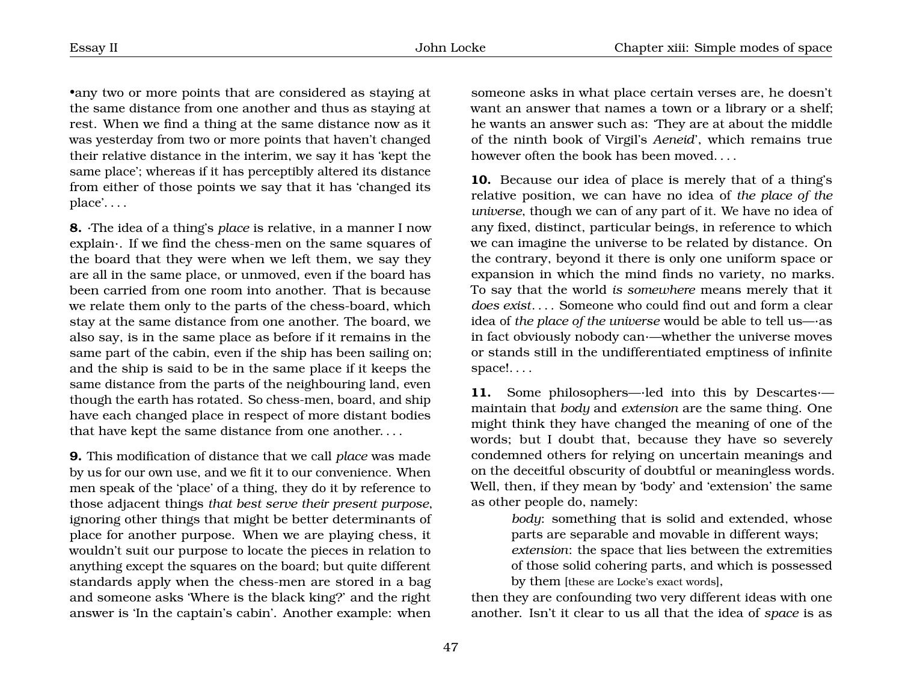•any two or more points that are considered as staying at the same distance from one another and thus as staying at rest. When we find a thing at the same distance now as it was yesterday from two or more points that haven't changed their relative distance in the interim, we say it has 'kept the same place'; whereas if it has perceptibly altered its distance from either of those points we say that it has 'changed its place'. . . .

**8.** ·The idea of a thing's *place* is relative, in a manner I now explain·. If we find the chess-men on the same squares of the board that they were when we left them, we say they are all in the same place, or unmoved, even if the board has been carried from one room into another. That is because we relate them only to the parts of the chess-board, which stay at the same distance from one another. The board, we also say, is in the same place as before if it remains in the same part of the cabin, even if the ship has been sailing on; and the ship is said to be in the same place if it keeps the same distance from the parts of the neighbouring land, even though the earth has rotated. So chess-men, board, and ship have each changed place in respect of more distant bodies that have kept the same distance from one another. . . .

**9.** This modification of distance that we call *place* was made by us for our own use, and we fit it to our convenience. When men speak of the 'place' of a thing, they do it by reference to those adjacent things *that best serve their present purpose*, ignoring other things that might be better determinants of place for another purpose. When we are playing chess, it wouldn't suit our purpose to locate the pieces in relation to anything except the squares on the board; but quite different standards apply when the chess-men are stored in a bag and someone asks 'Where is the black king?' and the right answer is 'In the captain's cabin'. Another example: when someone asks in what place certain verses are, he doesn't want an answer that names a town or a library or a shelf; he wants an answer such as: 'They are at about the middle of the ninth book of Virgil's *Aeneid*', which remains true however often the book has been moved. . . .

**10.** Because our idea of place is merely that of a thing's relative position, we can have no idea of *the place of the universe*, though we can of any part of it. We have no idea of any fixed, distinct, particular beings, in reference to which we can imagine the universe to be related by distance. On the contrary, beyond it there is only one uniform space or expansion in which the mind finds no variety, no marks. To say that the world *is somewhere* means merely that it *does exist*. . . . Someone who could find out and form a clear idea of *the place of the universe* would be able to tell us—·as in fact obviously nobody can·—whether the universe moves or stands still in the undifferentiated emptiness of infinite space!. . . .

**11.** Some philosophers—·led into this by Descartes·—maintain that *body* and *extension* are the same thing. One might think they have changed the meaning of one of the words; but I doubt that, because they have so severely condemned others for relying on uncertain meanings and on the deceitful obscurity of doubtful or meaningless words. Well, then, if they mean by 'body' and 'extension' the same as other people do, namely:

> *body*: something that is solid and extended, whose parts are separable and movable in different ways;
> *extension*: the space that lies between the extremities of those solid cohering parts, and which is possessed by them [these are Locke's exact words],

then they are confounding two very different ideas with one another. Isn't it clear to us all that the idea of *space* is as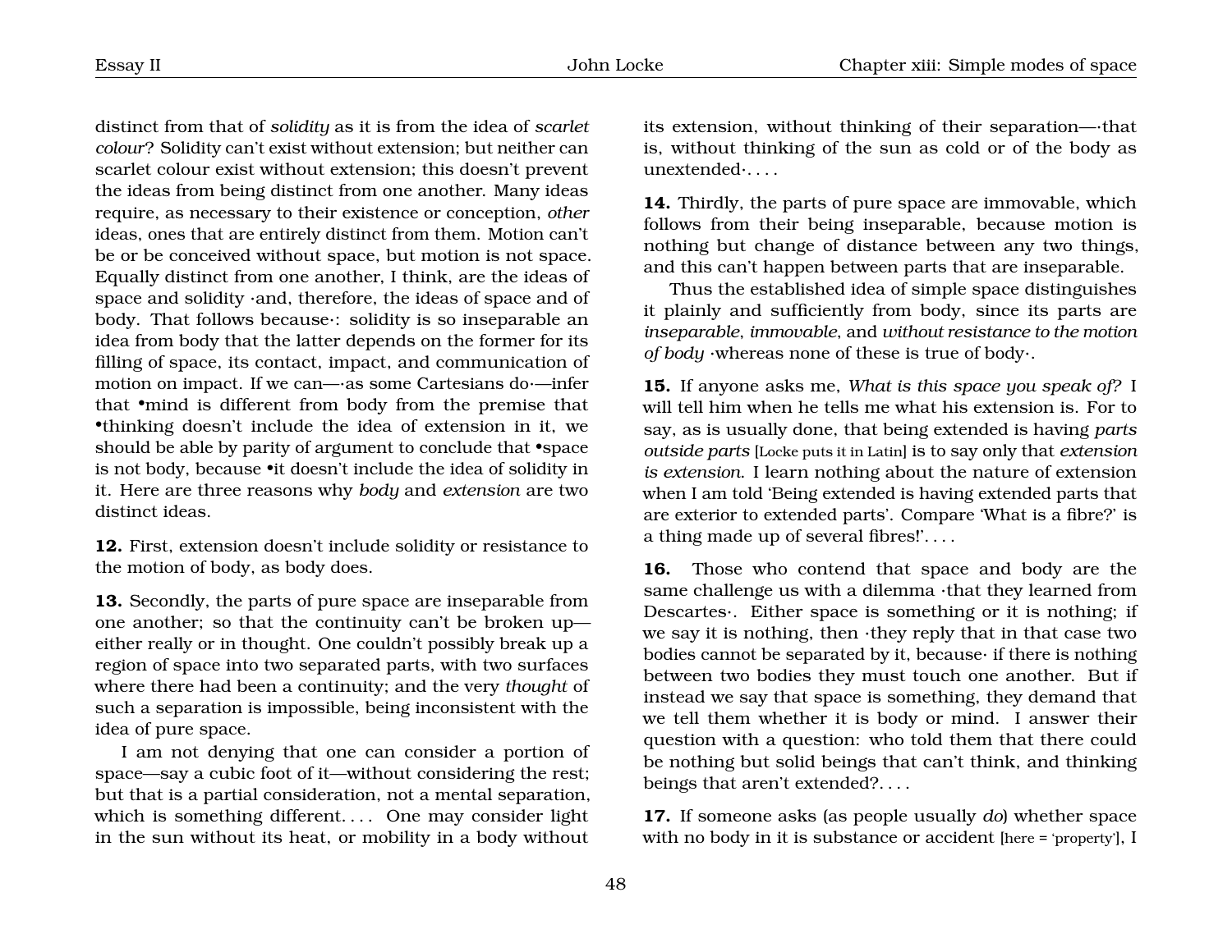distinct from that of *solidity* as it is from the idea of *scarlet colour*? Solidity can't exist without extension; but neither can scarlet colour exist without extension; this doesn't prevent the ideas from being distinct from one another. Many ideas require, as necessary to their existence or conception, *other* ideas, ones that are entirely distinct from them. Motion can't be or be conceived without space, but motion is not space. Equally distinct from one another, I think, are the ideas of space and solidity ·and, therefore, the ideas of space and of body. That follows because·: solidity is so inseparable an idea from body that the latter depends on the former for its filling of space, its contact, impact, and communication of motion on impact. If we can—·as some Cartesians do·—infer that •mind is different from body from the premise that •thinking doesn't include the idea of extension in it, we should be able by parity of argument to conclude that •space is not body, because •it doesn't include the idea of solidity in it. Here are three reasons why *body* and *extension* are two distinct ideas.

**12.** First, extension doesn't include solidity or resistance to the motion of body, as body does.

**13.** Secondly, the parts of pure space are inseparable from one another; so that the continuity can't be broken up—either really or in thought. One couldn't possibly break up a region of space into two separated parts, with two surfaces where there had been a continuity; and the very *thought* of such a separation is impossible, being inconsistent with the idea of pure space.

I am not denying that one can consider a portion of space—say a cubic foot of it—without considering the rest; but that is a partial consideration, not a mental separation, which is something different. . . . One may consider light in the sun without its heat, or mobility in a body without its extension, without thinking of their separation—·that is, without thinking of the sun as cold or of the body as unextended·. . . .

**14.** Thirdly, the parts of pure space are immovable, which follows from their being inseparable, because motion is nothing but change of distance between any two things, and this can't happen between parts that are inseparable.

Thus the established idea of simple space distinguishes it plainly and sufficiently from body, since its parts are *inseparable*, *immovable*, and *without resistance to the motion of body* ·whereas none of these is true of body·.

**15.** If anyone asks me, *What is this space you speak of?* I will tell him when he tells me what his extension is. For to say, as is usually done, that being extended is having *parts outside parts* [Locke puts it in Latin] is to say only that *extension is extension*. I learn nothing about the nature of extension when I am told 'Being extended is having extended parts that are exterior to extended parts'. Compare 'What is a fibre?' is a thing made up of several fibres!'. . . .

**16.** Those who contend that space and body are the same challenge us with a dilemma ·that they learned from Descartes·. Either space is something or it is nothing; if we say it is nothing, then ·they reply that in that case two bodies cannot be separated by it, because· if there is nothing between two bodies they must touch one another. But if instead we say that space is something, they demand that we tell them whether it is body or mind. I answer their question with a question: who told them that there could be nothing but solid beings that can't think, and thinking beings that aren't extended?. . . .

**17.** If someone asks (as people usually *do*) whether space with no body in it is substance or accident [here = 'property'], I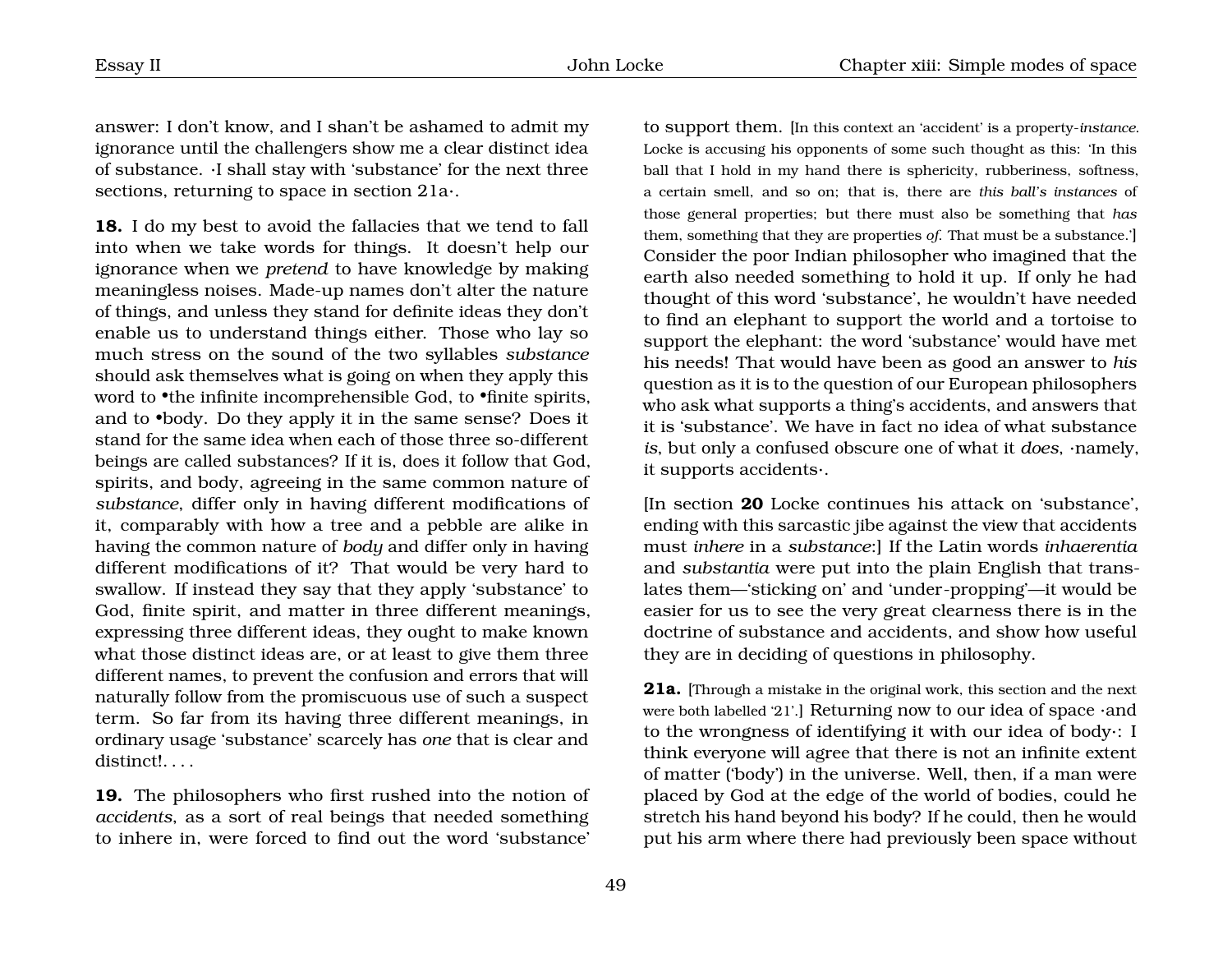answer: I don't know, and I shan't be ashamed to admit my ignorance until the challengers show me a clear distinct idea of substance. ·I shall stay with 'substance' for the next three sections, returning to space in section 21a·.

**18.** I do my best to avoid the fallacies that we tend to fall into when we take words for things. It doesn't help our ignorance when we *pretend* to have knowledge by making meaningless noises. Made-up names don't alter the nature of things, and unless they stand for definite ideas they don't enable us to understand things either. Those who lay so much stress on the sound of the two syllables *substance* should ask themselves what is going on when they apply this word to •the infinite incomprehensible God, to •finite spirits, and to •body. Do they apply it in the same sense? Does it stand for the same idea when each of those three so-different beings are called substances? If it is, does it follow that God, spirits, and body, agreeing in the same common nature of *substance*, differ only in having different modifications of it, comparably with how a tree and a pebble are alike in having the common nature of *body* and differ only in having different modifications of it? That would be very hard to swallow. If instead they say that they apply 'substance' to God, finite spirit, and matter in three different meanings, expressing three different ideas, they ought to make known what those distinct ideas are, or at least to give them three different names, to prevent the confusion and errors that will naturally follow from the promiscuous use of such a suspect term. So far from its having three different meanings, in ordinary usage 'substance' scarcely has *one* that is clear and distinct!. . . .

**19.** The philosophers who first rushed into the notion of *accidents*, as a sort of real beings that needed something to inhere in, were forced to find out the word 'substance' to support them. [In this context an 'accident' is a property-*instance*. Locke is accusing his opponents of some such thought as this: 'In this ball that I hold in my hand there is sphericity, rubberiness, softness, a certain smell, and so on; that is, there are *this ball's instances* of those general properties; but there must also be something that *has* them, something that they are properties *of*. That must be a substance.'] Consider the poor Indian philosopher who imagined that the earth also needed something to hold it up. If only he had thought of this word 'substance', he wouldn't have needed to find an elephant to support the world and a tortoise to support the elephant: the word 'substance' would have met his needs! That would have been as good an answer to *his* question as it is to the question of our European philosophers who ask what supports a thing's accidents, and answers that it is 'substance'. We have in fact no idea of what substance *is*, but only a confused obscure one of what it *does*, ·namely, it supports accidents·.

[In section **20** Locke continues his attack on 'substance', ending with this sarcastic jibe against the view that accidents must *inhere* in a *substance*:] If the Latin words *inhaerentia* and *substantia* were put into the plain English that translates them—'sticking on' and 'under-propping'—it would be easier for us to see the very great clearness there is in the doctrine of substance and accidents, and show how useful they are in deciding of questions in philosophy.

**21a.** [Through a mistake in the original work, this section and the next were both labelled '21'.] Returning now to our idea of space ·and to the wrongness of identifying it with our idea of body·: I think everyone will agree that there is not an infinite extent of matter ('body') in the universe. Well, then, if a man were placed by God at the edge of the world of bodies, could he stretch his hand beyond his body? If he could, then he would put his arm where there had previously been space without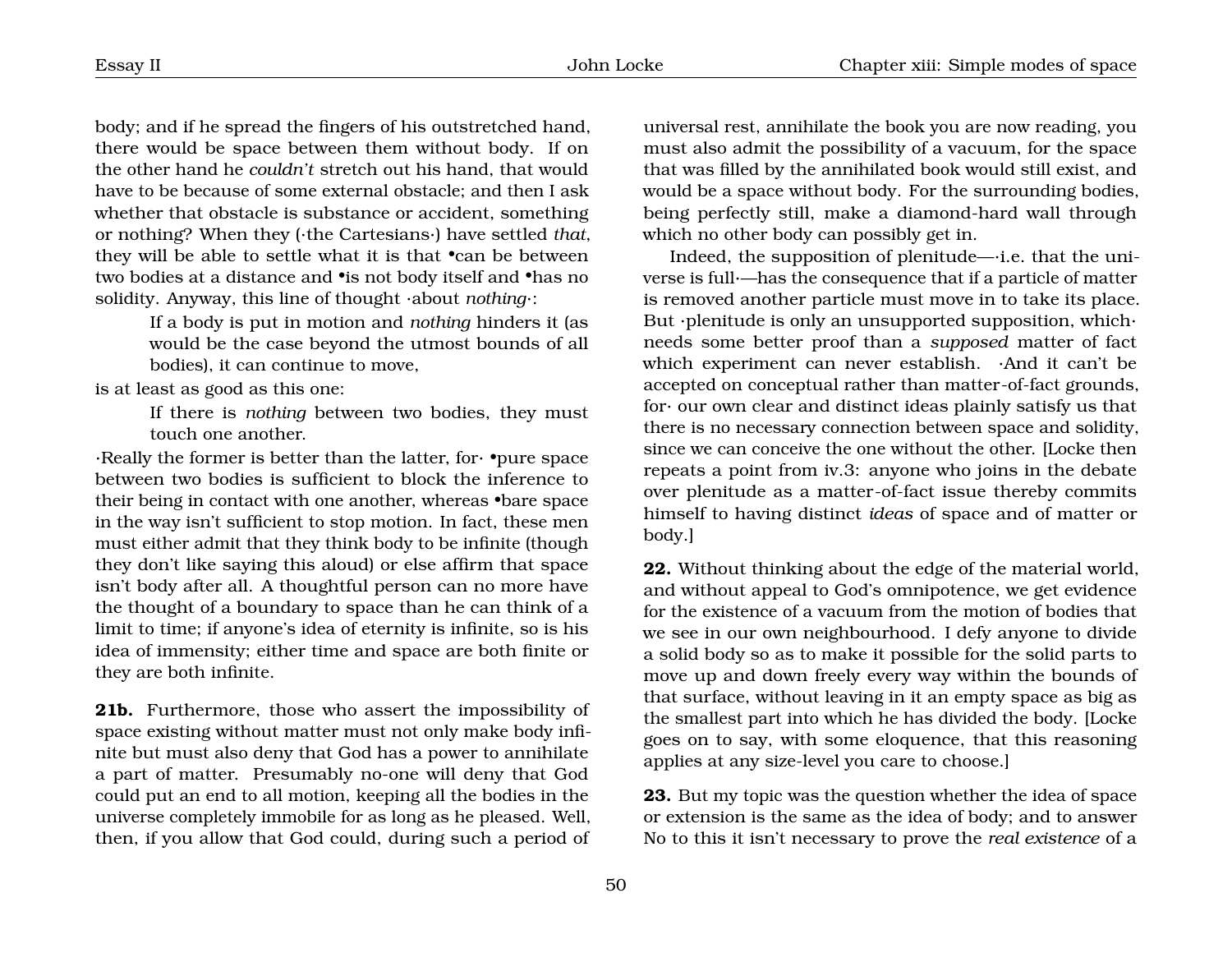body; and if he spread the fingers of his outstretched hand, there would be space between them without body. If on the other hand he *couldn't* stretch out his hand, that would have to be because of some external obstacle; and then I ask whether that obstacle is substance or accident, something or nothing? When they (·the Cartesians·) have settled *that*, they will be able to settle what it is that •can be between two bodies at a distance and •is not body itself and •has no solidity. Anyway, this line of thought ·about *nothing*·:

> If a body is put in motion and *nothing* hinders it (as would be the case beyond the utmost bounds of all bodies), it can continue to move,

is at least as good as this one:

> If there is *nothing* between two bodies, they must touch one another.

·Really the former is better than the latter, for· •pure space between two bodies is sufficient to block the inference to their being in contact with one another, whereas •bare space in the way isn't sufficient to stop motion. In fact, these men must either admit that they think body to be infinite (though they don't like saying this aloud) or else affirm that space isn't body after all. A thoughtful person can no more have the thought of a boundary to space than he can think of a limit to time; if anyone's idea of eternity is infinite, so is his idea of immensity; either time and space are both finite or they are both infinite.

**21b.** Furthermore, those who assert the impossibility of space existing without matter must not only make body infinite but must also deny that God has a power to annihilate a part of matter. Presumably no-one will deny that God could put an end to all motion, keeping all the bodies in the universe completely immobile for as long as he pleased. Well, then, if you allow that God could, during such a period of universal rest, annihilate the book you are now reading, you must also admit the possibility of a vacuum, for the space that was filled by the annihilated book would still exist, and would be a space without body. For the surrounding bodies, being perfectly still, make a diamond-hard wall through which no other body can possibly get in.

Indeed, the supposition of plenitude—·i.e. that the universe is full·—has the consequence that if a particle of matter is removed another particle must move in to take its place. But ·plenitude is only an unsupported supposition, which· needs some better proof than a *supposed* matter of fact which experiment can never establish. ·And it can't be accepted on conceptual rather than matter-of-fact grounds, for· our own clear and distinct ideas plainly satisfy us that there is no necessary connection between space and solidity, since we can conceive the one without the other. [Locke then repeats a point from iv.3: anyone who joins in the debate over plenitude as a matter-of-fact issue thereby commits himself to having distinct *ideas* of space and of matter or body.]

**22.** Without thinking about the edge of the material world, and without appeal to God's omnipotence, we get evidence for the existence of a vacuum from the motion of bodies that we see in our own neighbourhood. I defy anyone to divide a solid body so as to make it possible for the solid parts to move up and down freely every way within the bounds of that surface, without leaving in it an empty space as big as the smallest part into which he has divided the body. [Locke goes on to say, with some eloquence, that this reasoning applies at any size-level you care to choose.]

**23.** But my topic was the question whether the idea of space or extension is the same as the idea of body; and to answer No to this it isn't necessary to prove the *real existence* of a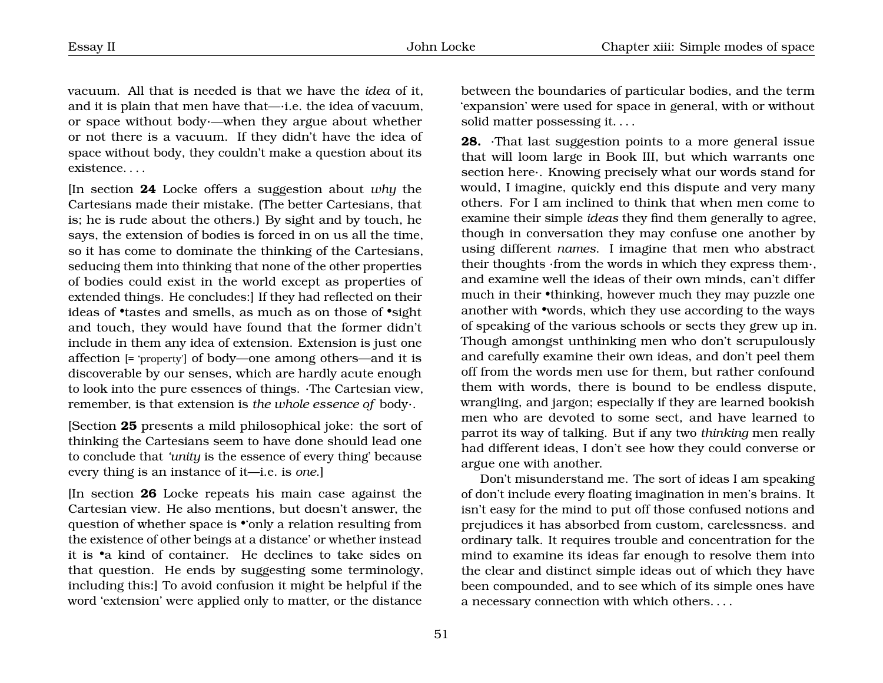vacuum. All that is needed is that we have the *idea* of it, and it is plain that men have that—·i.e. the idea of vacuum, or space without body·—when they argue about whether or not there is a vacuum. If they didn't have the idea of space without body, they couldn't make a question about its existence. . . .

[In section **24** Locke offers a suggestion about *why* the Cartesians made their mistake. (The better Cartesians, that is; he is rude about the others.) By sight and by touch, he says, the extension of bodies is forced in on us all the time, so it has come to dominate the thinking of the Cartesians, seducing them into thinking that none of the other properties of bodies could exist in the world except as properties of extended things. He concludes:] If they had reflected on their ideas of •tastes and smells, as much as on those of •sight and touch, they would have found that the former didn't include in them any idea of extension. Extension is just one affection [= 'property'] of body—one among others—and it is discoverable by our senses, which are hardly acute enough to look into the pure essences of things. ·The Cartesian view, remember, is that extension is *the whole essence of* body·.

[Section **25** presents a mild philosophical joke: the sort of thinking the Cartesians seem to have done should lead one to conclude that *'unity* is the essence of every thing' because every thing is an instance of it—i.e. is *one*.]

[In section **26** Locke repeats his main case against the Cartesian view. He also mentions, but doesn't answer, the question of whether space is •'only a relation resulting from the existence of other beings at a distance' or whether instead it is •a kind of container. He declines to take sides on that question. He ends by suggesting some terminology, including this:] To avoid confusion it might be helpful if the word 'extension' were applied only to matter, or the distance between the boundaries of particular bodies, and the term 'expansion' were used for space in general, with or without solid matter possessing it. . . .

**28.** ·That last suggestion points to a more general issue that will loom large in Book III, but which warrants one section here·. Knowing precisely what our words stand for would, I imagine, quickly end this dispute and very many others. For I am inclined to think that when men come to examine their simple *ideas* they find them generally to agree, though in conversation they may confuse one another by using different *names*. I imagine that men who abstract their thoughts ·from the words in which they express them·, and examine well the ideas of their own minds, can't differ much in their •thinking, however much they may puzzle one another with •words, which they use according to the ways of speaking of the various schools or sects they grew up in. Though amongst unthinking men who don't scrupulously and carefully examine their own ideas, and don't peel them off from the words men use for them, but rather confound them with words, there is bound to be endless dispute, wrangling, and jargon; especially if they are learned bookish men who are devoted to some sect, and have learned to parrot its way of talking. But if any two *thinking* men really had different ideas, I don't see how they could converse or argue one with another.

Don't misunderstand me. The sort of ideas I am speaking of don't include every floating imagination in men's brains. It isn't easy for the mind to put off those confused notions and prejudices it has absorbed from custom, carelessness. and ordinary talk. It requires trouble and concentration for the mind to examine its ideas far enough to resolve them into the clear and distinct simple ideas out of which they have been compounded, and to see which of its simple ones have a necessary connection with which others. . . .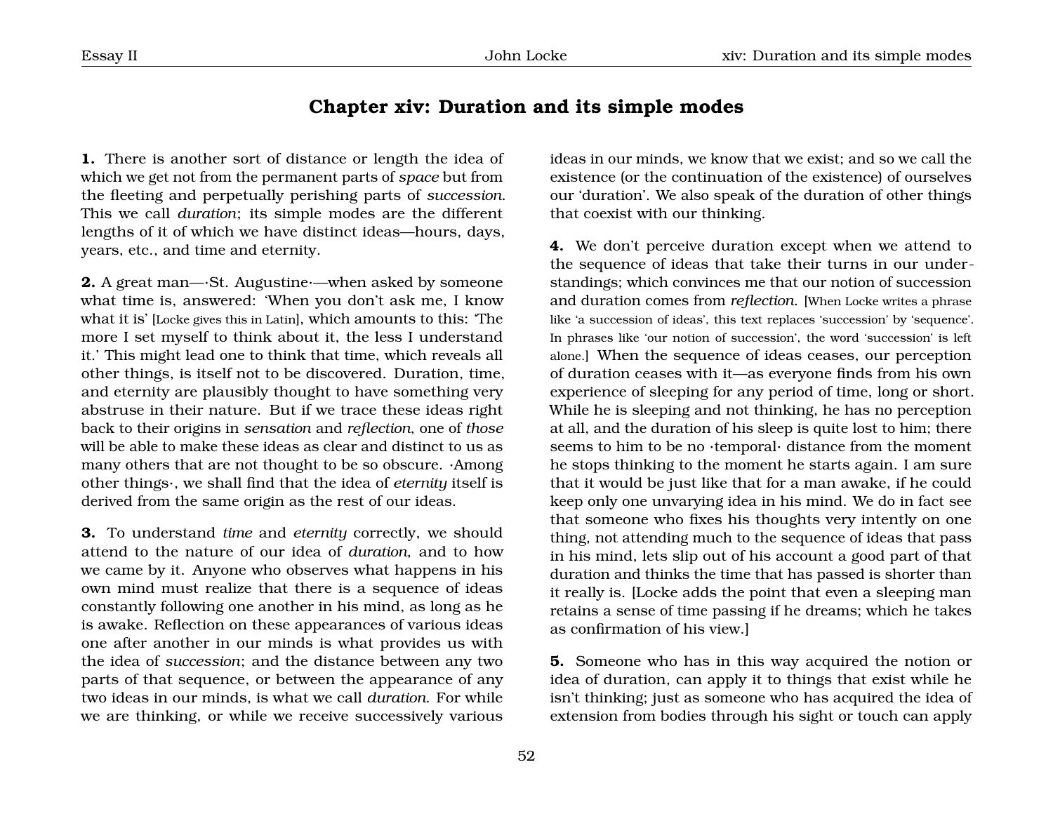## Chapter xiv: Duration and its simple modes

**1.** There is another sort of distance or length the idea of which we get not from the permanent parts of *space* but from the fleeting and perpetually perishing parts of *succession*. This we call *duration*; its simple modes are the different lengths of it of which we have distinct ideas—hours, days, years, etc., and time and eternity.

**2.** A great man—·St. Augustine·—when asked by someone what time is, answered: 'When you don't ask me, I know what it is' [Locke gives this in Latin], which amounts to this: 'The more I set myself to think about it, the less I understand it.' This might lead one to think that time, which reveals all other things, is itself not to be discovered. Duration, time, and eternity are plausibly thought to have something very abstruse in their nature. But if we trace these ideas right back to their origins in *sensation* and *reflection*, one of *those* will be able to make these ideas as clear and distinct to us as many others that are not thought to be so obscure. ·Among other things·, we shall find that the idea of *eternity* itself is derived from the same origin as the rest of our ideas.

**3.** To understand *time* and *eternity* correctly, we should attend to the nature of our idea of *duration*, and to how we came by it. Anyone who observes what happens in his own mind must realize that there is a sequence of ideas constantly following one another in his mind, as long as he is awake. Reflection on these appearances of various ideas one after another in our minds is what provides us with the idea of *succession*; and the distance between any two parts of that sequence, or between the appearance of any two ideas in our minds, is what we call *duration*. For while we are thinking, or while we receive successively various ideas in our minds, we know that we exist; and so we call the existence (or the continuation of the existence) of ourselves our 'duration'. We also speak of the duration of other things that coexist with our thinking.

**4.** We don't perceive duration except when we attend to the sequence of ideas that take their turns in our understandings; which convinces me that our notion of succession and duration comes from *reflection*. [When Locke writes a phrase like 'a succession of ideas', this text replaces 'succession' by 'sequence'. In phrases like 'our notion of succession', the word 'succession' is left alone.] When the sequence of ideas ceases, our perception of duration ceases with it—as everyone finds from his own experience of sleeping for any period of time, long or short. While he is sleeping and not thinking, he has no perception at all, and the duration of his sleep is quite lost to him; there seems to him to be no ·temporal· distance from the moment he stops thinking to the moment he starts again. I am sure that it would be just like that for a man awake, if he could keep only one unvarying idea in his mind. We do in fact see that someone who fixes his thoughts very intently on one thing, not attending much to the sequence of ideas that pass in his mind, lets slip out of his account a good part of that duration and thinks the time that has passed is shorter than it really is. [Locke adds the point that even a sleeping man retains a sense of time passing if he dreams; which he takes as confirmation of his view.]

**5.** Someone who has in this way acquired the notion or idea of duration, can apply it to things that exist while he isn't thinking; just as someone who has acquired the idea of extension from bodies through his sight or touch can apply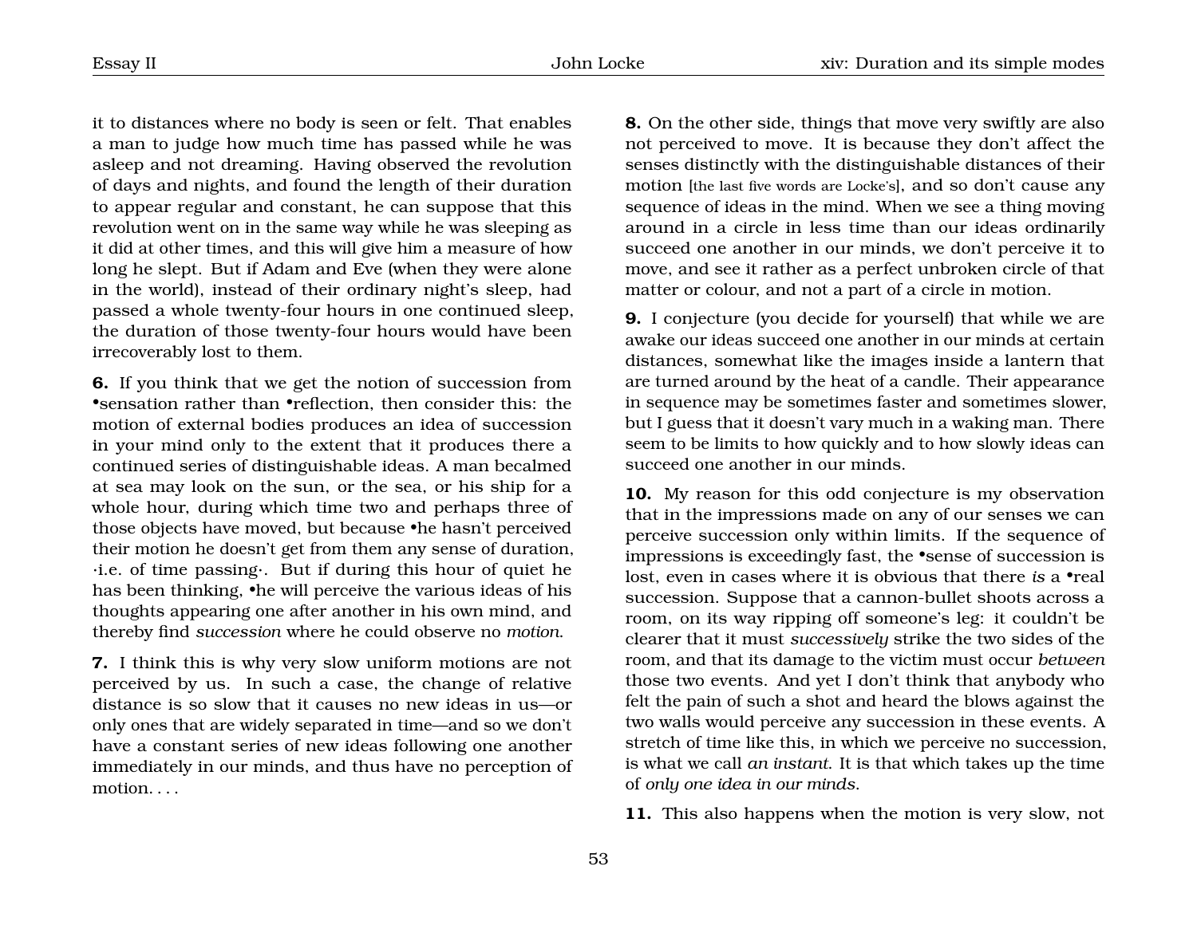it to distances where no body is seen or felt. That enables a man to judge how much time has passed while he was asleep and not dreaming. Having observed the revolution of days and nights, and found the length of their duration to appear regular and constant, he can suppose that this revolution went on in the same way while he was sleeping as it did at other times, and this will give him a measure of how long he slept. But if Adam and Eve (when they were alone in the world), instead of their ordinary night's sleep, had passed a whole twenty-four hours in one continued sleep, the duration of those twenty-four hours would have been irrecoverably lost to them.

**6.** If you think that we get the notion of succession from •sensation rather than •reflection, then consider this: the motion of external bodies produces an idea of succession in your mind only to the extent that it produces there a continued series of distinguishable ideas. A man becalmed at sea may look on the sun, or the sea, or his ship for a whole hour, during which time two and perhaps three of those objects have moved, but because •he hasn't perceived their motion he doesn't get from them any sense of duration, ·i.e. of time passing·. But if during this hour of quiet he has been thinking, •he will perceive the various ideas of his thoughts appearing one after another in his own mind, and thereby find *succession* where he could observe no *motion*.

**7.** I think this is why very slow uniform motions are not perceived by us. In such a case, the change of relative distance is so slow that it causes no new ideas in us—or only ones that are widely separated in time—and so we don't have a constant series of new ideas following one another immediately in our minds, and thus have no perception of motion. . . .

**8.** On the other side, things that move very swiftly are also not perceived to move. It is because they don't affect the senses distinctly with the distinguishable distances of their motion [the last five words are Locke's], and so don't cause any sequence of ideas in the mind. When we see a thing moving around in a circle in less time than our ideas ordinarily succeed one another in our minds, we don't perceive it to move, and see it rather as a perfect unbroken circle of that matter or colour, and not a part of a circle in motion.

**9.** I conjecture (you decide for yourself) that while we are awake our ideas succeed one another in our minds at certain distances, somewhat like the images inside a lantern that are turned around by the heat of a candle. Their appearance in sequence may be sometimes faster and sometimes slower, but I guess that it doesn't vary much in a waking man. There seem to be limits to how quickly and to how slowly ideas can succeed one another in our minds.

**10.** My reason for this odd conjecture is my observation that in the impressions made on any of our senses we can perceive succession only within limits. If the sequence of impressions is exceedingly fast, the •sense of succession is lost, even in cases where it is obvious that there *is* a •real succession. Suppose that a cannon-bullet shoots across a room, on its way ripping off someone's leg: it couldn't be clearer that it must *successively* strike the two sides of the room, and that its damage to the victim must occur *between* those two events. And yet I don't think that anybody who felt the pain of such a shot and heard the blows against the two walls would perceive any succession in these events. A stretch of time like this, in which we perceive no succession, is what we call *an instant*. It is that which takes up the time of *only one idea in our minds*.

**11.** This also happens when the motion is very slow, not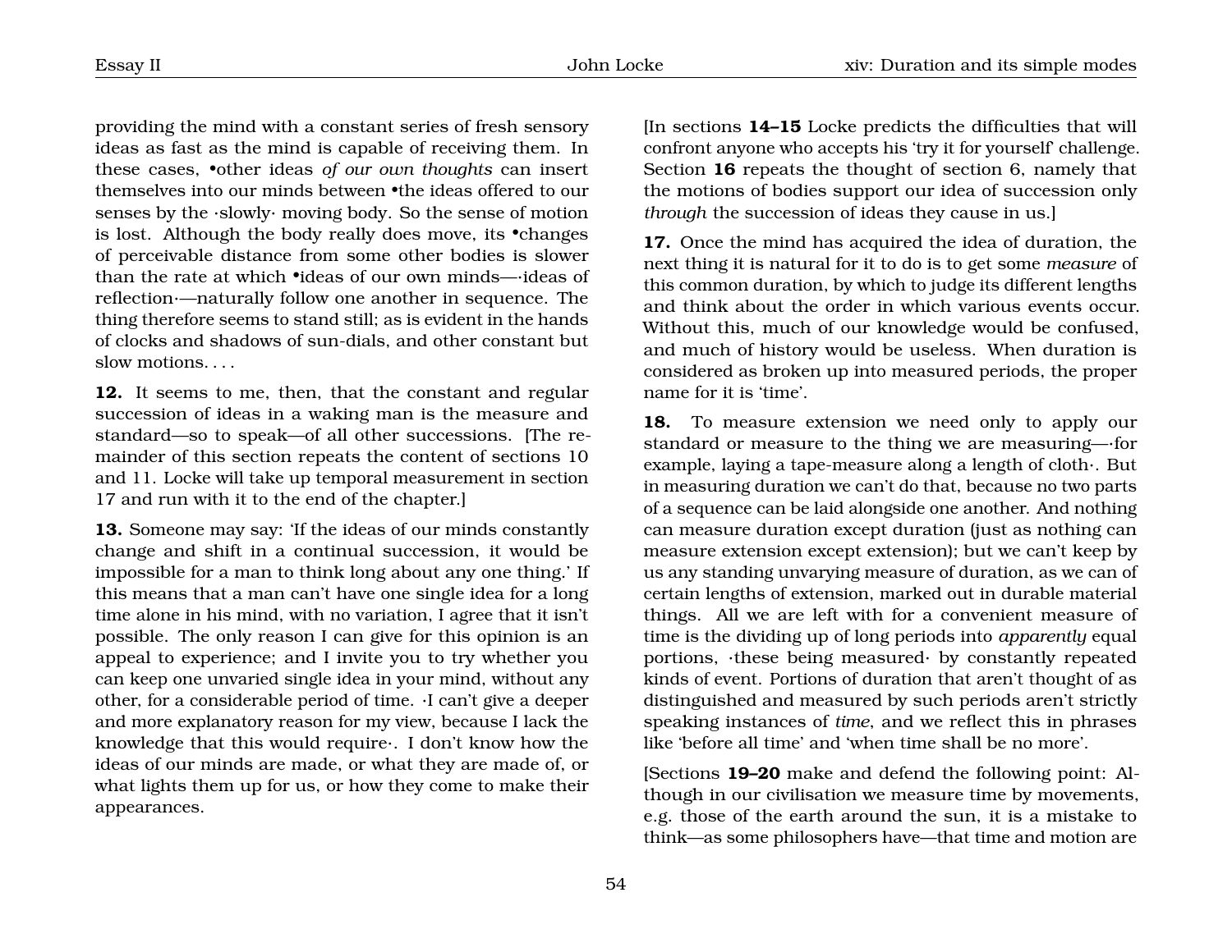providing the mind with a constant series of fresh sensory ideas as fast as the mind is capable of receiving them. In these cases, •other ideas *of our own thoughts* can insert themselves into our minds between •the ideas offered to our senses by the ·slowly· moving body. So the sense of motion is lost. Although the body really does move, its •changes of perceivable distance from some other bodies is slower than the rate at which •ideas of our own minds—·ideas of reflection·—naturally follow one another in sequence. The thing therefore seems to stand still; as is evident in the hands of clocks and shadows of sun-dials, and other constant but slow motions. . . .

**12.** It seems to me, then, that the constant and regular succession of ideas in a waking man is the measure and standard—so to speak—of all other successions. [The remainder of this section repeats the content of sections 10 and 11. Locke will take up temporal measurement in section 17 and run with it to the end of the chapter.]

**13.** Someone may say: 'If the ideas of our minds constantly change and shift in a continual succession, it would be impossible for a man to think long about any one thing.' If this means that a man can't have one single idea for a long time alone in his mind, with no variation, I agree that it isn't possible. The only reason I can give for this opinion is an appeal to experience; and I invite you to try whether you can keep one unvaried single idea in your mind, without any other, for a considerable period of time. ·I can't give a deeper and more explanatory reason for my view, because I lack the knowledge that this would require·. I don't know how the ideas of our minds are made, or what they are made of, or what lights them up for us, or how they come to make their appearances.

[In sections **14–15** Locke predicts the difficulties that will confront anyone who accepts his 'try it for yourself' challenge. Section **16** repeats the thought of section 6, namely that the motions of bodies support our idea of succession only *through* the succession of ideas they cause in us.]

**17.** Once the mind has acquired the idea of duration, the next thing it is natural for it to do is to get some *measure* of this common duration, by which to judge its different lengths and think about the order in which various events occur. Without this, much of our knowledge would be confused, and much of history would be useless. When duration is considered as broken up into measured periods, the proper name for it is 'time'.

**18.** To measure extension we need only to apply our standard or measure to the thing we are measuring—·for example, laying a tape-measure along a length of cloth·. But in measuring duration we can't do that, because no two parts of a sequence can be laid alongside one another. And nothing can measure duration except duration (just as nothing can measure extension except extension); but we can't keep by us any standing unvarying measure of duration, as we can of certain lengths of extension, marked out in durable material things. All we are left with for a convenient measure of time is the dividing up of long periods into *apparently* equal portions, ·these being measured· by constantly repeated kinds of event. Portions of duration that aren't thought of as distinguished and measured by such periods aren't strictly speaking instances of *time*, and we reflect this in phrases like 'before all time' and 'when time shall be no more'.

[Sections **19–20** make and defend the following point: Although in our civilisation we measure time by movements, e.g. those of the earth around the sun, it is a mistake to think—as some philosophers have—that time and motion are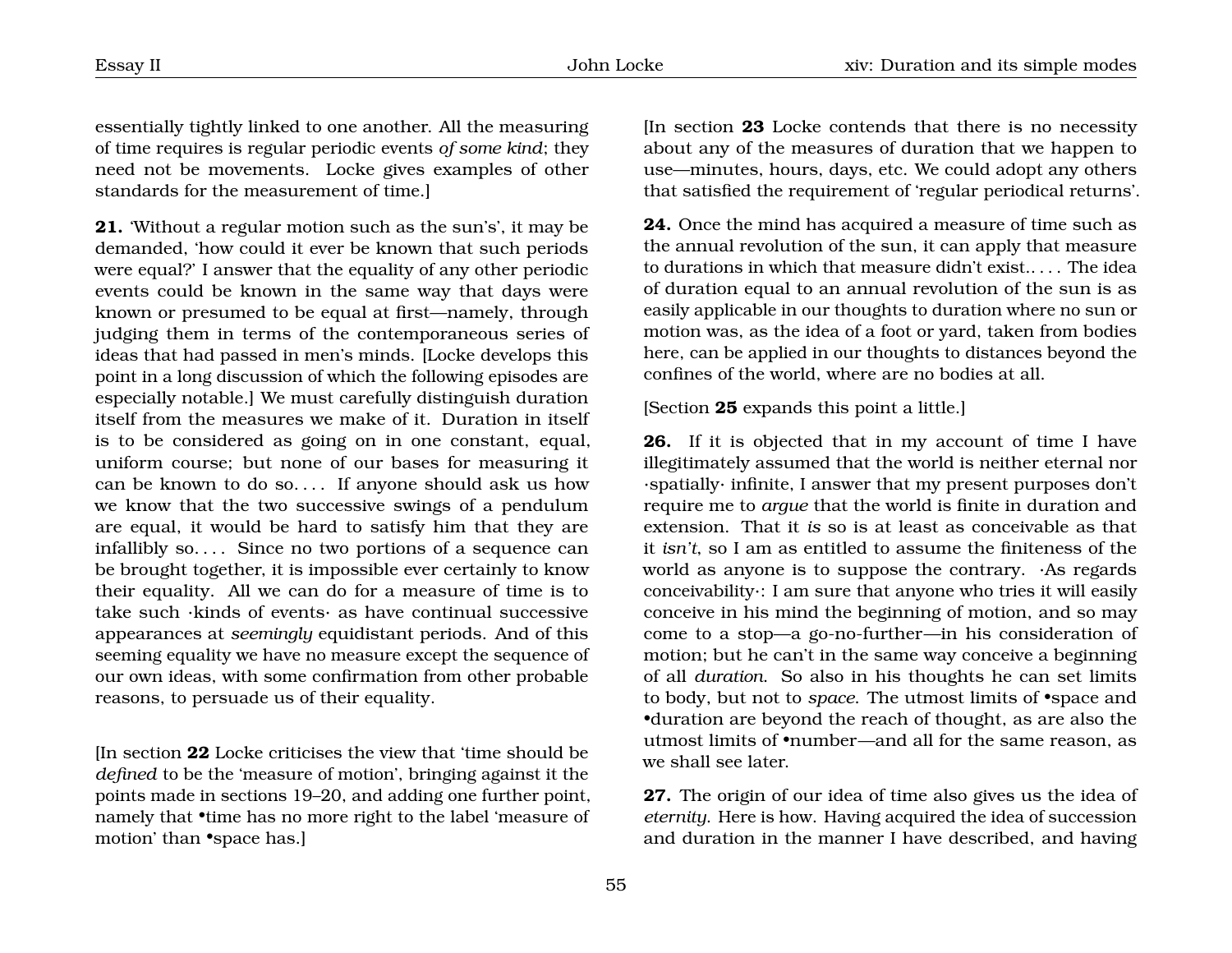essentially tightly linked to one another. All the measuring of time requires is regular periodic events *of some kind*; they need not be movements. Locke gives examples of other standards for the measurement of time.]

**21.** 'Without a regular motion such as the sun's', it may be demanded, 'how could it ever be known that such periods were equal?' I answer that the equality of any other periodic events could be known in the same way that days were known or presumed to be equal at first—namely, through judging them in terms of the contemporaneous series of ideas that had passed in men's minds. [Locke develops this point in a long discussion of which the following episodes are especially notable.] We must carefully distinguish duration itself from the measures we make of it. Duration in itself is to be considered as going on in one constant, equal, uniform course; but none of our bases for measuring it can be known to do so. . . . If anyone should ask us how we know that the two successive swings of a pendulum are equal, it would be hard to satisfy him that they are infallibly so. . . . Since no two portions of a sequence can be brought together, it is impossible ever certainly to know their equality. All we can do for a measure of time is to take such ·kinds of events· as have continual successive appearances at *seemingly* equidistant periods. And of this seeming equality we have no measure except the sequence of our own ideas, with some confirmation from other probable reasons, to persuade us of their equality.

[In section **22** Locke criticises the view that 'time should be *defined* to be the 'measure of motion', bringing against it the points made in sections 19–20, and adding one further point, namely that •time has no more right to the label 'measure of motion' than •space has.]

[In section **23** Locke contends that there is no necessity about any of the measures of duration that we happen to use—minutes, hours, days, etc. We could adopt any others that satisfied the requirement of 'regular periodical returns'.

**24.** Once the mind has acquired a measure of time such as the annual revolution of the sun, it can apply that measure to durations in which that measure didn't exist.. . . . The idea of duration equal to an annual revolution of the sun is as easily applicable in our thoughts to duration where no sun or motion was, as the idea of a foot or yard, taken from bodies here, can be applied in our thoughts to distances beyond the confines of the world, where are no bodies at all.

[Section **25** expands this point a little.]

**26.** If it is objected that in my account of time I have illegitimately assumed that the world is neither eternal nor ·spatially· infinite, I answer that my present purposes don't require me to *argue* that the world is finite in duration and extension. That it *is* so is at least as conceivable as that it *isn't*, so I am as entitled to assume the finiteness of the world as anyone is to suppose the contrary. ·As regards conceivability·: I am sure that anyone who tries it will easily conceive in his mind the beginning of motion, and so may come to a stop—a go-no-further—in his consideration of motion; but he can't in the same way conceive a beginning of all *duration*. So also in his thoughts he can set limits to body, but not to *space*. The utmost limits of •space and •duration are beyond the reach of thought, as are also the utmost limits of •number—and all for the same reason, as we shall see later.

**27.** The origin of our idea of time also gives us the idea of *eternity*. Here is how. Having acquired the idea of succession and duration in the manner I have described, and having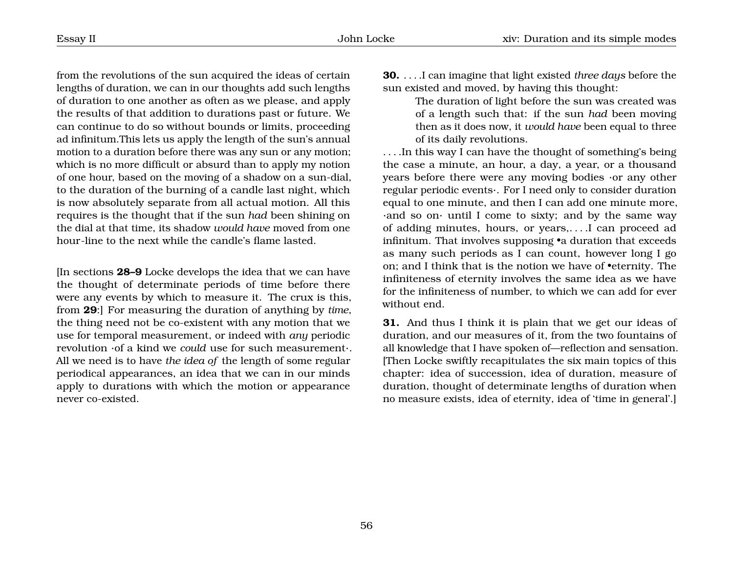from the revolutions of the sun acquired the ideas of certain lengths of duration, we can in our thoughts add such lengths of duration to one another as often as we please, and apply the results of that addition to durations past or future. We can continue to do so without bounds or limits, proceeding ad infinitum.This lets us apply the length of the sun's annual motion to a duration before there was any sun or any motion; which is no more difficult or absurd than to apply my notion of one hour, based on the moving of a shadow on a sun-dial, to the duration of the burning of a candle last night, which is now absolutely separate from all actual motion. All this requires is the thought that if the sun *had* been shining on the dial at that time, its shadow *would have* moved from one hour-line to the next while the candle's flame lasted.

[In sections **28–9** Locke develops the idea that we can have the thought of determinate periods of time before there were any events by which to measure it. The crux is this, from **29**:] For measuring the duration of anything by *time*, the thing need not be co-existent with any motion that we use for temporal measurement, or indeed with *any* periodic revolution ·of a kind we *could* use for such measurement·. All we need is to have *the idea of* the length of some regular periodical appearances, an idea that we can in our minds apply to durations with which the motion or appearance never co-existed.

**30.** . . . .I can imagine that light existed *three days* before the sun existed and moved, by having this thought:

> The duration of light before the sun was created was of a length such that: if the sun *had* been moving then as it does now, it *would have* been equal to three of its daily revolutions.

. . . .In this way I can have the thought of something's being the case a minute, an hour, a day, a year, or a thousand years before there were any moving bodies ·or any other regular periodic events·. For I need only to consider duration equal to one minute, and then I can add one minute more, ·and so on· until I come to sixty; and by the same way of adding minutes, hours, or years,. . . .I can proceed ad infinitum. That involves supposing •a duration that exceeds as many such periods as I can count, however long I go on; and I think that is the notion we have of •eternity. The infiniteness of eternity involves the same idea as we have for the infiniteness of number, to which we can add for ever without end.

**31.** And thus I think it is plain that we get our ideas of duration, and our measures of it, from the two fountains of all knowledge that I have spoken of—reflection and sensation. [Then Locke swiftly recapitulates the six main topics of this chapter: idea of succession, idea of duration, measure of duration, thought of determinate lengths of duration when no measure exists, idea of eternity, idea of 'time in general'.]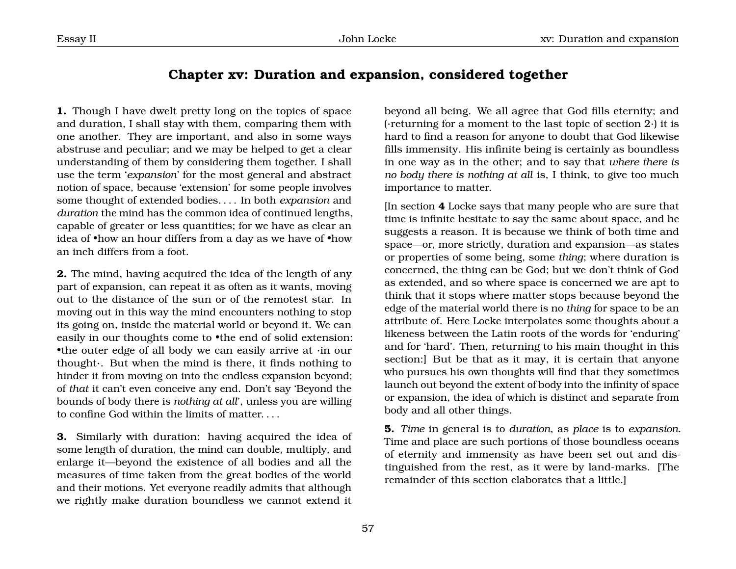## Chapter xv: Duration and expansion, considered together

**1.** Though I have dwelt pretty long on the topics of space and duration, I shall stay with them, comparing them with one another. They are important, and also in some ways abstruse and peculiar; and we may be helped to get a clear understanding of them by considering them together. I shall use the term '*expansion*' for the most general and abstract notion of space, because 'extension' for some people involves some thought of extended bodies. . . . In both *expansion* and *duration* the mind has the common idea of continued lengths, capable of greater or less quantities; for we have as clear an idea of •how an hour differs from a day as we have of •how an inch differs from a foot.

**2.** The mind, having acquired the idea of the length of any part of expansion, can repeat it as often as it wants, moving out to the distance of the sun or of the remotest star. In moving out in this way the mind encounters nothing to stop its going on, inside the material world or beyond it. We can easily in our thoughts come to •the end of solid extension: •the outer edge of all body we can easily arrive at ·in our thought·. But when the mind is there, it finds nothing to hinder it from moving on into the endless expansion beyond; of *that* it can't even conceive any end. Don't say 'Beyond the bounds of body there is *nothing at all*', unless you are willing to confine God within the limits of matter. . . .

**3.** Similarly with duration: having acquired the idea of some length of duration, the mind can double, multiply, and enlarge it—beyond the existence of all bodies and all the measures of time taken from the great bodies of the world and their motions. Yet everyone readily admits that although we rightly make duration boundless we cannot extend it beyond all being. We all agree that God fills eternity; and (·returning for a moment to the last topic of section 2·) it is hard to find a reason for anyone to doubt that God likewise fills immensity. His infinite being is certainly as boundless in one way as in the other; and to say that *where there is no body there is nothing at all* is, I think, to give too much importance to matter.

[In section **4** Locke says that many people who are sure that time is infinite hesitate to say the same about space, and he suggests a reason. It is because we think of both time and space—or, more strictly, duration and expansion—as states or properties of some being, some *thing*; where duration is concerned, the thing can be God; but we don't think of God as extended, and so where space is concerned we are apt to think that it stops where matter stops because beyond the edge of the material world there is no *thing* for space to be an attribute of. Here Locke interpolates some thoughts about a likeness between the Latin roots of the words for 'enduring' and for 'hard'. Then, returning to his main thought in this section:] But be that as it may, it is certain that anyone who pursues his own thoughts will find that they sometimes launch out beyond the extent of body into the infinity of space or expansion, the idea of which is distinct and separate from body and all other things.

**5.** *Time* in general is to *duration*, as *place* is to *expansion*. Time and place are such portions of those boundless oceans of eternity and immensity as have been set out and distinguished from the rest, as it were by land-marks. [The remainder of this section elaborates that a little.]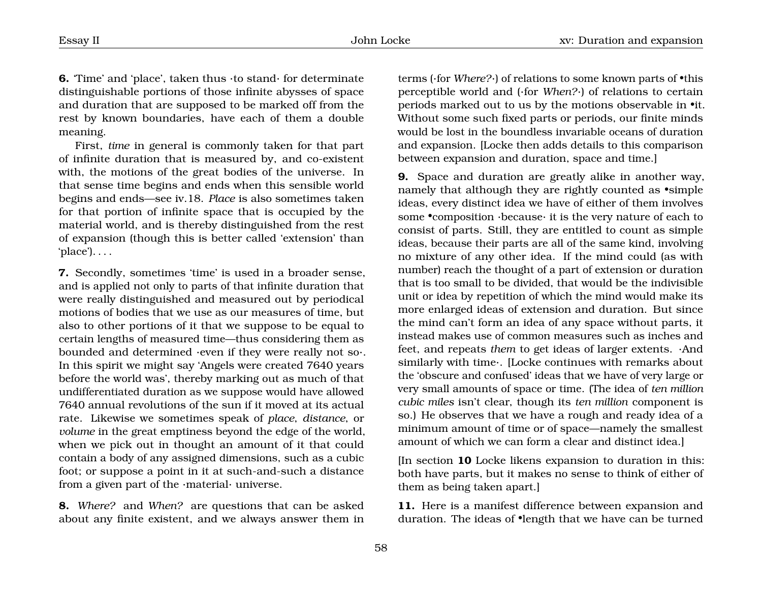**6.** 'Time' and 'place', taken thus ·to stand· for determinate distinguishable portions of those infinite abysses of space and duration that are supposed to be marked off from the rest by known boundaries, have each of them a double meaning.

First, *time* in general is commonly taken for that part of infinite duration that is measured by, and co-existent with, the motions of the great bodies of the universe. In that sense time begins and ends when this sensible world begins and ends—see iv.18. *Place* is also sometimes taken for that portion of infinite space that is occupied by the material world, and is thereby distinguished from the rest of expansion (though this is better called 'extension' than 'place'). . . .

**7.** Secondly, sometimes 'time' is used in a broader sense, and is applied not only to parts of that infinite duration that were really distinguished and measured out by periodical motions of bodies that we use as our measures of time, but also to other portions of it that we suppose to be equal to certain lengths of measured time—thus considering them as bounded and determined ·even if they were really not so·. In this spirit we might say 'Angels were created 7640 years before the world was', thereby marking out as much of that undifferentiated duration as we suppose would have allowed 7640 annual revolutions of the sun if it moved at its actual rate. Likewise we sometimes speak of *place*, *distance*, or *volume* in the great emptiness beyond the edge of the world, when we pick out in thought an amount of it that could contain a body of any assigned dimensions, such as a cubic foot; or suppose a point in it at such-and-such a distance from a given part of the ·material· universe.

**8.** *Where?* and *When?* are questions that can be asked about any finite existent, and we always answer them in terms (·for *Where?*·) of relations to some known parts of •this perceptible world and (·for *When?*·) of relations to certain periods marked out to us by the motions observable in •it. Without some such fixed parts or periods, our finite minds would be lost in the boundless invariable oceans of duration and expansion. [Locke then adds details to this comparison between expansion and duration, space and time.]

**9.** Space and duration are greatly alike in another way, namely that although they are rightly counted as •simple ideas, every distinct idea we have of either of them involves some •composition ·because· it is the very nature of each to consist of parts. Still, they are entitled to count as simple ideas, because their parts are all of the same kind, involving no mixture of any other idea. If the mind could (as with number) reach the thought of a part of extension or duration that is too small to be divided, that would be the indivisible unit or idea by repetition of which the mind would make its more enlarged ideas of extension and duration. But since the mind can't form an idea of any space without parts, it instead makes use of common measures such as inches and feet, and repeats *them* to get ideas of larger extents. ·And similarly with time·. [Locke continues with remarks about the 'obscure and confused' ideas that we have of very large or very small amounts of space or time. (The idea of *ten million cubic miles* isn't clear, though its *ten million* component is so.) He observes that we have a rough and ready idea of a minimum amount of time or of space—namely the smallest amount of which we can form a clear and distinct idea.]

[In section **10** Locke likens expansion to duration in this: both have parts, but it makes no sense to think of either of them as being taken apart.]

**11.** Here is a manifest difference between expansion and duration. The ideas of •length that we have can be turned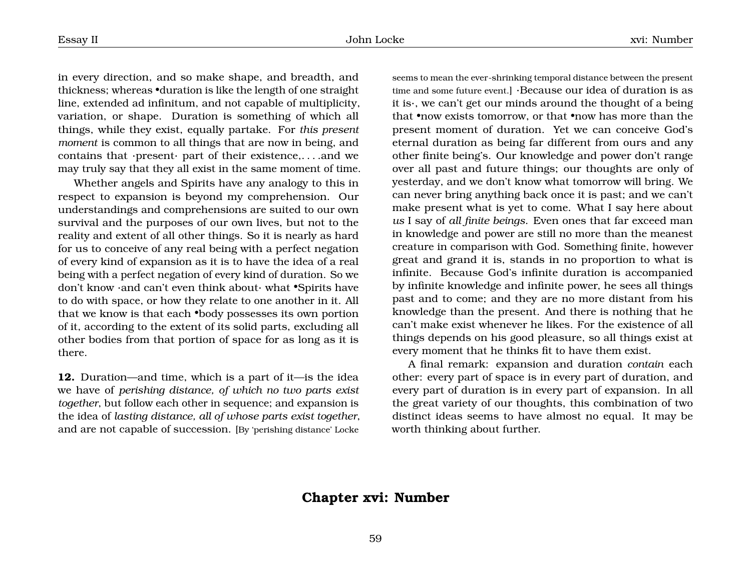in every direction, and so make shape, and breadth, and thickness; whereas •duration is like the length of one straight line, extended ad infinitum, and not capable of multiplicity, variation, or shape. Duration is something of which all things, while they exist, equally partake. For *this present moment* is common to all things that are now in being, and contains that ·present· part of their existence,. . . .and we may truly say that they all exist in the same moment of time.

Whether angels and Spirits have any analogy to this in respect to expansion is beyond my comprehension. Our understandings and comprehensions are suited to our own survival and the purposes of our own lives, but not to the reality and extent of all other things. So it is nearly as hard for us to conceive of any real being with a perfect negation of every kind of expansion as it is to have the idea of a real being with a perfect negation of every kind of duration. So we don't know ·and can't even think about· what •Spirits have to do with space, or how they relate to one another in it. All that we know is that each •body possesses its own portion of it, according to the extent of its solid parts, excluding all other bodies from that portion of space for as long as it is there.

**12.** Duration—and time, which is a part of it—is the idea we have of *perishing distance, of which no two parts exist together*, but follow each other in sequence; and expansion is the idea of *lasting distance, all of whose parts exist together*, and are not capable of succession. [By 'perishing distance' Locke seems to mean the ever-shrinking temporal distance between the present time and some future event.] ·Because our idea of duration is as it is·, we can't get our minds around the thought of a being that •now exists tomorrow, or that •now has more than the present moment of duration. Yet we can conceive God's eternal duration as being far different from ours and any other finite being's. Our knowledge and power don't range over all past and future things; our thoughts are only of yesterday, and we don't know what tomorrow will bring. We can never bring anything back once it is past; and we can't make present what is yet to come. What I say here about *us* I say of *all finite beings*. Even ones that far exceed man in knowledge and power are still no more than the meanest creature in comparison with God. Something finite, however great and grand it is, stands in no proportion to what is infinite. Because God's infinite duration is accompanied by infinite knowledge and infinite power, he sees all things past and to come; and they are no more distant from his knowledge than the present. And there is nothing that he can't make exist whenever he likes. For the existence of all things depends on his good pleasure, so all things exist at every moment that he thinks fit to have them exist.

A final remark: expansion and duration *contain* each other: every part of space is in every part of duration, and every part of duration is in every part of expansion. In all the great variety of our thoughts, this combination of two distinct ideas seems to have almost no equal. It may be worth thinking about further.

## Chapter xvi: Number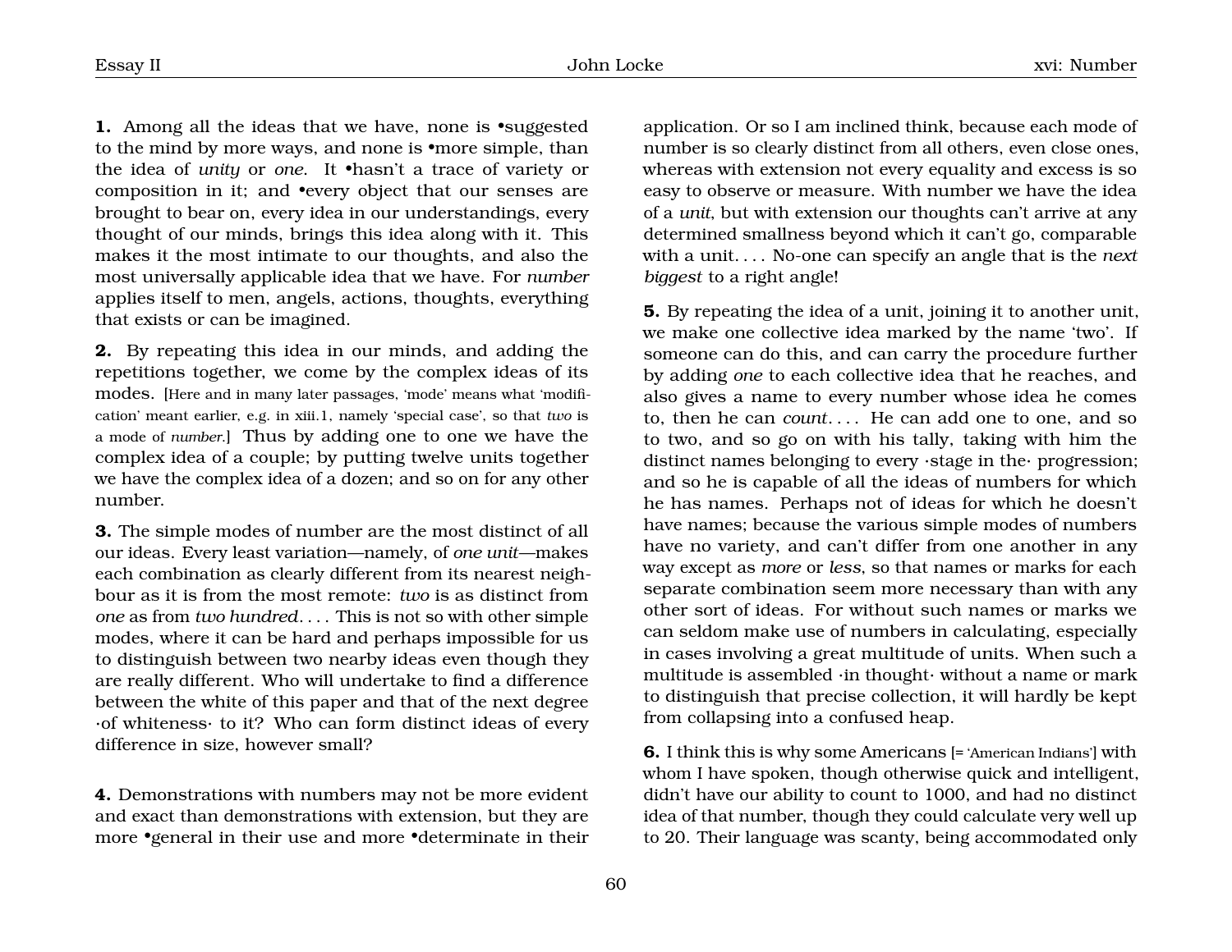**1.** Among all the ideas that we have, none is •suggested to the mind by more ways, and none is •more simple, than the idea of *unity* or *one*. It •hasn't a trace of variety or composition in it; and •every object that our senses are brought to bear on, every idea in our understandings, every thought of our minds, brings this idea along with it. This makes it the most intimate to our thoughts, and also the most universally applicable idea that we have. For *number* applies itself to men, angels, actions, thoughts, everything that exists or can be imagined.

**2.** By repeating this idea in our minds, and adding the repetitions together, we come by the complex ideas of its modes. [Here and in many later passages, 'mode' means what 'modification' meant earlier, e.g. in xiii.1, namely 'special case', so that *two* is a mode of *number*.] Thus by adding one to one we have the complex idea of a couple; by putting twelve units together we have the complex idea of a dozen; and so on for any other number.

**3.** The simple modes of number are the most distinct of all our ideas. Every least variation—namely, of *one unit*—makes each combination as clearly different from its nearest neighbour as it is from the most remote: *two* is as distinct from *one* as from *two hundred*. . . . This is not so with other simple modes, where it can be hard and perhaps impossible for us to distinguish between two nearby ideas even though they are really different. Who will undertake to find a difference between the white of this paper and that of the next degree ·of whiteness· to it? Who can form distinct ideas of every difference in size, however small?

**4.** Demonstrations with numbers may not be more evident and exact than demonstrations with extension, but they are more •general in their use and more •determinate in their application. Or so I am inclined think, because each mode of number is so clearly distinct from all others, even close ones, whereas with extension not every equality and excess is so easy to observe or measure. With number we have the idea of a *unit*, but with extension our thoughts can't arrive at any determined smallness beyond which it can't go, comparable with a unit. . . . No-one can specify an angle that is the *next biggest* to a right angle!

**5.** By repeating the idea of a unit, joining it to another unit, we make one collective idea marked by the name 'two'. If someone can do this, and can carry the procedure further by adding *one* to each collective idea that he reaches, and also gives a name to every number whose idea he comes to, then he can *count*. . . . He can add one to one, and so to two, and so go on with his tally, taking with him the distinct names belonging to every ·stage in the· progression; and so he is capable of all the ideas of numbers for which he has names. Perhaps not of ideas for which he doesn't have names; because the various simple modes of numbers have no variety, and can't differ from one another in any way except as *more* or *less*, so that names or marks for each separate combination seem more necessary than with any other sort of ideas. For without such names or marks we can seldom make use of numbers in calculating, especially in cases involving a great multitude of units. When such a multitude is assembled ·in thought· without a name or mark to distinguish that precise collection, it will hardly be kept from collapsing into a confused heap.

**6.** I think this is why some Americans [= 'American Indians'] with whom I have spoken, though otherwise quick and intelligent, didn't have our ability to count to 1000, and had no distinct idea of that number, though they could calculate very well up to 20. Their language was scanty, being accommodated only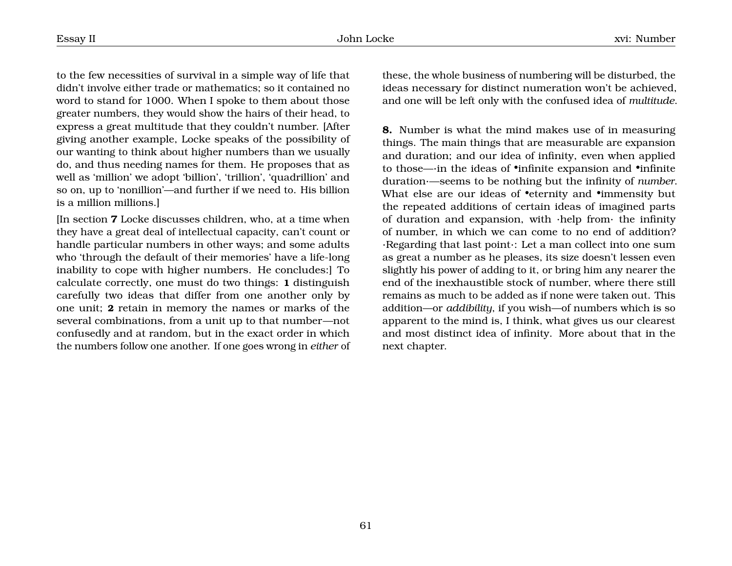to the few necessities of survival in a simple way of life that didn't involve either trade or mathematics; so it contained no word to stand for 1000. When I spoke to them about those greater numbers, they would show the hairs of their head, to express a great multitude that they couldn't number. [After giving another example, Locke speaks of the possibility of our wanting to think about higher numbers than we usually do, and thus needing names for them. He proposes that as well as 'million' we adopt 'billion', 'trillion', 'quadrillion' and so on, up to 'nonillion'—and further if we need to. His billion is a million millions.]

[In section **7** Locke discusses children, who, at a time when they have a great deal of intellectual capacity, can't count or handle particular numbers in other ways; and some adults who 'through the default of their memories' have a life-long inability to cope with higher numbers. He concludes:] To calculate correctly, one must do two things: **1** distinguish carefully two ideas that differ from one another only by one unit; **2** retain in memory the names or marks of the several combinations, from a unit up to that number—not confusedly and at random, but in the exact order in which the numbers follow one another. If one goes wrong in *either* of these, the whole business of numbering will be disturbed, the ideas necessary for distinct numeration won't be achieved, and one will be left only with the confused idea of *multitude*.

**8.** Number is what the mind makes use of in measuring things. The main things that are measurable are expansion and duration; and our idea of infinity, even when applied to those—·in the ideas of •infinite expansion and •infinite duration·—seems to be nothing but the infinity of *number*. What else are our ideas of •eternity and •immensity but the repeated additions of certain ideas of imagined parts of duration and expansion, with ·help from· the infinity of number, in which we can come to no end of addition? ·Regarding that last point·: Let a man collect into one sum as great a number as he pleases, its size doesn't lessen even slightly his power of adding to it, or bring him any nearer the end of the inexhaustible stock of number, where there still remains as much to be added as if none were taken out. This addition—or *addibility*, if you wish—of numbers which is so apparent to the mind is, I think, what gives us our clearest and most distinct idea of infinity. More about that in the next chapter.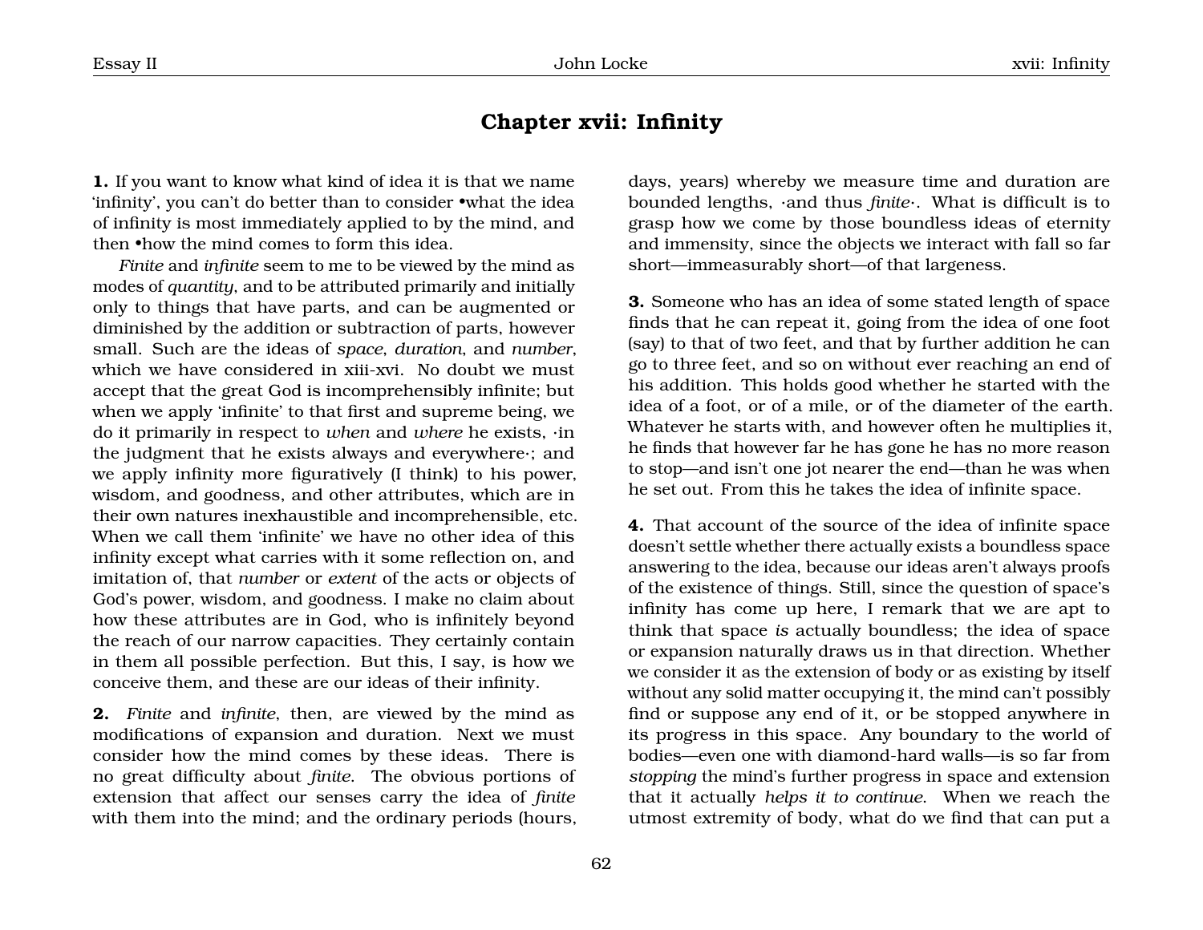## Chapter xvii: Infinity

**1.** If you want to know what kind of idea it is that we name 'infinity', you can't do better than to consider •what the idea of infinity is most immediately applied to by the mind, and then •how the mind comes to form this idea.

*Finite* and *infinite* seem to me to be viewed by the mind as modes of *quantity*, and to be attributed primarily and initially only to things that have parts, and can be augmented or diminished by the addition or subtraction of parts, however small. Such are the ideas of *space*, *duration*, and *number*, which we have considered in xiii-xvi. No doubt we must accept that the great God is incomprehensibly infinite; but when we apply 'infinite' to that first and supreme being, we do it primarily in respect to *when* and *where* he exists, ·in the judgment that he exists always and everywhere·; and we apply infinity more figuratively (I think) to his power, wisdom, and goodness, and other attributes, which are in their own natures inexhaustible and incomprehensible, etc. When we call them 'infinite' we have no other idea of this infinity except what carries with it some reflection on, and imitation of, that *number* or *extent* of the acts or objects of God's power, wisdom, and goodness. I make no claim about how these attributes are in God, who is infinitely beyond the reach of our narrow capacities. They certainly contain in them all possible perfection. But this, I say, is how we conceive them, and these are our ideas of their infinity.

**2.** *Finite* and *infinite*, then, are viewed by the mind as modifications of expansion and duration. Next we must consider how the mind comes by these ideas. There is no great difficulty about *finite*. The obvious portions of extension that affect our senses carry the idea of *finite* with them into the mind; and the ordinary periods (hours, days, years) whereby we measure time and duration are bounded lengths, ·and thus *finite*·. What is difficult is to grasp how we come by those boundless ideas of eternity and immensity, since the objects we interact with fall so far short—immeasurably short—of that largeness.

**3.** Someone who has an idea of some stated length of space finds that he can repeat it, going from the idea of one foot (say) to that of two feet, and that by further addition he can go to three feet, and so on without ever reaching an end of his addition. This holds good whether he started with the idea of a foot, or of a mile, or of the diameter of the earth. Whatever he starts with, and however often he multiplies it, he finds that however far he has gone he has no more reason to stop—and isn't one jot nearer the end—than he was when he set out. From this he takes the idea of infinite space.

**4.** That account of the source of the idea of infinite space doesn't settle whether there actually exists a boundless space answering to the idea, because our ideas aren't always proofs of the existence of things. Still, since the question of space's infinity has come up here, I remark that we are apt to think that space *is* actually boundless; the idea of space or expansion naturally draws us in that direction. Whether we consider it as the extension of body or as existing by itself without any solid matter occupying it, the mind can't possibly find or suppose any end of it, or be stopped anywhere in its progress in this space. Any boundary to the world of bodies—even one with diamond-hard walls—is so far from *stopping* the mind's further progress in space and extension that it actually *helps it to continue*. When we reach the utmost extremity of body, what do we find that can put a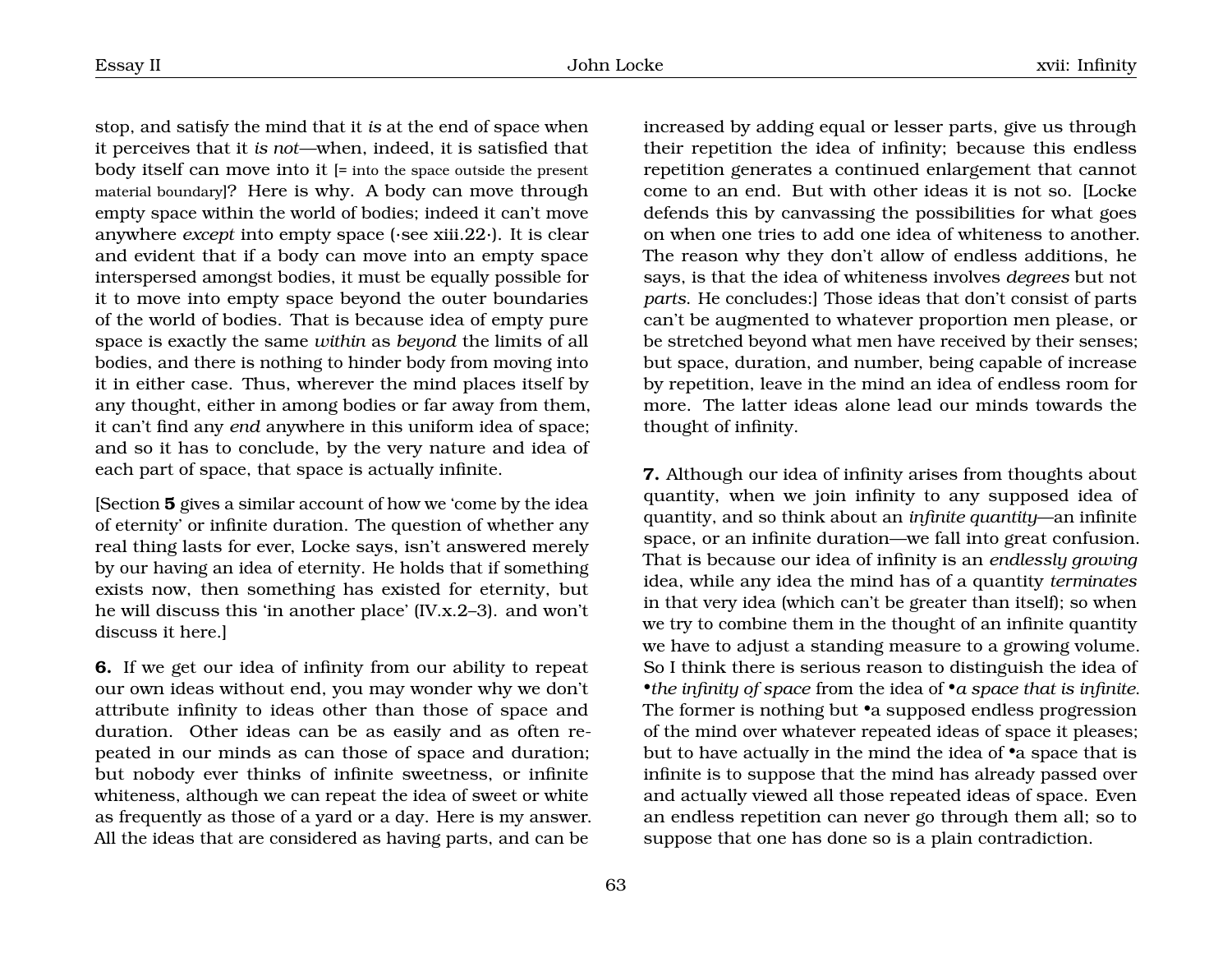stop, and satisfy the mind that it *is* at the end of space when it perceives that it *is not*—when, indeed, it is satisfied that body itself can move into it [= into the space outside the present material boundary]? Here is why. A body can move through empty space within the world of bodies; indeed it can't move anywhere *except* into empty space (·see xiii.22·). It is clear and evident that if a body can move into an empty space interspersed amongst bodies, it must be equally possible for it to move into empty space beyond the outer boundaries of the world of bodies. That is because idea of empty pure space is exactly the same *within* as *beyond* the limits of all bodies, and there is nothing to hinder body from moving into it in either case. Thus, wherever the mind places itself by any thought, either in among bodies or far away from them, it can't find any *end* anywhere in this uniform idea of space; and so it has to conclude, by the very nature and idea of each part of space, that space is actually infinite.

[Section **5** gives a similar account of how we 'come by the idea of eternity' or infinite duration. The question of whether any real thing lasts for ever, Locke says, isn't answered merely by our having an idea of eternity. He holds that if something exists now, then something has existed for eternity, but he will discuss this 'in another place' (IV.x.2–3). and won't discuss it here.]

**6.** If we get our idea of infinity from our ability to repeat our own ideas without end, you may wonder why we don't attribute infinity to ideas other than those of space and duration. Other ideas can be as easily and as often repeated in our minds as can those of space and duration; but nobody ever thinks of infinite sweetness, or infinite whiteness, although we can repeat the idea of sweet or white as frequently as those of a yard or a day. Here is my answer. All the ideas that are considered as having parts, and can be increased by adding equal or lesser parts, give us through their repetition the idea of infinity; because this endless repetition generates a continued enlargement that cannot come to an end. But with other ideas it is not so. [Locke defends this by canvassing the possibilities for what goes on when one tries to add one idea of whiteness to another. The reason why they don't allow of endless additions, he says, is that the idea of whiteness involves *degrees* but not *parts*. He concludes:] Those ideas that don't consist of parts can't be augmented to whatever proportion men please, or be stretched beyond what men have received by their senses; but space, duration, and number, being capable of increase by repetition, leave in the mind an idea of endless room for more. The latter ideas alone lead our minds towards the thought of infinity.

**7.** Although our idea of infinity arises from thoughts about quantity, when we join infinity to any supposed idea of quantity, and so think about an *infinite quantity*—an infinite space, or an infinite duration—we fall into great confusion. That is because our idea of infinity is an *endlessly growing* idea, while any idea the mind has of a quantity *terminates* in that very idea (which can't be greater than itself); so when we try to combine them in the thought of an infinite quantity we have to adjust a standing measure to a growing volume. So I think there is serious reason to distinguish the idea of •*the infinity of space* from the idea of •*a space that is infinite*. The former is nothing but •a supposed endless progression of the mind over whatever repeated ideas of space it pleases; but to have actually in the mind the idea of •a space that is infinite is to suppose that the mind has already passed over and actually viewed all those repeated ideas of space. Even an endless repetition can never go through them all; so to suppose that one has done so is a plain contradiction.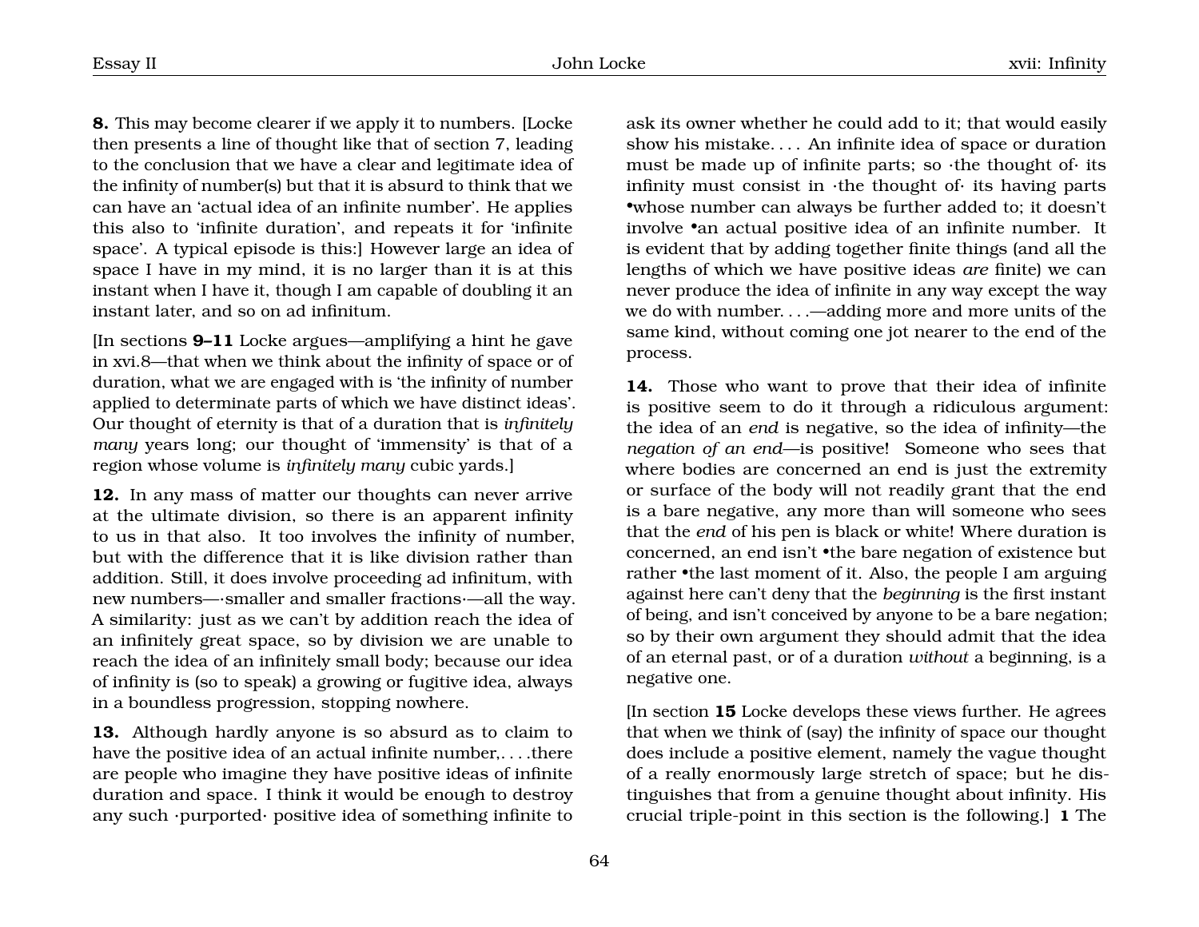**8.** This may become clearer if we apply it to numbers. [Locke then presents a line of thought like that of section 7, leading to the conclusion that we have a clear and legitimate idea of the infinity of number(s) but that it is absurd to think that we can have an 'actual idea of an infinite number'. He applies this also to 'infinite duration', and repeats it for 'infinite space'. A typical episode is this:] However large an idea of space I have in my mind, it is no larger than it is at this instant when I have it, though I am capable of doubling it an instant later, and so on ad infinitum.

[In sections **9–11** Locke argues—amplifying a hint he gave in xvi.8—that when we think about the infinity of space or of duration, what we are engaged with is 'the infinity of number applied to determinate parts of which we have distinct ideas'. Our thought of eternity is that of a duration that is *infinitely many* years long; our thought of 'immensity' is that of a region whose volume is *infinitely many* cubic yards.]

**12.** In any mass of matter our thoughts can never arrive at the ultimate division, so there is an apparent infinity to us in that also. It too involves the infinity of number, but with the difference that it is like division rather than addition. Still, it does involve proceeding ad infinitum, with new numbers—·smaller and smaller fractions·—all the way. A similarity: just as we can't by addition reach the idea of an infinitely great space, so by division we are unable to reach the idea of an infinitely small body; because our idea of infinity is (so to speak) a growing or fugitive idea, always in a boundless progression, stopping nowhere.

**13.** Although hardly anyone is so absurd as to claim to have the positive idea of an actual infinite number,. . . .there are people who imagine they have positive ideas of infinite duration and space. I think it would be enough to destroy any such ·purported· positive idea of something infinite to ask its owner whether he could add to it; that would easily show his mistake. . . . An infinite idea of space or duration must be made up of infinite parts; so ·the thought of· its infinity must consist in ·the thought of· its having parts •whose number can always be further added to; it doesn't involve •an actual positive idea of an infinite number. It is evident that by adding together finite things (and all the lengths of which we have positive ideas *are* finite) we can never produce the idea of infinite in any way except the way we do with number. . . .—adding more and more units of the same kind, without coming one jot nearer to the end of the process.

**14.** Those who want to prove that their idea of infinite is positive seem to do it through a ridiculous argument: the idea of an *end* is negative, so the idea of infinity—the *negation of an end*—is positive! Someone who sees that where bodies are concerned an end is just the extremity or surface of the body will not readily grant that the end is a bare negative, any more than will someone who sees that the *end* of his pen is black or white! Where duration is concerned, an end isn't •the bare negation of existence but rather •the last moment of it. Also, the people I am arguing against here can't deny that the *beginning* is the first instant of being, and isn't conceived by anyone to be a bare negation; so by their own argument they should admit that the idea of an eternal past, or of a duration *without* a beginning, is a negative one.

[In section **15** Locke develops these views further. He agrees that when we think of (say) the infinity of space our thought does include a positive element, namely the vague thought of a really enormously large stretch of space; but he distinguishes that from a genuine thought about infinity. His crucial triple-point in this section is the following.] **1** The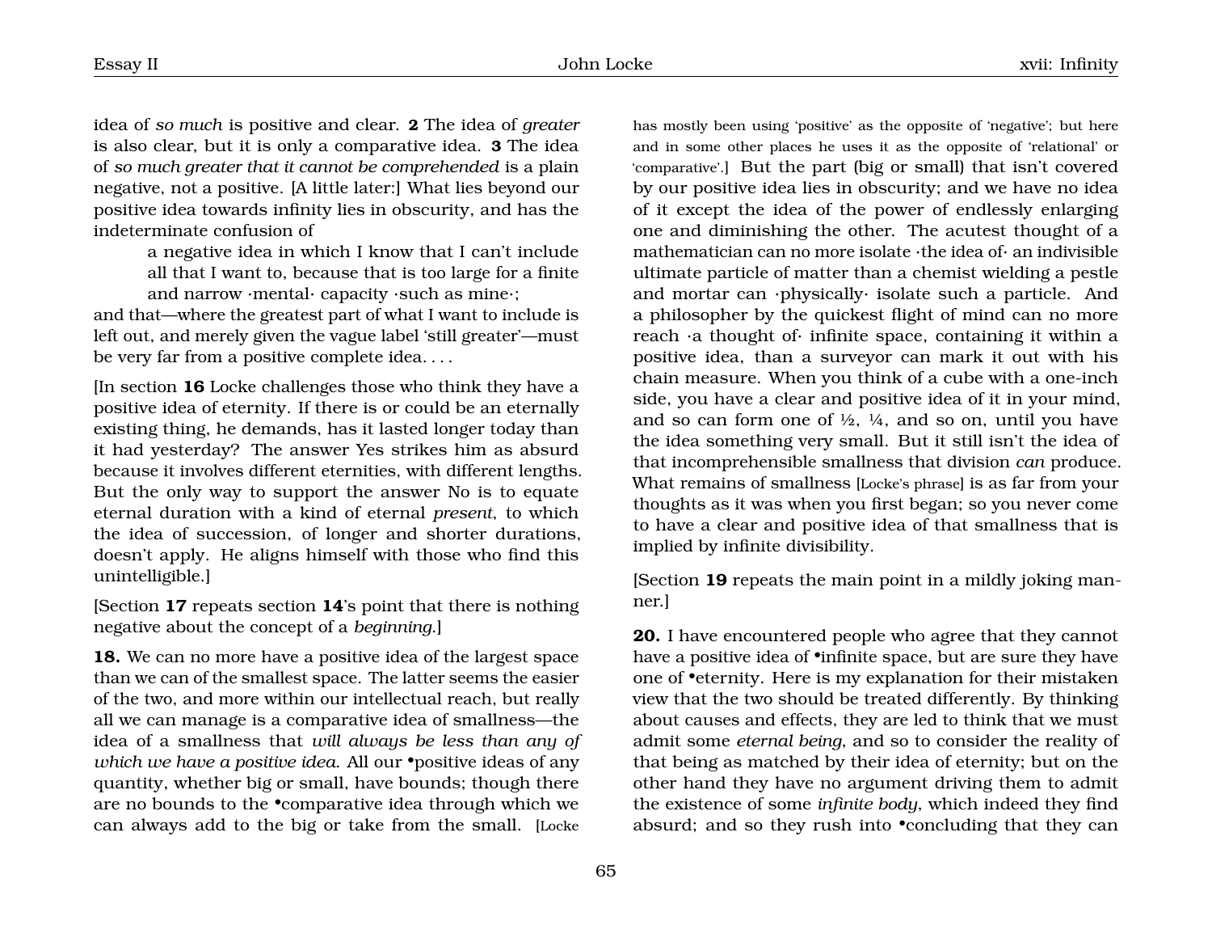idea of *so much* is positive and clear. **2** The idea of *greater* is also clear, but it is only a comparative idea. **3** The idea of *so much greater that it cannot be comprehended* is a plain negative, not a positive. [A little later:] What lies beyond our positive idea towards infinity lies in obscurity, and has the indeterminate confusion of

> a negative idea in which I know that I can't include all that I want to, because that is too large for a finite and narrow ·mental· capacity ·such as mine·;

and that—where the greatest part of what I want to include is left out, and merely given the vague label 'still greater'—must be very far from a positive complete idea. . . .

[In section **16** Locke challenges those who think they have a positive idea of eternity. If there is or could be an eternally existing thing, he demands, has it lasted longer today than it had yesterday? The answer Yes strikes him as absurd because it involves different eternities, with different lengths. But the only way to support the answer No is to equate eternal duration with a kind of eternal *present*, to which the idea of succession, of longer and shorter durations, doesn't apply. He aligns himself with those who find this unintelligible.]

[Section **17** repeats section **14**'s point that there is nothing negative about the concept of a *beginning*.]

**18.** We can no more have a positive idea of the largest space than we can of the smallest space. The latter seems the easier of the two, and more within our intellectual reach, but really all we can manage is a comparative idea of smallness—the idea of a smallness that *will always be less than any of which we have a positive idea*. All our •positive ideas of any quantity, whether big or small, have bounds; though there are no bounds to the •comparative idea through which we can always add to the big or take from the small. [Locke has mostly been using 'positive' as the opposite of 'negative'; but here and in some other places he uses it as the opposite of 'relational' or 'comparative'.] But the part (big or small) that isn't covered by our positive idea lies in obscurity; and we have no idea of it except the idea of the power of endlessly enlarging one and diminishing the other. The acutest thought of a mathematician can no more isolate ·the idea of· an indivisible ultimate particle of matter than a chemist wielding a pestle and mortar can ·physically· isolate such a particle. And a philosopher by the quickest flight of mind can no more reach ·a thought of· infinite space, containing it within a positive idea, than a surveyor can mark it out with his chain measure. When you think of a cube with a one-inch side, you have a clear and positive idea of it in your mind, and so can form one of ½, ¼, and so on, until you have the idea something very small. But it still isn't the idea of that incomprehensible smallness that division *can* produce. What remains of smallness [Locke's phrase] is as far from your thoughts as it was when you first began; so you never come to have a clear and positive idea of that smallness that is implied by infinite divisibility.

[Section **19** repeats the main point in a mildly joking manner.]

**20.** I have encountered people who agree that they cannot have a positive idea of •infinite space, but are sure they have one of •eternity. Here is my explanation for their mistaken view that the two should be treated differently. By thinking about causes and effects, they are led to think that we must admit some *eternal being*, and so to consider the reality of that being as matched by their idea of eternity; but on the other hand they have no argument driving them to admit the existence of some *infinite body*, which indeed they find absurd; and so they rush into •concluding that they can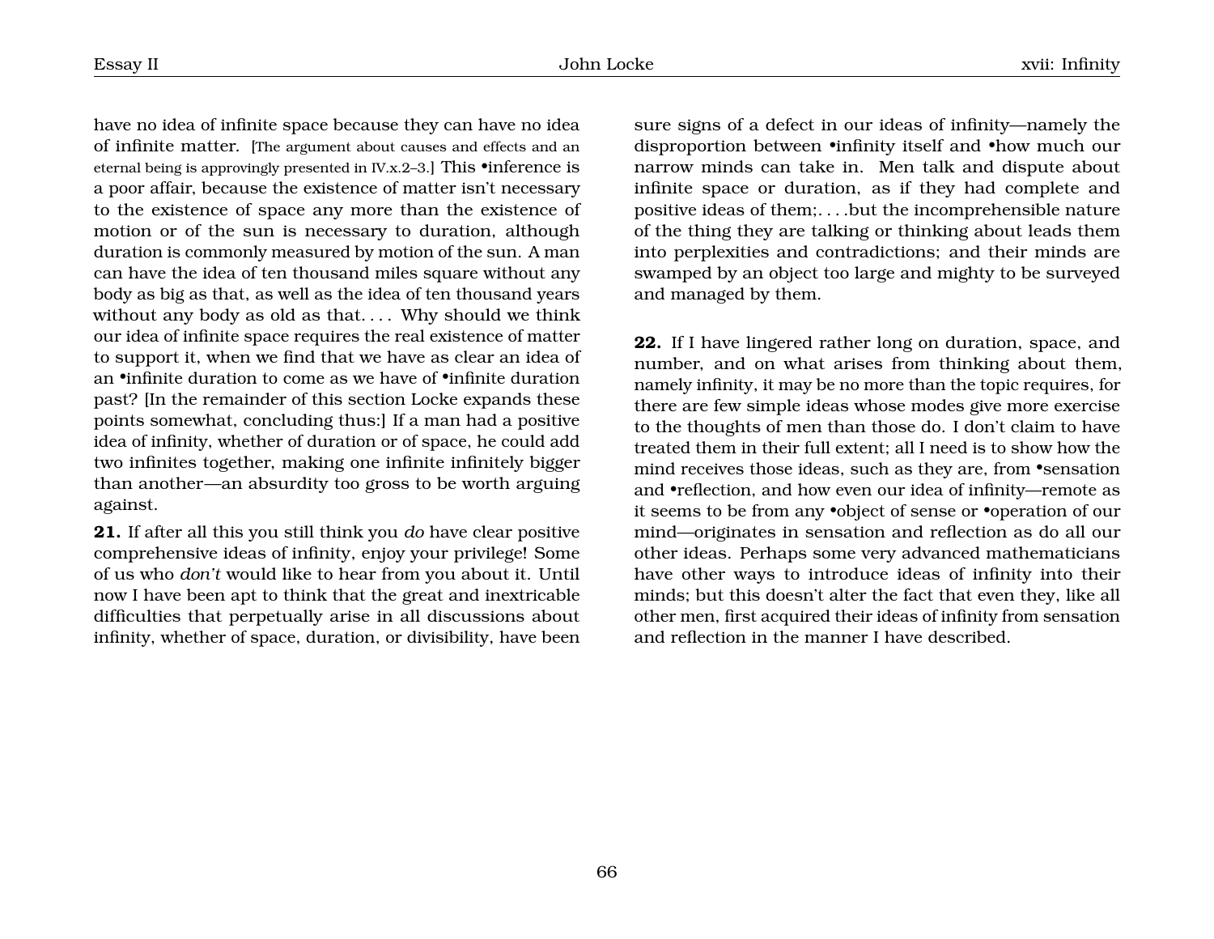have no idea of infinite space because they can have no idea of infinite matter. [The argument about causes and effects and an eternal being is approvingly presented in IV.x.2–3.] This •inference is a poor affair, because the existence of matter isn't necessary to the existence of space any more than the existence of motion or of the sun is necessary to duration, although duration is commonly measured by motion of the sun. A man can have the idea of ten thousand miles square without any body as big as that, as well as the idea of ten thousand years without any body as old as that. . . . Why should we think our idea of infinite space requires the real existence of matter to support it, when we find that we have as clear an idea of an •infinite duration to come as we have of •infinite duration past? [In the remainder of this section Locke expands these points somewhat, concluding thus:] If a man had a positive idea of infinity, whether of duration or of space, he could add two infinites together, making one infinite infinitely bigger than another—an absurdity too gross to be worth arguing against.

**21.** If after all this you still think you *do* have clear positive comprehensive ideas of infinity, enjoy your privilege! Some of us who *don't* would like to hear from you about it. Until now I have been apt to think that the great and inextricable difficulties that perpetually arise in all discussions about infinity, whether of space, duration, or divisibility, have been sure signs of a defect in our ideas of infinity—namely the disproportion between •infinity itself and •how much our narrow minds can take in. Men talk and dispute about infinite space or duration, as if they had complete and positive ideas of them;. . . .but the incomprehensible nature of the thing they are talking or thinking about leads them into perplexities and contradictions; and their minds are swamped by an object too large and mighty to be surveyed and managed by them.

**22.** If I have lingered rather long on duration, space, and number, and on what arises from thinking about them, namely infinity, it may be no more than the topic requires, for there are few simple ideas whose modes give more exercise to the thoughts of men than those do. I don't claim to have treated them in their full extent; all I need is to show how the mind receives those ideas, such as they are, from •sensation and •reflection, and how even our idea of infinity—remote as it seems to be from any •object of sense or •operation of our mind—originates in sensation and reflection as do all our other ideas. Perhaps some very advanced mathematicians have other ways to introduce ideas of infinity into their minds; but this doesn't alter the fact that even they, like all other men, first acquired their ideas of infinity from sensation and reflection in the manner I have described.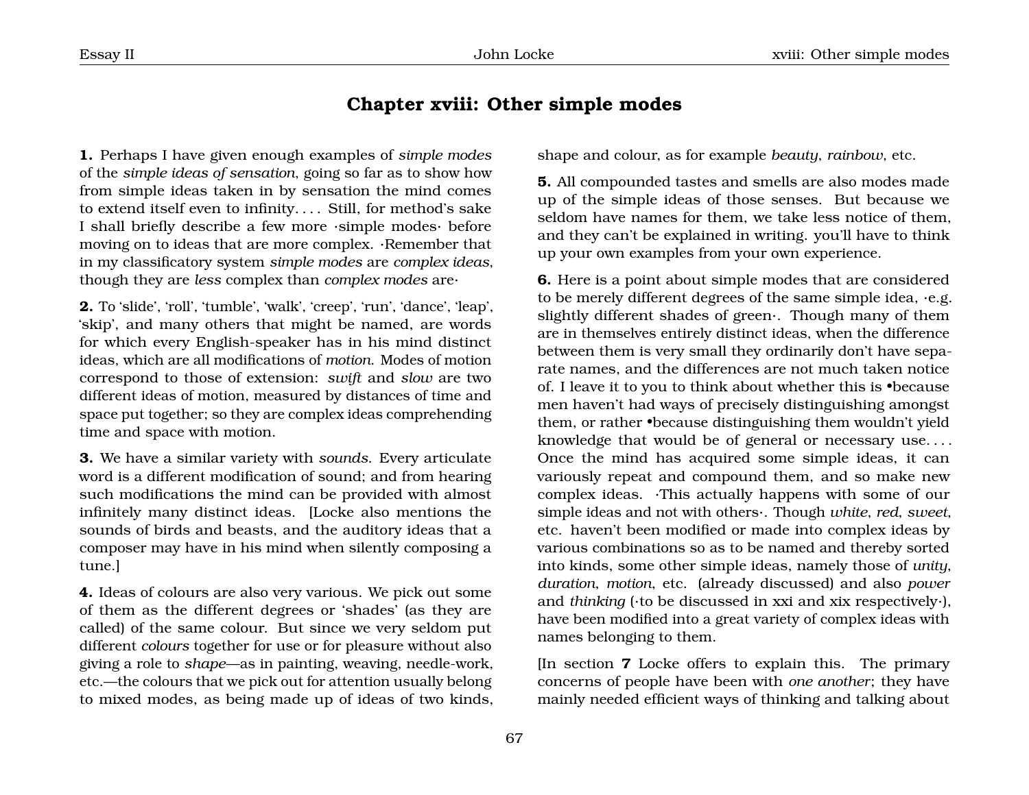## Chapter xviii: Other simple modes

**1.** Perhaps I have given enough examples of *simple modes* of the *simple ideas of sensation*, going so far as to show how from simple ideas taken in by sensation the mind comes to extend itself even to infinity. . . . Still, for method's sake I shall briefly describe a few more ·simple modes· before moving on to ideas that are more complex. ·Remember that in my classificatory system *simple modes* are *complex ideas*, though they are *less* complex than *complex modes* are·

**2.** To 'slide', 'roll', 'tumble', 'walk', 'creep', 'run', 'dance', 'leap', 'skip', and many others that might be named, are words for which every English-speaker has in his mind distinct ideas, which are all modifications of *motion*. Modes of motion correspond to those of extension: *swift* and *slow* are two different ideas of motion, measured by distances of time and space put together; so they are complex ideas comprehending time and space with motion.

**3.** We have a similar variety with *sounds*. Every articulate word is a different modification of sound; and from hearing such modifications the mind can be provided with almost infinitely many distinct ideas. [Locke also mentions the sounds of birds and beasts, and the auditory ideas that a composer may have in his mind when silently composing a tune.]

**4.** Ideas of colours are also very various. We pick out some of them as the different degrees or 'shades' (as they are called) of the same colour. But since we very seldom put different *colours* together for use or for pleasure without also giving a role to *shape*—as in painting, weaving, needle-work, etc.—the colours that we pick out for attention usually belong to mixed modes, as being made up of ideas of two kinds, shape and colour, as for example *beauty*, *rainbow*, etc.

**5.** All compounded tastes and smells are also modes made up of the simple ideas of those senses. But because we seldom have names for them, we take less notice of them, and they can't be explained in writing. you'll have to think up your own examples from your own experience.

**6.** Here is a point about simple modes that are considered to be merely different degrees of the same simple idea, ·e.g. slightly different shades of green·. Though many of them are in themselves entirely distinct ideas, when the difference between them is very small they ordinarily don't have separate names, and the differences are not much taken notice of. I leave it to you to think about whether this is •because men haven't had ways of precisely distinguishing amongst them, or rather •because distinguishing them wouldn't yield knowledge that would be of general or necessary use. . . . Once the mind has acquired some simple ideas, it can variously repeat and compound them, and so make new complex ideas. ·This actually happens with some of our simple ideas and not with others·. Though *white*, *red*, *sweet*, etc. haven't been modified or made into complex ideas by various combinations so as to be named and thereby sorted into kinds, some other simple ideas, namely those of *unity*, *duration*, *motion*, etc. (already discussed) and also *power* and *thinking* (·to be discussed in xxi and xix respectively·), have been modified into a great variety of complex ideas with names belonging to them.

[In section **7** Locke offers to explain this. The primary concerns of people have been with *one another*; they have mainly needed efficient ways of thinking and talking about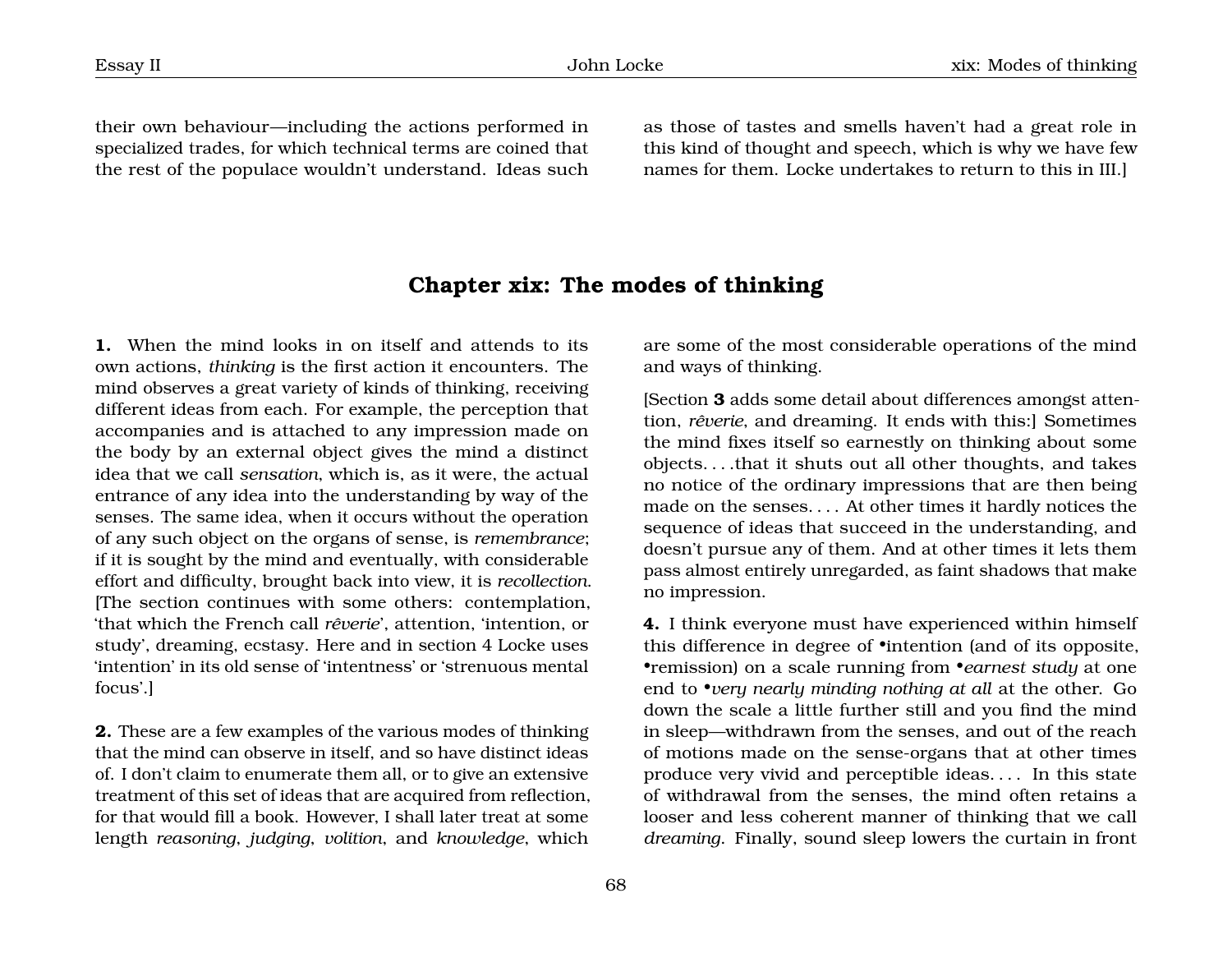their own behaviour—including the actions performed in specialized trades, for which technical terms are coined that the rest of the populace wouldn't understand. Ideas such as those of tastes and smells haven't had a great role in this kind of thought and speech, which is why we have few names for them. Locke undertakes to return to this in III.]

## Chapter xix: The modes of thinking

**1.** When the mind looks in on itself and attends to its own actions, *thinking* is the first action it encounters. The mind observes a great variety of kinds of thinking, receiving different ideas from each. For example, the perception that accompanies and is attached to any impression made on the body by an external object gives the mind a distinct idea that we call *sensation*, which is, as it were, the actual entrance of any idea into the understanding by way of the senses. The same idea, when it occurs without the operation of any such object on the organs of sense, is *remembrance*; if it is sought by the mind and eventually, with considerable effort and difficulty, brought back into view, it is *recollection*. [The section continues with some others: contemplation, 'that which the French call *rêverie*', attention, 'intention, or study', dreaming, ecstasy. Here and in section 4 Locke uses 'intention' in its old sense of 'intentness' or 'strenuous mental focus'.]

**2.** These are a few examples of the various modes of thinking that the mind can observe in itself, and so have distinct ideas of. I don't claim to enumerate them all, or to give an extensive treatment of this set of ideas that are acquired from reflection, for that would fill a book. However, I shall later treat at some length *reasoning*, *judging*, *volition*, and *knowledge*, which are some of the most considerable operations of the mind and ways of thinking.

[Section **3** adds some detail about differences amongst attention, *rêverie*, and dreaming. It ends with this:] Sometimes the mind fixes itself so earnestly on thinking about some objects. . . .that it shuts out all other thoughts, and takes no notice of the ordinary impressions that are then being made on the senses. . . . At other times it hardly notices the sequence of ideas that succeed in the understanding, and doesn't pursue any of them. And at other times it lets them pass almost entirely unregarded, as faint shadows that make no impression.

**4.** I think everyone must have experienced within himself this difference in degree of •intention (and of its opposite, •remission) on a scale running from •*earnest study* at one end to •*very nearly minding nothing at all* at the other. Go down the scale a little further still and you find the mind in sleep—withdrawn from the senses, and out of the reach of motions made on the sense-organs that at other times produce very vivid and perceptible ideas. . . . In this state of withdrawal from the senses, the mind often retains a looser and less coherent manner of thinking that we call *dreaming*. Finally, sound sleep lowers the curtain in front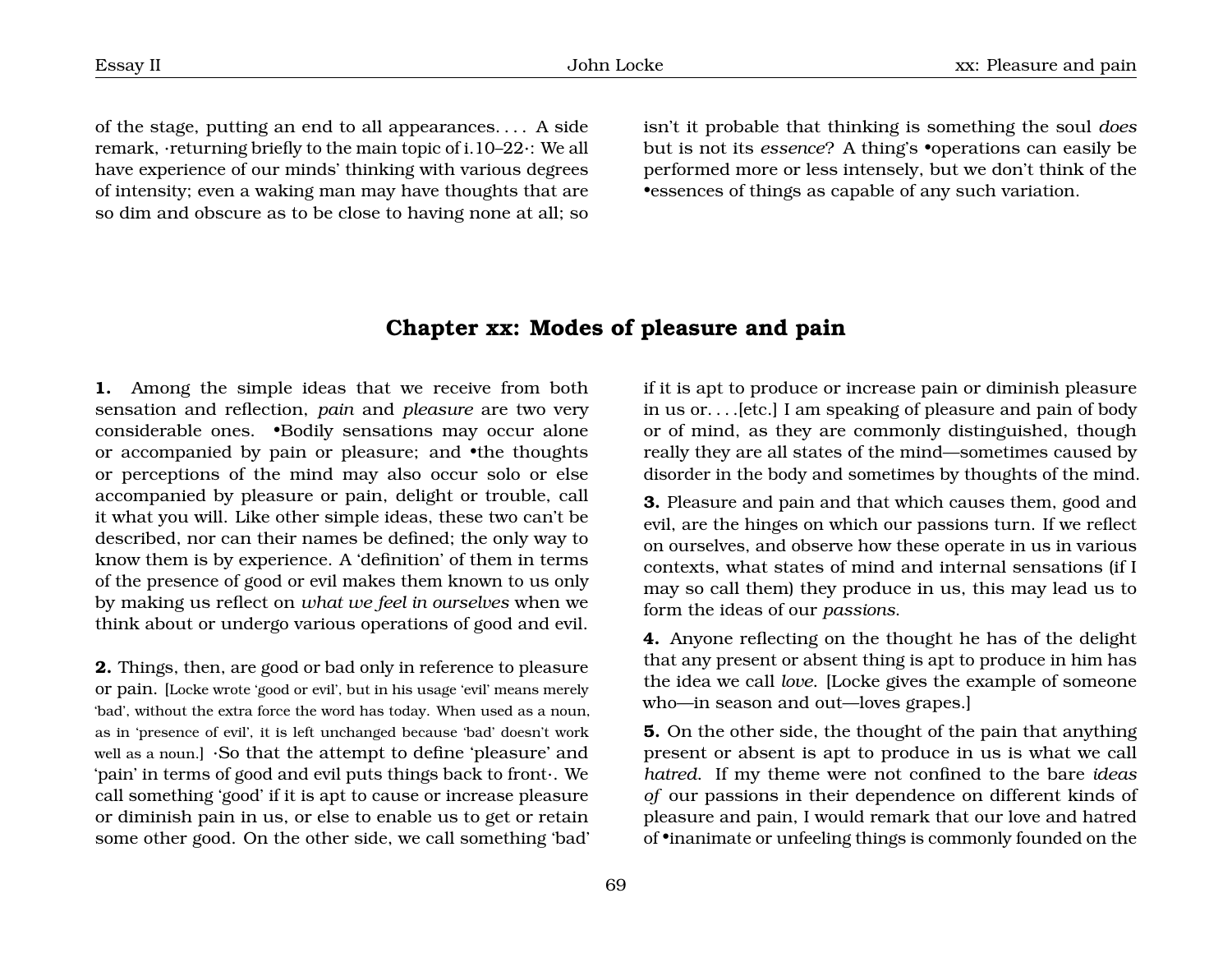of the stage, putting an end to all appearances. . . . A side remark, ·returning briefly to the main topic of i.10–22·: We all have experience of our minds' thinking with various degrees of intensity; even a waking man may have thoughts that are so dim and obscure as to be close to having none at all; so isn't it probable that thinking is something the soul *does* but is not its *essence*? A thing's •operations can easily be performed more or less intensely, but we don't think of the •essences of things as capable of any such variation.

## Chapter xx: Modes of pleasure and pain

**1.** Among the simple ideas that we receive from both sensation and reflection, *pain* and *pleasure* are two very considerable ones. •Bodily sensations may occur alone or accompanied by pain or pleasure; and •the thoughts or perceptions of the mind may also occur solo or else accompanied by pleasure or pain, delight or trouble, call it what you will. Like other simple ideas, these two can't be described, nor can their names be defined; the only way to know them is by experience. A 'definition' of them in terms of the presence of good or evil makes them known to us only by making us reflect on *what we feel in ourselves* when we think about or undergo various operations of good and evil.

**2.** Things, then, are good or bad only in reference to pleasure or pain. [Locke wrote 'good or evil', but in his usage 'evil' means merely 'bad', without the extra force the word has today. When used as a noun, as in 'presence of evil', it is left unchanged because 'bad' doesn't work well as a noun.] ·So that the attempt to define 'pleasure' and 'pain' in terms of good and evil puts things back to front·. We call something 'good' if it is apt to cause or increase pleasure or diminish pain in us, or else to enable us to get or retain some other good. On the other side, we call something 'bad' if it is apt to produce or increase pain or diminish pleasure in us or. . . .[etc.] I am speaking of pleasure and pain of body or of mind, as they are commonly distinguished, though really they are all states of the mind—sometimes caused by disorder in the body and sometimes by thoughts of the mind.

**3.** Pleasure and pain and that which causes them, good and evil, are the hinges on which our passions turn. If we reflect on ourselves, and observe how these operate in us in various contexts, what states of mind and internal sensations (if I may so call them) they produce in us, this may lead us to form the ideas of our *passions*.

**4.** Anyone reflecting on the thought he has of the delight that any present or absent thing is apt to produce in him has the idea we call *love*. [Locke gives the example of someone who—in season and out—loves grapes.]

**5.** On the other side, the thought of the pain that anything present or absent is apt to produce in us is what we call *hatred*. If my theme were not confined to the bare *ideas of* our passions in their dependence on different kinds of pleasure and pain, I would remark that our love and hatred of •inanimate or unfeeling things is commonly founded on the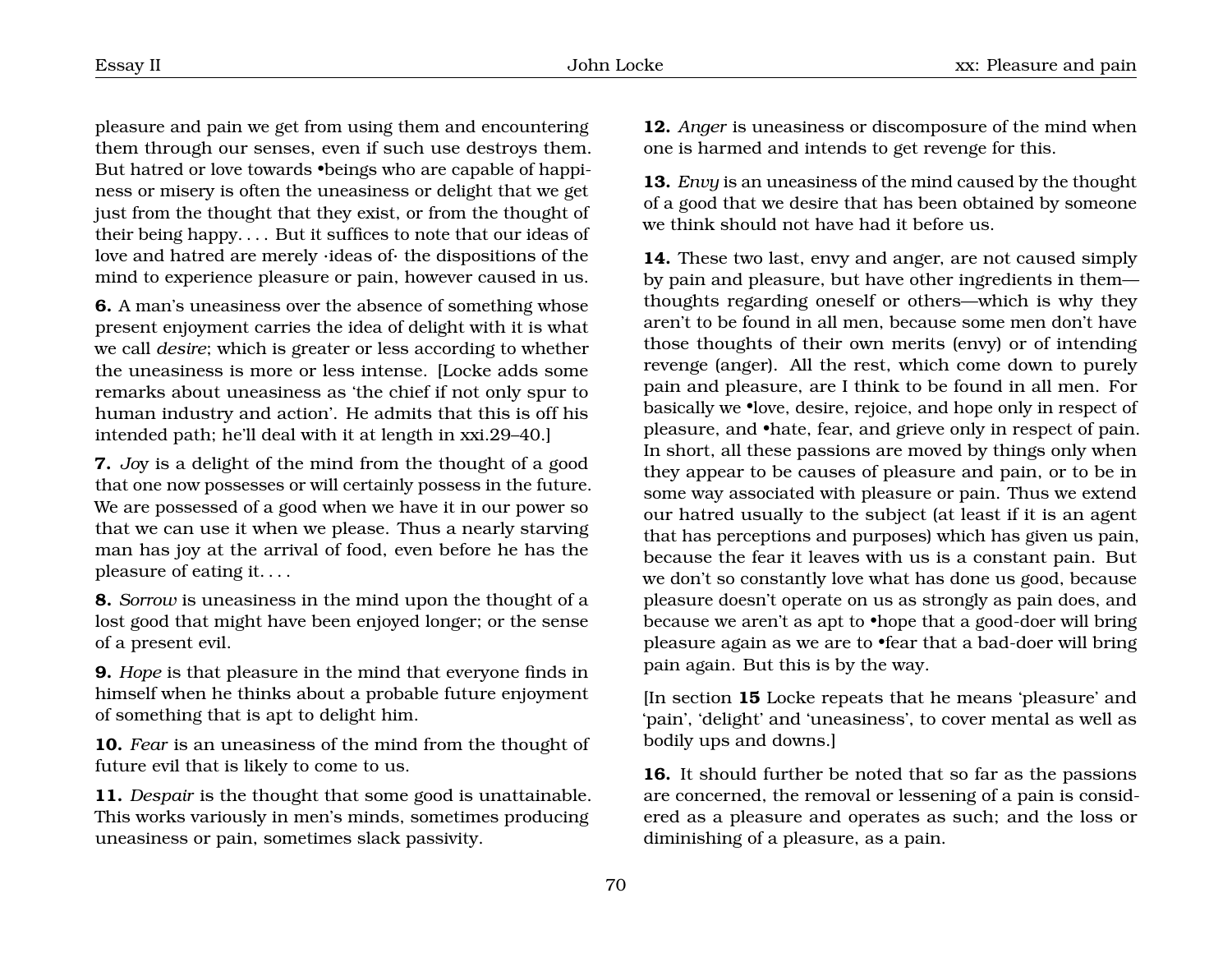pleasure and pain we get from using them and encountering them through our senses, even if such use destroys them. But hatred or love towards •beings who are capable of happiness or misery is often the uneasiness or delight that we get just from the thought that they exist, or from the thought of their being happy. . . . But it suffices to note that our ideas of love and hatred are merely ·ideas of· the dispositions of the mind to experience pleasure or pain, however caused in us.

**6.** A man's uneasiness over the absence of something whose present enjoyment carries the idea of delight with it is what we call *desire*; which is greater or less according to whether the uneasiness is more or less intense. [Locke adds some remarks about uneasiness as 'the chief if not only spur to human industry and action'. He admits that this is off his intended path; he'll deal with it at length in xxi.29–40.]

**7.** *Joy* is a delight of the mind from the thought of a good that one now possesses or will certainly possess in the future. We are possessed of a good when we have it in our power so that we can use it when we please. Thus a nearly starving man has joy at the arrival of food, even before he has the pleasure of eating it. . . .

**8.** *Sorrow* is uneasiness in the mind upon the thought of a lost good that might have been enjoyed longer; or the sense of a present evil.

**9.** *Hope* is that pleasure in the mind that everyone finds in himself when he thinks about a probable future enjoyment of something that is apt to delight him.

**10.** *Fear* is an uneasiness of the mind from the thought of future evil that is likely to come to us.

**11.** *Despair* is the thought that some good is unattainable. This works variously in men's minds, sometimes producing uneasiness or pain, sometimes slack passivity.

**12.** *Anger* is uneasiness or discomposure of the mind when one is harmed and intends to get revenge for this.

**13.** *Envy* is an uneasiness of the mind caused by the thought of a good that we desire that has been obtained by someone we think should not have had it before us.

**14.** These two last, envy and anger, are not caused simply by pain and pleasure, but have other ingredients in them—thoughts regarding oneself or others—which is why they aren't to be found in all men, because some men don't have those thoughts of their own merits (envy) or of intending revenge (anger). All the rest, which come down to purely pain and pleasure, are I think to be found in all men. For basically we •love, desire, rejoice, and hope only in respect of pleasure, and •hate, fear, and grieve only in respect of pain. In short, all these passions are moved by things only when they appear to be causes of pleasure and pain, or to be in some way associated with pleasure or pain. Thus we extend our hatred usually to the subject (at least if it is an agent that has perceptions and purposes) which has given us pain, because the fear it leaves with us is a constant pain. But we don't so constantly love what has done us good, because pleasure doesn't operate on us as strongly as pain does, and because we aren't as apt to •hope that a good-doer will bring pleasure again as we are to •fear that a bad-doer will bring pain again. But this is by the way.

[In section **15** Locke repeats that he means 'pleasure' and 'pain', 'delight' and 'uneasiness', to cover mental as well as bodily ups and downs.]

**16.** It should further be noted that so far as the passions are concerned, the removal or lessening of a pain is considered as a pleasure and operates as such; and the loss or diminishing of a pleasure, as a pain.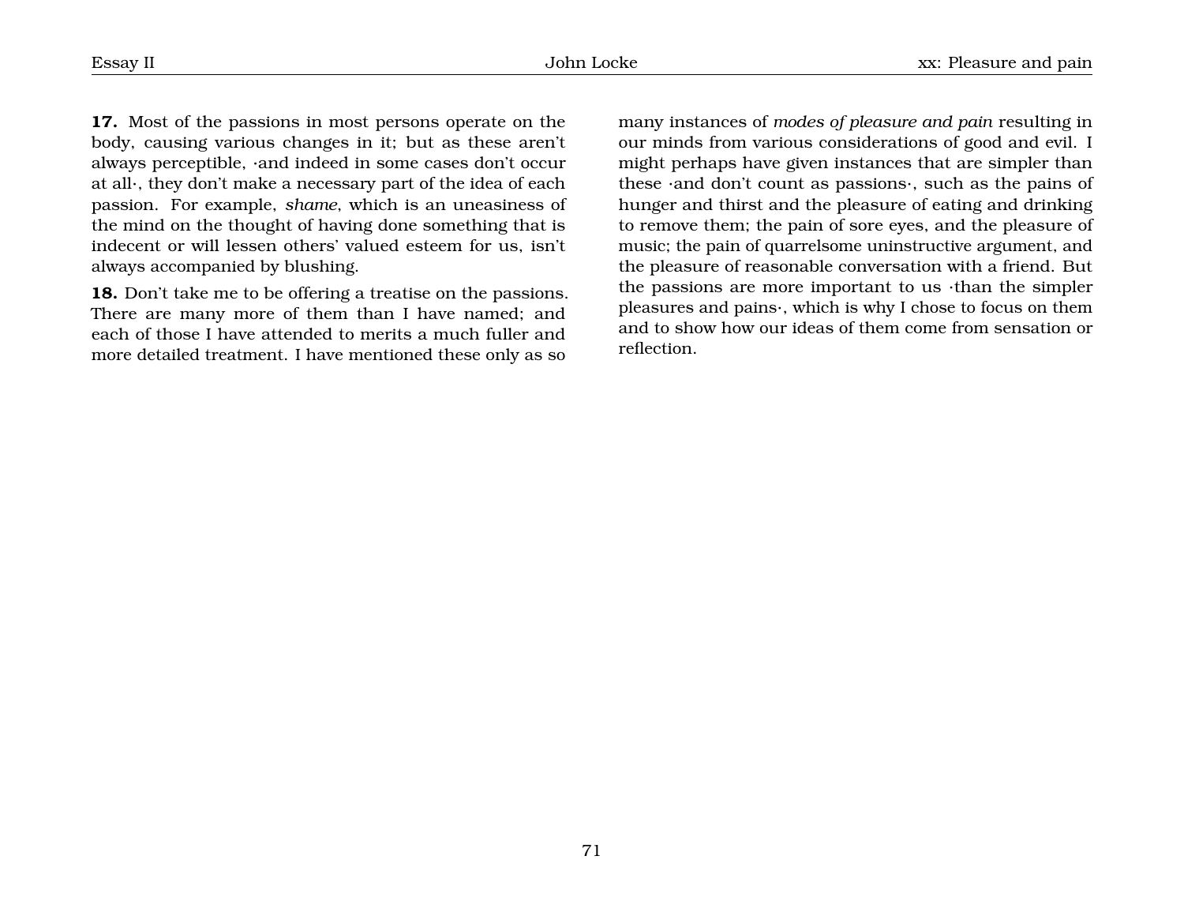**17.** Most of the passions in most persons operate on the body, causing various changes in it; but as these aren't always perceptible, ·and indeed in some cases don't occur at all·, they don't make a necessary part of the idea of each passion. For example, *shame*, which is an uneasiness of the mind on the thought of having done something that is indecent or will lessen others' valued esteem for us, isn't always accompanied by blushing.

**18.** Don't take me to be offering a treatise on the passions. There are many more of them than I have named; and each of those I have attended to merits a much fuller and more detailed treatment. I have mentioned these only as so many instances of *modes of pleasure and pain* resulting in our minds from various considerations of good and evil. I might perhaps have given instances that are simpler than these ·and don't count as passions·, such as the pains of hunger and thirst and the pleasure of eating and drinking to remove them; the pain of sore eyes, and the pleasure of music; the pain of quarrelsome uninstructive argument, and the pleasure of reasonable conversation with a friend. But the passions are more important to us ·than the simpler pleasures and pains·, which is why I chose to focus on them and to show how our ideas of them come from sensation or reflection.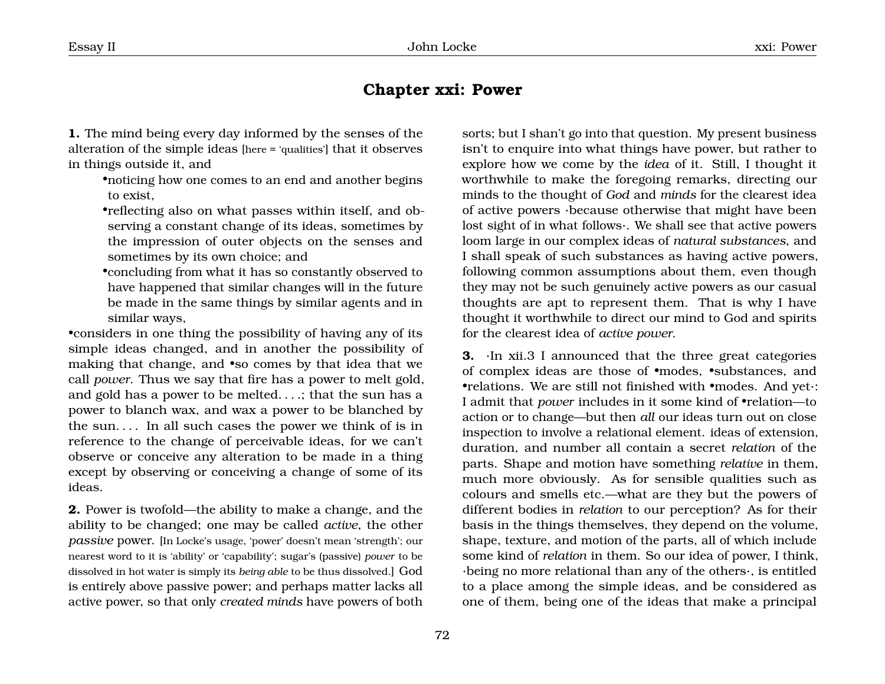## Chapter xxi: Power

**1.** The mind being every day informed by the senses of the alteration of the simple ideas [here = 'qualities'] that it observes in things outside it, and

- •noticing how one comes to an end and another begins to exist,
- •reflecting also on what passes within itself, and observing a constant change of its ideas, sometimes by the impression of outer objects on the senses and sometimes by its own choice; and
- •concluding from what it has so constantly observed to have happened that similar changes will in the future be made in the same things by similar agents and in similar ways,

•considers in one thing the possibility of having any of its simple ideas changed, and in another the possibility of making that change, and •so comes by that idea that we call *power*. Thus we say that fire has a power to melt gold, and gold has a power to be melted. . . .; that the sun has a power to blanch wax, and wax a power to be blanched by the sun. . . . In all such cases the power we think of is in reference to the change of perceivable ideas, for we can't observe or conceive any alteration to be made in a thing except by observing or conceiving a change of some of its ideas.

**2.** Power is twofold—the ability to make a change, and the ability to be changed; one may be called *active*, the other *passive* power. [In Locke's usage, 'power' doesn't mean 'strength'; our nearest word to it is 'ability' or 'capability'; sugar's (passive) *power* to be dissolved in hot water is simply its *being able* to be thus dissolved.] God is entirely above passive power; and perhaps matter lacks all active power, so that only *created minds* have powers of both sorts; but I shan't go into that question. My present business isn't to enquire into what things have power, but rather to explore how we come by the *idea* of it. Still, I thought it worthwhile to make the foregoing remarks, directing our minds to the thought of *God* and *minds* for the clearest idea of active powers ·because otherwise that might have been lost sight of in what follows·. We shall see that active powers loom large in our complex ideas of *natural substances*, and I shall speak of such substances as having active powers, following common assumptions about them, even though they may not be such genuinely active powers as our casual thoughts are apt to represent them. That is why I have thought it worthwhile to direct our mind to God and spirits for the clearest idea of *active power*.

**3.** ·In xii.3 I announced that the three great categories of complex ideas are those of •modes, •substances, and •relations. We are still not finished with •modes. And yet·: I admit that *power* includes in it some kind of •relation—to action or to change—but then *all* our ideas turn out on close inspection to involve a relational element. ideas of extension, duration, and number all contain a secret *relation* of the parts. Shape and motion have something *relative* in them, much more obviously. As for sensible qualities such as colours and smells etc.—what are they but the powers of different bodies in *relation* to our perception? As for their basis in the things themselves, they depend on the volume, shape, texture, and motion of the parts, all of which include some kind of *relation* in them. So our idea of power, I think, ·being no more relational than any of the others·, is entitled to a place among the simple ideas, and be considered as one of them, being one of the ideas that make a principal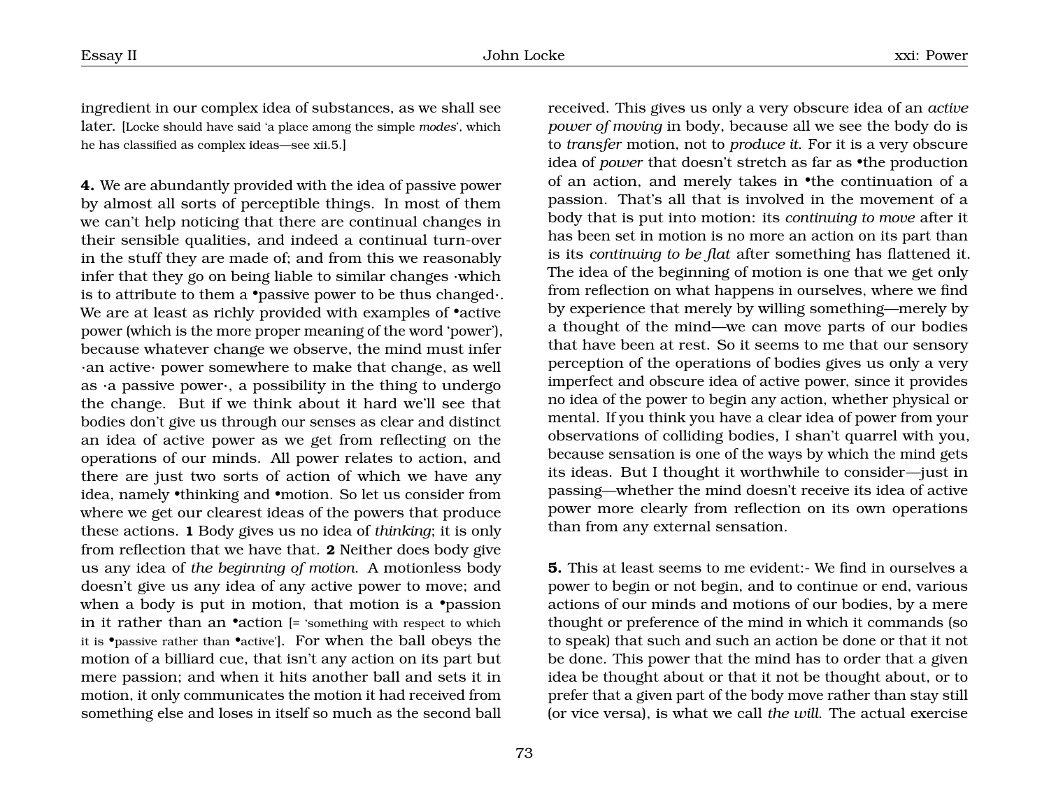ingredient in our complex idea of substances, as we shall see later. [Locke should have said 'a place among the simple *modes*', which he has classified as complex ideas—see xii.5.]

**4.** We are abundantly provided with the idea of passive power by almost all sorts of perceptible things. In most of them we can't help noticing that there are continual changes in their sensible qualities, and indeed a continual turn-over in the stuff they are made of; and from this we reasonably infer that they go on being liable to similar changes ·which is to attribute to them a •passive power to be thus changed·. We are at least as richly provided with examples of •active power (which is the more proper meaning of the word 'power'), because whatever change we observe, the mind must infer ·an active· power somewhere to make that change, as well as ·a passive power·, a possibility in the thing to undergo the change. But if we think about it hard we'll see that bodies don't give us through our senses as clear and distinct an idea of active power as we get from reflecting on the operations of our minds. All power relates to action, and there are just two sorts of action of which we have any idea, namely •thinking and •motion. So let us consider from where we get our clearest ideas of the powers that produce these actions. **1** Body gives us no idea of *thinking*; it is only from reflection that we have that. **2** Neither does body give us any idea of *the beginning of motion*. A motionless body doesn't give us any idea of any active power to move; and when a body is put in motion, that motion is a •passion in it rather than an •action [= 'something with respect to which it is •passive rather than •active']. For when the ball obeys the motion of a billiard cue, that isn't any action on its part but mere passion; and when it hits another ball and sets it in motion, it only communicates the motion it had received from something else and loses in itself so much as the second ball received. This gives us only a very obscure idea of an *active power of moving* in body, because all we see the body do is to *transfer* motion, not to *produce it*. For it is a very obscure idea of *power* that doesn't stretch as far as •the production of an action, and merely takes in •the continuation of a passion. That's all that is involved in the movement of a body that is put into motion: its *continuing to move* after it has been set in motion is no more an action on its part than is its *continuing to be flat* after something has flattened it. The idea of the beginning of motion is one that we get only from reflection on what happens in ourselves, where we find by experience that merely by willing something—merely by a thought of the mind—we can move parts of our bodies that have been at rest. So it seems to me that our sensory perception of the operations of bodies gives us only a very imperfect and obscure idea of active power, since it provides no idea of the power to begin any action, whether physical or mental. If you think you have a clear idea of power from your observations of colliding bodies, I shan't quarrel with you, because sensation is one of the ways by which the mind gets its ideas. But I thought it worthwhile to consider—just in passing—whether the mind doesn't receive its idea of active power more clearly from reflection on its own operations than from any external sensation.

**5.** This at least seems to me evident:- We find in ourselves a power to begin or not begin, and to continue or end, various actions of our minds and motions of our bodies, by a mere thought or preference of the mind in which it commands (so to speak) that such and such an action be done or that it not be done. This power that the mind has to order that a given idea be thought about or that it not be thought about, or to prefer that a given part of the body move rather than stay still (or vice versa), is what we call *the will*. The actual exercise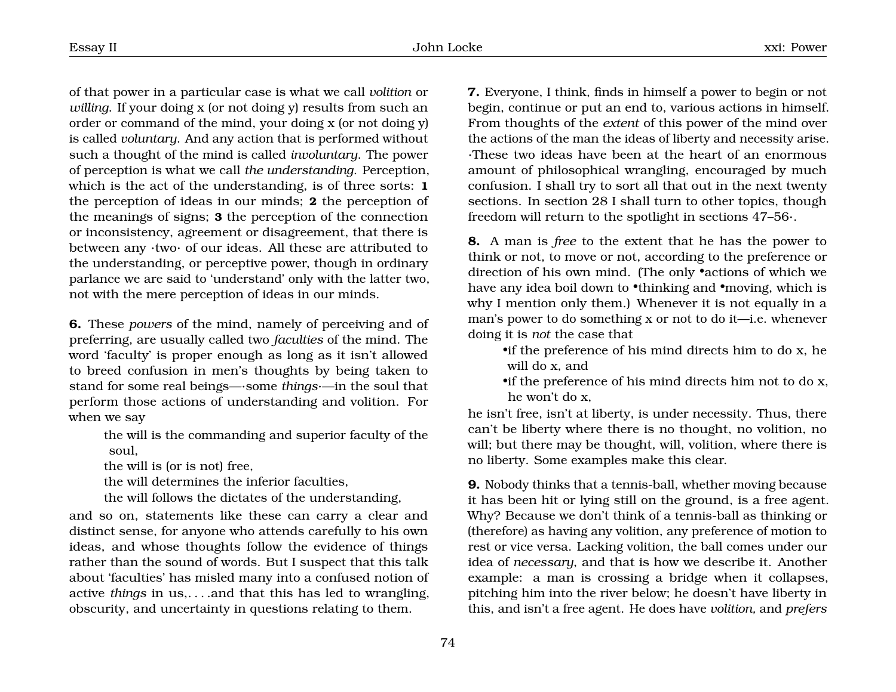of that power in a particular case is what we call *volition* or *willing*. If your doing x (or not doing y) results from such an order or command of the mind, your doing x (or not doing y) is called *voluntary*. And any action that is performed without such a thought of the mind is called *involuntary*. The power of perception is what we call *the understanding*. Perception, which is the act of the understanding, is of three sorts: **1** the perception of ideas in our minds; **2** the perception of the meanings of signs; **3** the perception of the connection or inconsistency, agreement or disagreement, that there is between any ·two· of our ideas. All these are attributed to the understanding, or perceptive power, though in ordinary parlance we are said to 'understand' only with the latter two, not with the mere perception of ideas in our minds.

**6.** These *powers* of the mind, namely of perceiving and of preferring, are usually called two *faculties* of the mind. The word 'faculty' is proper enough as long as it isn't allowed to breed confusion in men's thoughts by being taken to stand for some real beings—·some *things*·—in the soul that perform those actions of understanding and volition. For when we say

> the will is the commanding and superior faculty of the soul,
> the will is (or is not) free,
> the will determines the inferior faculties,
> the will follows the dictates of the understanding,

and so on, statements like these can carry a clear and distinct sense, for anyone who attends carefully to his own ideas, and whose thoughts follow the evidence of things rather than the sound of words. But I suspect that this talk about 'faculties' has misled many into a confused notion of active *things* in us,. . . .and that this has led to wrangling, obscurity, and uncertainty in questions relating to them.

**7.** Everyone, I think, finds in himself a power to begin or not begin, continue or put an end to, various actions in himself. From thoughts of the *extent* of this power of the mind over the actions of the man the ideas of liberty and necessity arise. ·These two ideas have been at the heart of an enormous amount of philosophical wrangling, encouraged by much confusion. I shall try to sort all that out in the next twenty sections. In section 28 I shall turn to other topics, though freedom will return to the spotlight in sections 47–56·.

**8.** A man is *free* to the extent that he has the power to think or not, to move or not, according to the preference or direction of his own mind. (The only •actions of which we have any idea boil down to •thinking and •moving, which is why I mention only them.) Whenever it is not equally in a man's power to do something x or not to do it—i.e. whenever doing it is *not* the case that

> •if the preference of his mind directs him to do x, he will do x, and
> •if the preference of his mind directs him not to do x, he won't do x,

he isn't free, isn't at liberty, is under necessity. Thus, there can't be liberty where there is no thought, no volition, no will; but there may be thought, will, volition, where there is no liberty. Some examples make this clear.

**9.** Nobody thinks that a tennis-ball, whether moving because it has been hit or lying still on the ground, is a free agent. Why? Because we don't think of a tennis-ball as thinking or (therefore) as having any volition, any preference of motion to rest or vice versa. Lacking volition, the ball comes under our idea of *necessary*, and that is how we describe it. Another example: a man is crossing a bridge when it collapses, pitching him into the river below; he doesn't have liberty in this, and isn't a free agent. He does have *volition,* and *prefers*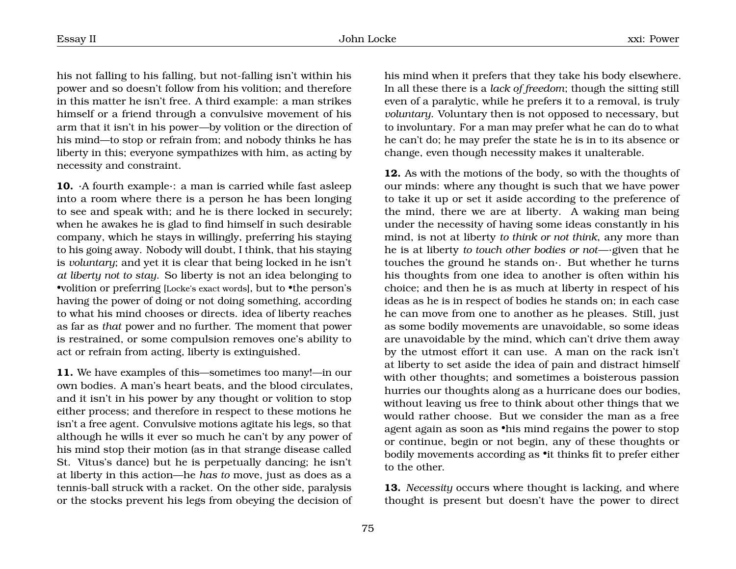his not falling to his falling, but not-falling isn't within his power and so doesn't follow from his volition; and therefore in this matter he isn't free. A third example: a man strikes himself or a friend through a convulsive movement of his arm that it isn't in his power—by volition or the direction of his mind—to stop or refrain from; and nobody thinks he has liberty in this; everyone sympathizes with him, as acting by necessity and constraint.

**10.** ·A fourth example·: a man is carried while fast asleep into a room where there is a person he has been longing to see and speak with; and he is there locked in securely; when he awakes he is glad to find himself in such desirable company, which he stays in willingly, preferring his staying to his going away. Nobody will doubt, I think, that his staying is *voluntary*; and yet it is clear that being locked in he isn't *at liberty not to stay*. So liberty is not an idea belonging to •volition or preferring [Locke's exact words], but to •the person's having the power of doing or not doing something, according to what his mind chooses or directs. idea of liberty reaches as far as *that* power and no further. The moment that power is restrained, or some compulsion removes one's ability to act or refrain from acting, liberty is extinguished.

**11.** We have examples of this—sometimes too many!—in our own bodies. A man's heart beats, and the blood circulates, and it isn't in his power by any thought or volition to stop either process; and therefore in respect to these motions he isn't a free agent. Convulsive motions agitate his legs, so that although he wills it ever so much he can't by any power of his mind stop their motion (as in that strange disease called St. Vitus's dance) but he is perpetually dancing; he isn't at liberty in this action—he *has to* move, just as does as a tennis-ball struck with a racket. On the other side, paralysis or the stocks prevent his legs from obeying the decision of his mind when it prefers that they take his body elsewhere. In all these there is a *lack of freedom*; though the sitting still even of a paralytic, while he prefers it to a removal, is truly *voluntary*. Voluntary then is not opposed to necessary, but to involuntary. For a man may prefer what he can do to what he can't do; he may prefer the state he is in to its absence or change, even though necessity makes it unalterable.

**12.** As with the motions of the body, so with the thoughts of our minds: where any thought is such that we have power to take it up or set it aside according to the preference of the mind, there we are at liberty. A waking man being under the necessity of having some ideas constantly in his mind, is not at liberty *to think or not think*, any more than he is at liberty *to touch other bodies or not*—·given that he touches the ground he stands on·. But whether he turns his thoughts from one idea to another is often within his choice; and then he is as much at liberty in respect of his ideas as he is in respect of bodies he stands on; in each case he can move from one to another as he pleases. Still, just as some bodily movements are unavoidable, so some ideas are unavoidable by the mind, which can't drive them away by the utmost effort it can use. A man on the rack isn't at liberty to set aside the idea of pain and distract himself with other thoughts; and sometimes a boisterous passion hurries our thoughts along as a hurricane does our bodies, without leaving us free to think about other things that we would rather choose. But we consider the man as a free agent again as soon as •his mind regains the power to stop or continue, begin or not begin, any of these thoughts or bodily movements according as •it thinks fit to prefer either to the other.

**13.** *Necessity* occurs where thought is lacking, and where thought is present but doesn't have the power to direct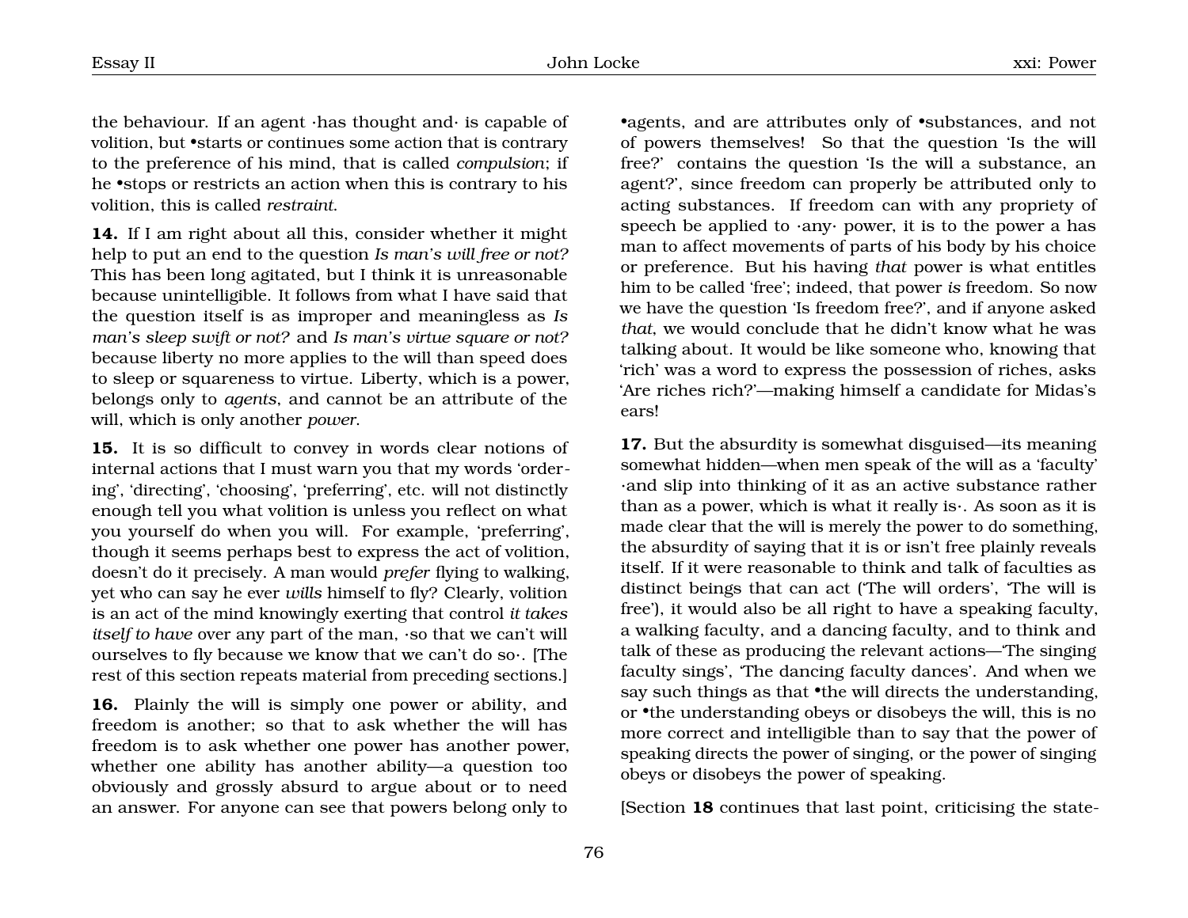the behaviour. If an agent ·has thought and· is capable of volition, but •starts or continues some action that is contrary to the preference of his mind, that is called *compulsion*; if he •stops or restricts an action when this is contrary to his volition, this is called *restraint*.

**14.** If I am right about all this, consider whether it might help to put an end to the question *Is man's will free or not?* This has been long agitated, but I think it is unreasonable because unintelligible. It follows from what I have said that the question itself is as improper and meaningless as *Is man's sleep swift or not?* and *Is man's virtue square or not?* because liberty no more applies to the will than speed does to sleep or squareness to virtue. Liberty, which is a power, belongs only to *agents*, and cannot be an attribute of the will, which is only another *power*.

**15.** It is so difficult to convey in words clear notions of internal actions that I must warn you that my words 'ordering', 'directing', 'choosing', 'preferring', etc. will not distinctly enough tell you what volition is unless you reflect on what you yourself do when you will. For example, 'preferring', though it seems perhaps best to express the act of volition, doesn't do it precisely. A man would *prefer* flying to walking, yet who can say he ever *wills* himself to fly? Clearly, volition is an act of the mind knowingly exerting that control *it takes itself to have* over any part of the man, ·so that we can't will ourselves to fly because we know that we can't do so·. [The rest of this section repeats material from preceding sections.]

**16.** Plainly the will is simply one power or ability, and freedom is another; so that to ask whether the will has freedom is to ask whether one power has another power, whether one ability has another ability—a question too obviously and grossly absurd to argue about or to need an answer. For anyone can see that powers belong only to •agents, and are attributes only of •substances, and not of powers themselves! So that the question 'Is the will free?' contains the question 'Is the will a substance, an agent?', since freedom can properly be attributed only to acting substances. If freedom can with any propriety of speech be applied to ·any· power, it is to the power a has man to affect movements of parts of his body by his choice or preference. But his having *that* power is what entitles him to be called 'free'; indeed, that power *is* freedom. So now we have the question 'Is freedom free?', and if anyone asked *that*, we would conclude that he didn't know what he was talking about. It would be like someone who, knowing that 'rich' was a word to express the possession of riches, asks 'Are riches rich?'—making himself a candidate for Midas's ears!

**17.** But the absurdity is somewhat disguised—its meaning somewhat hidden—when men speak of the will as a 'faculty' ·and slip into thinking of it as an active substance rather than as a power, which is what it really is·. As soon as it is made clear that the will is merely the power to do something, the absurdity of saying that it is or isn't free plainly reveals itself. If it were reasonable to think and talk of faculties as distinct beings that can act ('The will orders', 'The will is free'), it would also be all right to have a speaking faculty, a walking faculty, and a dancing faculty, and to think and talk of these as producing the relevant actions—'The singing faculty sings', 'The dancing faculty dances'. And when we say such things as that •the will directs the understanding, or •the understanding obeys or disobeys the will, this is no more correct and intelligible than to say that the power of speaking directs the power of singing, or the power of singing obeys or disobeys the power of speaking.

[Section **18** continues that last point, criticising the state-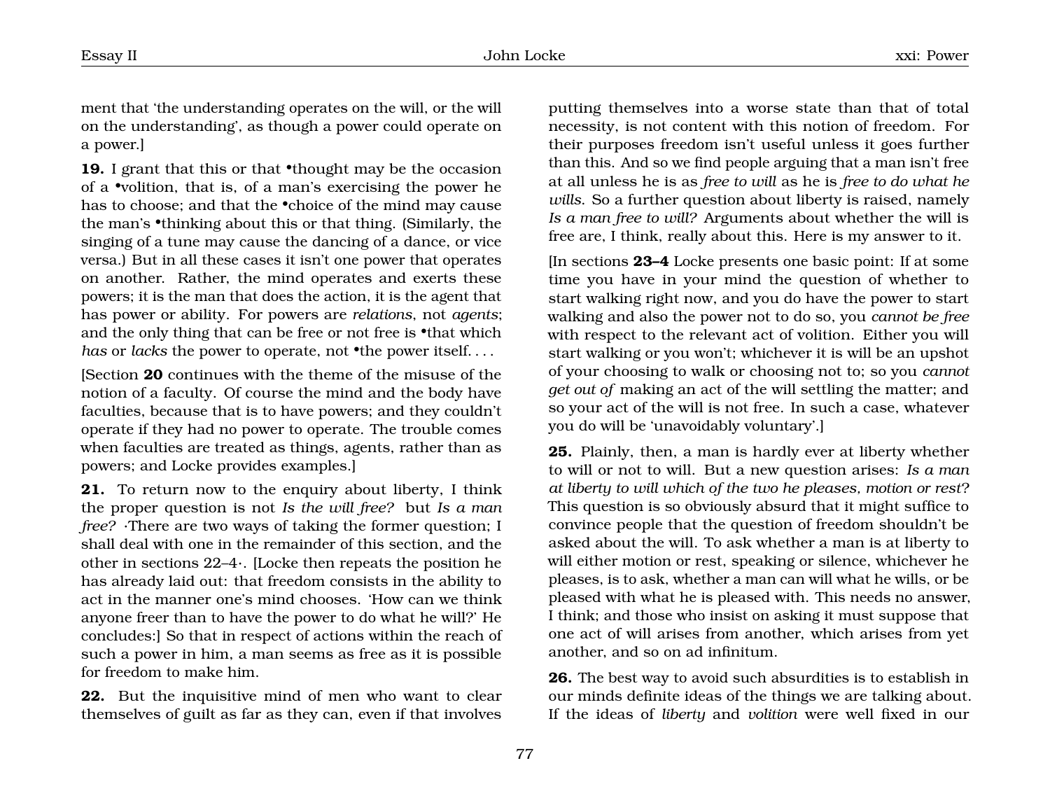ment that 'the understanding operates on the will, or the will on the understanding', as though a power could operate on a power.]

**19.** I grant that this or that •thought may be the occasion of a •volition, that is, of a man's exercising the power he has to choose; and that the •choice of the mind may cause the man's •thinking about this or that thing. (Similarly, the singing of a tune may cause the dancing of a dance, or vice versa.) But in all these cases it isn't one power that operates on another. Rather, the mind operates and exerts these powers; it is the man that does the action, it is the agent that has power or ability. For powers are *relations*, not *agents*; and the only thing that can be free or not free is •that which *has* or *lacks* the power to operate, not •the power itself. . . .

[Section **20** continues with the theme of the misuse of the notion of a faculty. Of course the mind and the body have faculties, because that is to have powers; and they couldn't operate if they had no power to operate. The trouble comes when faculties are treated as things, agents, rather than as powers; and Locke provides examples.]

**21.** To return now to the enquiry about liberty, I think the proper question is not *Is the will free?* but *Is a man free?* ·There are two ways of taking the former question; I shall deal with one in the remainder of this section, and the other in sections 22–4·. [Locke then repeats the position he has already laid out: that freedom consists in the ability to act in the manner one's mind chooses. 'How can we think anyone freer than to have the power to do what he will?' He concludes:] So that in respect of actions within the reach of such a power in him, a man seems as free as it is possible for freedom to make him.

**22.** But the inquisitive mind of men who want to clear themselves of guilt as far as they can, even if that involves putting themselves into a worse state than that of total necessity, is not content with this notion of freedom. For their purposes freedom isn't useful unless it goes further than this. And so we find people arguing that a man isn't free at all unless he is as *free to will* as he is *free to do what he wills*. So a further question about liberty is raised, namely *Is a man free to will?* Arguments about whether the will is free are, I think, really about this. Here is my answer to it.

[In sections **23–4** Locke presents one basic point: If at some time you have in your mind the question of whether to start walking right now, and you do have the power to start walking and also the power not to do so, you *cannot be free* with respect to the relevant act of volition. Either you will start walking or you won't; whichever it is will be an upshot of your choosing to walk or choosing not to; so you *cannot get out of* making an act of the will settling the matter; and so your act of the will is not free. In such a case, whatever you do will be 'unavoidably voluntary'.]

**25.** Plainly, then, a man is hardly ever at liberty whether to will or not to will. But a new question arises: *Is a man at liberty to will which of the two he pleases, motion or rest*? This question is so obviously absurd that it might suffice to convince people that the question of freedom shouldn't be asked about the will. To ask whether a man is at liberty to will either motion or rest, speaking or silence, whichever he pleases, is to ask, whether a man can will what he wills, or be pleased with what he is pleased with. This needs no answer, I think; and those who insist on asking it must suppose that one act of will arises from another, which arises from yet another, and so on ad infinitum.

**26.** The best way to avoid such absurdities is to establish in our minds definite ideas of the things we are talking about. If the ideas of *liberty* and *volition* were well fixed in our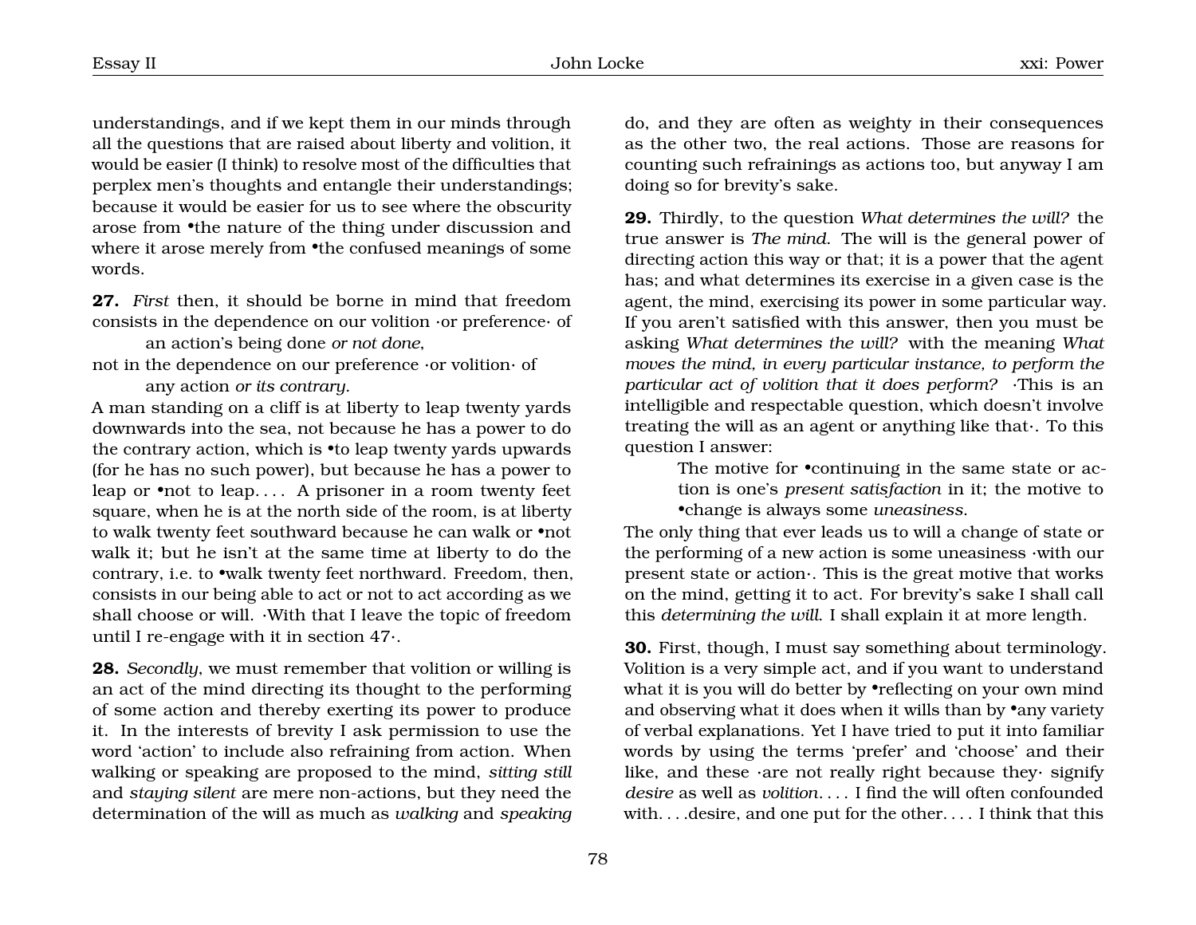understandings, and if we kept them in our minds through all the questions that are raised about liberty and volition, it would be easier (I think) to resolve most of the difficulties that perplex men's thoughts and entangle their understandings; because it would be easier for us to see where the obscurity arose from •the nature of the thing under discussion and where it arose merely from •the confused meanings of some words.

**27.** *First* then, it should be borne in mind that freedom consists in the dependence on our volition ·or preference· of

> an action's being done *or not done*,

not in the dependence on our preference ·or volition· of

> any action *or its contrary*.

A man standing on a cliff is at liberty to leap twenty yards downwards into the sea, not because he has a power to do the contrary action, which is •to leap twenty yards upwards (for he has no such power), but because he has a power to leap or •not to leap. . . . A prisoner in a room twenty feet square, when he is at the north side of the room, is at liberty to walk twenty feet southward because he can walk or •not walk it; but he isn't at the same time at liberty to do the contrary, i.e. to •walk twenty feet northward. Freedom, then, consists in our being able to act or not to act according as we shall choose or will. ·With that I leave the topic of freedom until I re-engage with it in section 47·.

**28.** *Secondly*, we must remember that volition or willing is an act of the mind directing its thought to the performing of some action and thereby exerting its power to produce it. In the interests of brevity I ask permission to use the word 'action' to include also refraining from action. When walking or speaking are proposed to the mind, *sitting still* and *staying silent* are mere non-actions, but they need the determination of the will as much as *walking* and *speaking* do, and they are often as weighty in their consequences as the other two, the real actions. Those are reasons for counting such refrainings as actions too, but anyway I am doing so for brevity's sake.

**29.** Thirdly, to the question *What determines the will?* the true answer is *The mind*. The will is the general power of directing action this way or that; it is a power that the agent has; and what determines its exercise in a given case is the agent, the mind, exercising its power in some particular way. If you aren't satisfied with this answer, then you must be asking *What determines the will?* with the meaning *What moves the mind, in every particular instance, to perform the particular act of volition that it does perform?* ·This is an intelligible and respectable question, which doesn't involve treating the will as an agent or anything like that·. To this question I answer:

> The motive for •continuing in the same state or action is one's *present satisfaction* in it; the motive to •change is always some *uneasiness*.

The only thing that ever leads us to will a change of state or the performing of a new action is some uneasiness ·with our present state or action·. This is the great motive that works on the mind, getting it to act. For brevity's sake I shall call this *determining the will*. I shall explain it at more length.

**30.** First, though, I must say something about terminology. Volition is a very simple act, and if you want to understand what it is you will do better by •reflecting on your own mind and observing what it does when it wills than by •any variety of verbal explanations. Yet I have tried to put it into familiar words by using the terms 'prefer' and 'choose' and their like, and these ·are not really right because they· signify *desire* as well as *volition*. . . . I find the will often confounded with. . . .desire, and one put for the other. . . . I think that this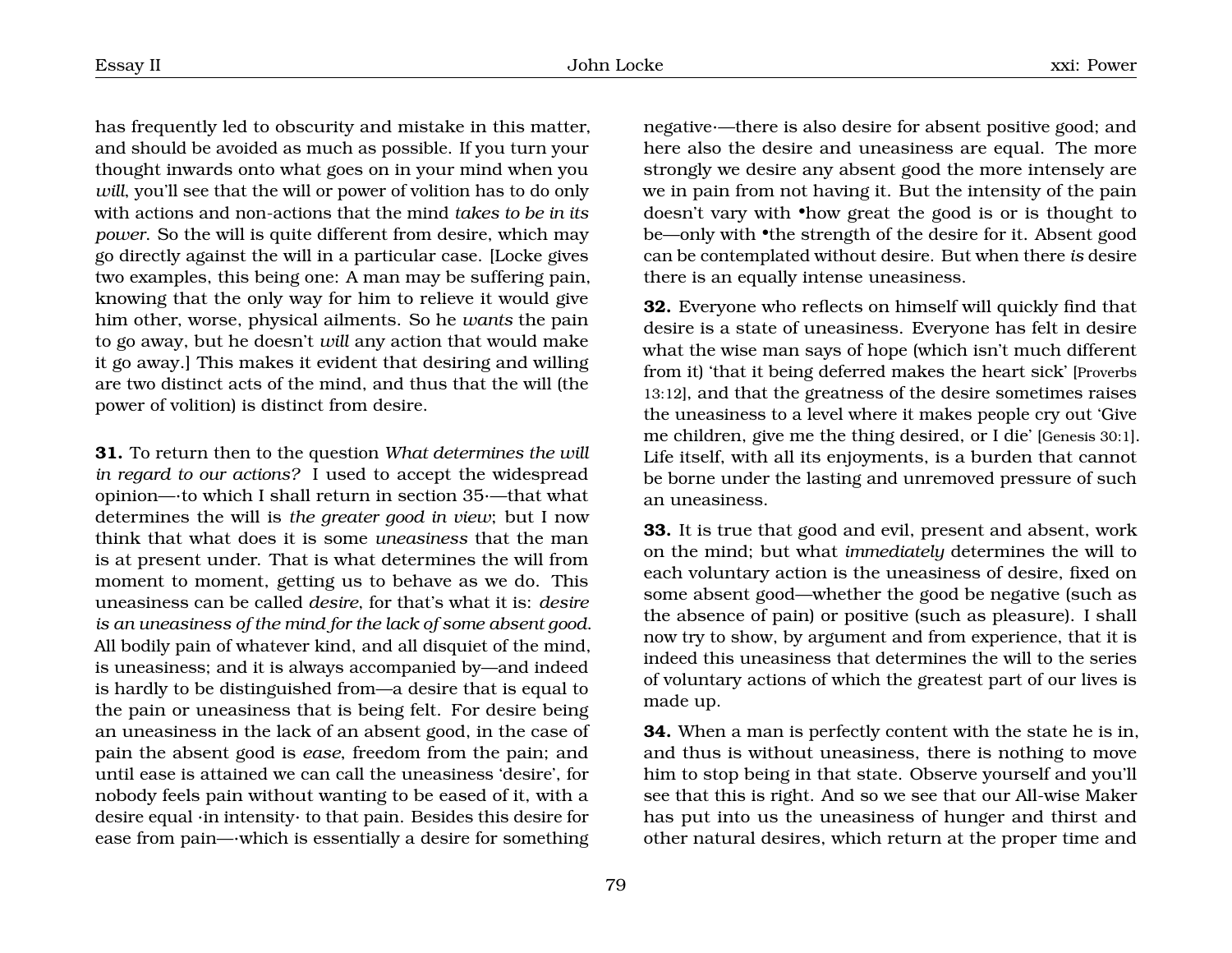has frequently led to obscurity and mistake in this matter, and should be avoided as much as possible. If you turn your thought inwards onto what goes on in your mind when you *will*, you'll see that the will or power of volition has to do only with actions and non-actions that the mind *takes to be in its power*. So the will is quite different from desire, which may go directly against the will in a particular case. [Locke gives two examples, this being one: A man may be suffering pain, knowing that the only way for him to relieve it would give him other, worse, physical ailments. So he *wants* the pain to go away, but he doesn't *will* any action that would make it go away.] This makes it evident that desiring and willing are two distinct acts of the mind, and thus that the will (the power of volition) is distinct from desire.

**31.** To return then to the question *What determines the will in regard to our actions?* I used to accept the widespread opinion—·to which I shall return in section 35·—that what determines the will is *the greater good in view*; but I now think that what does it is some *uneasiness* that the man is at present under. That is what determines the will from moment to moment, getting us to behave as we do. This uneasiness can be called *desire*, for that's what it is: *desire is an uneasiness of the mind for the lack of some absent good*. All bodily pain of whatever kind, and all disquiet of the mind, is uneasiness; and it is always accompanied by—and indeed is hardly to be distinguished from—a desire that is equal to the pain or uneasiness that is being felt. For desire being an uneasiness in the lack of an absent good, in the case of pain the absent good is *ease*, freedom from the pain; and until ease is attained we can call the uneasiness 'desire', for nobody feels pain without wanting to be eased of it, with a desire equal ·in intensity· to that pain. Besides this desire for ease from pain—·which is essentially a desire for something negative·—there is also desire for absent positive good; and here also the desire and uneasiness are equal. The more strongly we desire any absent good the more intensely are we in pain from not having it. But the intensity of the pain doesn't vary with •how great the good is or is thought to be—only with •the strength of the desire for it. Absent good can be contemplated without desire. But when there *is* desire there is an equally intense uneasiness.

**32.** Everyone who reflects on himself will quickly find that desire is a state of uneasiness. Everyone has felt in desire what the wise man says of hope (which isn't much different from it) 'that it being deferred makes the heart sick' [Proverbs 13:12], and that the greatness of the desire sometimes raises the uneasiness to a level where it makes people cry out 'Give me children, give me the thing desired, or I die' [Genesis 30:1]. Life itself, with all its enjoyments, is a burden that cannot be borne under the lasting and unremoved pressure of such an uneasiness.

**33.** It is true that good and evil, present and absent, work on the mind; but what *immediately* determines the will to each voluntary action is the uneasiness of desire, fixed on some absent good—whether the good be negative (such as the absence of pain) or positive (such as pleasure). I shall now try to show, by argument and from experience, that it is indeed this uneasiness that determines the will to the series of voluntary actions of which the greatest part of our lives is made up.

**34.** When a man is perfectly content with the state he is in, and thus is without uneasiness, there is nothing to move him to stop being in that state. Observe yourself and you'll see that this is right. And so we see that our All-wise Maker has put into us the uneasiness of hunger and thirst and other natural desires, which return at the proper time and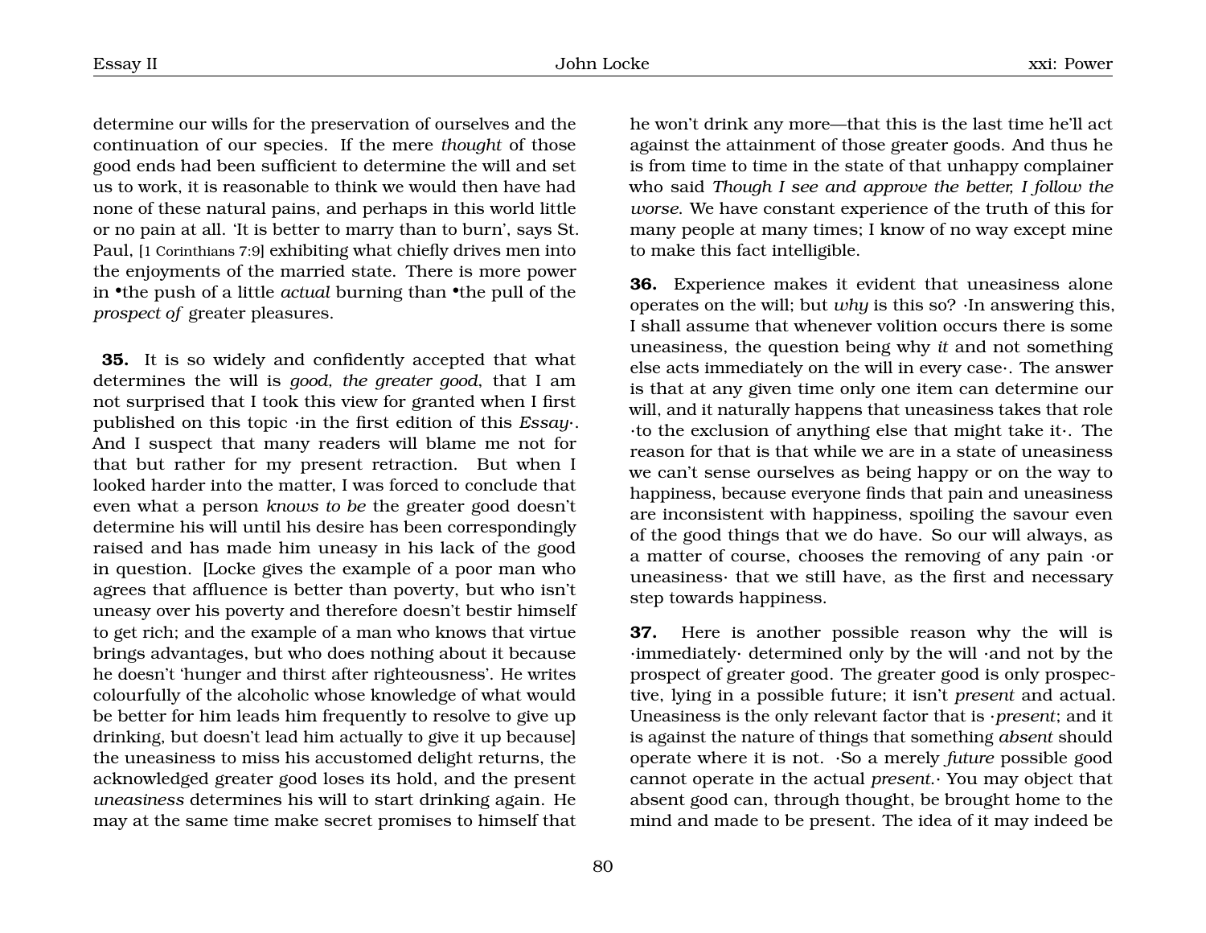determine our wills for the preservation of ourselves and the continuation of our species. If the mere *thought* of those good ends had been sufficient to determine the will and set us to work, it is reasonable to think we would then have had none of these natural pains, and perhaps in this world little or no pain at all. 'It is better to marry than to burn', says St. Paul, [1 Corinthians 7:9] exhibiting what chiefly drives men into the enjoyments of the married state. There is more power in •the push of a little *actual* burning than •the pull of the *prospect of* greater pleasures.

**35.** It is so widely and confidently accepted that what determines the will is *good, the greater good*, that I am not surprised that I took this view for granted when I first published on this topic ·in the first edition of this *Essay*·. And I suspect that many readers will blame me not for that but rather for my present retraction. But when I looked harder into the matter, I was forced to conclude that even what a person *knows to be* the greater good doesn't determine his will until his desire has been correspondingly raised and has made him uneasy in his lack of the good in question. [Locke gives the example of a poor man who agrees that affluence is better than poverty, but who isn't uneasy over his poverty and therefore doesn't bestir himself to get rich; and the example of a man who knows that virtue brings advantages, but who does nothing about it because he doesn't 'hunger and thirst after righteousness'. He writes colourfully of the alcoholic whose knowledge of what would be better for him leads him frequently to resolve to give up drinking, but doesn't lead him actually to give it up because] the uneasiness to miss his accustomed delight returns, the acknowledged greater good loses its hold, and the present *uneasiness* determines his will to start drinking again. He may at the same time make secret promises to himself that he won't drink any more—that this is the last time he'll act against the attainment of those greater goods. And thus he is from time to time in the state of that unhappy complainer who said *Though I see and approve the better, I follow the worse*. We have constant experience of the truth of this for many people at many times; I know of no way except mine to make this fact intelligible.

**36.** Experience makes it evident that uneasiness alone operates on the will; but *why* is this so? ·In answering this, I shall assume that whenever volition occurs there is some uneasiness, the question being why *it* and not something else acts immediately on the will in every case·. The answer is that at any given time only one item can determine our will, and it naturally happens that uneasiness takes that role ·to the exclusion of anything else that might take it·. The reason for that is that while we are in a state of uneasiness we can't sense ourselves as being happy or on the way to happiness, because everyone finds that pain and uneasiness are inconsistent with happiness, spoiling the savour even of the good things that we do have. So our will always, as a matter of course, chooses the removing of any pain ·or uneasiness· that we still have, as the first and necessary step towards happiness.

**37.** Here is another possible reason why the will is ·immediately· determined only by the will ·and not by the prospect of greater good. The greater good is only prospective, lying in a possible future; it isn't *present* and actual. Uneasiness is the only relevant factor that is ·*present*; and it is against the nature of things that something *absent* should operate where it is not. ·So a merely *future* possible good cannot operate in the actual *present*.· You may object that absent good can, through thought, be brought home to the mind and made to be present. The idea of it may indeed be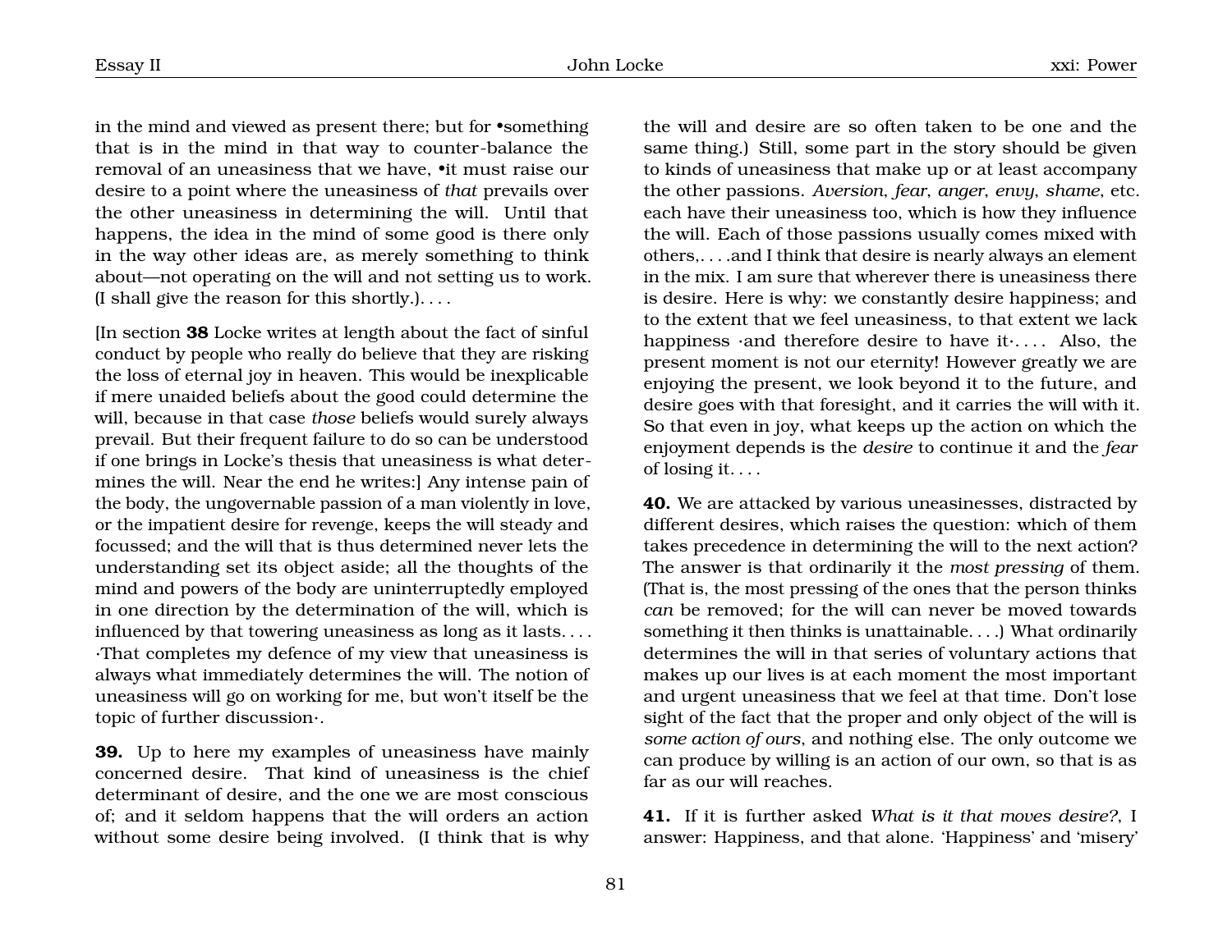in the mind and viewed as present there; but for •something that is in the mind in that way to counter-balance the removal of an uneasiness that we have, •it must raise our desire to a point where the uneasiness of *that* prevails over the other uneasiness in determining the will. Until that happens, the idea in the mind of some good is there only in the way other ideas are, as merely something to think about—not operating on the will and not setting us to work. (I shall give the reason for this shortly.). . . .

[In section **38** Locke writes at length about the fact of sinful conduct by people who really do believe that they are risking the loss of eternal joy in heaven. This would be inexplicable if mere unaided beliefs about the good could determine the will, because in that case *those* beliefs would surely always prevail. But their frequent failure to do so can be understood if one brings in Locke's thesis that uneasiness is what determines the will. Near the end he writes:] Any intense pain of the body, the ungovernable passion of a man violently in love, or the impatient desire for revenge, keeps the will steady and focussed; and the will that is thus determined never lets the understanding set its object aside; all the thoughts of the mind and powers of the body are uninterruptedly employed in one direction by the determination of the will, which is influenced by that towering uneasiness as long as it lasts. . . . ·That completes my defence of my view that uneasiness is always what immediately determines the will. The notion of uneasiness will go on working for me, but won't itself be the topic of further discussion·.

**39.** Up to here my examples of uneasiness have mainly concerned desire. That kind of uneasiness is the chief determinant of desire, and the one we are most conscious of; and it seldom happens that the will orders an action without some desire being involved. (I think that is why the will and desire are so often taken to be one and the same thing.) Still, some part in the story should be given to kinds of uneasiness that make up or at least accompany the other passions. *Aversion*, *fear*, *anger*, *envy*, *shame*, etc. each have their uneasiness too, which is how they influence the will. Each of those passions usually comes mixed with others,. . . .and I think that desire is nearly always an element in the mix. I am sure that wherever there is uneasiness there is desire. Here is why: we constantly desire happiness; and to the extent that we feel uneasiness, to that extent we lack happiness ·and therefore desire to have it·. . . . Also, the present moment is not our eternity! However greatly we are enjoying the present, we look beyond it to the future, and desire goes with that foresight, and it carries the will with it. So that even in joy, what keeps up the action on which the enjoyment depends is the *desire* to continue it and the *fear* of losing it. . . .

**40.** We are attacked by various uneasinesses, distracted by different desires, which raises the question: which of them takes precedence in determining the will to the next action? The answer is that ordinarily it the *most pressing* of them. (That is, the most pressing of the ones that the person thinks *can* be removed; for the will can never be moved towards something it then thinks is unattainable. . . .) What ordinarily determines the will in that series of voluntary actions that makes up our lives is at each moment the most important and urgent uneasiness that we feel at that time. Don't lose sight of the fact that the proper and only object of the will is *some action of ours*, and nothing else. The only outcome we can produce by willing is an action of our own, so that is as far as our will reaches.

**41.** If it is further asked *What is it that moves desire?*, I answer: Happiness, and that alone. 'Happiness' and 'misery'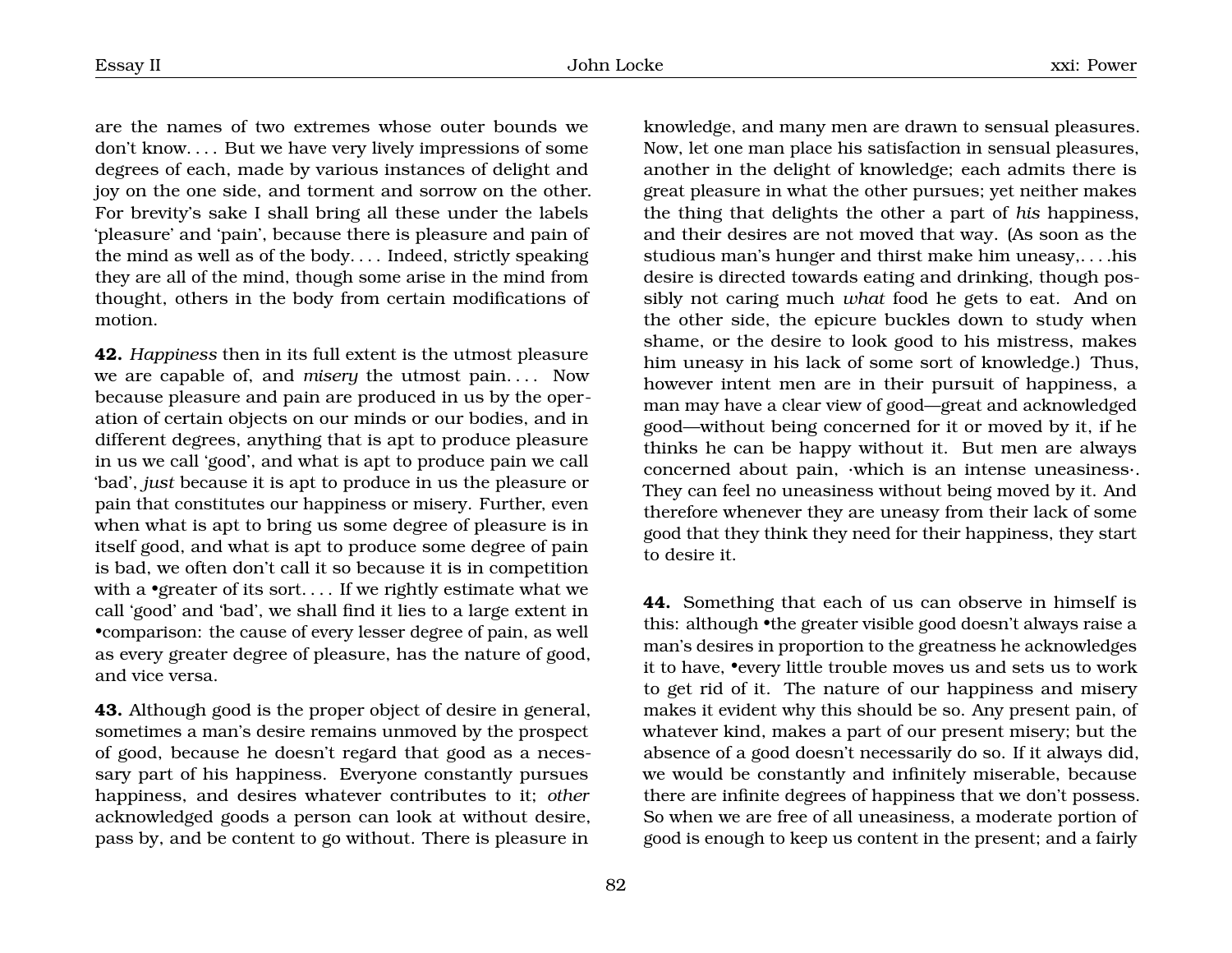are the names of two extremes whose outer bounds we don't know. . . . But we have very lively impressions of some degrees of each, made by various instances of delight and joy on the one side, and torment and sorrow on the other. For brevity's sake I shall bring all these under the labels 'pleasure' and 'pain', because there is pleasure and pain of the mind as well as of the body. . . . Indeed, strictly speaking they are all of the mind, though some arise in the mind from thought, others in the body from certain modifications of motion.

**42.** *Happiness* then in its full extent is the utmost pleasure we are capable of, and *misery* the utmost pain. . . . Now because pleasure and pain are produced in us by the operation of certain objects on our minds or our bodies, and in different degrees, anything that is apt to produce pleasure in us we call 'good', and what is apt to produce pain we call 'bad', *just* because it is apt to produce in us the pleasure or pain that constitutes our happiness or misery. Further, even when what is apt to bring us some degree of pleasure is in itself good, and what is apt to produce some degree of pain is bad, we often don't call it so because it is in competition with a •greater of its sort. . . . If we rightly estimate what we call 'good' and 'bad', we shall find it lies to a large extent in •comparison: the cause of every lesser degree of pain, as well as every greater degree of pleasure, has the nature of good, and vice versa.

**43.** Although good is the proper object of desire in general, sometimes a man's desire remains unmoved by the prospect of good, because he doesn't regard that good as a necessary part of his happiness. Everyone constantly pursues happiness, and desires whatever contributes to it; *other* acknowledged goods a person can look at without desire, pass by, and be content to go without. There is pleasure in knowledge, and many men are drawn to sensual pleasures. Now, let one man place his satisfaction in sensual pleasures, another in the delight of knowledge; each admits there is great pleasure in what the other pursues; yet neither makes the thing that delights the other a part of *his* happiness, and their desires are not moved that way. (As soon as the studious man's hunger and thirst make him uneasy,. . . .his desire is directed towards eating and drinking, though possibly not caring much *what* food he gets to eat. And on the other side, the epicure buckles down to study when shame, or the desire to look good to his mistress, makes him uneasy in his lack of some sort of knowledge.) Thus, however intent men are in their pursuit of happiness, a man may have a clear view of good—great and acknowledged good—without being concerned for it or moved by it, if he thinks he can be happy without it. But men are always concerned about pain, ·which is an intense uneasiness·. They can feel no uneasiness without being moved by it. And therefore whenever they are uneasy from their lack of some good that they think they need for their happiness, they start to desire it.

**44.** Something that each of us can observe in himself is this: although •the greater visible good doesn't always raise a man's desires in proportion to the greatness he acknowledges it to have, •every little trouble moves us and sets us to work to get rid of it. The nature of our happiness and misery makes it evident why this should be so. Any present pain, of whatever kind, makes a part of our present misery; but the absence of a good doesn't necessarily do so. If it always did, we would be constantly and infinitely miserable, because there are infinite degrees of happiness that we don't possess. So when we are free of all uneasiness, a moderate portion of good is enough to keep us content in the present; and a fairly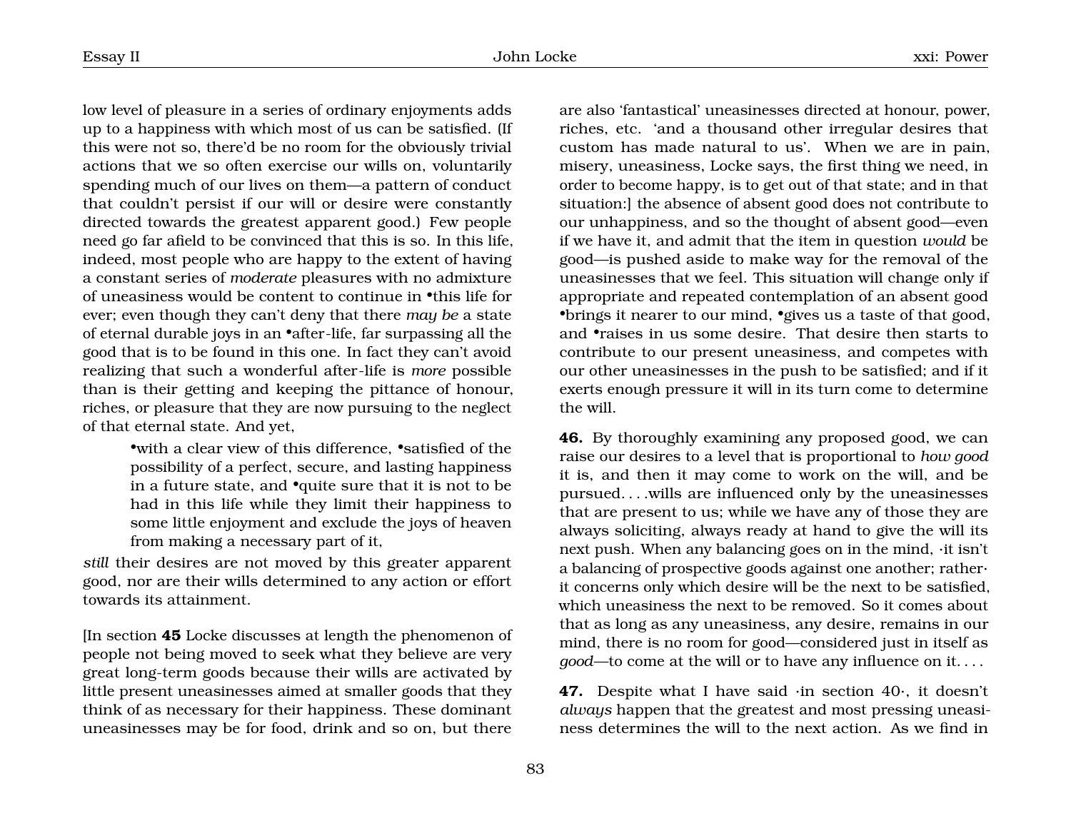low level of pleasure in a series of ordinary enjoyments adds up to a happiness with which most of us can be satisfied. (If this were not so, there'd be no room for the obviously trivial actions that we so often exercise our wills on, voluntarily spending much of our lives on them—a pattern of conduct that couldn't persist if our will or desire were constantly directed towards the greatest apparent good.) Few people need go far afield to be convinced that this is so. In this life, indeed, most people who are happy to the extent of having a constant series of *moderate* pleasures with no admixture of uneasiness would be content to continue in •this life for ever; even though they can't deny that there *may be* a state of eternal durable joys in an •after-life, far surpassing all the good that is to be found in this one. In fact they can't avoid realizing that such a wonderful after-life is *more* possible than is their getting and keeping the pittance of honour, riches, or pleasure that they are now pursuing to the neglect of that eternal state. And yet,

> •with a clear view of this difference, •satisfied of the possibility of a perfect, secure, and lasting happiness in a future state, and •quite sure that it is not to be had in this life while they limit their happiness to some little enjoyment and exclude the joys of heaven from making a necessary part of it,

*still* their desires are not moved by this greater apparent good, nor are their wills determined to any action or effort towards its attainment.

[In section **45** Locke discusses at length the phenomenon of people not being moved to seek what they believe are very great long-term goods because their wills are activated by little present uneasinesses aimed at smaller goods that they think of as necessary for their happiness. These dominant uneasinesses may be for food, drink and so on, but there are also 'fantastical' uneasinesses directed at honour, power, riches, etc. 'and a thousand other irregular desires that custom has made natural to us'. When we are in pain, misery, uneasiness, Locke says, the first thing we need, in order to become happy, is to get out of that state; and in that situation:] the absence of absent good does not contribute to our unhappiness, and so the thought of absent good—even if we have it, and admit that the item in question *would* be good—is pushed aside to make way for the removal of the uneasinesses that we feel. This situation will change only if appropriate and repeated contemplation of an absent good •brings it nearer to our mind, •gives us a taste of that good, and •raises in us some desire. That desire then starts to contribute to our present uneasiness, and competes with our other uneasinesses in the push to be satisfied; and if it exerts enough pressure it will in its turn come to determine the will.

**46.** By thoroughly examining any proposed good, we can raise our desires to a level that is proportional to *how good* it is, and then it may come to work on the will, and be pursued. . . .wills are influenced only by the uneasinesses that are present to us; while we have any of those they are always soliciting, always ready at hand to give the will its next push. When any balancing goes on in the mind, ·it isn't a balancing of prospective goods against one another; rather· it concerns only which desire will be the next to be satisfied, which uneasiness the next to be removed. So it comes about that as long as any uneasiness, any desire, remains in our mind, there is no room for good—considered just in itself as *good*—to come at the will or to have any influence on it. . . .

**47.** Despite what I have said ·in section 40·, it doesn't *always* happen that the greatest and most pressing uneasiness determines the will to the next action. As we find in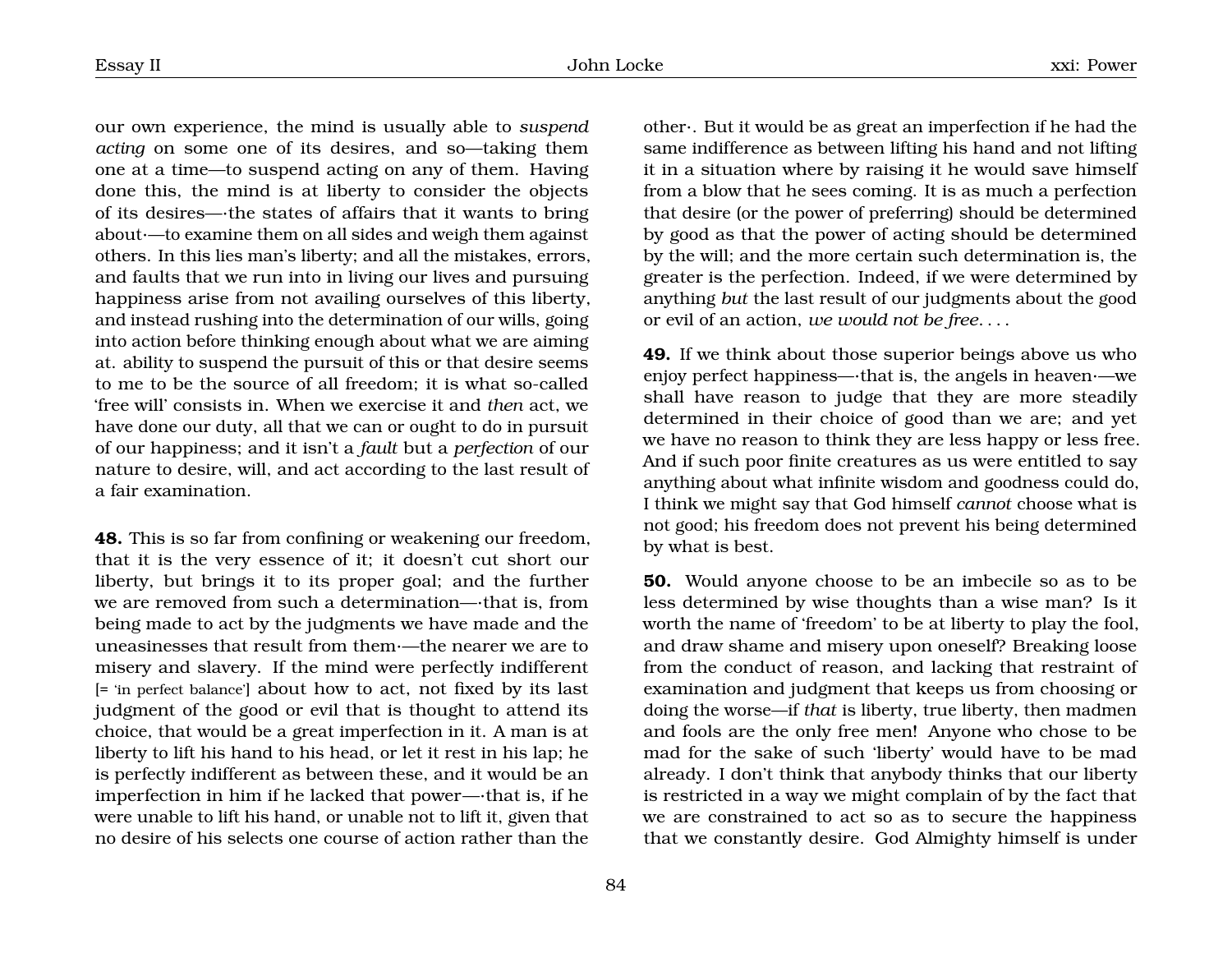our own experience, the mind is usually able to *suspend acting* on some one of its desires, and so—taking them one at a time—to suspend acting on any of them. Having done this, the mind is at liberty to consider the objects of its desires—·the states of affairs that it wants to bring about·—to examine them on all sides and weigh them against others. In this lies man's liberty; and all the mistakes, errors, and faults that we run into in living our lives and pursuing happiness arise from not availing ourselves of this liberty, and instead rushing into the determination of our wills, going into action before thinking enough about what we are aiming at. ability to suspend the pursuit of this or that desire seems to me to be the source of all freedom; it is what so-called 'free will' consists in. When we exercise it and *then* act, we have done our duty, all that we can or ought to do in pursuit of our happiness; and it isn't a *fault* but a *perfection* of our nature to desire, will, and act according to the last result of a fair examination.

**48.** This is so far from confining or weakening our freedom, that it is the very essence of it; it doesn't cut short our liberty, but brings it to its proper goal; and the further we are removed from such a determination—·that is, from being made to act by the judgments we have made and the uneasinesses that result from them·—the nearer we are to misery and slavery. If the mind were perfectly indifferent [= 'in perfect balance'] about how to act, not fixed by its last judgment of the good or evil that is thought to attend its choice, that would be a great imperfection in it. A man is at liberty to lift his hand to his head, or let it rest in his lap; he is perfectly indifferent as between these, and it would be an imperfection in him if he lacked that power—·that is, if he were unable to lift his hand, or unable not to lift it, given that no desire of his selects one course of action rather than the other·. But it would be as great an imperfection if he had the same indifference as between lifting his hand and not lifting it in a situation where by raising it he would save himself from a blow that he sees coming. It is as much a perfection that desire (or the power of preferring) should be determined by good as that the power of acting should be determined by the will; and the more certain such determination is, the greater is the perfection. Indeed, if we were determined by anything *but* the last result of our judgments about the good or evil of an action, *we would not be free*. . . .

**49.** If we think about those superior beings above us who enjoy perfect happiness—·that is, the angels in heaven·—we shall have reason to judge that they are more steadily determined in their choice of good than we are; and yet we have no reason to think they are less happy or less free. And if such poor finite creatures as us were entitled to say anything about what infinite wisdom and goodness could do, I think we might say that God himself *cannot* choose what is not good; his freedom does not prevent his being determined by what is best.

**50.** Would anyone choose to be an imbecile so as to be less determined by wise thoughts than a wise man? Is it worth the name of 'freedom' to be at liberty to play the fool, and draw shame and misery upon oneself? Breaking loose from the conduct of reason, and lacking that restraint of examination and judgment that keeps us from choosing or doing the worse—if *that* is liberty, true liberty, then madmen and fools are the only free men! Anyone who chose to be mad for the sake of such 'liberty' would have to be mad already. I don't think that anybody thinks that our liberty is restricted in a way we might complain of by the fact that we are constrained to act so as to secure the happiness that we constantly desire. God Almighty himself is under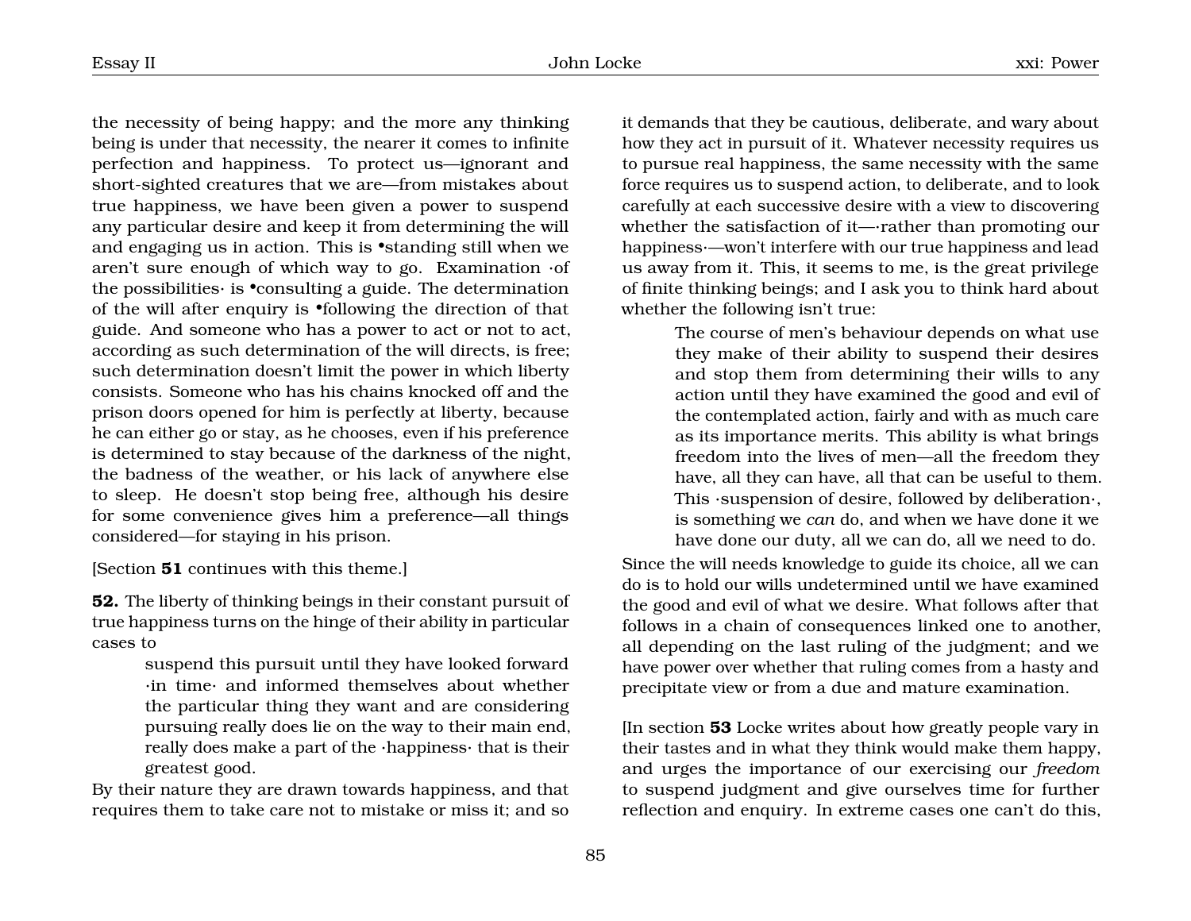the necessity of being happy; and the more any thinking being is under that necessity, the nearer it comes to infinite perfection and happiness. To protect us—ignorant and short-sighted creatures that we are—from mistakes about true happiness, we have been given a power to suspend any particular desire and keep it from determining the will and engaging us in action. This is •standing still when we aren't sure enough of which way to go. Examination ·of the possibilities· is •consulting a guide. The determination of the will after enquiry is •following the direction of that guide. And someone who has a power to act or not to act, according as such determination of the will directs, is free; such determination doesn't limit the power in which liberty consists. Someone who has his chains knocked off and the prison doors opened for him is perfectly at liberty, because he can either go or stay, as he chooses, even if his preference is determined to stay because of the darkness of the night, the badness of the weather, or his lack of anywhere else to sleep. He doesn't stop being free, although his desire for some convenience gives him a preference—all things considered—for staying in his prison.

[Section **51** continues with this theme.]

**52.** The liberty of thinking beings in their constant pursuit of true happiness turns on the hinge of their ability in particular cases to

> suspend this pursuit until they have looked forward ·in time· and informed themselves about whether the particular thing they want and are considering pursuing really does lie on the way to their main end, really does make a part of the ·happiness· that is their greatest good.

By their nature they are drawn towards happiness, and that requires them to take care not to mistake or miss it; and so it demands that they be cautious, deliberate, and wary about how they act in pursuit of it. Whatever necessity requires us to pursue real happiness, the same necessity with the same force requires us to suspend action, to deliberate, and to look carefully at each successive desire with a view to discovering whether the satisfaction of it—·rather than promoting our happiness·—won't interfere with our true happiness and lead us away from it. This, it seems to me, is the great privilege of finite thinking beings; and I ask you to think hard about whether the following isn't true:

> The course of men's behaviour depends on what use they make of their ability to suspend their desires and stop them from determining their wills to any action until they have examined the good and evil of the contemplated action, fairly and with as much care as its importance merits. This ability is what brings freedom into the lives of men—all the freedom they have, all they can have, all that can be useful to them. This ·suspension of desire, followed by deliberation·, is something we *can* do, and when we have done it we have done our duty, all we can do, all we need to do.

Since the will needs knowledge to guide its choice, all we can do is to hold our wills undetermined until we have examined the good and evil of what we desire. What follows after that follows in a chain of consequences linked one to another, all depending on the last ruling of the judgment; and we have power over whether that ruling comes from a hasty and precipitate view or from a due and mature examination.

[In section **53** Locke writes about how greatly people vary in their tastes and in what they think would make them happy, and urges the importance of our exercising our *freedom* to suspend judgment and give ourselves time for further reflection and enquiry. In extreme cases one can't do this,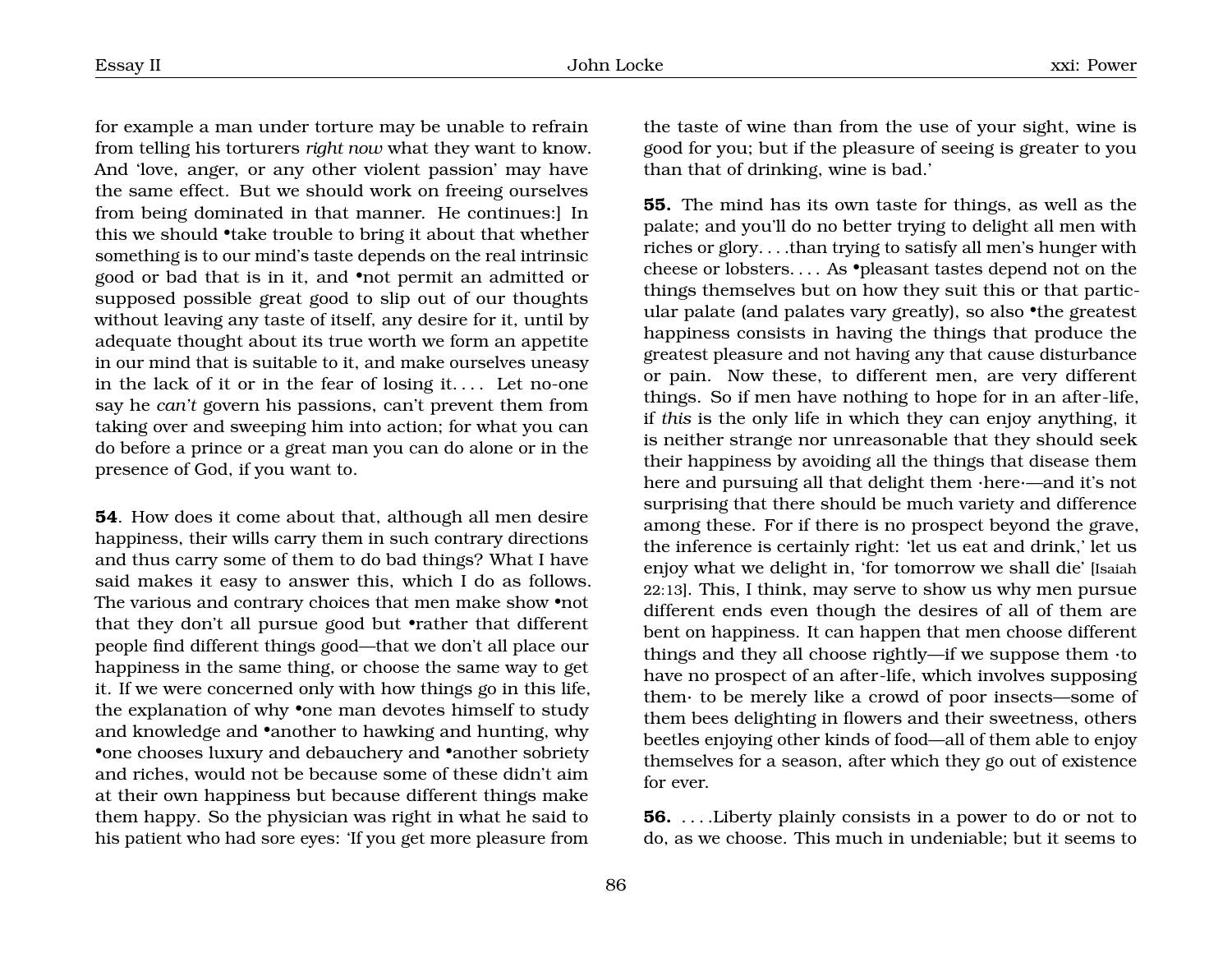for example a man under torture may be unable to refrain from telling his torturers *right now* what they want to know. And 'love, anger, or any other violent passion' may have the same effect. But we should work on freeing ourselves from being dominated in that manner. He continues:] In this we should •take trouble to bring it about that whether something is to our mind's taste depends on the real intrinsic good or bad that is in it, and •not permit an admitted or supposed possible great good to slip out of our thoughts without leaving any taste of itself, any desire for it, until by adequate thought about its true worth we form an appetite in our mind that is suitable to it, and make ourselves uneasy in the lack of it or in the fear of losing it. . . . Let no-one say he *can't* govern his passions, can't prevent them from taking over and sweeping him into action; for what you can do before a prince or a great man you can do alone or in the presence of God, if you want to.

**54**. How does it come about that, although all men desire happiness, their wills carry them in such contrary directions and thus carry some of them to do bad things? What I have said makes it easy to answer this, which I do as follows. The various and contrary choices that men make show •not that they don't all pursue good but •rather that different people find different things good—that we don't all place our happiness in the same thing, or choose the same way to get it. If we were concerned only with how things go in this life, the explanation of why •one man devotes himself to study and knowledge and •another to hawking and hunting, why •one chooses luxury and debauchery and •another sobriety and riches, would not be because some of these didn't aim at their own happiness but because different things make them happy. So the physician was right in what he said to his patient who had sore eyes: 'If you get more pleasure from the taste of wine than from the use of your sight, wine is good for you; but if the pleasure of seeing is greater to you than that of drinking, wine is bad.'

**55.** The mind has its own taste for things, as well as the palate; and you'll do no better trying to delight all men with riches or glory. . . .than trying to satisfy all men's hunger with cheese or lobsters. . . . As •pleasant tastes depend not on the things themselves but on how they suit this or that particular palate (and palates vary greatly), so also •the greatest happiness consists in having the things that produce the greatest pleasure and not having any that cause disturbance or pain. Now these, to different men, are very different things. So if men have nothing to hope for in an after-life, if *this* is the only life in which they can enjoy anything, it is neither strange nor unreasonable that they should seek their happiness by avoiding all the things that disease them here and pursuing all that delight them ·here·—and it's not surprising that there should be much variety and difference among these. For if there is no prospect beyond the grave, the inference is certainly right: 'let us eat and drink,' let us enjoy what we delight in, 'for tomorrow we shall die' [Isaiah 22:13]. This, I think, may serve to show us why men pursue different ends even though the desires of all of them are bent on happiness. It can happen that men choose different things and they all choose rightly—if we suppose them ·to have no prospect of an after-life, which involves supposing them· to be merely like a crowd of poor insects—some of them bees delighting in flowers and their sweetness, others beetles enjoying other kinds of food—all of them able to enjoy themselves for a season, after which they go out of existence for ever.

**56.** . . . .Liberty plainly consists in a power to do or not to do, as we choose. This much in undeniable; but it seems to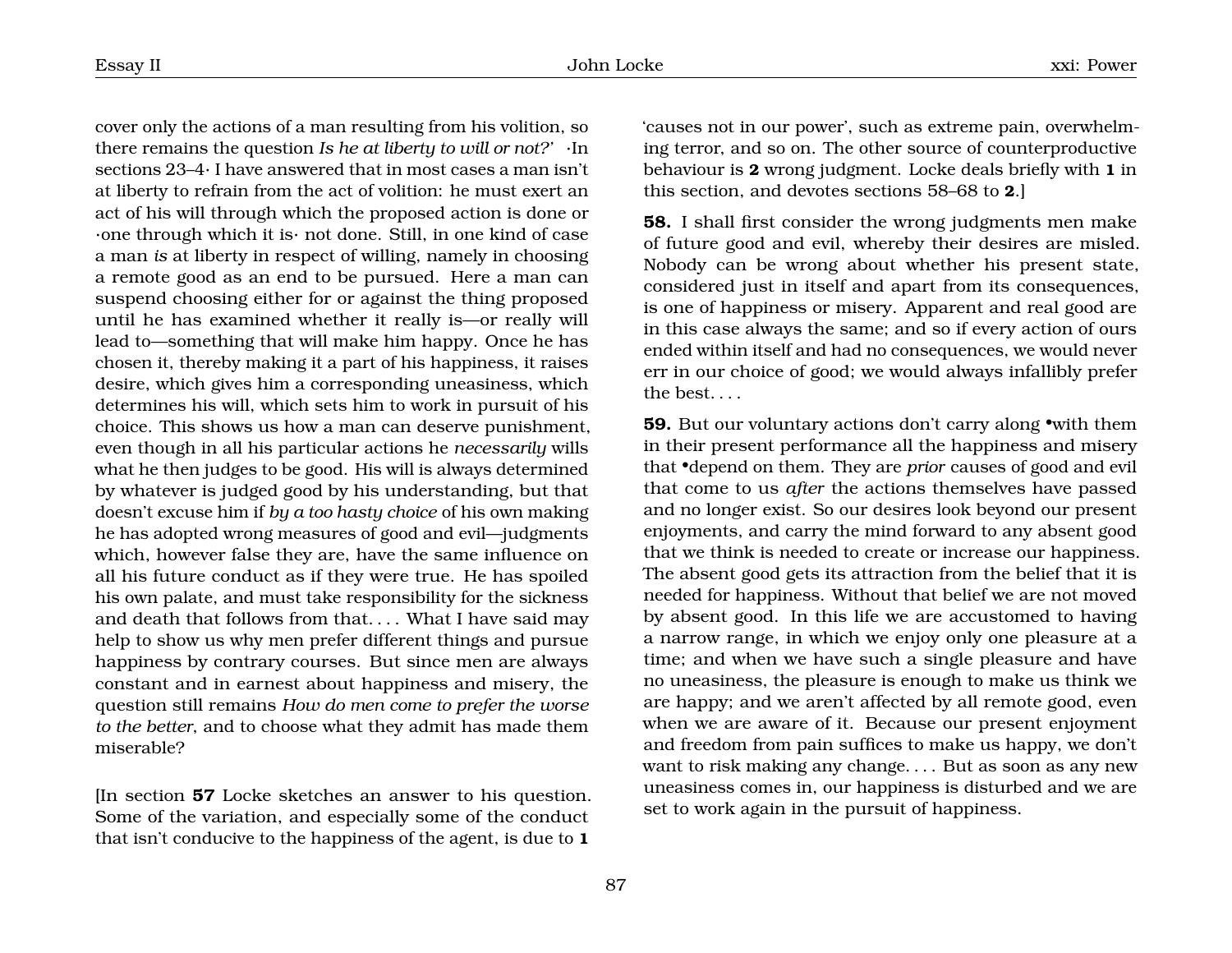cover only the actions of a man resulting from his volition, so there remains the question *Is he at liberty to will or not?* ·In sections 23–4· I have answered that in most cases a man isn't at liberty to refrain from the act of volition: he must exert an act of his will through which the proposed action is done or ·one through which it is· not done. Still, in one kind of case a man *is* at liberty in respect of willing, namely in choosing a remote good as an end to be pursued. Here a man can suspend choosing either for or against the thing proposed until he has examined whether it really is—or really will lead to—something that will make him happy. Once he has chosen it, thereby making it a part of his happiness, it raises desire, which gives him a corresponding uneasiness, which determines his will, which sets him to work in pursuit of his choice. This shows us how a man can deserve punishment, even though in all his particular actions he *necessarily* wills what he then judges to be good. His will is always determined by whatever is judged good by his understanding, but that doesn't excuse him if *by a too hasty choice* of his own making he has adopted wrong measures of good and evil—judgments which, however false they are, have the same influence on all his future conduct as if they were true. He has spoiled his own palate, and must take responsibility for the sickness and death that follows from that. . . . What I have said may help to show us why men prefer different things and pursue happiness by contrary courses. But since men are always constant and in earnest about happiness and misery, the question still remains *How do men come to prefer the worse to the better*, and to choose what they admit has made them miserable?

[In section **57** Locke sketches an answer to his question. Some of the variation, and especially some of the conduct that isn't conducive to the happiness of the agent, is due to **1** 'causes not in our power', such as extreme pain, overwhelming terror, and so on. The other source of counterproductive behaviour is **2** wrong judgment. Locke deals briefly with **1** in this section, and devotes sections 58–68 to **2**.]

**58.** I shall first consider the wrong judgments men make of future good and evil, whereby their desires are misled. Nobody can be wrong about whether his present state, considered just in itself and apart from its consequences, is one of happiness or misery. Apparent and real good are in this case always the same; and so if every action of ours ended within itself and had no consequences, we would never err in our choice of good; we would always infallibly prefer the best. . . .

**59.** But our voluntary actions don't carry along •with them in their present performance all the happiness and misery that •depend on them. They are *prior* causes of good and evil that come to us *after* the actions themselves have passed and no longer exist. So our desires look beyond our present enjoyments, and carry the mind forward to any absent good that we think is needed to create or increase our happiness. The absent good gets its attraction from the belief that it is needed for happiness. Without that belief we are not moved by absent good. In this life we are accustomed to having a narrow range, in which we enjoy only one pleasure at a time; and when we have such a single pleasure and have no uneasiness, the pleasure is enough to make us think we are happy; and we aren't affected by all remote good, even when we are aware of it. Because our present enjoyment and freedom from pain suffices to make us happy, we don't want to risk making any change. . . . But as soon as any new uneasiness comes in, our happiness is disturbed and we are set to work again in the pursuit of happiness.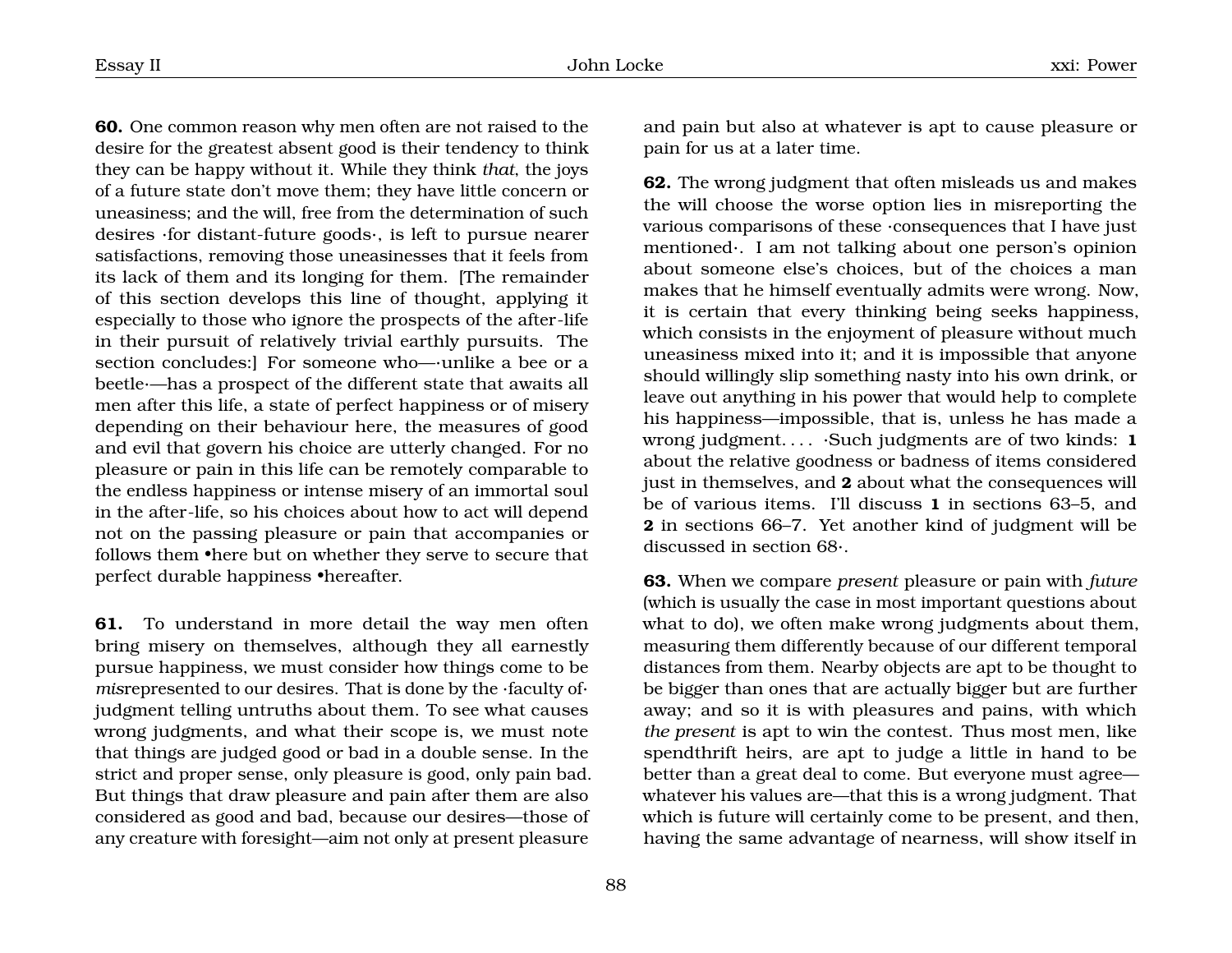**60.** One common reason why men often are not raised to the desire for the greatest absent good is their tendency to think they can be happy without it. While they think *that*, the joys of a future state don't move them; they have little concern or uneasiness; and the will, free from the determination of such desires ·for distant-future goods·, is left to pursue nearer satisfactions, removing those uneasinesses that it feels from its lack of them and its longing for them. [The remainder of this section develops this line of thought, applying it especially to those who ignore the prospects of the after-life in their pursuit of relatively trivial earthly pursuits. The section concludes:] For someone who—·unlike a bee or a beetle·—has a prospect of the different state that awaits all men after this life, a state of perfect happiness or of misery depending on their behaviour here, the measures of good and evil that govern his choice are utterly changed. For no pleasure or pain in this life can be remotely comparable to the endless happiness or intense misery of an immortal soul in the after-life, so his choices about how to act will depend not on the passing pleasure or pain that accompanies or follows them •here but on whether they serve to secure that perfect durable happiness •hereafter.

**61.** To understand in more detail the way men often bring misery on themselves, although they all earnestly pursue happiness, we must consider how things come to be *mis*represented to our desires. That is done by the ·faculty of· judgment telling untruths about them. To see what causes wrong judgments, and what their scope is, we must note that things are judged good or bad in a double sense. In the strict and proper sense, only pleasure is good, only pain bad. But things that draw pleasure and pain after them are also considered as good and bad, because our desires—those of any creature with foresight—aim not only at present pleasure and pain but also at whatever is apt to cause pleasure or pain for us at a later time.

**62.** The wrong judgment that often misleads us and makes the will choose the worse option lies in misreporting the various comparisons of these ·consequences that I have just mentioned·. I am not talking about one person's opinion about someone else's choices, but of the choices a man makes that he himself eventually admits were wrong. Now, it is certain that every thinking being seeks happiness, which consists in the enjoyment of pleasure without much uneasiness mixed into it; and it is impossible that anyone should willingly slip something nasty into his own drink, or leave out anything in his power that would help to complete his happiness—impossible, that is, unless he has made a wrong judgment. . . . ·Such judgments are of two kinds: **1** about the relative goodness or badness of items considered just in themselves, and **2** about what the consequences will be of various items. I'll discuss **1** in sections 63–5, and **2** in sections 66–7. Yet another kind of judgment will be discussed in section 68·.

**63.** When we compare *present* pleasure or pain with *future* (which is usually the case in most important questions about what to do), we often make wrong judgments about them, measuring them differently because of our different temporal distances from them. Nearby objects are apt to be thought to be bigger than ones that are actually bigger but are further away; and so it is with pleasures and pains, with which *the present* is apt to win the contest. Thus most men, like spendthrift heirs, are apt to judge a little in hand to be better than a great deal to come. But everyone must agree—whatever his values are—that this is a wrong judgment. That which is future will certainly come to be present, and then, having the same advantage of nearness, will show itself in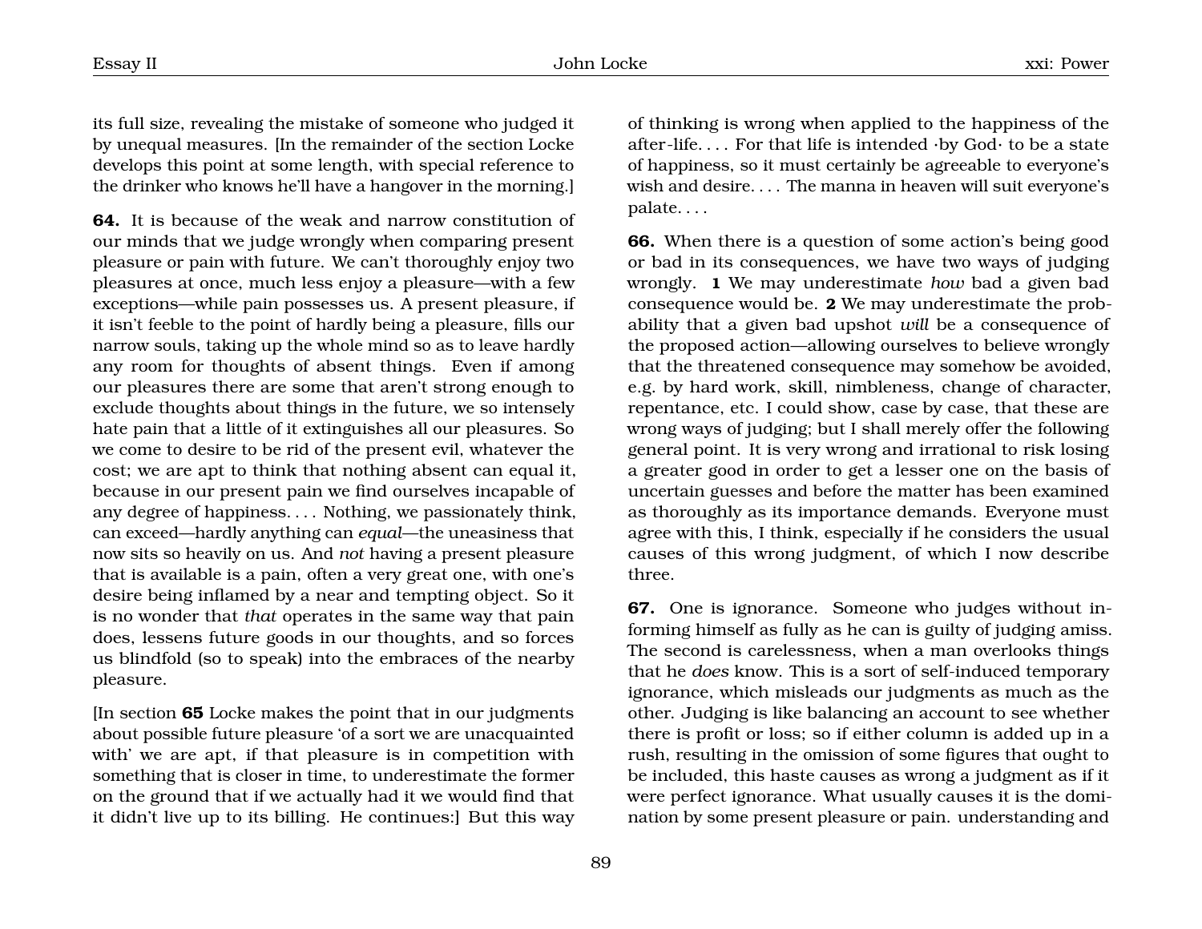its full size, revealing the mistake of someone who judged it by unequal measures. [In the remainder of the section Locke develops this point at some length, with special reference to the drinker who knows he'll have a hangover in the morning.]

**64.** It is because of the weak and narrow constitution of our minds that we judge wrongly when comparing present pleasure or pain with future. We can't thoroughly enjoy two pleasures at once, much less enjoy a pleasure—with a few exceptions—while pain possesses us. A present pleasure, if it isn't feeble to the point of hardly being a pleasure, fills our narrow souls, taking up the whole mind so as to leave hardly any room for thoughts of absent things. Even if among our pleasures there are some that aren't strong enough to exclude thoughts about things in the future, we so intensely hate pain that a little of it extinguishes all our pleasures. So we come to desire to be rid of the present evil, whatever the cost; we are apt to think that nothing absent can equal it, because in our present pain we find ourselves incapable of any degree of happiness. . . . Nothing, we passionately think, can exceed—hardly anything can *equal*—the uneasiness that now sits so heavily on us. And *not* having a present pleasure that is available is a pain, often a very great one, with one's desire being inflamed by a near and tempting object. So it is no wonder that *that* operates in the same way that pain does, lessens future goods in our thoughts, and so forces us blindfold (so to speak) into the embraces of the nearby pleasure.

[In section **65** Locke makes the point that in our judgments about possible future pleasure 'of a sort we are unacquainted with' we are apt, if that pleasure is in competition with something that is closer in time, to underestimate the former on the ground that if we actually had it we would find that it didn't live up to its billing. He continues:] But this way of thinking is wrong when applied to the happiness of the after-life. . . . For that life is intended ·by God· to be a state of happiness, so it must certainly be agreeable to everyone's wish and desire. . . . The manna in heaven will suit everyone's palate. . . .

**66.** When there is a question of some action's being good or bad in its consequences, we have two ways of judging wrongly. **1** We may underestimate *how* bad a given bad consequence would be. **2** We may underestimate the probability that a given bad upshot *will* be a consequence of the proposed action—allowing ourselves to believe wrongly that the threatened consequence may somehow be avoided, e.g. by hard work, skill, nimbleness, change of character, repentance, etc. I could show, case by case, that these are wrong ways of judging; but I shall merely offer the following general point. It is very wrong and irrational to risk losing a greater good in order to get a lesser one on the basis of uncertain guesses and before the matter has been examined as thoroughly as its importance demands. Everyone must agree with this, I think, especially if he considers the usual causes of this wrong judgment, of which I now describe three.

**67.** One is ignorance. Someone who judges without informing himself as fully as he can is guilty of judging amiss. The second is carelessness, when a man overlooks things that he *does* know. This is a sort of self-induced temporary ignorance, which misleads our judgments as much as the other. Judging is like balancing an account to see whether there is profit or loss; so if either column is added up in a rush, resulting in the omission of some figures that ought to be included, this haste causes as wrong a judgment as if it were perfect ignorance. What usually causes it is the domination by some present pleasure or pain. understanding and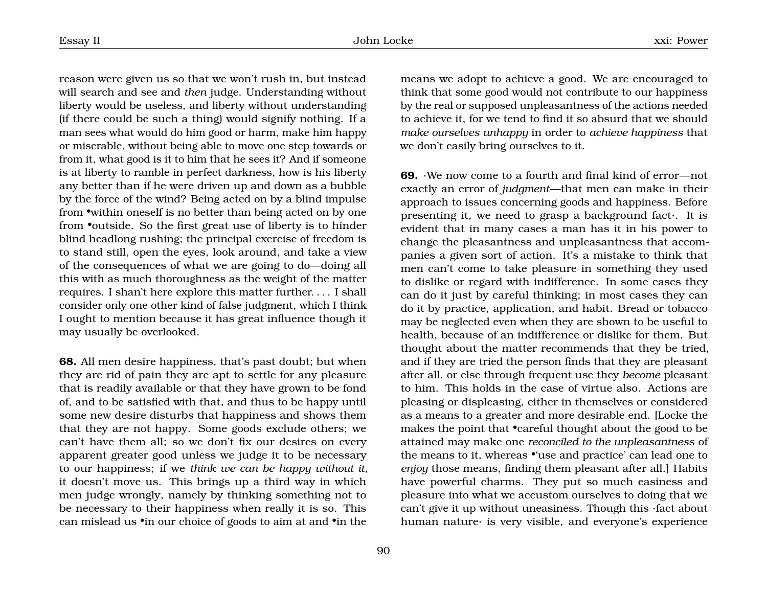reason were given us so that we won't rush in, but instead will search and see and *then* judge. Understanding without liberty would be useless, and liberty without understanding (if there could be such a thing) would signify nothing. If a man sees what would do him good or harm, make him happy or miserable, without being able to move one step towards or from it, what good is it to him that he sees it? And if someone is at liberty to ramble in perfect darkness, how is his liberty any better than if he were driven up and down as a bubble by the force of the wind? Being acted on by a blind impulse from •within oneself is no better than being acted on by one from •outside. So the first great use of liberty is to hinder blind headlong rushing; the principal exercise of freedom is to stand still, open the eyes, look around, and take a view of the consequences of what we are going to do—doing all this with as much thoroughness as the weight of the matter requires. I shan't here explore this matter further. . . . I shall consider only one other kind of false judgment, which I think I ought to mention because it has great influence though it may usually be overlooked.

**68.** All men desire happiness, that's past doubt; but when they are rid of pain they are apt to settle for any pleasure that is readily available or that they have grown to be fond of, and to be satisfied with that, and thus to be happy until some new desire disturbs that happiness and shows them that they are not happy. Some goods exclude others; we can't have them all; so we don't fix our desires on every apparent greater good unless we judge it to be necessary to our happiness; if we *think we can be happy without it*, it doesn't move us. This brings up a third way in which men judge wrongly, namely by thinking something not to be necessary to their happiness when really it is so. This can mislead us •in our choice of goods to aim at and •in the means we adopt to achieve a good. We are encouraged to think that some good would not contribute to our happiness by the real or supposed unpleasantness of the actions needed to achieve it, for we tend to find it so absurd that we should *make ourselves unhappy* in order to *achieve happiness* that we don't easily bring ourselves to it.

**69.** ·We now come to a fourth and final kind of error—not exactly an error of *judgment*—that men can make in their approach to issues concerning goods and happiness. Before presenting it, we need to grasp a background fact·. It is evident that in many cases a man has it in his power to change the pleasantness and unpleasantness that accompanies a given sort of action. It's a mistake to think that men can't come to take pleasure in something they used to dislike or regard with indifference. In some cases they can do it just by careful thinking; in most cases they can do it by practice, application, and habit. Bread or tobacco may be neglected even when they are shown to be useful to health, because of an indifference or dislike for them. But thought about the matter recommends that they be tried, and if they are tried the person finds that they are pleasant after all, or else through frequent use they *become* pleasant to him. This holds in the case of virtue also. Actions are pleasing or displeasing, either in themselves or considered as a means to a greater and more desirable end. [Locke the makes the point that •careful thought about the good to be attained may make one *reconciled to the unpleasantness* of the means to it, whereas •'use and practice' can lead one to *enjoy* those means, finding them pleasant after all.] Habits have powerful charms. They put so much easiness and pleasure into what we accustom ourselves to doing that we can't give it up without uneasiness. Though this ·fact about human nature· is very visible, and everyone's experience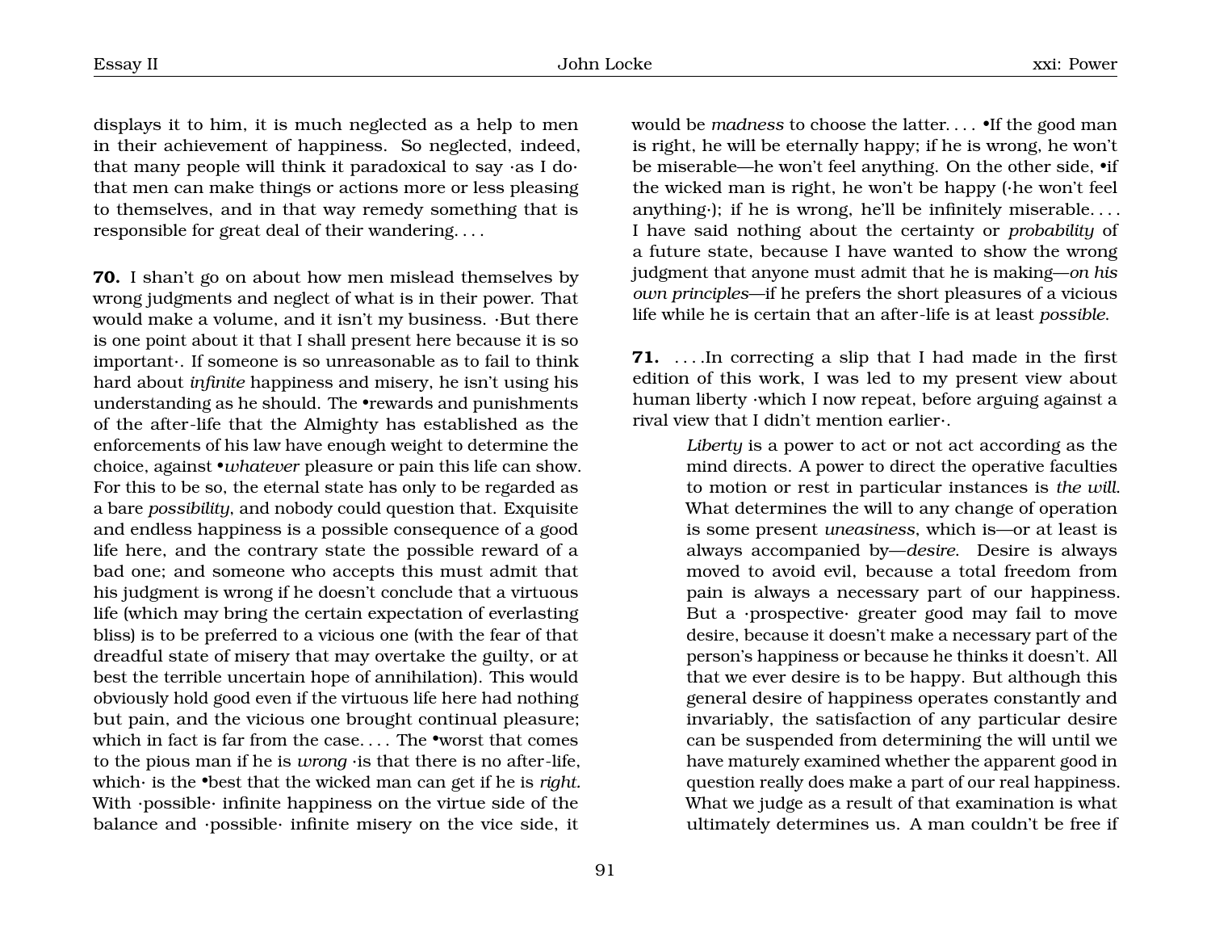displays it to him, it is much neglected as a help to men in their achievement of happiness. So neglected, indeed, that many people will think it paradoxical to say ·as I do· that men can make things or actions more or less pleasing to themselves, and in that way remedy something that is responsible for great deal of their wandering. . . .

**70.** I shan't go on about how men mislead themselves by wrong judgments and neglect of what is in their power. That would make a volume, and it isn't my business. ·But there is one point about it that I shall present here because it is so important·. If someone is so unreasonable as to fail to think hard about *infinite* happiness and misery, he isn't using his understanding as he should. The •rewards and punishments of the after-life that the Almighty has established as the enforcements of his law have enough weight to determine the choice, against •*whatever* pleasure or pain this life can show. For this to be so, the eternal state has only to be regarded as a bare *possibility*, and nobody could question that. Exquisite and endless happiness is a possible consequence of a good life here, and the contrary state the possible reward of a bad one; and someone who accepts this must admit that his judgment is wrong if he doesn't conclude that a virtuous life (which may bring the certain expectation of everlasting bliss) is to be preferred to a vicious one (with the fear of that dreadful state of misery that may overtake the guilty, or at best the terrible uncertain hope of annihilation). This would obviously hold good even if the virtuous life here had nothing but pain, and the vicious one brought continual pleasure; which in fact is far from the case. . . . The •worst that comes to the pious man if he is *wrong* ·is that there is no after-life, which· is the •best that the wicked man can get if he is *right.* With ·possible· infinite happiness on the virtue side of the balance and ·possible· infinite misery on the vice side, it would be *madness* to choose the latter. . . . •If the good man is right, he will be eternally happy; if he is wrong, he won't be miserable—he won't feel anything. On the other side, •if the wicked man is right, he won't be happy (·he won't feel anything·); if he is wrong, he'll be infinitely miserable. . . . I have said nothing about the certainty or *probability* of a future state, because I have wanted to show the wrong judgment that anyone must admit that he is making—*on his own principles*—if he prefers the short pleasures of a vicious life while he is certain that an after-life is at least *possible*.

**71.** . . . .In correcting a slip that I had made in the first edition of this work, I was led to my present view about human liberty ·which I now repeat, before arguing against a rival view that I didn't mention earlier·.

> *Liberty* is a power to act or not act according as the mind directs. A power to direct the operative faculties to motion or rest in particular instances is *the will*. What determines the will to any change of operation is some present *uneasiness*, which is—or at least is always accompanied by—*desire*. Desire is always moved to avoid evil, because a total freedom from pain is always a necessary part of our happiness. But a ·prospective· greater good may fail to move desire, because it doesn't make a necessary part of the person's happiness or because he thinks it doesn't. All that we ever desire is to be happy. But although this general desire of happiness operates constantly and invariably, the satisfaction of any particular desire can be suspended from determining the will until we have maturely examined whether the apparent good in question really does make a part of our real happiness. What we judge as a result of that examination is what ultimately determines us. A man couldn't be free if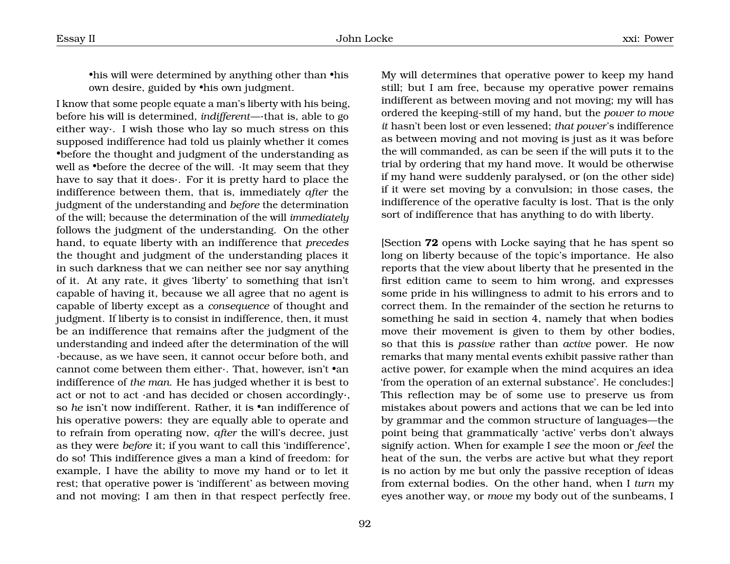•his will were determined by anything other than •his own desire, guided by •his own judgment.

I know that some people equate a man's liberty with his being, before his will is determined, *indifferent*—·that is, able to go either way·. I wish those who lay so much stress on this supposed indifference had told us plainly whether it comes •before the thought and judgment of the understanding as well as •before the decree of the will. ·It may seem that they have to say that it does·. For it is pretty hard to place the indifference between them, that is, immediately *after* the judgment of the understanding and *before* the determination of the will; because the determination of the will *immediately* follows the judgment of the understanding. On the other hand, to equate liberty with an indifference that *precedes* the thought and judgment of the understanding places it in such darkness that we can neither see nor say anything of it. At any rate, it gives 'liberty' to something that isn't capable of having it, because we all agree that no agent is capable of liberty except as a *consequence* of thought and judgment. If liberty is to consist in indifference, then, it must be an indifference that remains after the judgment of the understanding and indeed after the determination of the will ·because, as we have seen, it cannot occur before both, and cannot come between them either·. That, however, isn't •an indifference of *the man*. He has judged whether it is best to act or not to act ·and has decided or chosen accordingly·, so *he* isn't now indifferent. Rather, it is •an indifference of his operative powers: they are equally able to operate and to refrain from operating now, *after* the will's decree, just as they were *before* it; if you want to call this 'indifference', do so! This indifference gives a man a kind of freedom: for example, I have the ability to move my hand or to let it rest; that operative power is 'indifferent' as between moving and not moving; I am then in that respect perfectly free. My will determines that operative power to keep my hand still; but I am free, because my operative power remains indifferent as between moving and not moving; my will has ordered the keeping-still of my hand, but the *power to move it* hasn't been lost or even lessened; *that power*'s indifference as between moving and not moving is just as it was before the will commanded, as can be seen if the will puts it to the trial by ordering that my hand move. It would be otherwise if my hand were suddenly paralysed, or (on the other side) if it were set moving by a convulsion; in those cases, the indifference of the operative faculty is lost. That is the only sort of indifference that has anything to do with liberty.

[Section **72** opens with Locke saying that he has spent so long on liberty because of the topic's importance. He also reports that the view about liberty that he presented in the first edition came to seem to him wrong, and expresses some pride in his willingness to admit to his errors and to correct them. In the remainder of the section he returns to something he said in section 4, namely that when bodies move their movement is given to them by other bodies, so that this is *passive* rather than *active* power. He now remarks that many mental events exhibit passive rather than active power, for example when the mind acquires an idea 'from the operation of an external substance'. He concludes:] This reflection may be of some use to preserve us from mistakes about powers and actions that we can be led into by grammar and the common structure of languages—the point being that grammatically 'active' verbs don't always signify action. When for example I *see* the moon or *feel* the heat of the sun, the verbs are active but what they report is no action by me but only the passive reception of ideas from external bodies. On the other hand, when I *turn* my eyes another way, or *move* my body out of the sunbeams, I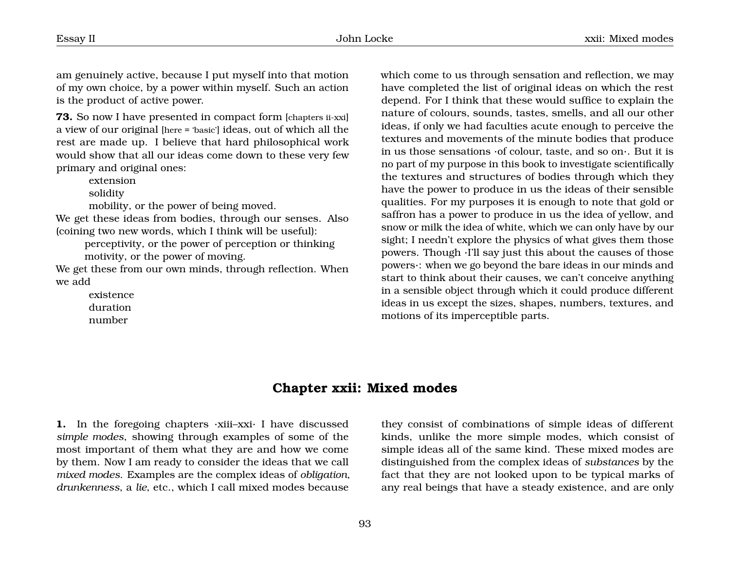am genuinely active, because I put myself into that motion of my own choice, by a power within myself. Such an action is the product of active power.

**73.** So now I have presented in compact form [chapters ii-xxi] a view of our original [here = 'basic'] ideas, out of which all the rest are made up. I believe that hard philosophical work would show that all our ideas come down to these very few primary and original ones:

extension
solidity
mobility, or the power of being moved.

We get these ideas from bodies, through our senses. Also (coining two new words, which I think will be useful):

perceptivity, or the power of perception or thinking
motivity, or the power of moving.

We get these from our own minds, through reflection. When we add

existence
duration
number

which come to us through sensation and reflection, we may have completed the list of original ideas on which the rest depend. For I think that these would suffice to explain the nature of colours, sounds, tastes, smells, and all our other ideas, if only we had faculties acute enough to perceive the textures and movements of the minute bodies that produce in us those sensations ·of colour, taste, and so on·. But it is no part of my purpose in this book to investigate scientifically the textures and structures of bodies through which they have the power to produce in us the ideas of their sensible qualities. For my purposes it is enough to note that gold or saffron has a power to produce in us the idea of yellow, and snow or milk the idea of white, which we can only have by our sight; I needn't explore the physics of what gives them those powers. Though ·I'll say just this about the causes of those powers·: when we go beyond the bare ideas in our minds and start to think about their causes, we can't conceive anything in a sensible object through which it could produce different ideas in us except the sizes, shapes, numbers, textures, and motions of its imperceptible parts.

## Chapter xxii: Mixed modes

**1.** In the foregoing chapters ·xiii–xxi· I have discussed *simple modes*, showing through examples of some of the most important of them what they are and how we come by them. Now I am ready to consider the ideas that we call *mixed modes*. Examples are the complex ideas of *obligation*, *drunkenness*, a *lie*, etc., which I call mixed modes because they consist of combinations of simple ideas of different kinds, unlike the more simple modes, which consist of simple ideas all of the same kind. These mixed modes are distinguished from the complex ideas of *substances* by the fact that they are not looked upon to be typical marks of any real beings that have a steady existence, and are only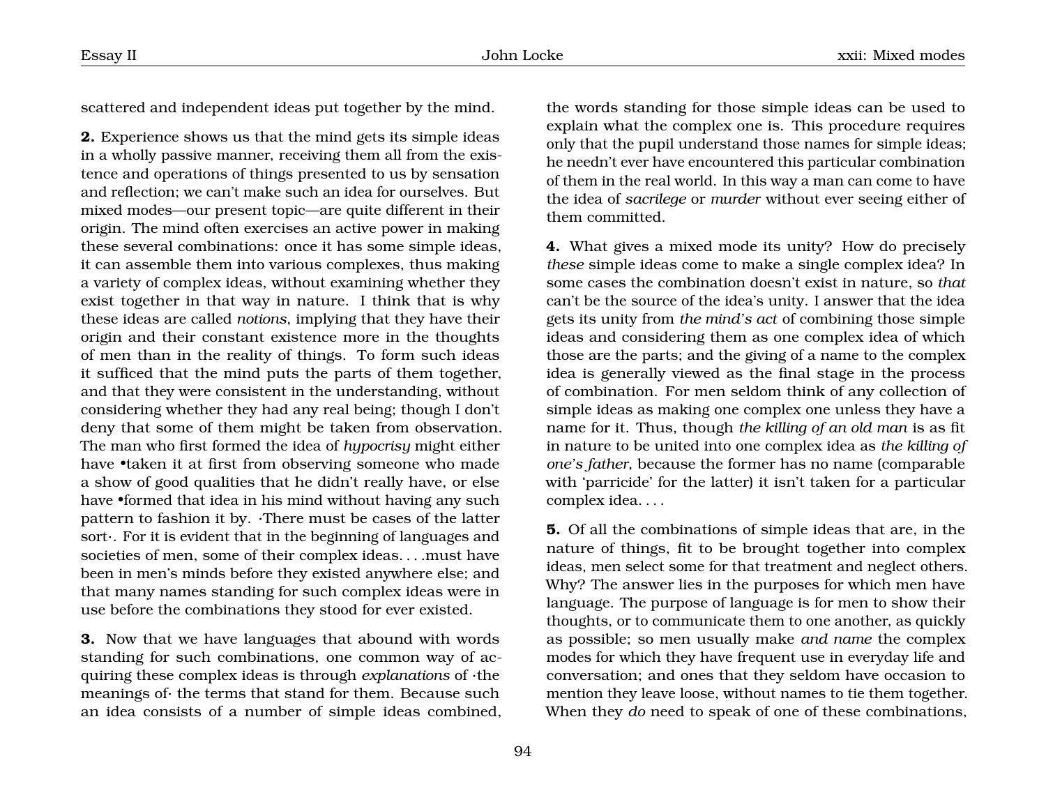scattered and independent ideas put together by the mind.

**2.** Experience shows us that the mind gets its simple ideas in a wholly passive manner, receiving them all from the existence and operations of things presented to us by sensation and reflection; we can't make such an idea for ourselves. But mixed modes—our present topic—are quite different in their origin. The mind often exercises an active power in making these several combinations: once it has some simple ideas, it can assemble them into various complexes, thus making a variety of complex ideas, without examining whether they exist together in that way in nature. I think that is why these ideas are called *notions*, implying that they have their origin and their constant existence more in the thoughts of men than in the reality of things. To form such ideas it sufficed that the mind puts the parts of them together, and that they were consistent in the understanding, without considering whether they had any real being; though I don't deny that some of them might be taken from observation. The man who first formed the idea of *hypocrisy* might either have •taken it at first from observing someone who made a show of good qualities that he didn't really have, or else have •formed that idea in his mind without having any such pattern to fashion it by. ·There must be cases of the latter sort·. For it is evident that in the beginning of languages and societies of men, some of their complex ideas. . . .must have been in men's minds before they existed anywhere else; and that many names standing for such complex ideas were in use before the combinations they stood for ever existed.

**3.** Now that we have languages that abound with words standing for such combinations, one common way of acquiring these complex ideas is through *explanations* of ·the meanings of· the terms that stand for them. Because such an idea consists of a number of simple ideas combined, the words standing for those simple ideas can be used to explain what the complex one is. This procedure requires only that the pupil understand those names for simple ideas; he needn't ever have encountered this particular combination of them in the real world. In this way a man can come to have the idea of *sacrilege* or *murder* without ever seeing either of them committed.

**4.** What gives a mixed mode its unity? How do precisely *these* simple ideas come to make a single complex idea? In some cases the combination doesn't exist in nature, so *that* can't be the source of the idea's unity. I answer that the idea gets its unity from *the mind's act* of combining those simple ideas and considering them as one complex idea of which those are the parts; and the giving of a name to the complex idea is generally viewed as the final stage in the process of combination. For men seldom think of any collection of simple ideas as making one complex one unless they have a name for it. Thus, though *the killing of an old man* is as fit in nature to be united into one complex idea as *the killing of one's father*, because the former has no name (comparable with 'parricide' for the latter) it isn't taken for a particular complex idea. . . .

**5.** Of all the combinations of simple ideas that are, in the nature of things, fit to be brought together into complex ideas, men select some for that treatment and neglect others. Why? The answer lies in the purposes for which men have language. The purpose of language is for men to show their thoughts, or to communicate them to one another, as quickly as possible; so men usually make *and name* the complex modes for which they have frequent use in everyday life and conversation; and ones that they seldom have occasion to mention they leave loose, without names to tie them together. When they *do* need to speak of one of these combinations,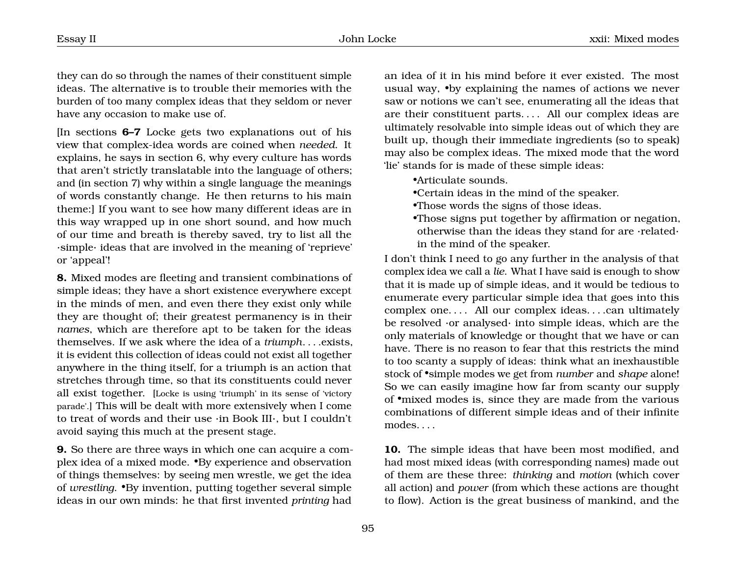they can do so through the names of their constituent simple ideas. The alternative is to trouble their memories with the burden of too many complex ideas that they seldom or never have any occasion to make use of.

[In sections **6–7** Locke gets two explanations out of his view that complex-idea words are coined when *needed*. It explains, he says in section 6, why every culture has words that aren't strictly translatable into the language of others; and (in section 7) why within a single language the meanings of words constantly change. He then returns to his main theme:] If you want to see how many different ideas are in this way wrapped up in one short sound, and how much of our time and breath is thereby saved, try to list all the ·simple· ideas that are involved in the meaning of 'reprieve' or 'appeal'!

**8.** Mixed modes are fleeting and transient combinations of simple ideas; they have a short existence everywhere except in the minds of men, and even there they exist only while they are thought of; their greatest permanency is in their *names*, which are therefore apt to be taken for the ideas themselves. If we ask where the idea of a *triumph*. . . .exists, it is evident this collection of ideas could not exist all together anywhere in the thing itself, for a triumph is an action that stretches through time, so that its constituents could never all exist together. [Locke is using 'triumph' in its sense of 'victory parade'.] This will be dealt with more extensively when I come to treat of words and their use ·in Book III·, but I couldn't avoid saying this much at the present stage.

**9.** So there are three ways in which one can acquire a complex idea of a mixed mode. •By experience and observation of things themselves: by seeing men wrestle, we get the idea of *wrestling*. •By invention, putting together several simple ideas in our own minds: he that first invented *printing* had an idea of it in his mind before it ever existed. The most usual way, •by explaining the names of actions we never saw or notions we can't see, enumerating all the ideas that are their constituent parts. . . . All our complex ideas are ultimately resolvable into simple ideas out of which they are built up, though their immediate ingredients (so to speak) may also be complex ideas. The mixed mode that the word 'lie' stands for is made of these simple ideas:

- •Articulate sounds.
- •Certain ideas in the mind of the speaker.
- •Those words the signs of those ideas.
- •Those signs put together by affirmation or negation, otherwise than the ideas they stand for are ·related· in the mind of the speaker.

I don't think I need to go any further in the analysis of that complex idea we call a *lie*. What I have said is enough to show that it is made up of simple ideas, and it would be tedious to enumerate every particular simple idea that goes into this complex one. . . . All our complex ideas. . . .can ultimately be resolved ·or analysed· into simple ideas, which are the only materials of knowledge or thought that we have or can have. There is no reason to fear that this restricts the mind to too scanty a supply of ideas: think what an inexhaustible stock of •simple modes we get from *number* and *shape* alone! So we can easily imagine how far from scanty our supply of •mixed modes is, since they are made from the various combinations of different simple ideas and of their infinite modes. . . .

**10.** The simple ideas that have been most modified, and had most mixed ideas (with corresponding names) made out of them are these three: *thinking* and *motion* (which cover all action) and *power* (from which these actions are thought to flow). Action is the great business of mankind, and the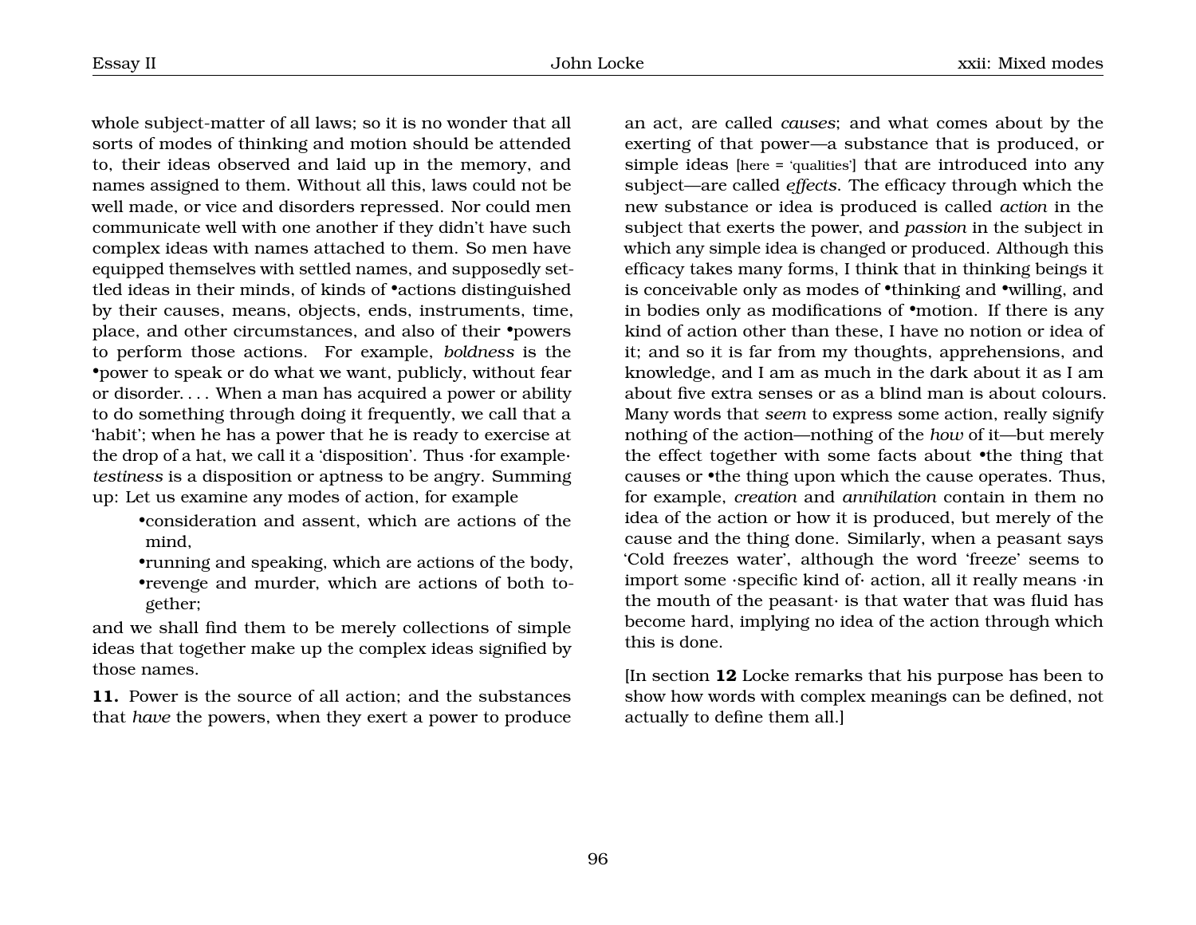whole subject-matter of all laws; so it is no wonder that all sorts of modes of thinking and motion should be attended to, their ideas observed and laid up in the memory, and names assigned to them. Without all this, laws could not be well made, or vice and disorders repressed. Nor could men communicate well with one another if they didn't have such complex ideas with names attached to them. So men have equipped themselves with settled names, and supposedly settled ideas in their minds, of kinds of •actions distinguished by their causes, means, objects, ends, instruments, time, place, and other circumstances, and also of their •powers to perform those actions. For example, *boldness* is the •power to speak or do what we want, publicly, without fear or disorder. . . . When a man has acquired a power or ability to do something through doing it frequently, we call that a 'habit'; when he has a power that he is ready to exercise at the drop of a hat, we call it a 'disposition'. Thus ·for example· *testiness* is a disposition or aptness to be angry. Summing up: Let us examine any modes of action, for example

- •consideration and assent, which are actions of the mind,
- •running and speaking, which are actions of the body,
- •revenge and murder, which are actions of both together;

and we shall find them to be merely collections of simple ideas that together make up the complex ideas signified by those names.

**11.** Power is the source of all action; and the substances that *have* the powers, when they exert a power to produce an act, are called *causes*; and what comes about by the exerting of that power—a substance that is produced, or simple ideas [here = 'qualities'] that are introduced into any subject—are called *effects*. The efficacy through which the new substance or idea is produced is called *action* in the subject that exerts the power, and *passion* in the subject in which any simple idea is changed or produced. Although this efficacy takes many forms, I think that in thinking beings it is conceivable only as modes of •thinking and •willing, and in bodies only as modifications of •motion. If there is any kind of action other than these, I have no notion or idea of it; and so it is far from my thoughts, apprehensions, and knowledge, and I am as much in the dark about it as I am about five extra senses or as a blind man is about colours. Many words that *seem* to express some action, really signify nothing of the action—nothing of the *how* of it—but merely the effect together with some facts about •the thing that causes or •the thing upon which the cause operates. Thus, for example, *creation* and *annihilation* contain in them no idea of the action or how it is produced, but merely of the cause and the thing done. Similarly, when a peasant says 'Cold freezes water', although the word 'freeze' seems to import some ·specific kind of· action, all it really means ·in the mouth of the peasant· is that water that was fluid has become hard, implying no idea of the action through which this is done.

[In section **12** Locke remarks that his purpose has been to show how words with complex meanings can be defined, not actually to define them all.]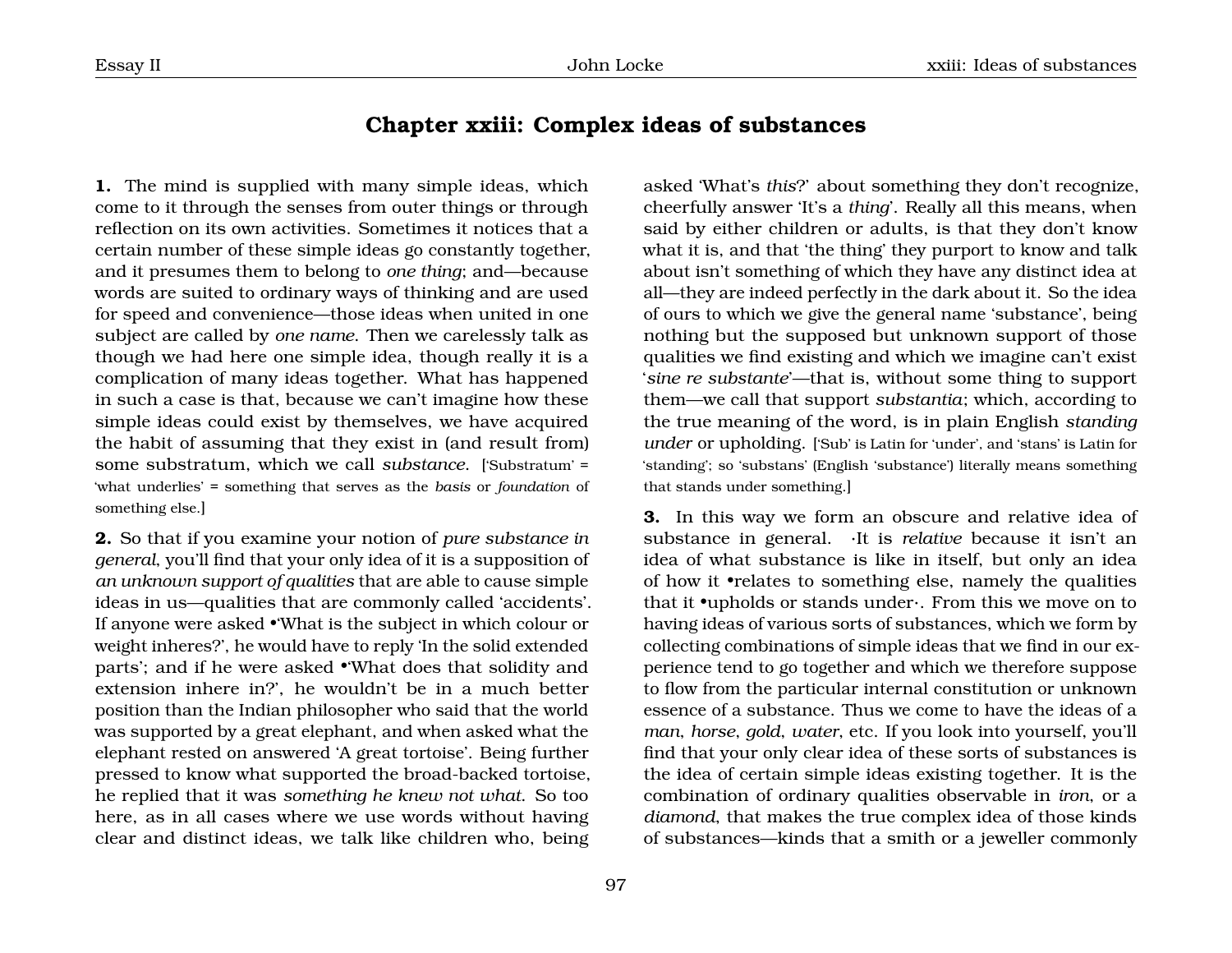## Chapter xxiii: Complex ideas of substances

**1.** The mind is supplied with many simple ideas, which come to it through the senses from outer things or through reflection on its own activities. Sometimes it notices that a certain number of these simple ideas go constantly together, and it presumes them to belong to *one thing*; and—because words are suited to ordinary ways of thinking and are used for speed and convenience—those ideas when united in one subject are called by *one name*. Then we carelessly talk as though we had here one simple idea, though really it is a complication of many ideas together. What has happened in such a case is that, because we can't imagine how these simple ideas could exist by themselves, we have acquired the habit of assuming that they exist in (and result from) some substratum, which we call *substance*. ['Substratum' = 'what underlies' = something that serves as the *basis* or *foundation* of something else.]

**2.** So that if you examine your notion of *pure substance in general*, you'll find that your only idea of it is a supposition of *an unknown support of qualities* that are able to cause simple ideas in us—qualities that are commonly called 'accidents'. If anyone were asked •'What is the subject in which colour or weight inheres?', he would have to reply 'In the solid extended parts'; and if he were asked •'What does that solidity and extension inhere in?', he wouldn't be in a much better position than the Indian philosopher who said that the world was supported by a great elephant, and when asked what the elephant rested on answered 'A great tortoise'. Being further pressed to know what supported the broad-backed tortoise, he replied that it was *something he knew not what*. So too here, as in all cases where we use words without having clear and distinct ideas, we talk like children who, being asked 'What's *this*?' about something they don't recognize, cheerfully answer 'It's a *thing*'. Really all this means, when said by either children or adults, is that they don't know what it is, and that 'the thing' they purport to know and talk about isn't something of which they have any distinct idea at all—they are indeed perfectly in the dark about it. So the idea of ours to which we give the general name 'substance', being nothing but the supposed but unknown support of those qualities we find existing and which we imagine can't exist '*sine re substante*'—that is, without some thing to support them—we call that support *substantia*; which, according to the true meaning of the word, is in plain English *standing under* or upholding. ['Sub' is Latin for 'under', and 'stans' is Latin for 'standing'; so 'substans' (English 'substance') literally means something that stands under something.]

**3.** In this way we form an obscure and relative idea of substance in general. ·It is *relative* because it isn't an idea of what substance is like in itself, but only an idea of how it •relates to something else, namely the qualities that it •upholds or stands under·. From this we move on to having ideas of various sorts of substances, which we form by collecting combinations of simple ideas that we find in our experience tend to go together and which we therefore suppose to flow from the particular internal constitution or unknown essence of a substance. Thus we come to have the ideas of a *man*, *horse*, *gold*, *water*, etc. If you look into yourself, you'll find that your only clear idea of these sorts of substances is the idea of certain simple ideas existing together. It is the combination of ordinary qualities observable in *iron*, or a *diamond*, that makes the true complex idea of those kinds of substances—kinds that a smith or a jeweller commonly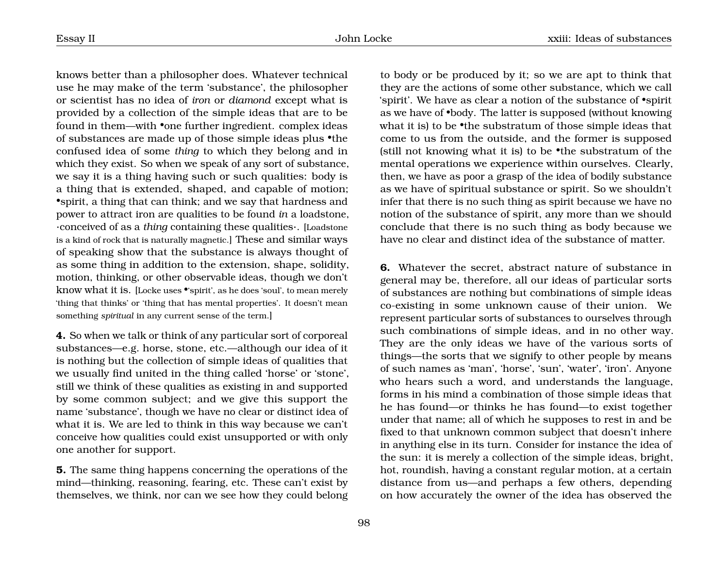knows better than a philosopher does. Whatever technical use he may make of the term 'substance', the philosopher or scientist has no idea of *iron* or *diamond* except what is provided by a collection of the simple ideas that are to be found in them—with •one further ingredient. complex ideas of substances are made up of those simple ideas plus •the confused idea of some *thing* to which they belong and in which they exist. So when we speak of any sort of substance, we say it is a thing having such or such qualities: body is a thing that is extended, shaped, and capable of motion; •spirit, a thing that can think; and we say that hardness and power to attract iron are qualities to be found *in* a loadstone, ·conceived of as a *thing* containing these qualities·. [Loadstone is a kind of rock that is naturally magnetic.] These and similar ways of speaking show that the substance is always thought of as some thing in addition to the extension, shape, solidity, motion, thinking, or other observable ideas, though we don't know what it is. [Locke uses •'spirit', as he does 'soul', to mean merely 'thing that thinks' or 'thing that has mental properties'. It doesn't mean something *spiritual* in any current sense of the term.]

**4.** So when we talk or think of any particular sort of corporeal substances—e.g. horse, stone, etc.—although our idea of it is nothing but the collection of simple ideas of qualities that we usually find united in the thing called 'horse' or 'stone', still we think of these qualities as existing in and supported by some common subject; and we give this support the name 'substance', though we have no clear or distinct idea of what it is. We are led to think in this way because we can't conceive how qualities could exist unsupported or with only one another for support.

**5.** The same thing happens concerning the operations of the mind—thinking, reasoning, fearing, etc. These can't exist by themselves, we think, nor can we see how they could belong to body or be produced by it; so we are apt to think that they are the actions of some other substance, which we call 'spirit'. We have as clear a notion of the substance of •spirit as we have of •body. The latter is supposed (without knowing what it is) to be •the substratum of those simple ideas that come to us from the outside, and the former is supposed (still not knowing what it is) to be •the substratum of the mental operations we experience within ourselves. Clearly, then, we have as poor a grasp of the idea of bodily substance as we have of spiritual substance or spirit. So we shouldn't infer that there is no such thing as spirit because we have no notion of the substance of spirit, any more than we should conclude that there is no such thing as body because we have no clear and distinct idea of the substance of matter.

**6.** Whatever the secret, abstract nature of substance in general may be, therefore, all our ideas of particular sorts of substances are nothing but combinations of simple ideas co-existing in some unknown cause of their union. We represent particular sorts of substances to ourselves through such combinations of simple ideas, and in no other way. They are the only ideas we have of the various sorts of things—the sorts that we signify to other people by means of such names as 'man', 'horse', 'sun', 'water', 'iron'. Anyone who hears such a word, and understands the language, forms in his mind a combination of those simple ideas that he has found—or thinks he has found—to exist together under that name; all of which he supposes to rest in and be fixed to that unknown common subject that doesn't inhere in anything else in its turn. Consider for instance the idea of the sun: it is merely a collection of the simple ideas, bright, hot, roundish, having a constant regular motion, at a certain distance from us—and perhaps a few others, depending on how accurately the owner of the idea has observed the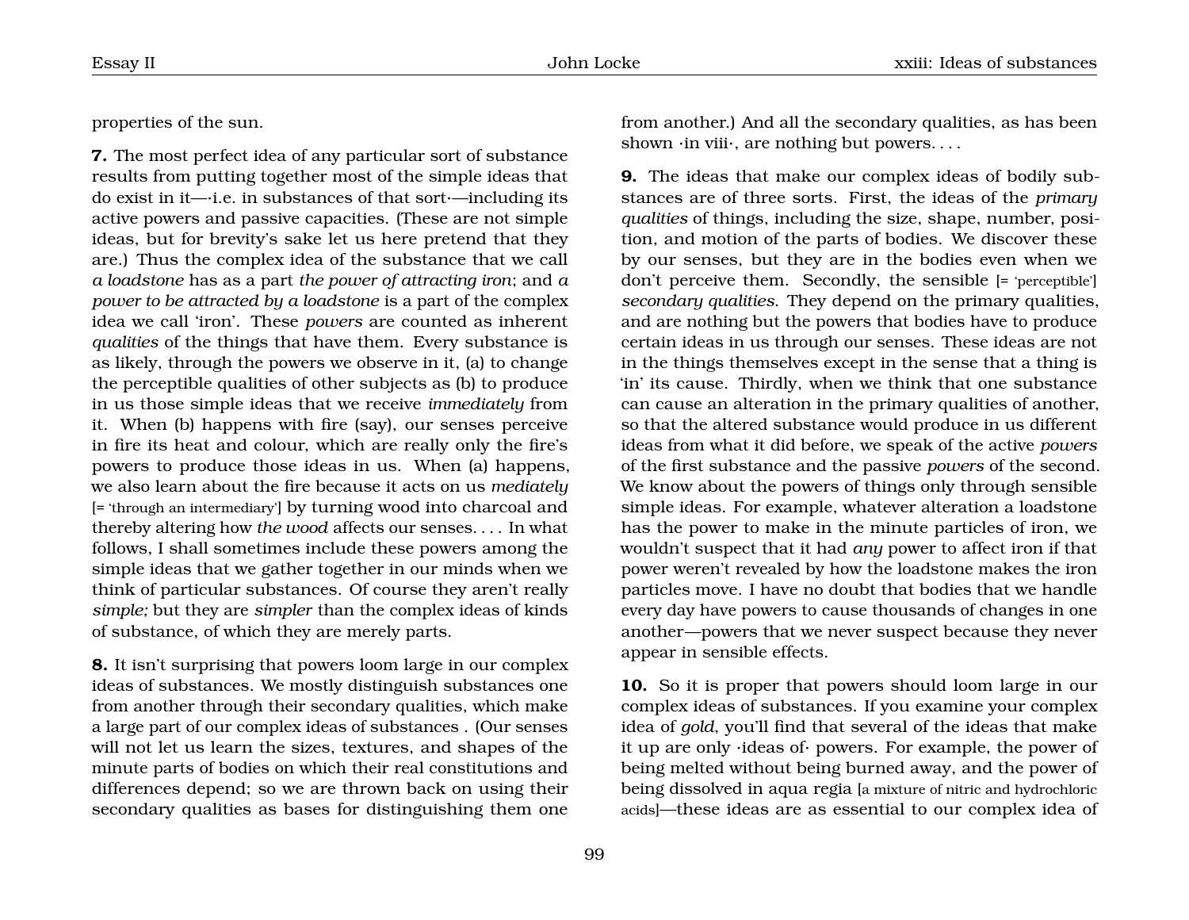properties of the sun.

**7.** The most perfect idea of any particular sort of substance results from putting together most of the simple ideas that do exist in it—·i.e. in substances of that sort·—including its active powers and passive capacities. (These are not simple ideas, but for brevity's sake let us here pretend that they are.) Thus the complex idea of the substance that we call *a loadstone* has as a part *the power of attracting iron*; and *a power to be attracted by a loadstone* is a part of the complex idea we call 'iron'. These *powers* are counted as inherent *qualities* of the things that have them. Every substance is as likely, through the powers we observe in it, (a) to change the perceptible qualities of other subjects as (b) to produce in us those simple ideas that we receive *immediately* from it. When (b) happens with fire (say), our senses perceive in fire its heat and colour, which are really only the fire's powers to produce those ideas in us. When (a) happens, we also learn about the fire because it acts on us *mediately* [= 'through an intermediary'] by turning wood into charcoal and thereby altering how *the wood* affects our senses. . . . In what follows, I shall sometimes include these powers among the simple ideas that we gather together in our minds when we think of particular substances. Of course they aren't really *simple;* but they are *simpler* than the complex ideas of kinds of substance, of which they are merely parts.

**8.** It isn't surprising that powers loom large in our complex ideas of substances. We mostly distinguish substances one from another through their secondary qualities, which make a large part of our complex ideas of substances . (Our senses will not let us learn the sizes, textures, and shapes of the minute parts of bodies on which their real constitutions and differences depend; so we are thrown back on using their secondary qualities as bases for distinguishing them one from another.) And all the secondary qualities, as has been shown ·in viii·, are nothing but powers. . . .

**9.** The ideas that make our complex ideas of bodily substances are of three sorts. First, the ideas of the *primary qualities* of things, including the size, shape, number, position, and motion of the parts of bodies. We discover these by our senses, but they are in the bodies even when we don't perceive them. Secondly, the sensible [= 'perceptible'] *secondary qualities.* They depend on the primary qualities, and are nothing but the powers that bodies have to produce certain ideas in us through our senses. These ideas are not in the things themselves except in the sense that a thing is 'in' its cause. Thirdly, when we think that one substance can cause an alteration in the primary qualities of another, so that the altered substance would produce in us different ideas from what it did before, we speak of the active *powers* of the first substance and the passive *powers* of the second. We know about the powers of things only through sensible simple ideas. For example, whatever alteration a loadstone has the power to make in the minute particles of iron, we wouldn't suspect that it had *any* power to affect iron if that power weren't revealed by how the loadstone makes the iron particles move. I have no doubt that bodies that we handle every day have powers to cause thousands of changes in one another—powers that we never suspect because they never appear in sensible effects.

**10.** So it is proper that powers should loom large in our complex ideas of substances. If you examine your complex idea of *gold*, you'll find that several of the ideas that make it up are only ·ideas of· powers. For example, the power of being melted without being burned away, and the power of being dissolved in aqua regia [a mixture of nitric and hydrochloric acids]—these ideas are as essential to our complex idea of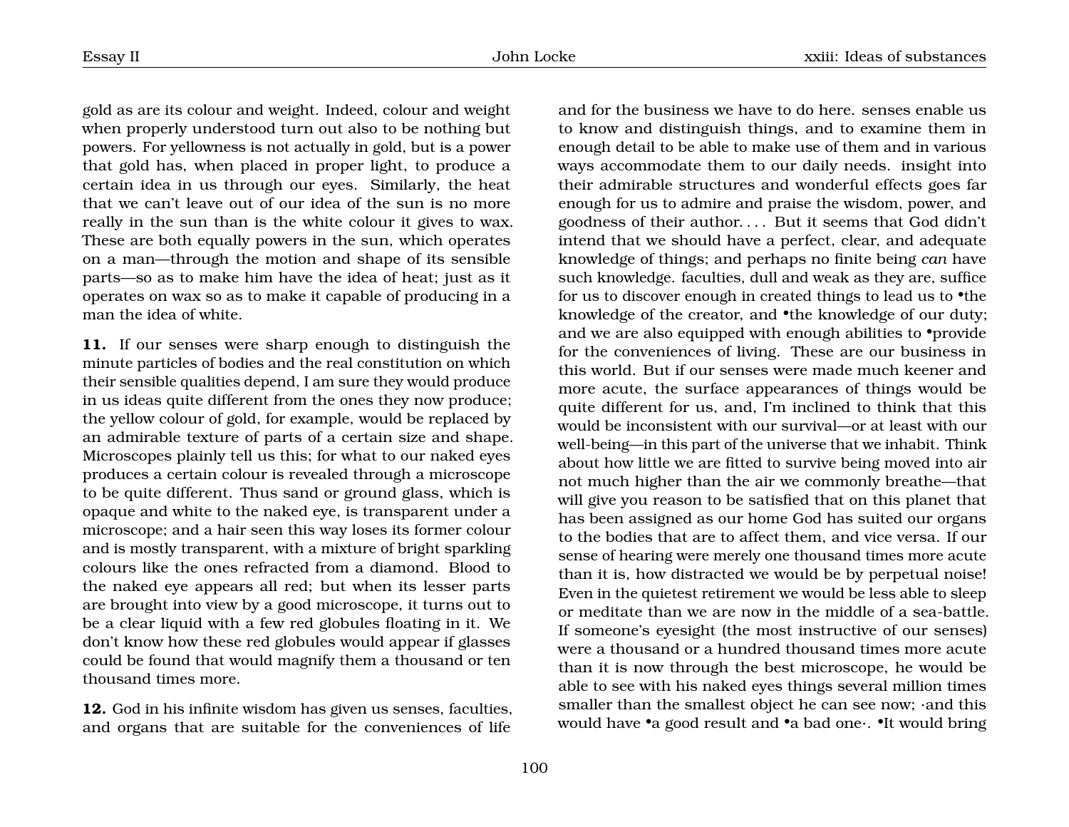gold as are its colour and weight. Indeed, colour and weight when properly understood turn out also to be nothing but powers. For yellowness is not actually in gold, but is a power that gold has, when placed in proper light, to produce a certain idea in us through our eyes. Similarly, the heat that we can't leave out of our idea of the sun is no more really in the sun than is the white colour it gives to wax. These are both equally powers in the sun, which operates on a man—through the motion and shape of its sensible parts—so as to make him have the idea of heat; just as it operates on wax so as to make it capable of producing in a man the idea of white.

**11.** If our senses were sharp enough to distinguish the minute particles of bodies and the real constitution on which their sensible qualities depend, I am sure they would produce in us ideas quite different from the ones they now produce; the yellow colour of gold, for example, would be replaced by an admirable texture of parts of a certain size and shape. Microscopes plainly tell us this; for what to our naked eyes produces a certain colour is revealed through a microscope to be quite different. Thus sand or ground glass, which is opaque and white to the naked eye, is transparent under a microscope; and a hair seen this way loses its former colour and is mostly transparent, with a mixture of bright sparkling colours like the ones refracted from a diamond. Blood to the naked eye appears all red; but when its lesser parts are brought into view by a good microscope, it turns out to be a clear liquid with a few red globules floating in it. We don't know how these red globules would appear if glasses could be found that would magnify them a thousand or ten thousand times more.

**12.** God in his infinite wisdom has given us senses, faculties, and organs that are suitable for the conveniences of life and for the business we have to do here. senses enable us to know and distinguish things, and to examine them in enough detail to be able to make use of them and in various ways accommodate them to our daily needs. insight into their admirable structures and wonderful effects goes far enough for us to admire and praise the wisdom, power, and goodness of their author. . . . But it seems that God didn't intend that we should have a perfect, clear, and adequate knowledge of things; and perhaps no finite being *can* have such knowledge. faculties, dull and weak as they are, suffice for us to discover enough in created things to lead us to •the knowledge of the creator, and •the knowledge of our duty; and we are also equipped with enough abilities to •provide for the conveniences of living. These are our business in this world. But if our senses were made much keener and more acute, the surface appearances of things would be quite different for us, and, I'm inclined to think that this would be inconsistent with our survival—or at least with our well-being—in this part of the universe that we inhabit. Think about how little we are fitted to survive being moved into air not much higher than the air we commonly breathe—that will give you reason to be satisfied that on this planet that has been assigned as our home God has suited our organs to the bodies that are to affect them, and vice versa. If our sense of hearing were merely one thousand times more acute than it is, how distracted we would be by perpetual noise! Even in the quietest retirement we would be less able to sleep or meditate than we are now in the middle of a sea-battle. If someone's eyesight (the most instructive of our senses) were a thousand or a hundred thousand times more acute than it is now through the best microscope, he would be able to see with his naked eyes things several million times smaller than the smallest object he can see now; ·and this would have •a good result and •a bad one·. •It would bring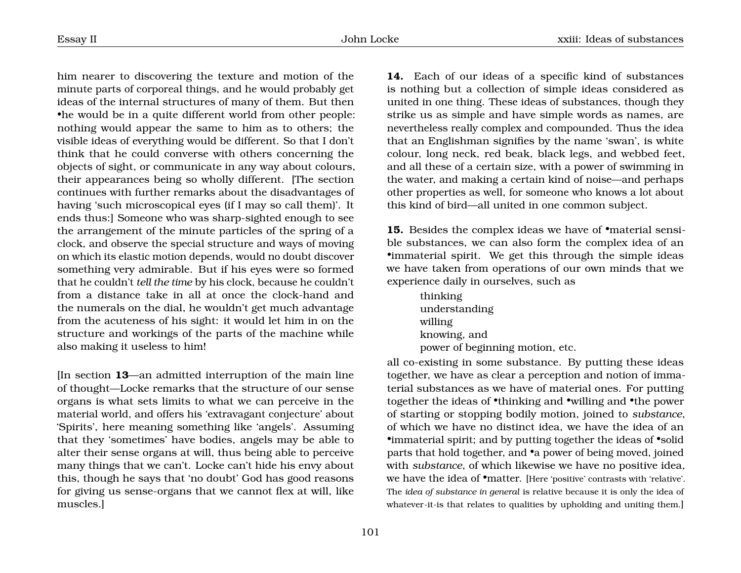him nearer to discovering the texture and motion of the minute parts of corporeal things, and he would probably get ideas of the internal structures of many of them. But then •he would be in a quite different world from other people: nothing would appear the same to him as to others; the visible ideas of everything would be different. So that I don't think that he could converse with others concerning the objects of sight, or communicate in any way about colours, their appearances being so wholly different. [The section continues with further remarks about the disadvantages of having 'such microscopical eyes (if I may so call them)'. It ends thus:] Someone who was sharp-sighted enough to see the arrangement of the minute particles of the spring of a clock, and observe the special structure and ways of moving on which its elastic motion depends, would no doubt discover something very admirable. But if his eyes were so formed that he couldn't *tell the time* by his clock, because he couldn't from a distance take in all at once the clock-hand and the numerals on the dial, he wouldn't get much advantage from the acuteness of his sight: it would let him in on the structure and workings of the parts of the machine while also making it useless to him!

[In section **13**—an admitted interruption of the main line of thought—Locke remarks that the structure of our sense organs is what sets limits to what we can perceive in the material world, and offers his 'extravagant conjecture' about 'Spirits', here meaning something like 'angels'. Assuming that they 'sometimes' have bodies, angels may be able to alter their sense organs at will, thus being able to perceive many things that we can't. Locke can't hide his envy about this, though he says that 'no doubt' God has good reasons for giving us sense-organs that we cannot flex at will, like muscles.]

**14.** Each of our ideas of a specific kind of substances is nothing but a collection of simple ideas considered as united in one thing. These ideas of substances, though they strike us as simple and have simple words as names, are nevertheless really complex and compounded. Thus the idea that an Englishman signifies by the name 'swan', is white colour, long neck, red beak, black legs, and webbed feet, and all these of a certain size, with a power of swimming in the water, and making a certain kind of noise—and perhaps other properties as well, for someone who knows a lot about this kind of bird—all united in one common subject.

**15.** Besides the complex ideas we have of •material sensible substances, we can also form the complex idea of an •immaterial spirit. We get this through the simple ideas we have taken from operations of our own minds that we experience daily in ourselves, such as

thinking
understanding
willing
knowing, and
power of beginning motion, etc.

all co-existing in some substance. By putting these ideas together, we have as clear a perception and notion of immaterial substances as we have of material ones. For putting together the ideas of •thinking and •willing and •the power of starting or stopping bodily motion, joined to *substance*, of which we have no distinct idea, we have the idea of an •immaterial spirit; and by putting together the ideas of •solid parts that hold together, and •a power of being moved, joined with *substance*, of which likewise we have no positive idea, we have the idea of •matter. [Here 'positive' contrasts with 'relative'. The *idea of substance in general* is relative because it is only the idea of whatever-it-is that relates to qualities by upholding and uniting them.]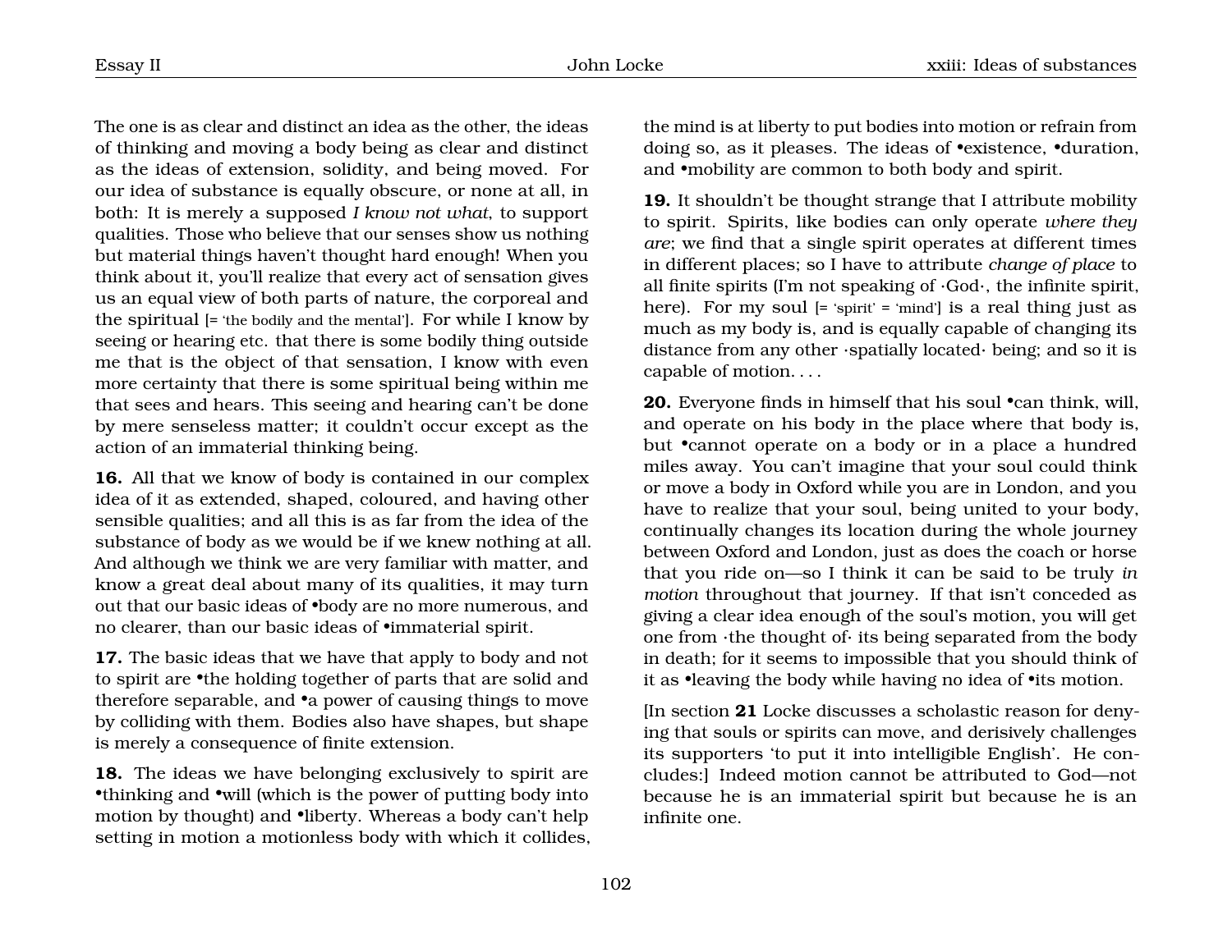The one is as clear and distinct an idea as the other, the ideas of thinking and moving a body being as clear and distinct as the ideas of extension, solidity, and being moved. For our idea of substance is equally obscure, or none at all, in both: It is merely a supposed *I know not what*, to support qualities. Those who believe that our senses show us nothing but material things haven't thought hard enough! When you think about it, you'll realize that every act of sensation gives us an equal view of both parts of nature, the corporeal and the spiritual [= 'the bodily and the mental']. For while I know by seeing or hearing etc. that there is some bodily thing outside me that is the object of that sensation, I know with even more certainty that there is some spiritual being within me that sees and hears. This seeing and hearing can't be done by mere senseless matter; it couldn't occur except as the action of an immaterial thinking being.

**16.** All that we know of body is contained in our complex idea of it as extended, shaped, coloured, and having other sensible qualities; and all this is as far from the idea of the substance of body as we would be if we knew nothing at all. And although we think we are very familiar with matter, and know a great deal about many of its qualities, it may turn out that our basic ideas of •body are no more numerous, and no clearer, than our basic ideas of •immaterial spirit.

**17.** The basic ideas that we have that apply to body and not to spirit are •the holding together of parts that are solid and therefore separable, and •a power of causing things to move by colliding with them. Bodies also have shapes, but shape is merely a consequence of finite extension.

**18.** The ideas we have belonging exclusively to spirit are •thinking and •will (which is the power of putting body into motion by thought) and •liberty. Whereas a body can't help setting in motion a motionless body with which it collides, the mind is at liberty to put bodies into motion or refrain from doing so, as it pleases. The ideas of •existence, •duration, and •mobility are common to both body and spirit.

**19.** It shouldn't be thought strange that I attribute mobility to spirit. Spirits, like bodies can only operate *where they are*; we find that a single spirit operates at different times in different places; so I have to attribute *change of place* to all finite spirits (I'm not speaking of ·God·, the infinite spirit, here). For my soul [= 'spirit' = 'mind'] is a real thing just as much as my body is, and is equally capable of changing its distance from any other ·spatially located· being; and so it is capable of motion. . . .

**20.** Everyone finds in himself that his soul •can think, will, and operate on his body in the place where that body is, but •cannot operate on a body or in a place a hundred miles away. You can't imagine that your soul could think or move a body in Oxford while you are in London, and you have to realize that your soul, being united to your body, continually changes its location during the whole journey between Oxford and London, just as does the coach or horse that you ride on—so I think it can be said to be truly *in motion* throughout that journey. If that isn't conceded as giving a clear idea enough of the soul's motion, you will get one from ·the thought of· its being separated from the body in death; for it seems to impossible that you should think of it as •leaving the body while having no idea of •its motion.

[In section **21** Locke discusses a scholastic reason for denying that souls or spirits can move, and derisively challenges its supporters 'to put it into intelligible English'. He concludes:] Indeed motion cannot be attributed to God—not because he is an immaterial spirit but because he is an infinite one.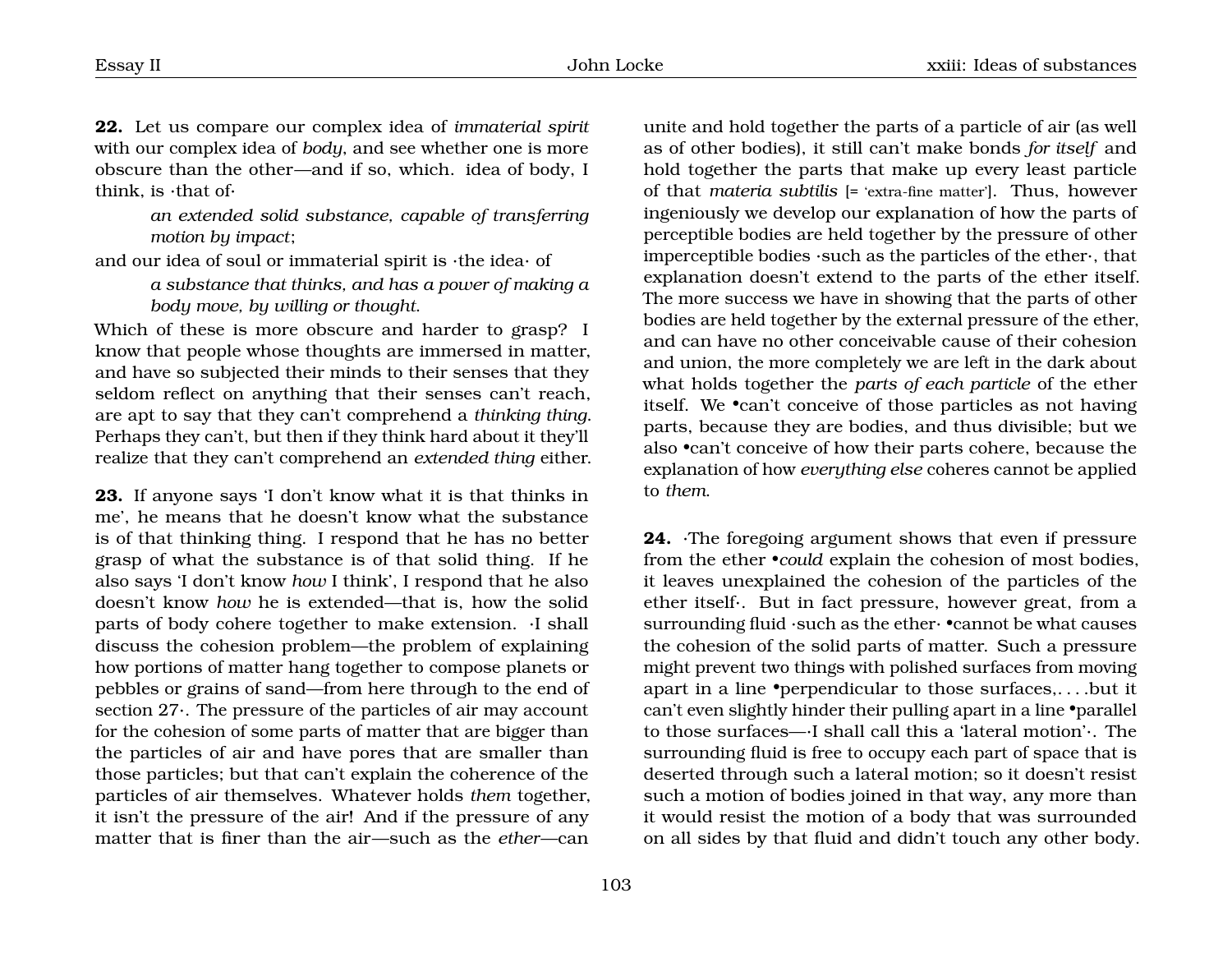**22.** Let us compare our complex idea of *immaterial spirit* with our complex idea of *body*, and see whether one is more obscure than the other—and if so, which. idea of body, I think, is ·that of·

> *an extended solid substance, capable of transferring motion by impact*;

and our idea of soul or immaterial spirit is ·the idea· of

> *a substance that thinks, and has a power of making a body move, by willing or thought*.

Which of these is more obscure and harder to grasp? I know that people whose thoughts are immersed in matter, and have so subjected their minds to their senses that they seldom reflect on anything that their senses can't reach, are apt to say that they can't comprehend a *thinking thing*. Perhaps they can't, but then if they think hard about it they'll realize that they can't comprehend an *extended thing* either.

**23.** If anyone says 'I don't know what it is that thinks in me', he means that he doesn't know what the substance is of that thinking thing. I respond that he has no better grasp of what the substance is of that solid thing. If he also says 'I don't know *how* I think', I respond that he also doesn't know *how* he is extended—that is, how the solid parts of body cohere together to make extension. ·I shall discuss the cohesion problem—the problem of explaining how portions of matter hang together to compose planets or pebbles or grains of sand—from here through to the end of section 27·. The pressure of the particles of air may account for the cohesion of some parts of matter that are bigger than the particles of air and have pores that are smaller than those particles; but that can't explain the coherence of the particles of air themselves. Whatever holds *them* together, it isn't the pressure of the air! And if the pressure of any matter that is finer than the air—such as the *ether*—can unite and hold together the parts of a particle of air (as well as of other bodies), it still can't make bonds *for itself* and hold together the parts that make up every least particle of that *materia subtilis* [= 'extra-fine matter']. Thus, however ingeniously we develop our explanation of how the parts of perceptible bodies are held together by the pressure of other imperceptible bodies ·such as the particles of the ether·, that explanation doesn't extend to the parts of the ether itself. The more success we have in showing that the parts of other bodies are held together by the external pressure of the ether, and can have no other conceivable cause of their cohesion and union, the more completely we are left in the dark about what holds together the *parts of each particle* of the ether itself. We •can't conceive of those particles as not having parts, because they are bodies, and thus divisible; but we also •can't conceive of how their parts cohere, because the explanation of how *everything else* coheres cannot be applied to *them*.

**24.** ·The foregoing argument shows that even if pressure from the ether •*could* explain the cohesion of most bodies, it leaves unexplained the cohesion of the particles of the ether itself·. But in fact pressure, however great, from a surrounding fluid ·such as the ether· •cannot be what causes the cohesion of the solid parts of matter. Such a pressure might prevent two things with polished surfaces from moving apart in a line •perpendicular to those surfaces,. . . .but it can't even slightly hinder their pulling apart in a line •parallel to those surfaces—·I shall call this a 'lateral motion'·. The surrounding fluid is free to occupy each part of space that is deserted through such a lateral motion; so it doesn't resist such a motion of bodies joined in that way, any more than it would resist the motion of a body that was surrounded on all sides by that fluid and didn't touch any other body.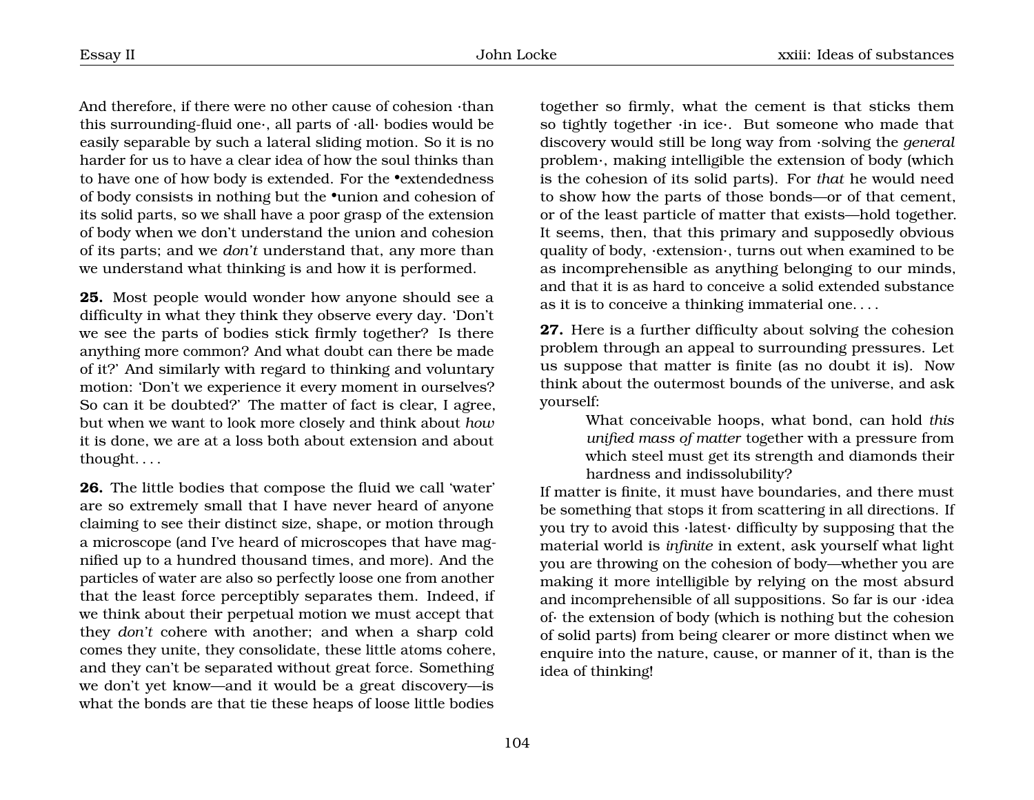And therefore, if there were no other cause of cohesion ·than this surrounding-fluid one·, all parts of ·all· bodies would be easily separable by such a lateral sliding motion. So it is no harder for us to have a clear idea of how the soul thinks than to have one of how body is extended. For the •extendedness of body consists in nothing but the •union and cohesion of its solid parts, so we shall have a poor grasp of the extension of body when we don't understand the union and cohesion of its parts; and we *don't* understand that, any more than we understand what thinking is and how it is performed.

**25.** Most people would wonder how anyone should see a difficulty in what they think they observe every day. 'Don't we see the parts of bodies stick firmly together? Is there anything more common? And what doubt can there be made of it?' And similarly with regard to thinking and voluntary motion: 'Don't we experience it every moment in ourselves? So can it be doubted?' The matter of fact is clear, I agree, but when we want to look more closely and think about *how* it is done, we are at a loss both about extension and about thought. . . .

**26.** The little bodies that compose the fluid we call 'water' are so extremely small that I have never heard of anyone claiming to see their distinct size, shape, or motion through a microscope (and I've heard of microscopes that have magnified up to a hundred thousand times, and more). And the particles of water are also so perfectly loose one from another that the least force perceptibly separates them. Indeed, if we think about their perpetual motion we must accept that they *don't* cohere with another; and when a sharp cold comes they unite, they consolidate, these little atoms cohere, and they can't be separated without great force. Something we don't yet know—and it would be a great discovery—is what the bonds are that tie these heaps of loose little bodies together so firmly, what the cement is that sticks them so tightly together ·in ice·. But someone who made that discovery would still be long way from ·solving the *general* problem·, making intelligible the extension of body (which is the cohesion of its solid parts). For *that* he would need to show how the parts of those bonds—or of that cement, or of the least particle of matter that exists—hold together. It seems, then, that this primary and supposedly obvious quality of body, ·extension·, turns out when examined to be as incomprehensible as anything belonging to our minds, and that it is as hard to conceive a solid extended substance as it is to conceive a thinking immaterial one. . . .

**27.** Here is a further difficulty about solving the cohesion problem through an appeal to surrounding pressures. Let us suppose that matter is finite (as no doubt it is). Now think about the outermost bounds of the universe, and ask yourself:

> What conceivable hoops, what bond, can hold *this unified mass of matter* together with a pressure from which steel must get its strength and diamonds their hardness and indissolubility?

If matter is finite, it must have boundaries, and there must be something that stops it from scattering in all directions. If you try to avoid this ·latest· difficulty by supposing that the material world is *infinite* in extent, ask yourself what light you are throwing on the cohesion of body—whether you are making it more intelligible by relying on the most absurd and incomprehensible of all suppositions. So far is our ·idea of· the extension of body (which is nothing but the cohesion of solid parts) from being clearer or more distinct when we enquire into the nature, cause, or manner of it, than is the idea of thinking!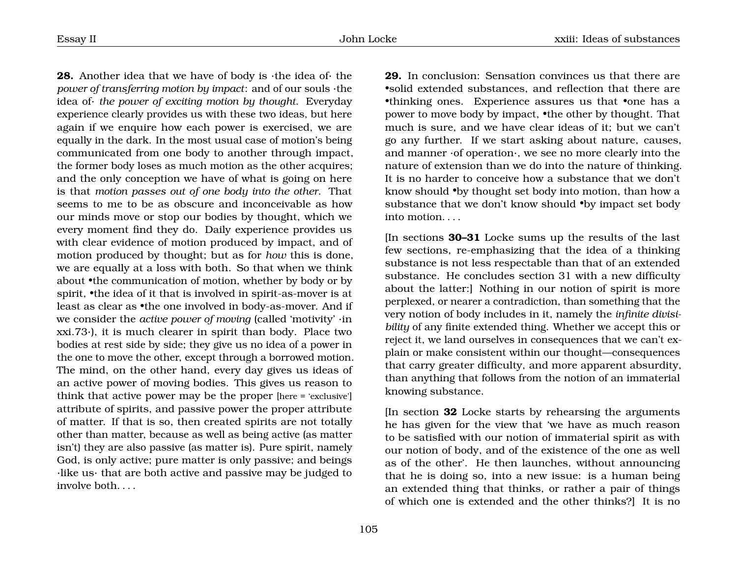**28.** Another idea that we have of body is ·the idea of· the *power of transferring motion by impact*: and of our souls ·the idea of· *the power of exciting motion by thought.* Everyday experience clearly provides us with these two ideas, but here again if we enquire how each power is exercised, we are equally in the dark. In the most usual case of motion's being communicated from one body to another through impact, the former body loses as much motion as the other acquires; and the only conception we have of what is going on here is that *motion passes out of one body into the other.* That seems to me to be as obscure and inconceivable as how our minds move or stop our bodies by thought, which we every moment find they do. Daily experience provides us with clear evidence of motion produced by impact, and of motion produced by thought; but as for *how* this is done, we are equally at a loss with both. So that when we think about •the communication of motion, whether by body or by spirit, •the idea of it that is involved in spirit-as-mover is at least as clear as •the one involved in body-as-mover. And if we consider the *active power of moving* (called 'motivity' ·in xxi.73·), it is much clearer in spirit than body. Place two bodies at rest side by side; they give us no idea of a power in the one to move the other, except through a borrowed motion. The mind, on the other hand, every day gives us ideas of an active power of moving bodies. This gives us reason to think that active power may be the proper [here = 'exclusive'] attribute of spirits, and passive power the proper attribute of matter. If that is so, then created spirits are not totally other than matter, because as well as being active (as matter isn't) they are also passive (as matter is). Pure spirit, namely God, is only active; pure matter is only passive; and beings ·like us· that are both active and passive may be judged to involve both. . . .

**29.** In conclusion: Sensation convinces us that there are •solid extended substances, and reflection that there are •thinking ones. Experience assures us that •one has a power to move body by impact, •the other by thought. That much is sure, and we have clear ideas of it; but we can't go any further. If we start asking about nature, causes, and manner ·of operation·, we see no more clearly into the nature of extension than we do into the nature of thinking. It is no harder to conceive how a substance that we don't know should •by thought set body into motion, than how a substance that we don't know should •by impact set body into motion. . . .

[In sections **30–31** Locke sums up the results of the last few sections, re-emphasizing that the idea of a thinking substance is not less respectable than that of an extended substance. He concludes section 31 with a new difficulty about the latter:] Nothing in our notion of spirit is more perplexed, or nearer a contradiction, than something that the very notion of body includes in it, namely the *infinite divisibility* of any finite extended thing. Whether we accept this or reject it, we land ourselves in consequences that we can't explain or make consistent within our thought—consequences that carry greater difficulty, and more apparent absurdity, than anything that follows from the notion of an immaterial knowing substance.

[In section **32** Locke starts by rehearsing the arguments he has given for the view that 'we have as much reason to be satisfied with our notion of immaterial spirit as with our notion of body, and of the existence of the one as well as of the other'. He then launches, without announcing that he is doing so, into a new issue: is a human being an extended thing that thinks, or rather a pair of things of which one is extended and the other thinks?] It is no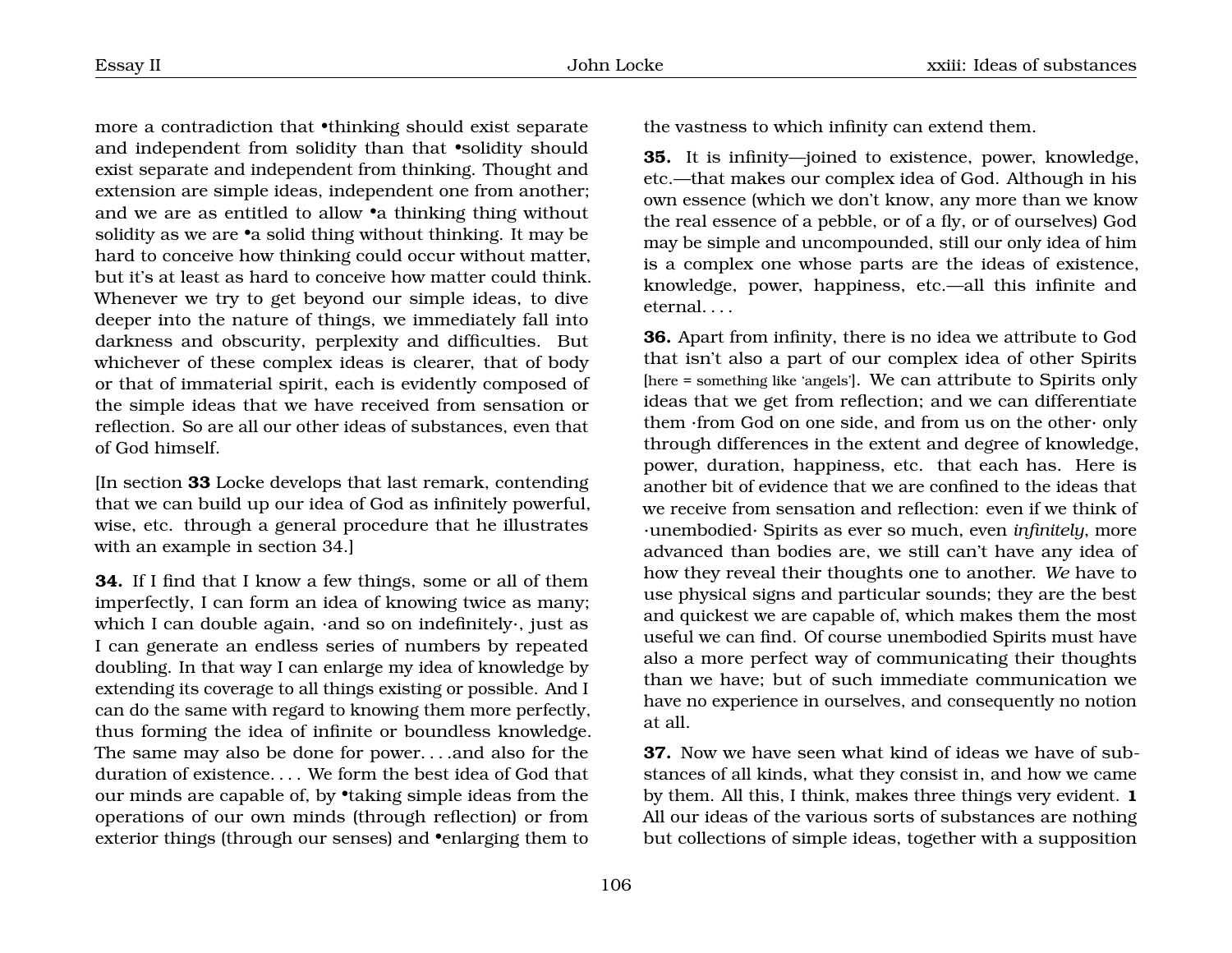more a contradiction that •thinking should exist separate and independent from solidity than that •solidity should exist separate and independent from thinking. Thought and extension are simple ideas, independent one from another; and we are as entitled to allow •a thinking thing without solidity as we are •a solid thing without thinking. It may be hard to conceive how thinking could occur without matter, but it's at least as hard to conceive how matter could think. Whenever we try to get beyond our simple ideas, to dive deeper into the nature of things, we immediately fall into darkness and obscurity, perplexity and difficulties. But whichever of these complex ideas is clearer, that of body or that of immaterial spirit, each is evidently composed of the simple ideas that we have received from sensation or reflection. So are all our other ideas of substances, even that of God himself.

[In section **33** Locke develops that last remark, contending that we can build up our idea of God as infinitely powerful, wise, etc. through a general procedure that he illustrates with an example in section 34.]

**34.** If I find that I know a few things, some or all of them imperfectly, I can form an idea of knowing twice as many; which I can double again, ·and so on indefinitely·, just as I can generate an endless series of numbers by repeated doubling. In that way I can enlarge my idea of knowledge by extending its coverage to all things existing or possible. And I can do the same with regard to knowing them more perfectly, thus forming the idea of infinite or boundless knowledge. The same may also be done for power. . . .and also for the duration of existence. . . . We form the best idea of God that our minds are capable of, by •taking simple ideas from the operations of our own minds (through reflection) or from exterior things (through our senses) and •enlarging them to the vastness to which infinity can extend them.

**35.** It is infinity—joined to existence, power, knowledge, etc.—that makes our complex idea of God. Although in his own essence (which we don't know, any more than we know the real essence of a pebble, or of a fly, or of ourselves) God may be simple and uncompounded, still our only idea of him is a complex one whose parts are the ideas of existence, knowledge, power, happiness, etc.—all this infinite and eternal. . . .

**36.** Apart from infinity, there is no idea we attribute to God that isn't also a part of our complex idea of other Spirits [here = something like 'angels']. We can attribute to Spirits only ideas that we get from reflection; and we can differentiate them ·from God on one side, and from us on the other· only through differences in the extent and degree of knowledge, power, duration, happiness, etc. that each has. Here is another bit of evidence that we are confined to the ideas that we receive from sensation and reflection: even if we think of ·unembodied· Spirits as ever so much, even *infinitely*, more advanced than bodies are, we still can't have any idea of how they reveal their thoughts one to another. *We* have to use physical signs and particular sounds; they are the best and quickest we are capable of, which makes them the most useful we can find. Of course unembodied Spirits must have also a more perfect way of communicating their thoughts than we have; but of such immediate communication we have no experience in ourselves, and consequently no notion at all.

**37.** Now we have seen what kind of ideas we have of substances of all kinds, what they consist in, and how we came by them. All this, I think, makes three things very evident. **1** All our ideas of the various sorts of substances are nothing but collections of simple ideas, together with a supposition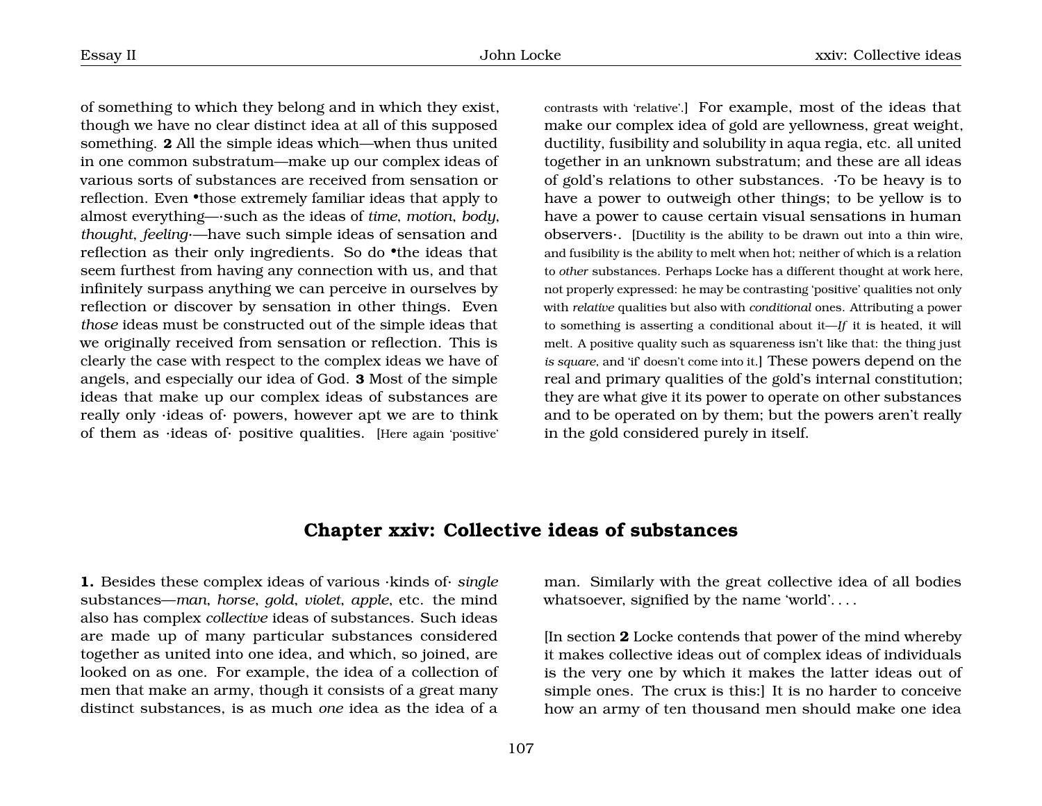of something to which they belong and in which they exist, though we have no clear distinct idea at all of this supposed something. **2** All the simple ideas which—when thus united in one common substratum—make up our complex ideas of various sorts of substances are received from sensation or reflection. Even •those extremely familiar ideas that apply to almost everything—·such as the ideas of *time*, *motion*, *body*, *thought*, *feeling*·—have such simple ideas of sensation and reflection as their only ingredients. So do •the ideas that seem furthest from having any connection with us, and that infinitely surpass anything we can perceive in ourselves by reflection or discover by sensation in other things. Even *those* ideas must be constructed out of the simple ideas that we originally received from sensation or reflection. This is clearly the case with respect to the complex ideas we have of angels, and especially our idea of God. **3** Most of the simple ideas that make up our complex ideas of substances are really only ·ideas of· powers, however apt we are to think of them as ·ideas of· positive qualities. [Here again 'positive' contrasts with 'relative'.] For example, most of the ideas that make our complex idea of gold are yellowness, great weight, ductility, fusibility and solubility in aqua regia, etc. all united together in an unknown substratum; and these are all ideas of gold's relations to other substances. ·To be heavy is to have a power to outweigh other things; to be yellow is to have a power to cause certain visual sensations in human observers·. [Ductility is the ability to be drawn out into a thin wire, and fusibility is the ability to melt when hot; neither of which is a relation to *other* substances. Perhaps Locke has a different thought at work here, not properly expressed: he may be contrasting 'positive' qualities not only with *relative* qualities but also with *conditional* ones. Attributing a power to something is asserting a conditional about it—*If* it is heated, it will melt. A positive quality such as squareness isn't like that: the thing just *is square*, and 'if' doesn't come into it.] These powers depend on the real and primary qualities of the gold's internal constitution; they are what give it its power to operate on other substances and to be operated on by them; but the powers aren't really in the gold considered purely in itself.

## Chapter xxiv: Collective ideas of substances

**1.** Besides these complex ideas of various ·kinds of· *single* substances—*man*, *horse*, *gold*, *violet*, *apple*, etc. the mind also has complex *collective* ideas of substances. Such ideas are made up of many particular substances considered together as united into one idea, and which, so joined, are looked on as one. For example, the idea of a collection of men that make an army, though it consists of a great many distinct substances, is as much *one* idea as the idea of a man. Similarly with the great collective idea of all bodies whatsoever, signified by the name 'world'. . . .

[In section **2** Locke contends that power of the mind whereby it makes collective ideas out of complex ideas of individuals is the very one by which it makes the latter ideas out of simple ones. The crux is this:] It is no harder to conceive how an army of ten thousand men should make one idea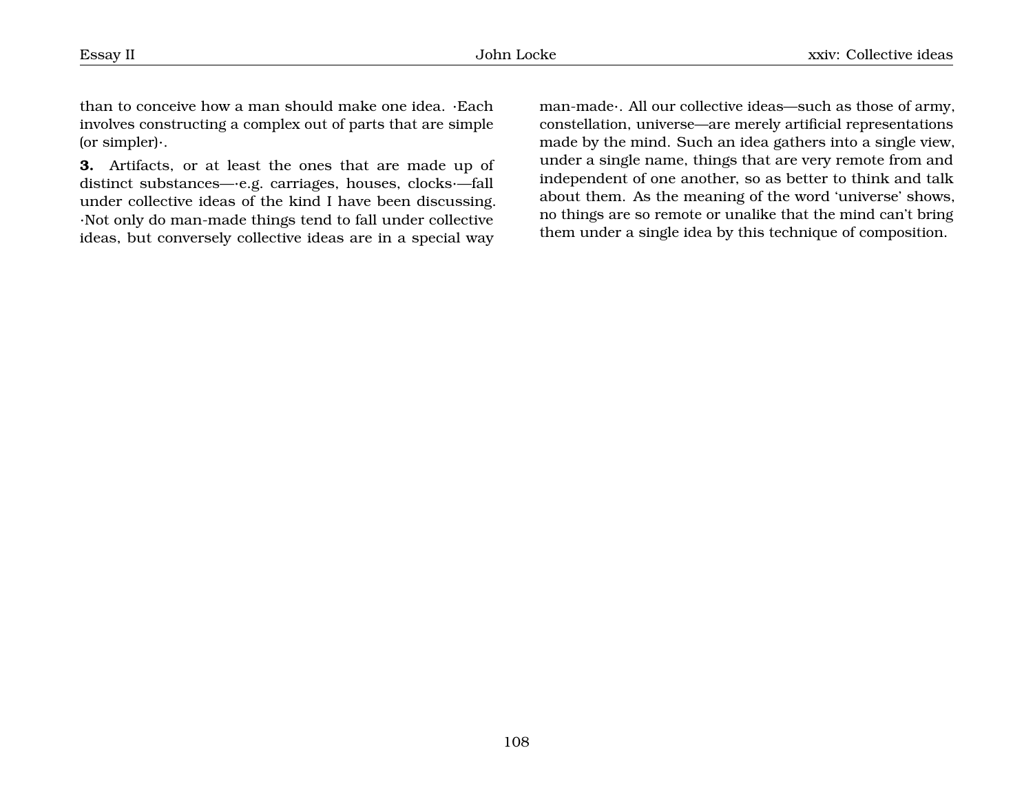than to conceive how a man should make one idea. ·Each involves constructing a complex out of parts that are simple (or simpler)·.

**3.** Artifacts, or at least the ones that are made up of distinct substances—·e.g. carriages, houses, clocks·—fall under collective ideas of the kind I have been discussing. ·Not only do man-made things tend to fall under collective ideas, but conversely collective ideas are in a special way man-made·. All our collective ideas—such as those of army, constellation, universe—are merely artificial representations made by the mind. Such an idea gathers into a single view, under a single name, things that are very remote from and independent of one another, so as better to think and talk about them. As the meaning of the word 'universe' shows, no things are so remote or unalike that the mind can't bring them under a single idea by this technique of composition.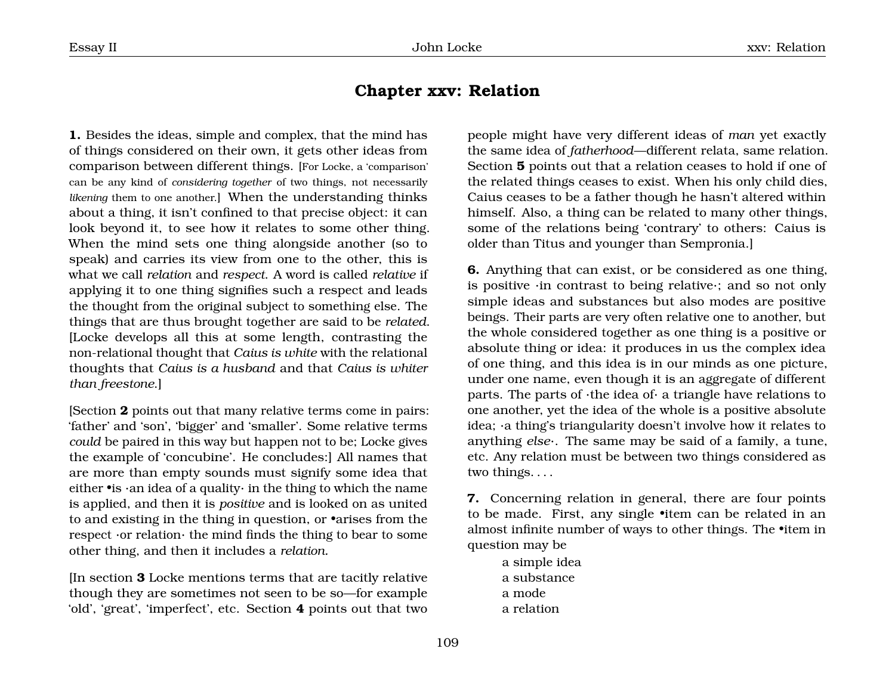## Chapter xxv: Relation

**1.** Besides the ideas, simple and complex, that the mind has of things considered on their own, it gets other ideas from comparison between different things. [For Locke, a 'comparison' can be any kind of *considering together* of two things, not necessarily *likening* them to one another.] When the understanding thinks about a thing, it isn't confined to that precise object: it can look beyond it, to see how it relates to some other thing. When the mind sets one thing alongside another (so to speak) and carries its view from one to the other, this is what we call *relation* and *respect*. A word is called *relative* if applying it to one thing signifies such a respect and leads the thought from the original subject to something else. The things that are thus brought together are said to be *related*. [Locke develops all this at some length, contrasting the non-relational thought that *Caius is white* with the relational thoughts that *Caius is a husband* and that *Caius is whiter than freestone*.]

[Section **2** points out that many relative terms come in pairs: 'father' and 'son', 'bigger' and 'smaller'. Some relative terms *could* be paired in this way but happen not to be; Locke gives the example of 'concubine'. He concludes:] All names that are more than empty sounds must signify some idea that either •is ·an idea of a quality· in the thing to which the name is applied, and then it is *positive* and is looked on as united to and existing in the thing in question, or •arises from the respect ·or relation· the mind finds the thing to bear to some other thing, and then it includes a *relation.*

[In section **3** Locke mentions terms that are tacitly relative though they are sometimes not seen to be so—for example 'old', 'great', 'imperfect', etc. Section **4** points out that two people might have very different ideas of *man* yet exactly the same idea of *fatherhood*—different relata, same relation. Section **5** points out that a relation ceases to hold if one of the related things ceases to exist. When his only child dies, Caius ceases to be a father though he hasn't altered within himself. Also, a thing can be related to many other things, some of the relations being 'contrary' to others: Caius is older than Titus and younger than Sempronia.]

**6.** Anything that can exist, or be considered as one thing, is positive ·in contrast to being relative·; and so not only simple ideas and substances but also modes are positive beings. Their parts are very often relative one to another, but the whole considered together as one thing is a positive or absolute thing or idea: it produces in us the complex idea of one thing, and this idea is in our minds as one picture, under one name, even though it is an aggregate of different parts. The parts of ·the idea of· a triangle have relations to one another, yet the idea of the whole is a positive absolute idea; ·a thing's triangularity doesn't involve how it relates to anything *else*·. The same may be said of a family, a tune, etc. Any relation must be between two things considered as two things. . . .

**7.** Concerning relation in general, there are four points to be made. First, any single •item can be related in an almost infinite number of ways to other things. The •item in question may be

a simple idea
a substance
a mode
a relation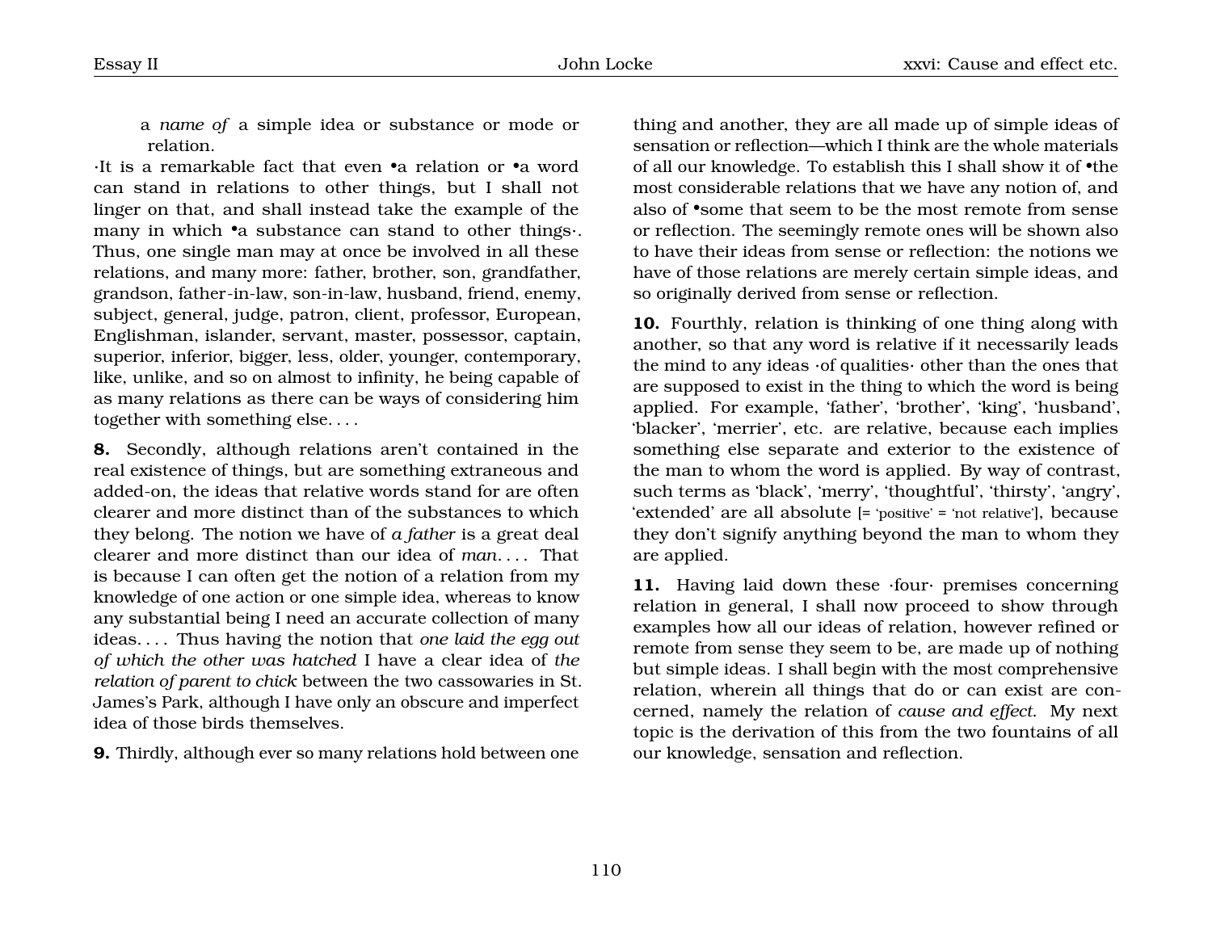a *name of* a simple idea or substance or mode or relation.

·It is a remarkable fact that even •a relation or •a word can stand in relations to other things, but I shall not linger on that, and shall instead take the example of the many in which •a substance can stand to other things·. Thus, one single man may at once be involved in all these relations, and many more: father, brother, son, grandfather, grandson, father-in-law, son-in-law, husband, friend, enemy, subject, general, judge, patron, client, professor, European, Englishman, islander, servant, master, possessor, captain, superior, inferior, bigger, less, older, younger, contemporary, like, unlike, and so on almost to infinity, he being capable of as many relations as there can be ways of considering him together with something else. . . .

**8.** Secondly, although relations aren't contained in the real existence of things, but are something extraneous and added-on, the ideas that relative words stand for are often clearer and more distinct than of the substances to which they belong. The notion we have of *a father* is a great deal clearer and more distinct than our idea of *man*. . . . That is because I can often get the notion of a relation from my knowledge of one action or one simple idea, whereas to know any substantial being I need an accurate collection of many ideas. . . . Thus having the notion that *one laid the egg out of which the other was hatched* I have a clear idea of *the relation of parent to chick* between the two cassowaries in St. James's Park, although I have only an obscure and imperfect idea of those birds themselves.

**9.** Thirdly, although ever so many relations hold between one thing and another, they are all made up of simple ideas of sensation or reflection—which I think are the whole materials of all our knowledge. To establish this I shall show it of •the most considerable relations that we have any notion of, and also of •some that seem to be the most remote from sense or reflection. The seemingly remote ones will be shown also to have their ideas from sense or reflection: the notions we have of those relations are merely certain simple ideas, and so originally derived from sense or reflection.

**10.** Fourthly, relation is thinking of one thing along with another, so that any word is relative if it necessarily leads the mind to any ideas ·of qualities· other than the ones that are supposed to exist in the thing to which the word is being applied. For example, 'father', 'brother', 'king', 'husband', 'blacker', 'merrier', etc. are relative, because each implies something else separate and exterior to the existence of the man to whom the word is applied. By way of contrast, such terms as 'black', 'merry', 'thoughtful', 'thirsty', 'angry', 'extended' are all absolute [= 'positive' = 'not relative'], because they don't signify anything beyond the man to whom they are applied.

**11.** Having laid down these ·four· premises concerning relation in general, I shall now proceed to show through examples how all our ideas of relation, however refined or remote from sense they seem to be, are made up of nothing but simple ideas. I shall begin with the most comprehensive relation, wherein all things that do or can exist are concerned, namely the relation of *cause and effect*. My next topic is the derivation of this from the two fountains of all our knowledge, sensation and reflection.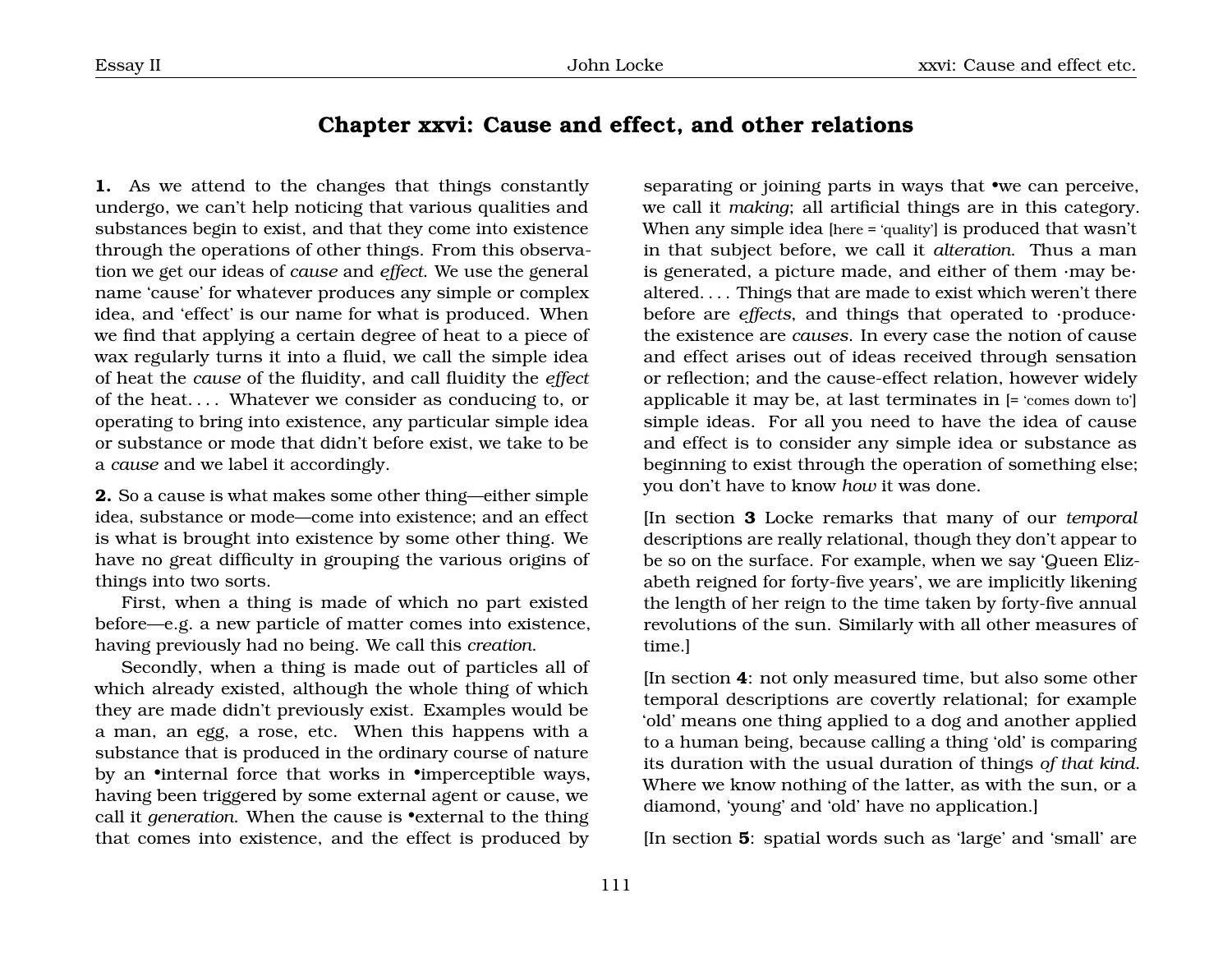## Chapter xxvi: Cause and effect, and other relations

**1.** As we attend to the changes that things constantly undergo, we can't help noticing that various qualities and substances begin to exist, and that they come into existence through the operations of other things. From this observation we get our ideas of *cause* and *effect*. We use the general name 'cause' for whatever produces any simple or complex idea, and 'effect' is our name for what is produced. When we find that applying a certain degree of heat to a piece of wax regularly turns it into a fluid, we call the simple idea of heat the *cause* of the fluidity, and call fluidity the *effect* of the heat. . . . Whatever we consider as conducing to, or operating to bring into existence, any particular simple idea or substance or mode that didn't before exist, we take to be a *cause* and we label it accordingly.

**2.** So a cause is what makes some other thing—either simple idea, substance or mode—come into existence; and an effect is what is brought into existence by some other thing. We have no great difficulty in grouping the various origins of things into two sorts.

First, when a thing is made of which no part existed before—e.g. a new particle of matter comes into existence, having previously had no being. We call this *creation*.

Secondly, when a thing is made out of particles all of which already existed, although the whole thing of which they are made didn't previously exist. Examples would be a man, an egg, a rose, etc. When this happens with a substance that is produced in the ordinary course of nature by an •internal force that works in •imperceptible ways, having been triggered by some external agent or cause, we call it *generation*. When the cause is •external to the thing that comes into existence, and the effect is produced by separating or joining parts in ways that •we can perceive, we call it *making*; all artificial things are in this category. When any simple idea [here = 'quality'] is produced that wasn't in that subject before, we call it *alteration*. Thus a man is generated, a picture made, and either of them ·may be· altered. . . . Things that are made to exist which weren't there before are *effects*, and things that operated to ·produce· the existence are *causes*. In every case the notion of cause and effect arises out of ideas received through sensation or reflection; and the cause-effect relation, however widely applicable it may be, at last terminates in [= 'comes down to'] simple ideas. For all you need to have the idea of cause and effect is to consider any simple idea or substance as beginning to exist through the operation of something else; you don't have to know *how* it was done.

[In section **3** Locke remarks that many of our *temporal* descriptions are really relational, though they don't appear to be so on the surface. For example, when we say 'Queen Elizabeth reigned for forty-five years', we are implicitly likening the length of her reign to the time taken by forty-five annual revolutions of the sun. Similarly with all other measures of time.]

[In section **4**: not only measured time, but also some other temporal descriptions are covertly relational; for example 'old' means one thing applied to a dog and another applied to a human being, because calling a thing 'old' is comparing its duration with the usual duration of things *of that kind*. Where we know nothing of the latter, as with the sun, or a diamond, 'young' and 'old' have no application.]

[In section **5**: spatial words such as 'large' and 'small' are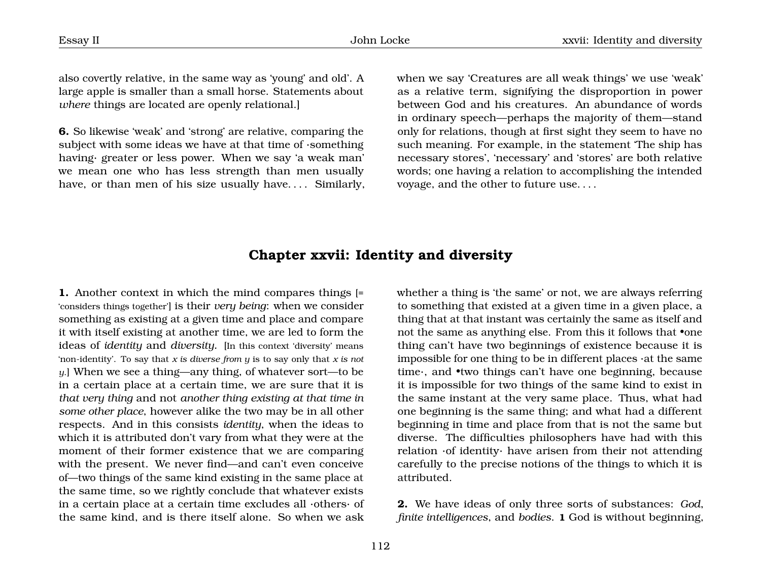also covertly relative, in the same way as 'young' and old'. A large apple is smaller than a small horse. Statements about *where* things are located are openly relational.]

**6.** So likewise 'weak' and 'strong' are relative, comparing the subject with some ideas we have at that time of ·something having· greater or less power. When we say 'a weak man' we mean one who has less strength than men usually have, or than men of his size usually have. . . . Similarly, when we say 'Creatures are all weak things' we use 'weak' as a relative term, signifying the disproportion in power between God and his creatures. An abundance of words in ordinary speech—perhaps the majority of them—stand only for relations, though at first sight they seem to have no such meaning. For example, in the statement 'The ship has necessary stores', 'necessary' and 'stores' are both relative words; one having a relation to accomplishing the intended voyage, and the other to future use. . . .

## Chapter xxvii: Identity and diversity

**1.** Another context in which the mind compares things [= 'considers things together'] is their *very being*: when we consider something as existing at a given time and place and compare it with itself existing at another time, we are led to form the ideas of *identity* and *diversity.* [In this context 'diversity' means 'non-identity'. To say that *x is diverse from y* is to say only that *x is not y*.] When we see a thing—any thing, of whatever sort—to be in a certain place at a certain time, we are sure that it is *that very thing* and not *another thing existing at that time in some other place*, however alike the two may be in all other respects. And in this consists *identity*, when the ideas to which it is attributed don't vary from what they were at the moment of their former existence that we are comparing with the present. We never find—and can't even conceive of—two things of the same kind existing in the same place at the same time, so we rightly conclude that whatever exists in a certain place at a certain time excludes all ·others· of the same kind, and is there itself alone. So when we ask whether a thing is 'the same' or not, we are always referring to something that existed at a given time in a given place, a thing that at that instant was certainly the same as itself and not the same as anything else. From this it follows that •one thing can't have two beginnings of existence because it is impossible for one thing to be in different places ·at the same time·, and •two things can't have one beginning, because it is impossible for two things of the same kind to exist in the same instant at the very same place. Thus, what had one beginning is the same thing; and what had a different beginning in time and place from that is not the same but diverse. The difficulties philosophers have had with this relation ·of identity· have arisen from their not attending carefully to the precise notions of the things to which it is attributed.

**2.** We have ideas of only three sorts of substances: *God*, *finite intelligences*, and *bodies*. **1** God is without beginning,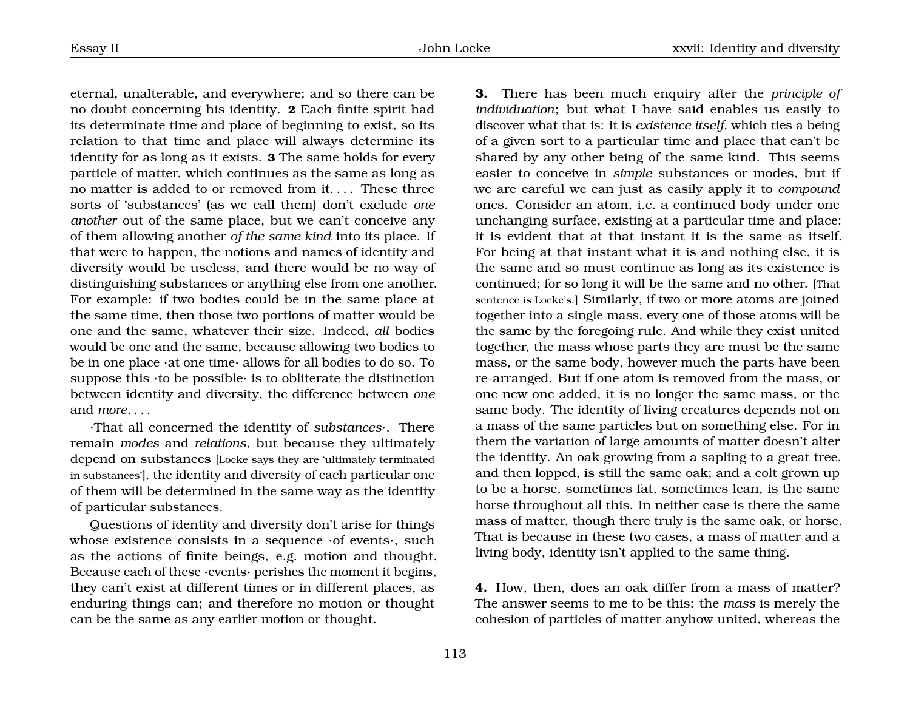eternal, unalterable, and everywhere; and so there can be no doubt concerning his identity. **2** Each finite spirit had its determinate time and place of beginning to exist, so its relation to that time and place will always determine its identity for as long as it exists. **3** The same holds for every particle of matter, which continues as the same as long as no matter is added to or removed from it. . . . These three sorts of 'substances' (as we call them) don't exclude *one another* out of the same place, but we can't conceive any of them allowing another *of the same kind* into its place. If that were to happen, the notions and names of identity and diversity would be useless, and there would be no way of distinguishing substances or anything else from one another. For example: if two bodies could be in the same place at the same time, then those two portions of matter would be one and the same, whatever their size. Indeed, *all* bodies would be one and the same, because allowing two bodies to be in one place ·at one time· allows for all bodies to do so. To suppose this ·to be possible· is to obliterate the distinction between identity and diversity, the difference between *one* and *more*. . . .

·That all concerned the identity of *substances*·. There remain *modes* and *relations*, but because they ultimately depend on substances [Locke says they are 'ultimately terminated in substances'], the identity and diversity of each particular one of them will be determined in the same way as the identity of particular substances.

Questions of identity and diversity don't arise for things whose existence consists in a sequence ·of events·, such as the actions of finite beings, e.g. motion and thought. Because each of these ·events· perishes the moment it begins, they can't exist at different times or in different places, as enduring things can; and therefore no motion or thought can be the same as any earlier motion or thought.

**3.** There has been much enquiry after the *principle of individuation*; but what I have said enables us easily to discover what that is: it is *existence itself,* which ties a being of a given sort to a particular time and place that can't be shared by any other being of the same kind. This seems easier to conceive in *simple* substances or modes, but if we are careful we can just as easily apply it to *compound* ones. Consider an atom, i.e. a continued body under one unchanging surface, existing at a particular time and place: it is evident that at that instant it is the same as itself. For being at that instant what it is and nothing else, it is the same and so must continue as long as its existence is continued; for so long it will be the same and no other. [That sentence is Locke's.] Similarly, if two or more atoms are joined together into a single mass, every one of those atoms will be the same by the foregoing rule. And while they exist united together, the mass whose parts they are must be the same mass, or the same body, however much the parts have been re-arranged. But if one atom is removed from the mass, or one new one added, it is no longer the same mass, or the same body. The identity of living creatures depends not on a mass of the same particles but on something else. For in them the variation of large amounts of matter doesn't alter the identity. An oak growing from a sapling to a great tree, and then lopped, is still the same oak; and a colt grown up to be a horse, sometimes fat, sometimes lean, is the same horse throughout all this. In neither case is there the same mass of matter, though there truly is the same oak, or horse. That is because in these two cases, a mass of matter and a living body, identity isn't applied to the same thing.

**4.** How, then, does an oak differ from a mass of matter? The answer seems to me to be this: the *mass* is merely the cohesion of particles of matter anyhow united, whereas the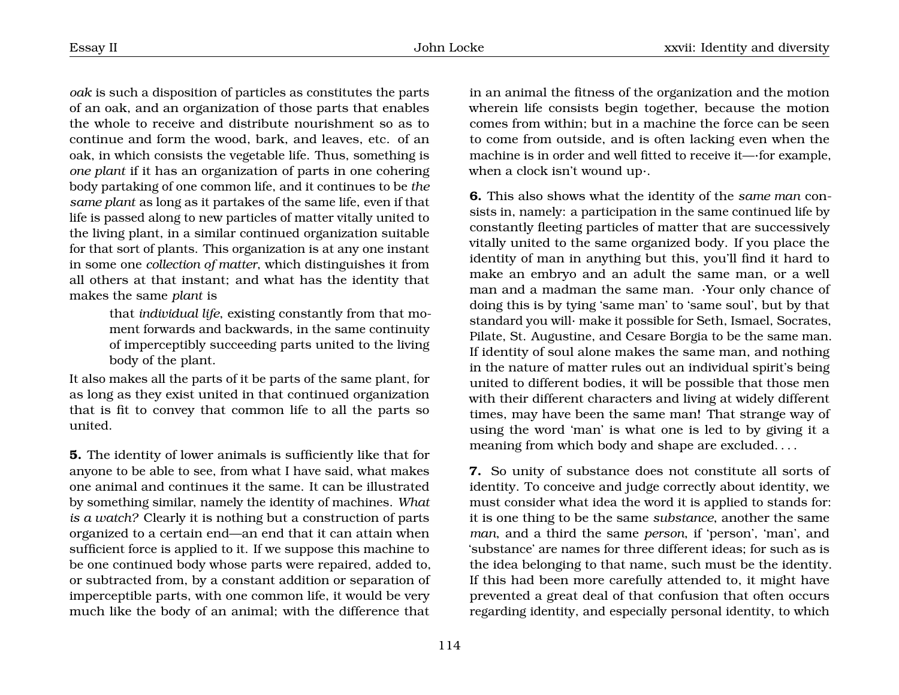*oak* is such a disposition of particles as constitutes the parts of an oak, and an organization of those parts that enables the whole to receive and distribute nourishment so as to continue and form the wood, bark, and leaves, etc. of an oak, in which consists the vegetable life. Thus, something is *one plant* if it has an organization of parts in one cohering body partaking of one common life, and it continues to be *the same plant* as long as it partakes of the same life, even if that life is passed along to new particles of matter vitally united to the living plant, in a similar continued organization suitable for that sort of plants. This organization is at any one instant in some one *collection of matter*, which distinguishes it from all others at that instant; and what has the identity that makes the same *plant* is

> that *individual life*, existing constantly from that moment forwards and backwards, in the same continuity of imperceptibly succeeding parts united to the living body of the plant.

It also makes all the parts of it be parts of the same plant, for as long as they exist united in that continued organization that is fit to convey that common life to all the parts so united.

**5.** The identity of lower animals is sufficiently like that for anyone to be able to see, from what I have said, what makes one animal and continues it the same. It can be illustrated by something similar, namely the identity of machines. *What is a watch?* Clearly it is nothing but a construction of parts organized to a certain end—an end that it can attain when sufficient force is applied to it. If we suppose this machine to be one continued body whose parts were repaired, added to, or subtracted from, by a constant addition or separation of imperceptible parts, with one common life, it would be very much like the body of an animal; with the difference that in an animal the fitness of the organization and the motion wherein life consists begin together, because the motion comes from within; but in a machine the force can be seen to come from outside, and is often lacking even when the machine is in order and well fitted to receive it—·for example, when a clock isn't wound up·.

**6.** This also shows what the identity of the *same man* consists in, namely: a participation in the same continued life by constantly fleeting particles of matter that are successively vitally united to the same organized body. If you place the identity of man in anything but this, you'll find it hard to make an embryo and an adult the same man, or a well man and a madman the same man. ·Your only chance of doing this is by tying 'same man' to 'same soul', but by that standard you will· make it possible for Seth, Ismael, Socrates, Pilate, St. Augustine, and Cesare Borgia to be the same man. If identity of soul alone makes the same man, and nothing in the nature of matter rules out an individual spirit's being united to different bodies, it will be possible that those men with their different characters and living at widely different times, may have been the same man! That strange way of using the word 'man' is what one is led to by giving it a meaning from which body and shape are excluded. . . .

**7.** So unity of substance does not constitute all sorts of identity. To conceive and judge correctly about identity, we must consider what idea the word it is applied to stands for: it is one thing to be the same *substance*, another the same *man*, and a third the same *person*, if 'person', 'man', and 'substance' are names for three different ideas; for such as is the idea belonging to that name, such must be the identity. If this had been more carefully attended to, it might have prevented a great deal of that confusion that often occurs regarding identity, and especially personal identity, to which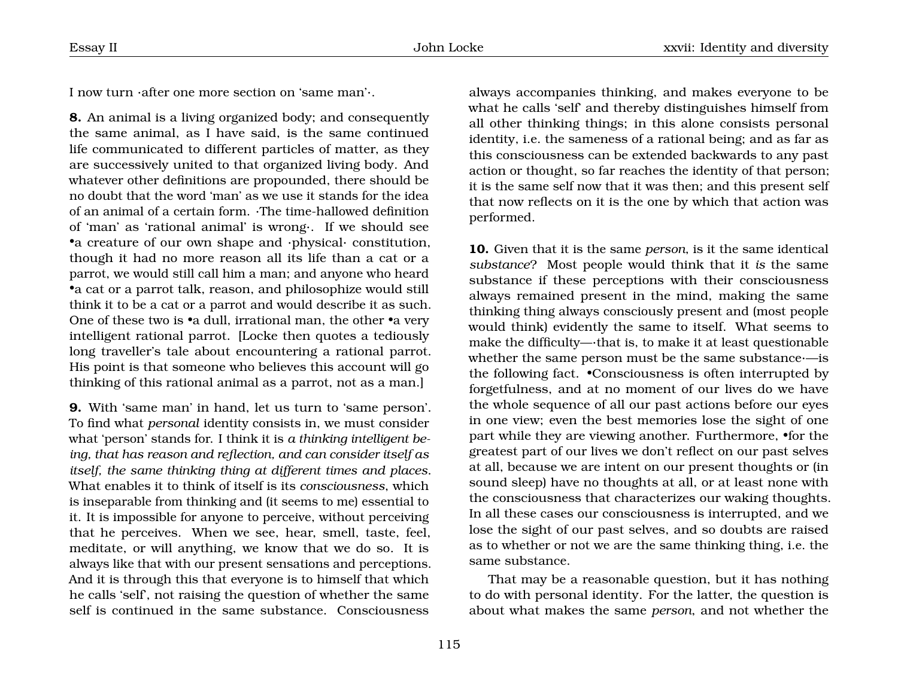I now turn ·after one more section on 'same man'·.

**8.** An animal is a living organized body; and consequently the same animal, as I have said, is the same continued life communicated to different particles of matter, as they are successively united to that organized living body. And whatever other definitions are propounded, there should be no doubt that the word 'man' as we use it stands for the idea of an animal of a certain form. ·The time-hallowed definition of 'man' as 'rational animal' is wrong·. If we should see •a creature of our own shape and ·physical· constitution, though it had no more reason all its life than a cat or a parrot, we would still call him a man; and anyone who heard •a cat or a parrot talk, reason, and philosophize would still think it to be a cat or a parrot and would describe it as such. One of these two is •a dull, irrational man, the other •a very intelligent rational parrot. [Locke then quotes a tediously long traveller's tale about encountering a rational parrot. His point is that someone who believes this account will go thinking of this rational animal as a parrot, not as a man.]

**9.** With 'same man' in hand, let us turn to 'same person'. To find what *personal* identity consists in, we must consider what 'person' stands for. I think it is *a thinking intelligent being, that has reason and reflection, and can consider itself as itself, the same thinking thing at different times and places*. What enables it to think of itself is its *consciousness*, which is inseparable from thinking and (it seems to me) essential to it. It is impossible for anyone to perceive, without perceiving that he perceives. When we see, hear, smell, taste, feel, meditate, or will anything, we know that we do so. It is always like that with our present sensations and perceptions. And it is through this that everyone is to himself that which he calls 'self', not raising the question of whether the same self is continued in the same substance. Consciousness always accompanies thinking, and makes everyone to be what he calls 'self' and thereby distinguishes himself from all other thinking things; in this alone consists personal identity, i.e. the sameness of a rational being; and as far as this consciousness can be extended backwards to any past action or thought, so far reaches the identity of that person; it is the same self now that it was then; and this present self that now reflects on it is the one by which that action was performed.

**10.** Given that it is the same *person*, is it the same identical *substance*? Most people would think that it *is* the same substance if these perceptions with their consciousness always remained present in the mind, making the same thinking thing always consciously present and (most people would think) evidently the same to itself. What seems to make the difficulty—·that is, to make it at least questionable whether the same person must be the same substance·—is the following fact. •Consciousness is often interrupted by forgetfulness, and at no moment of our lives do we have the whole sequence of all our past actions before our eyes in one view; even the best memories lose the sight of one part while they are viewing another. Furthermore, •for the greatest part of our lives we don't reflect on our past selves at all, because we are intent on our present thoughts or (in sound sleep) have no thoughts at all, or at least none with the consciousness that characterizes our waking thoughts. In all these cases our consciousness is interrupted, and we lose the sight of our past selves, and so doubts are raised as to whether or not we are the same thinking thing, i.e. the same substance.

That may be a reasonable question, but it has nothing to do with personal identity. For the latter, the question is about what makes the same *person*, and not whether the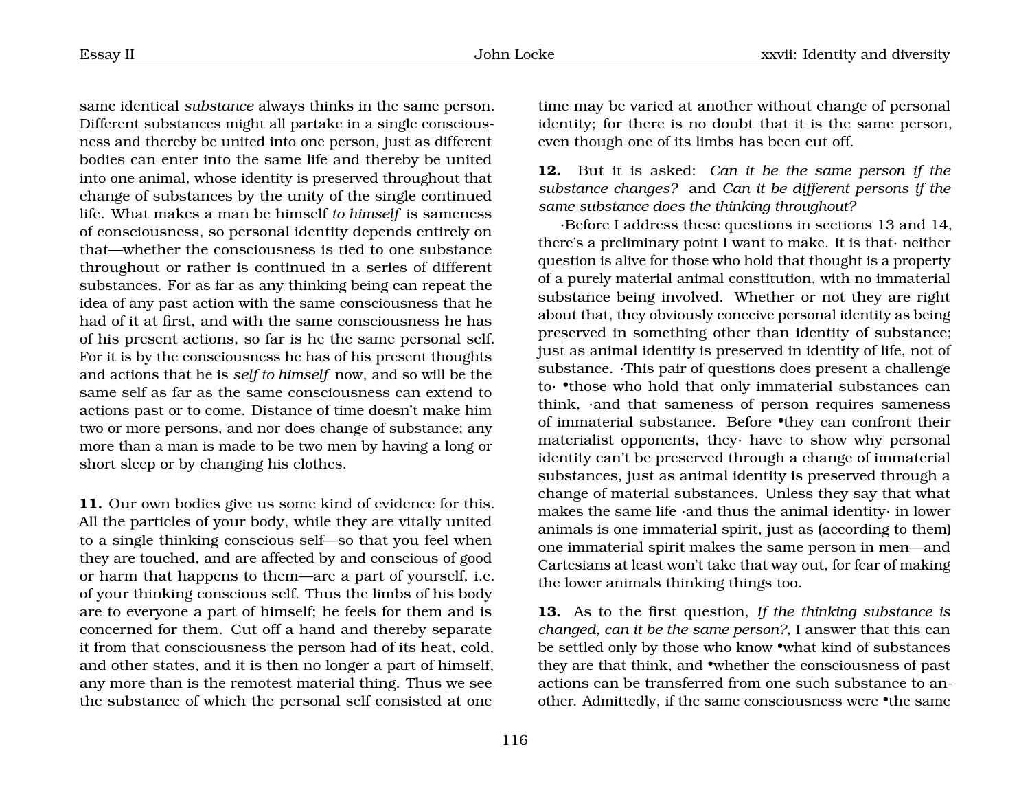same identical *substance* always thinks in the same person. Different substances might all partake in a single consciousness and thereby be united into one person, just as different bodies can enter into the same life and thereby be united into one animal, whose identity is preserved throughout that change of substances by the unity of the single continued life. What makes a man be himself *to himself* is sameness of consciousness, so personal identity depends entirely on that—whether the consciousness is tied to one substance throughout or rather is continued in a series of different substances. For as far as any thinking being can repeat the idea of any past action with the same consciousness that he had of it at first, and with the same consciousness he has of his present actions, so far is he the same personal self. For it is by the consciousness he has of his present thoughts and actions that he is *self to himself* now, and so will be the same self as far as the same consciousness can extend to actions past or to come. Distance of time doesn't make him two or more persons, and nor does change of substance; any more than a man is made to be two men by having a long or short sleep or by changing his clothes.

**11.** Our own bodies give us some kind of evidence for this. All the particles of your body, while they are vitally united to a single thinking conscious self—so that you feel when they are touched, and are affected by and conscious of good or harm that happens to them—are a part of yourself, i.e. of your thinking conscious self. Thus the limbs of his body are to everyone a part of himself; he feels for them and is concerned for them. Cut off a hand and thereby separate it from that consciousness the person had of its heat, cold, and other states, and it is then no longer a part of himself, any more than is the remotest material thing. Thus we see the substance of which the personal self consisted at one time may be varied at another without change of personal identity; for there is no doubt that it is the same person, even though one of its limbs has been cut off.

**12.** But it is asked: *Can it be the same person if the substance changes?* and *Can it be different persons if the same substance does the thinking throughout?*

·Before I address these questions in sections 13 and 14, there's a preliminary point I want to make. It is that· neither question is alive for those who hold that thought is a property of a purely material animal constitution, with no immaterial substance being involved. Whether or not they are right about that, they obviously conceive personal identity as being preserved in something other than identity of substance; just as animal identity is preserved in identity of life, not of substance. ·This pair of questions does present a challenge to· •those who hold that only immaterial substances can think, ·and that sameness of person requires sameness of immaterial substance. Before •they can confront their materialist opponents, they· have to show why personal identity can't be preserved through a change of immaterial substances, just as animal identity is preserved through a change of material substances. Unless they say that what makes the same life ·and thus the animal identity· in lower animals is one immaterial spirit, just as (according to them) one immaterial spirit makes the same person in men—and Cartesians at least won't take that way out, for fear of making the lower animals thinking things too.

**13.** As to the first question, *If the thinking substance is changed, can it be the same person?*, I answer that this can be settled only by those who know •what kind of substances they are that think, and •whether the consciousness of past actions can be transferred from one such substance to another. Admittedly, if the same consciousness were •the same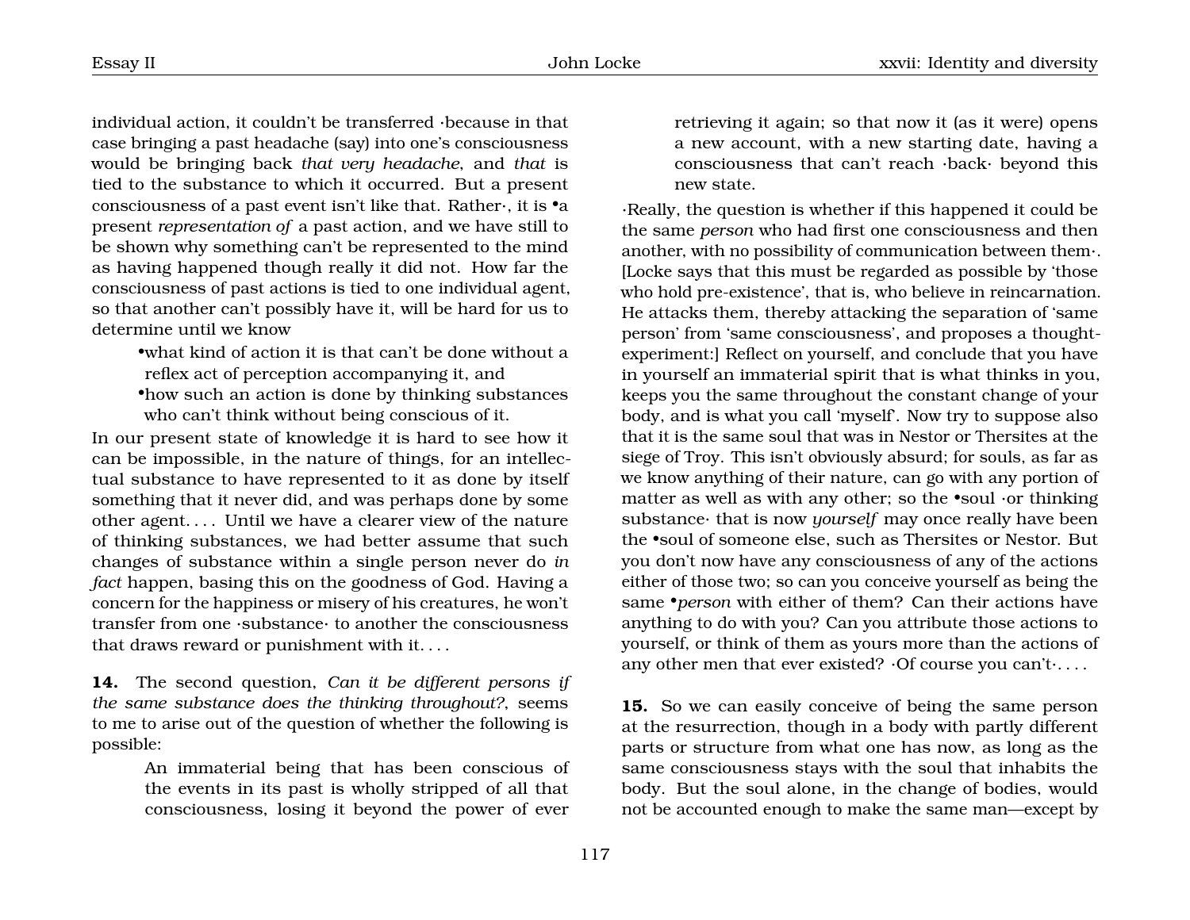individual action, it couldn't be transferred ·because in that case bringing a past headache (say) into one's consciousness would be bringing back *that very headache*, and *that* is tied to the substance to which it occurred. But a present consciousness of a past event isn't like that. Rather·, it is •a present *representation of* a past action, and we have still to be shown why something can't be represented to the mind as having happened though really it did not. How far the consciousness of past actions is tied to one individual agent, so that another can't possibly have it, will be hard for us to determine until we know

- •what kind of action it is that can't be done without a reflex act of perception accompanying it, and
- •how such an action is done by thinking substances who can't think without being conscious of it.

In our present state of knowledge it is hard to see how it can be impossible, in the nature of things, for an intellectual substance to have represented to it as done by itself something that it never did, and was perhaps done by some other agent. . . . Until we have a clearer view of the nature of thinking substances, we had better assume that such changes of substance within a single person never do *in fact* happen, basing this on the goodness of God. Having a concern for the happiness or misery of his creatures, he won't transfer from one ·substance· to another the consciousness that draws reward or punishment with it. . . .

**14.** The second question, *Can it be different persons if the same substance does the thinking throughout?*, seems to me to arise out of the question of whether the following is possible:

> An immaterial being that has been conscious of the events in its past is wholly stripped of all that consciousness, losing it beyond the power of ever retrieving it again; so that now it (as it were) opens a new account, with a new starting date, having a consciousness that can't reach ·back· beyond this new state.

·Really, the question is whether if this happened it could be the same *person* who had first one consciousness and then another, with no possibility of communication between them·. [Locke says that this must be regarded as possible by 'those who hold pre-existence', that is, who believe in reincarnation. He attacks them, thereby attacking the separation of 'same person' from 'same consciousness', and proposes a thought-experiment:] Reflect on yourself, and conclude that you have in yourself an immaterial spirit that is what thinks in you, keeps you the same throughout the constant change of your body, and is what you call 'myself'. Now try to suppose also that it is the same soul that was in Nestor or Thersites at the siege of Troy. This isn't obviously absurd; for souls, as far as we know anything of their nature, can go with any portion of matter as well as with any other; so the •soul ·or thinking substance· that is now *yourself* may once really have been the •soul of someone else, such as Thersites or Nestor. But you don't now have any consciousness of any of the actions either of those two; so can you conceive yourself as being the same •*person* with either of them? Can their actions have anything to do with you? Can you attribute those actions to yourself, or think of them as yours more than the actions of any other men that ever existed? ·Of course you can't·. . . .

**15.** So we can easily conceive of being the same person at the resurrection, though in a body with partly different parts or structure from what one has now, as long as the same consciousness stays with the soul that inhabits the body. But the soul alone, in the change of bodies, would not be accounted enough to make the same man—except by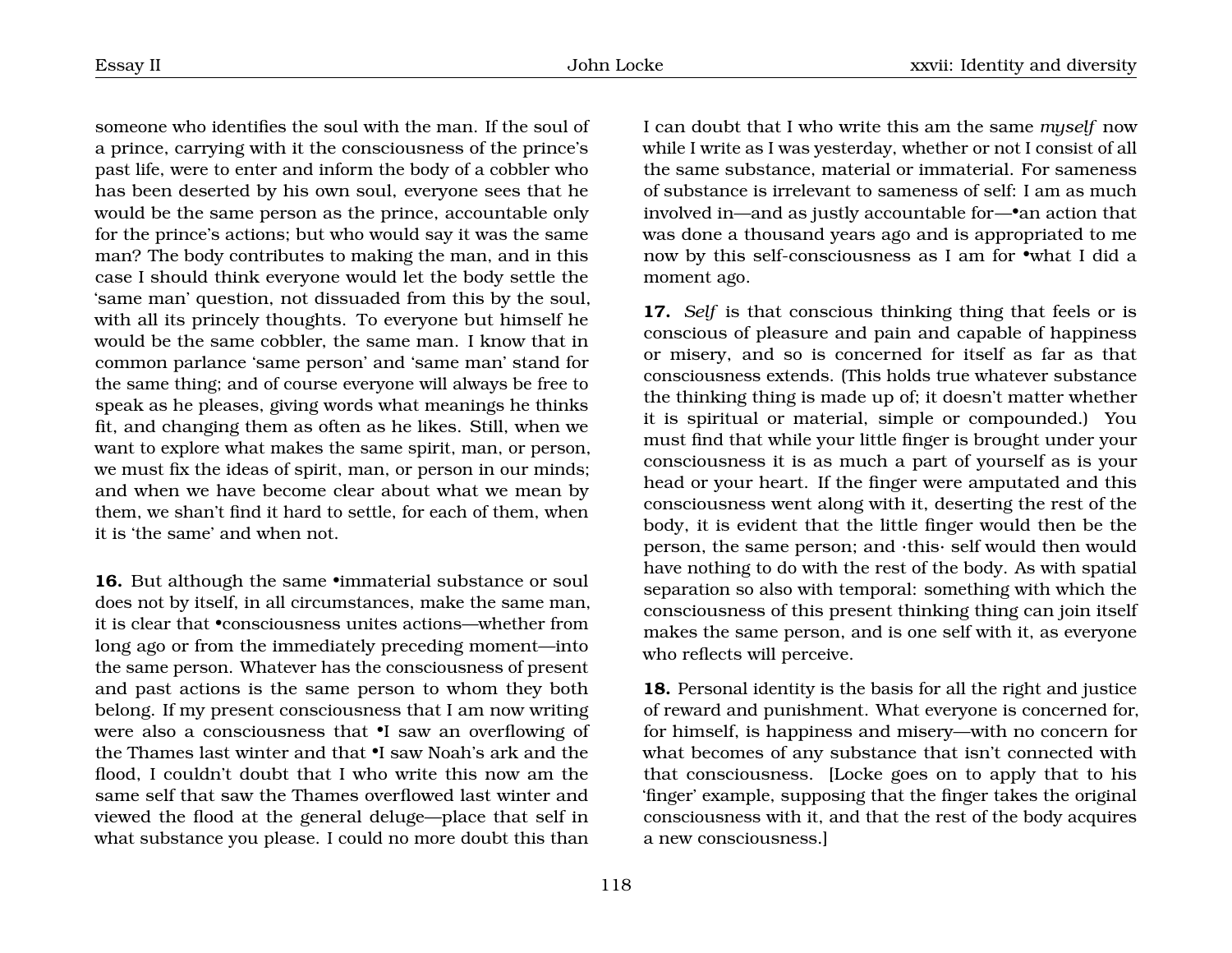someone who identifies the soul with the man. If the soul of a prince, carrying with it the consciousness of the prince's past life, were to enter and inform the body of a cobbler who has been deserted by his own soul, everyone sees that he would be the same person as the prince, accountable only for the prince's actions; but who would say it was the same man? The body contributes to making the man, and in this case I should think everyone would let the body settle the 'same man' question, not dissuaded from this by the soul, with all its princely thoughts. To everyone but himself he would be the same cobbler, the same man. I know that in common parlance 'same person' and 'same man' stand for the same thing; and of course everyone will always be free to speak as he pleases, giving words what meanings he thinks fit, and changing them as often as he likes. Still, when we want to explore what makes the same spirit, man, or person, we must fix the ideas of spirit, man, or person in our minds; and when we have become clear about what we mean by them, we shan't find it hard to settle, for each of them, when it is 'the same' and when not.

**16.** But although the same •immaterial substance or soul does not by itself, in all circumstances, make the same man, it is clear that •consciousness unites actions—whether from long ago or from the immediately preceding moment—into the same person. Whatever has the consciousness of present and past actions is the same person to whom they both belong. If my present consciousness that I am now writing were also a consciousness that •I saw an overflowing of the Thames last winter and that •I saw Noah's ark and the flood, I couldn't doubt that I who write this now am the same self that saw the Thames overflowed last winter and viewed the flood at the general deluge—place that self in what substance you please. I could no more doubt this than I can doubt that I who write this am the same *myself* now while I write as I was yesterday, whether or not I consist of all the same substance, material or immaterial. For sameness of substance is irrelevant to sameness of self: I am as much involved in—and as justly accountable for—•an action that was done a thousand years ago and is appropriated to me now by this self-consciousness as I am for •what I did a moment ago.

**17.** *Self* is that conscious thinking thing that feels or is conscious of pleasure and pain and capable of happiness or misery, and so is concerned for itself as far as that consciousness extends. (This holds true whatever substance the thinking thing is made up of; it doesn't matter whether it is spiritual or material, simple or compounded.) You must find that while your little finger is brought under your consciousness it is as much a part of yourself as is your head or your heart. If the finger were amputated and this consciousness went along with it, deserting the rest of the body, it is evident that the little finger would then be the person, the same person; and ·this· self would then would have nothing to do with the rest of the body. As with spatial separation so also with temporal: something with which the consciousness of this present thinking thing can join itself makes the same person, and is one self with it, as everyone who reflects will perceive.

**18.** Personal identity is the basis for all the right and justice of reward and punishment. What everyone is concerned for, for himself, is happiness and misery—with no concern for what becomes of any substance that isn't connected with that consciousness. [Locke goes on to apply that to his 'finger' example, supposing that the finger takes the original consciousness with it, and that the rest of the body acquires a new consciousness.]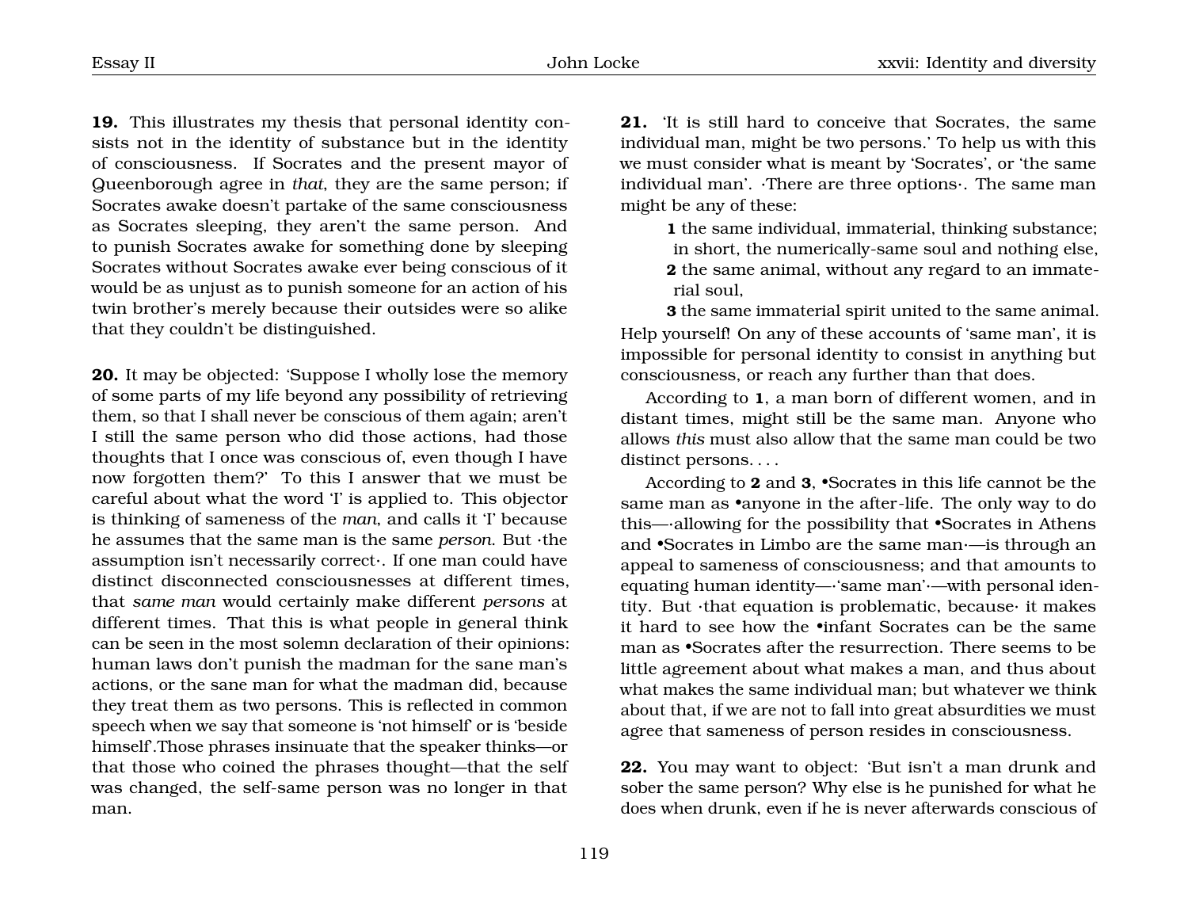**19.** This illustrates my thesis that personal identity consists not in the identity of substance but in the identity of consciousness. If Socrates and the present mayor of Queenborough agree in *that*, they are the same person; if Socrates awake doesn't partake of the same consciousness as Socrates sleeping, they aren't the same person. And to punish Socrates awake for something done by sleeping Socrates without Socrates awake ever being conscious of it would be as unjust as to punish someone for an action of his twin brother's merely because their outsides were so alike that they couldn't be distinguished.

**20.** It may be objected: 'Suppose I wholly lose the memory of some parts of my life beyond any possibility of retrieving them, so that I shall never be conscious of them again; aren't I still the same person who did those actions, had those thoughts that I once was conscious of, even though I have now forgotten them?' To this I answer that we must be careful about what the word 'I' is applied to. This objector is thinking of sameness of the *man*, and calls it 'I' because he assumes that the same man is the same *person*. But ·the assumption isn't necessarily correct·. If one man could have distinct disconnected consciousnesses at different times, that *same man* would certainly make different *persons* at different times. That this is what people in general think can be seen in the most solemn declaration of their opinions: human laws don't punish the madman for the sane man's actions, or the sane man for what the madman did, because they treat them as two persons. This is reflected in common speech when we say that someone is 'not himself' or is 'beside himself'.Those phrases insinuate that the speaker thinks—or that those who coined the phrases thought—that the self was changed, the self-same person was no longer in that man.

**21.** 'It is still hard to conceive that Socrates, the same individual man, might be two persons.' To help us with this we must consider what is meant by 'Socrates', or 'the same individual man'. ·There are three options·. The same man might be any of these:

> **1** the same individual, immaterial, thinking substance; in short, the numerically-same soul and nothing else,
> **2** the same animal, without any regard to an immaterial soul,
> **3** the same immaterial spirit united to the same animal.

Help yourself! On any of these accounts of 'same man', it is impossible for personal identity to consist in anything but consciousness, or reach any further than that does.

According to **1**, a man born of different women, and in distant times, might still be the same man. Anyone who allows *this* must also allow that the same man could be two distinct persons. . . .

According to **2** and **3**, •Socrates in this life cannot be the same man as •anyone in the after-life. The only way to do this—·allowing for the possibility that •Socrates in Athens and •Socrates in Limbo are the same man·—is through an appeal to sameness of consciousness; and that amounts to equating human identity—·'same man'·—with personal identity. But ·that equation is problematic, because· it makes it hard to see how the •infant Socrates can be the same man as •Socrates after the resurrection. There seems to be little agreement about what makes a man, and thus about what makes the same individual man; but whatever we think about that, if we are not to fall into great absurdities we must agree that sameness of person resides in consciousness.

**22.** You may want to object: 'But isn't a man drunk and sober the same person? Why else is he punished for what he does when drunk, even if he is never afterwards conscious of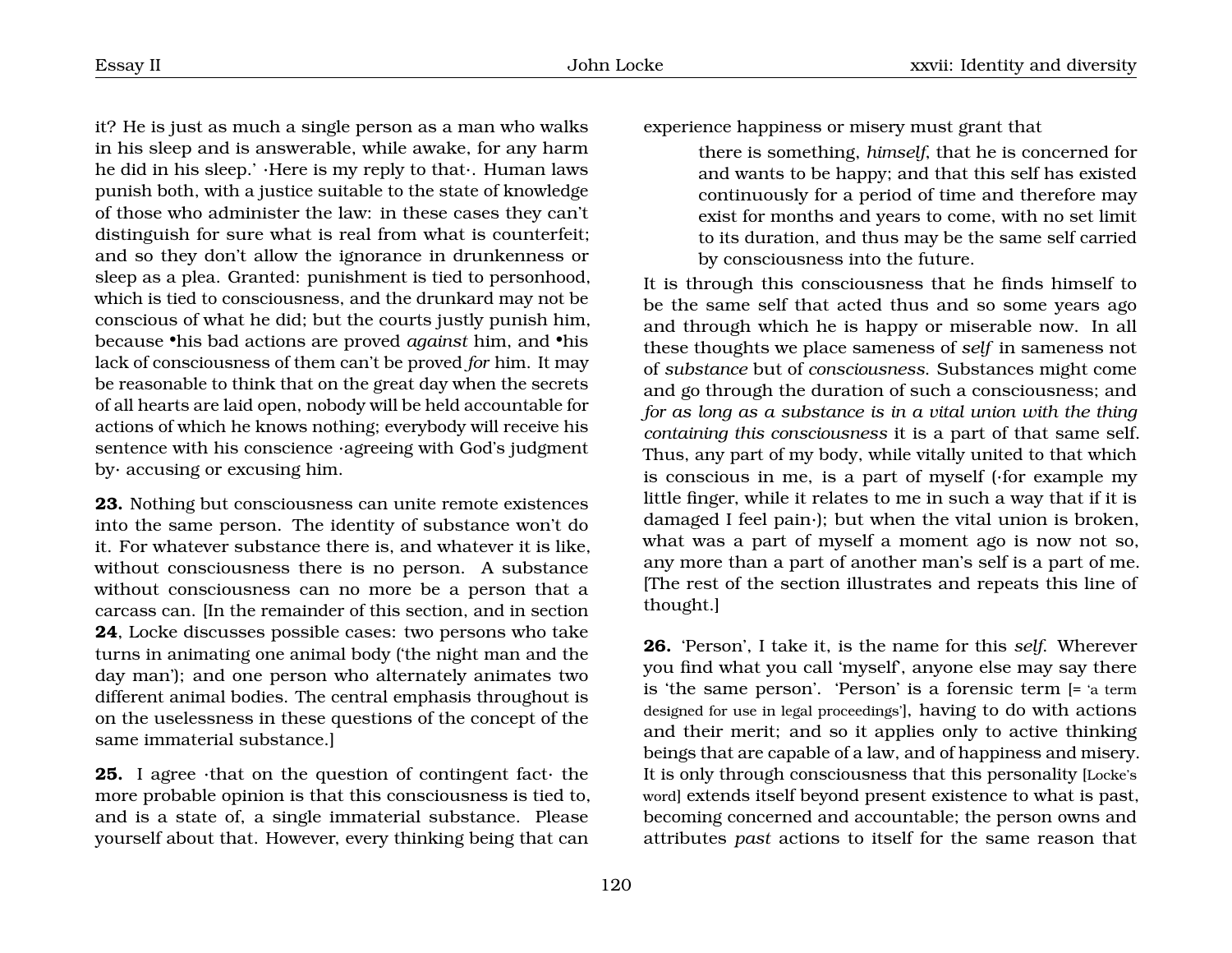it? He is just as much a single person as a man who walks in his sleep and is answerable, while awake, for any harm he did in his sleep.' ·Here is my reply to that·. Human laws punish both, with a justice suitable to the state of knowledge of those who administer the law: in these cases they can't distinguish for sure what is real from what is counterfeit; and so they don't allow the ignorance in drunkenness or sleep as a plea. Granted: punishment is tied to personhood, which is tied to consciousness, and the drunkard may not be conscious of what he did; but the courts justly punish him, because •his bad actions are proved *against* him, and •his lack of consciousness of them can't be proved *for* him. It may be reasonable to think that on the great day when the secrets of all hearts are laid open, nobody will be held accountable for actions of which he knows nothing; everybody will receive his sentence with his conscience ·agreeing with God's judgment by· accusing or excusing him.

**23.** Nothing but consciousness can unite remote existences into the same person. The identity of substance won't do it. For whatever substance there is, and whatever it is like, without consciousness there is no person. A substance without consciousness can no more be a person that a carcass can. [In the remainder of this section, and in section **24**, Locke discusses possible cases: two persons who take turns in animating one animal body ('the night man and the day man'); and one person who alternately animates two different animal bodies. The central emphasis throughout is on the uselessness in these questions of the concept of the same immaterial substance.]

**25.** I agree ·that on the question of contingent fact· the more probable opinion is that this consciousness is tied to, and is a state of, a single immaterial substance. Please yourself about that. However, every thinking being that can experience happiness or misery must grant that

> there is something, *himself*, that he is concerned for and wants to be happy; and that this self has existed continuously for a period of time and therefore may exist for months and years to come, with no set limit to its duration, and thus may be the same self carried by consciousness into the future.

It is through this consciousness that he finds himself to be the same self that acted thus and so some years ago and through which he is happy or miserable now. In all these thoughts we place sameness of *self* in sameness not of *substance* but of *consciousness*. Substances might come and go through the duration of such a consciousness; and *for as long as a substance is in a vital union with the thing containing this consciousness* it is a part of that same self. Thus, any part of my body, while vitally united to that which is conscious in me, is a part of myself (·for example my little finger, while it relates to me in such a way that if it is damaged I feel pain·); but when the vital union is broken, what was a part of myself a moment ago is now not so, any more than a part of another man's self is a part of me. [The rest of the section illustrates and repeats this line of thought.]

**26.** 'Person', I take it, is the name for this *self*. Wherever you find what you call 'myself', anyone else may say there is 'the same person'. 'Person' is a forensic term [= 'a term designed for use in legal proceedings'], having to do with actions and their merit; and so it applies only to active thinking beings that are capable of a law, and of happiness and misery. It is only through consciousness that this personality [Locke's word] extends itself beyond present existence to what is past, becoming concerned and accountable; the person owns and attributes *past* actions to itself for the same reason that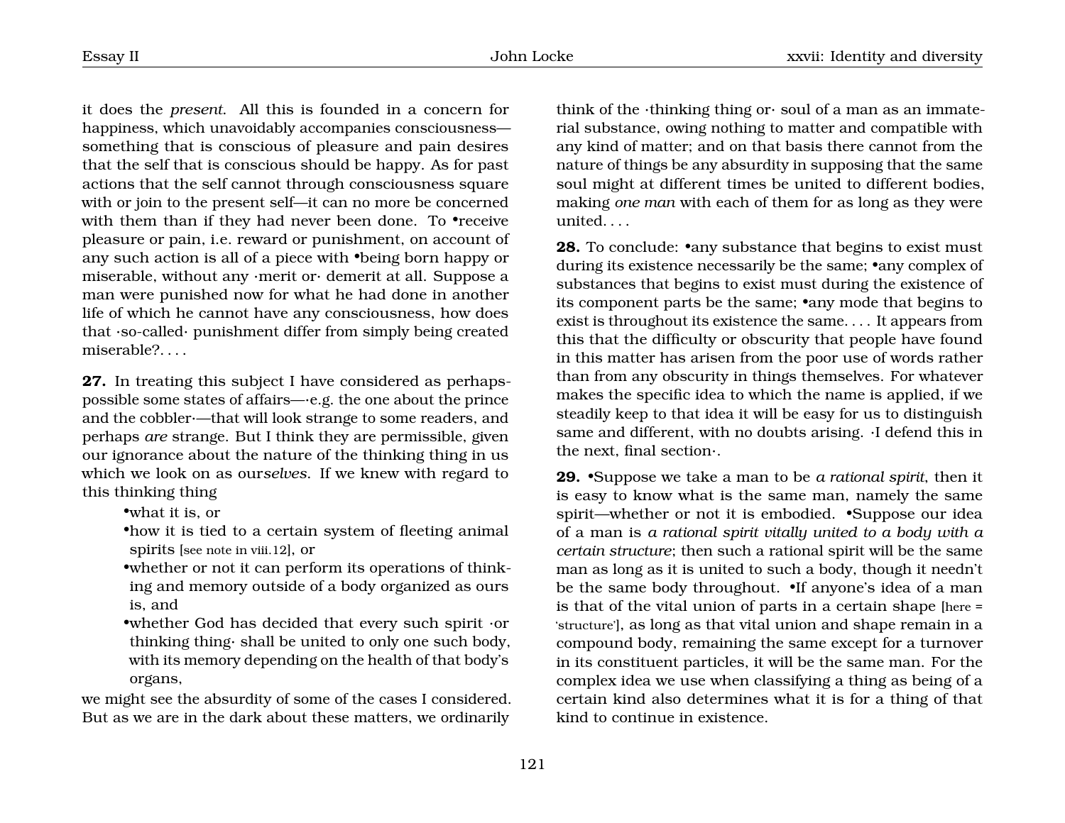it does the *present*. All this is founded in a concern for happiness, which unavoidably accompanies consciousness—something that is conscious of pleasure and pain desires that the self that is conscious should be happy. As for past actions that the self cannot through consciousness square with or join to the present self—it can no more be concerned with them than if they had never been done. To •receive pleasure or pain, i.e. reward or punishment, on account of any such action is all of a piece with •being born happy or miserable, without any ·merit or· demerit at all. Suppose a man were punished now for what he had done in another life of which he cannot have any consciousness, how does that ·so-called· punishment differ from simply being created miserable?. . . .

**27.** In treating this subject I have considered as perhaps-possible some states of affairs—·e.g. the one about the prince and the cobbler·—that will look strange to some readers, and perhaps *are* strange. But I think they are permissible, given our ignorance about the nature of the thinking thing in us which we look on as our*selves*. If we knew with regard to this thinking thing

- •what it is, or
- •how it is tied to a certain system of fleeting animal spirits [see note in viii.12], or
- •whether or not it can perform its operations of thinking and memory outside of a body organized as ours is, and
- •whether God has decided that every such spirit ·or thinking thing· shall be united to only one such body, with its memory depending on the health of that body's organs,

we might see the absurdity of some of the cases I considered. But as we are in the dark about these matters, we ordinarily think of the ·thinking thing or· soul of a man as an immaterial substance, owing nothing to matter and compatible with any kind of matter; and on that basis there cannot from the nature of things be any absurdity in supposing that the same soul might at different times be united to different bodies, making *one man* with each of them for as long as they were united. . . .

**28.** To conclude: •any substance that begins to exist must during its existence necessarily be the same; •any complex of substances that begins to exist must during the existence of its component parts be the same; •any mode that begins to exist is throughout its existence the same. . . . It appears from this that the difficulty or obscurity that people have found in this matter has arisen from the poor use of words rather than from any obscurity in things themselves. For whatever makes the specific idea to which the name is applied, if we steadily keep to that idea it will be easy for us to distinguish same and different, with no doubts arising. ·I defend this in the next, final section·.

**29.** •Suppose we take a man to be *a rational spirit*, then it is easy to know what is the same man, namely the same spirit—whether or not it is embodied. •Suppose our idea of a man is *a rational spirit vitally united to a body with a certain structure*; then such a rational spirit will be the same man as long as it is united to such a body, though it needn't be the same body throughout. •If anyone's idea of a man is that of the vital union of parts in a certain shape [here = 'structure'], as long as that vital union and shape remain in a compound body, remaining the same except for a turnover in its constituent particles, it will be the same man. For the complex idea we use when classifying a thing as being of a certain kind also determines what it is for a thing of that kind to continue in existence.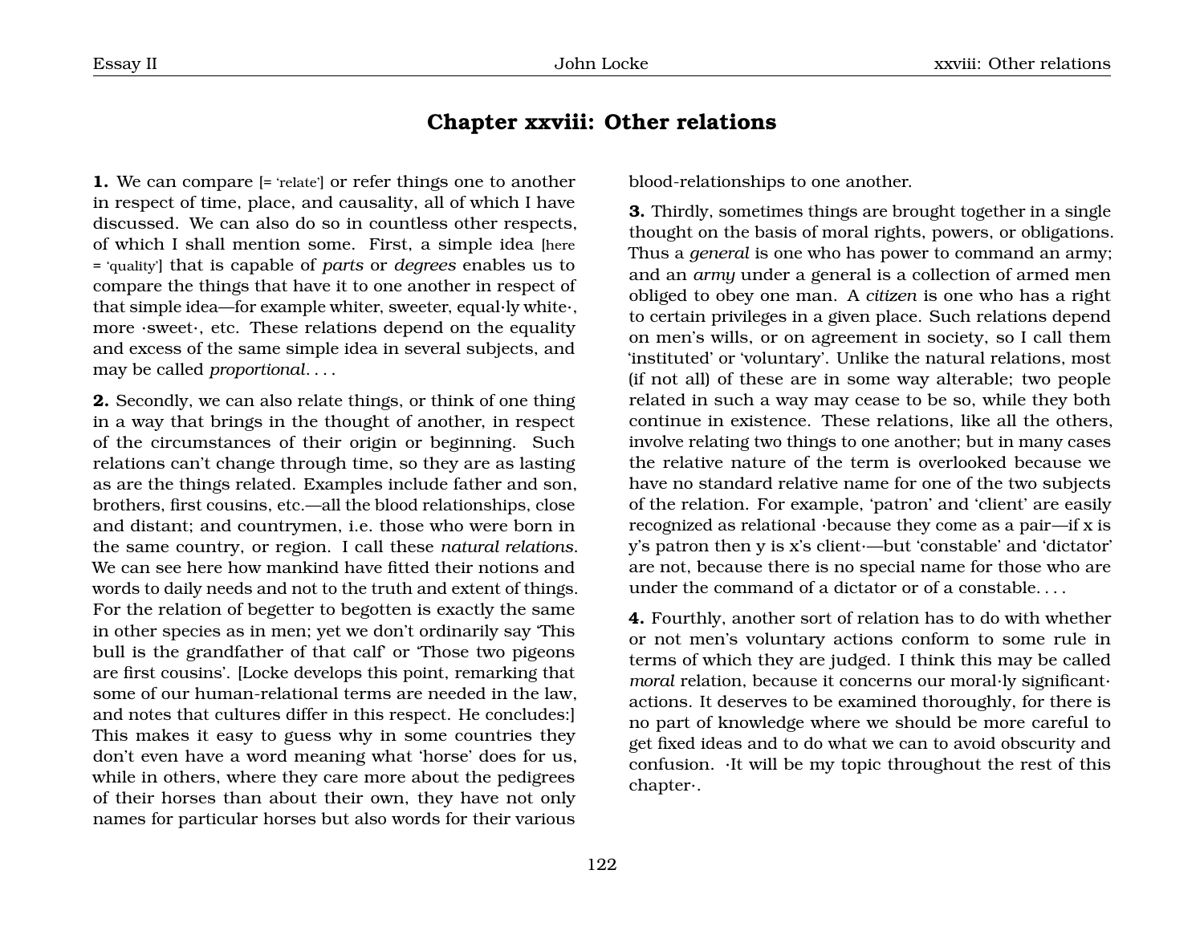## Chapter xxviii: Other relations

**1.** We can compare [= 'relate'] or refer things one to another in respect of time, place, and causality, all of which I have discussed. We can also do so in countless other respects, of which I shall mention some. First, a simple idea [here = 'quality'] that is capable of *parts* or *degrees* enables us to compare the things that have it to one another in respect of that simple idea—for example whiter, sweeter, equal·ly white·, more ·sweet·, etc. These relations depend on the equality and excess of the same simple idea in several subjects, and may be called *proportional*. . . .

**2.** Secondly, we can also relate things, or think of one thing in a way that brings in the thought of another, in respect of the circumstances of their origin or beginning. Such relations can't change through time, so they are as lasting as are the things related. Examples include father and son, brothers, first cousins, etc.—all the blood relationships, close and distant; and countrymen, i.e. those who were born in the same country, or region. I call these *natural relations*. We can see here how mankind have fitted their notions and words to daily needs and not to the truth and extent of things. For the relation of begetter to begotten is exactly the same in other species as in men; yet we don't ordinarily say 'This bull is the grandfather of that calf' or 'Those two pigeons are first cousins'. [Locke develops this point, remarking that some of our human-relational terms are needed in the law, and notes that cultures differ in this respect. He concludes:] This makes it easy to guess why in some countries they don't even have a word meaning what 'horse' does for us, while in others, where they care more about the pedigrees of their horses than about their own, they have not only names for particular horses but also words for their various blood-relationships to one another.

**3.** Thirdly, sometimes things are brought together in a single thought on the basis of moral rights, powers, or obligations. Thus a *general* is one who has power to command an army; and an *army* under a general is a collection of armed men obliged to obey one man. A *citizen* is one who has a right to certain privileges in a given place. Such relations depend on men's wills, or on agreement in society, so I call them 'instituted' or 'voluntary'. Unlike the natural relations, most (if not all) of these are in some way alterable; two people related in such a way may cease to be so, while they both continue in existence. These relations, like all the others, involve relating two things to one another; but in many cases the relative nature of the term is overlooked because we have no standard relative name for one of the two subjects of the relation. For example, 'patron' and 'client' are easily recognized as relational ·because they come as a pair—if x is y's patron then y is x's client·—but 'constable' and 'dictator' are not, because there is no special name for those who are under the command of a dictator or of a constable. . . .

**4.** Fourthly, another sort of relation has to do with whether or not men's voluntary actions conform to some rule in terms of which they are judged. I think this may be called *moral* relation, because it concerns our moral·ly significant· actions. It deserves to be examined thoroughly, for there is no part of knowledge where we should be more careful to get fixed ideas and to do what we can to avoid obscurity and confusion. ·It will be my topic throughout the rest of this chapter·.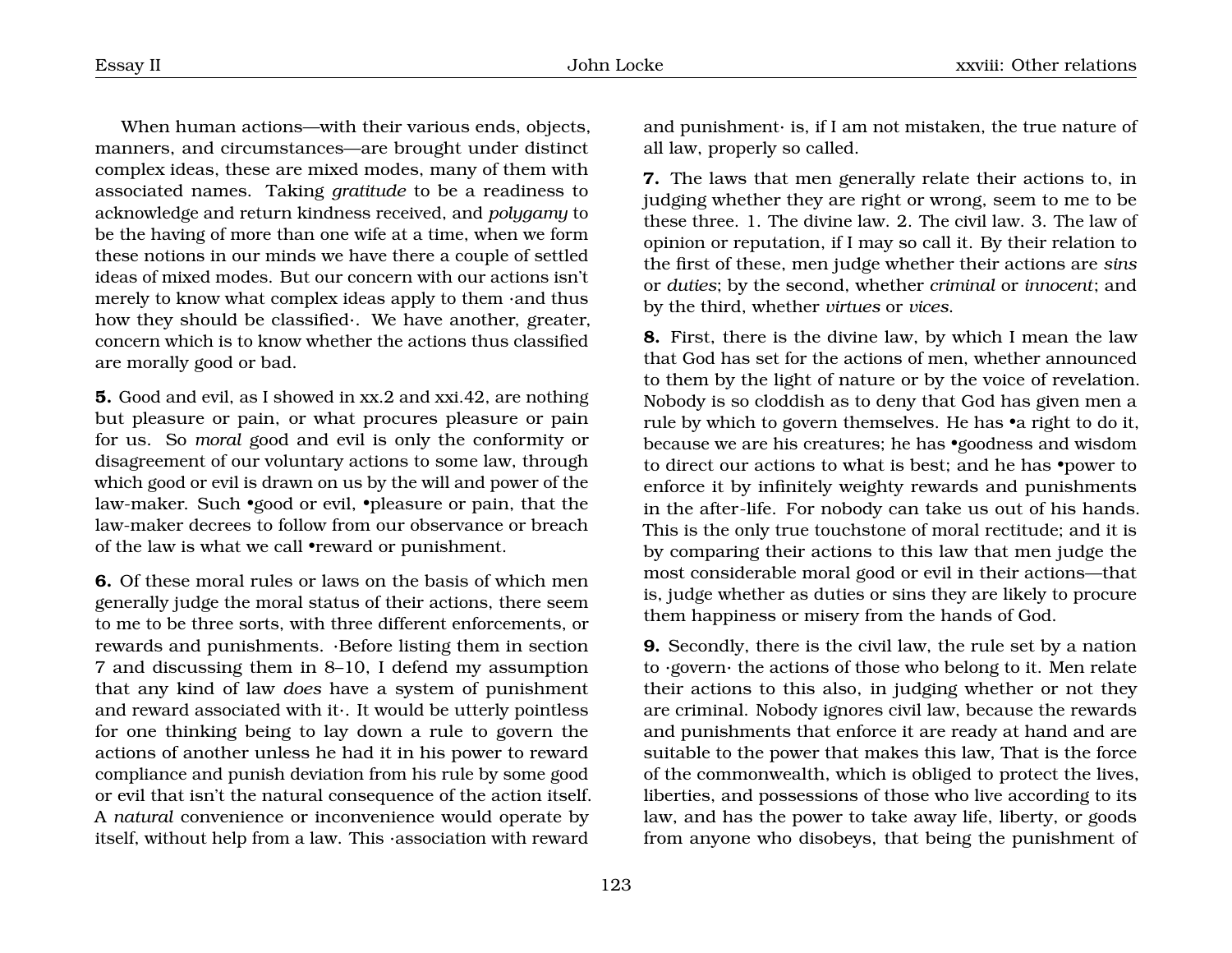When human actions—with their various ends, objects, manners, and circumstances—are brought under distinct complex ideas, these are mixed modes, many of them with associated names. Taking *gratitude* to be a readiness to acknowledge and return kindness received, and *polygamy* to be the having of more than one wife at a time, when we form these notions in our minds we have there a couple of settled ideas of mixed modes. But our concern with our actions isn't merely to know what complex ideas apply to them ·and thus how they should be classified·. We have another, greater, concern which is to know whether the actions thus classified are morally good or bad.

**5.** Good and evil, as I showed in xx.2 and xxi.42, are nothing but pleasure or pain, or what procures pleasure or pain for us. So *moral* good and evil is only the conformity or disagreement of our voluntary actions to some law, through which good or evil is drawn on us by the will and power of the law-maker. Such •good or evil, •pleasure or pain, that the law-maker decrees to follow from our observance or breach of the law is what we call •reward or punishment.

**6.** Of these moral rules or laws on the basis of which men generally judge the moral status of their actions, there seem to me to be three sorts, with three different enforcements, or rewards and punishments. ·Before listing them in section 7 and discussing them in 8–10, I defend my assumption that any kind of law *does* have a system of punishment and reward associated with it·. It would be utterly pointless for one thinking being to lay down a rule to govern the actions of another unless he had it in his power to reward compliance and punish deviation from his rule by some good or evil that isn't the natural consequence of the action itself. A *natural* convenience or inconvenience would operate by itself, without help from a law. This ·association with reward and punishment· is, if I am not mistaken, the true nature of all law, properly so called.

**7.** The laws that men generally relate their actions to, in judging whether they are right or wrong, seem to me to be these three. 1. The divine law. 2. The civil law. 3. The law of opinion or reputation, if I may so call it. By their relation to the first of these, men judge whether their actions are *sins* or *duties*; by the second, whether *criminal* or *innocent*; and by the third, whether *virtues* or *vices*.

**8.** First, there is the divine law, by which I mean the law that God has set for the actions of men, whether announced to them by the light of nature or by the voice of revelation. Nobody is so cloddish as to deny that God has given men a rule by which to govern themselves. He has •a right to do it, because we are his creatures; he has •goodness and wisdom to direct our actions to what is best; and he has •power to enforce it by infinitely weighty rewards and punishments in the after-life. For nobody can take us out of his hands. This is the only true touchstone of moral rectitude; and it is by comparing their actions to this law that men judge the most considerable moral good or evil in their actions—that is, judge whether as duties or sins they are likely to procure them happiness or misery from the hands of God.

**9.** Secondly, there is the civil law, the rule set by a nation to ·govern· the actions of those who belong to it. Men relate their actions to this also, in judging whether or not they are criminal. Nobody ignores civil law, because the rewards and punishments that enforce it are ready at hand and are suitable to the power that makes this law, That is the force of the commonwealth, which is obliged to protect the lives, liberties, and possessions of those who live according to its law, and has the power to take away life, liberty, or goods from anyone who disobeys, that being the punishment of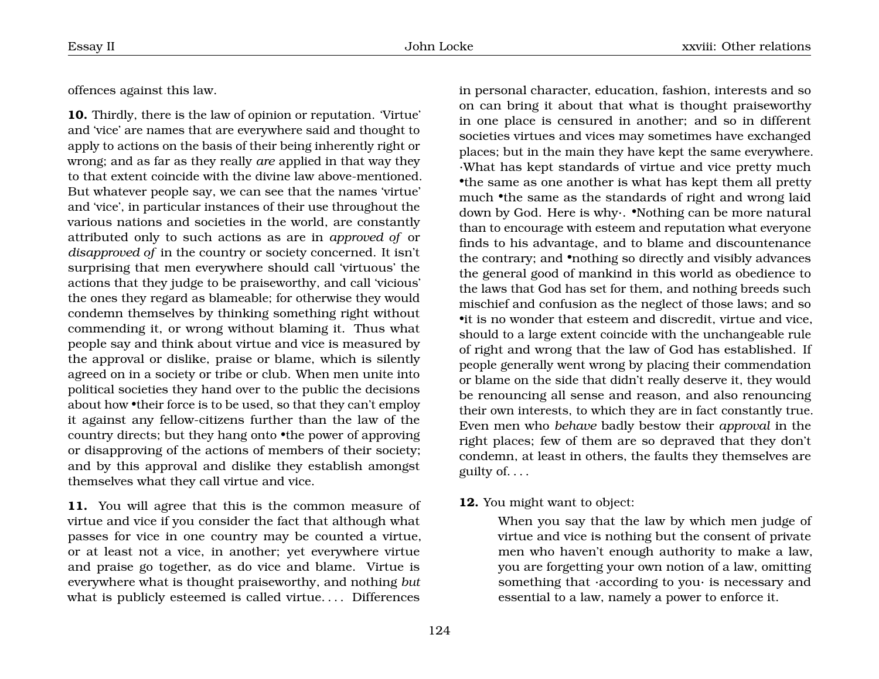offences against this law.

**10.** Thirdly, there is the law of opinion or reputation. 'Virtue' and 'vice' are names that are everywhere said and thought to apply to actions on the basis of their being inherently right or wrong; and as far as they really *are* applied in that way they to that extent coincide with the divine law above-mentioned. But whatever people say, we can see that the names 'virtue' and 'vice', in particular instances of their use throughout the various nations and societies in the world, are constantly attributed only to such actions as are in *approved of* or *disapproved of* in the country or society concerned. It isn't surprising that men everywhere should call 'virtuous' the actions that they judge to be praiseworthy, and call 'vicious' the ones they regard as blameable; for otherwise they would condemn themselves by thinking something right without commending it, or wrong without blaming it. Thus what people say and think about virtue and vice is measured by the approval or dislike, praise or blame, which is silently agreed on in a society or tribe or club. When men unite into political societies they hand over to the public the decisions about how •their force is to be used, so that they can't employ it against any fellow-citizens further than the law of the country directs; but they hang onto •the power of approving or disapproving of the actions of members of their society; and by this approval and dislike they establish amongst themselves what they call virtue and vice.

**11.** You will agree that this is the common measure of virtue and vice if you consider the fact that although what passes for vice in one country may be counted a virtue, or at least not a vice, in another; yet everywhere virtue and praise go together, as do vice and blame. Virtue is everywhere what is thought praiseworthy, and nothing *but* what is publicly esteemed is called virtue. . . . Differences in personal character, education, fashion, interests and so on can bring it about that what is thought praiseworthy in one place is censured in another; and so in different societies virtues and vices may sometimes have exchanged places; but in the main they have kept the same everywhere. ·What has kept standards of virtue and vice pretty much •the same as one another is what has kept them all pretty much •the same as the standards of right and wrong laid down by God. Here is why·. •Nothing can be more natural than to encourage with esteem and reputation what everyone finds to his advantage, and to blame and discountenance the contrary; and •nothing so directly and visibly advances the general good of mankind in this world as obedience to the laws that God has set for them, and nothing breeds such mischief and confusion as the neglect of those laws; and so •it is no wonder that esteem and discredit, virtue and vice, should to a large extent coincide with the unchangeable rule of right and wrong that the law of God has established. If people generally went wrong by placing their commendation or blame on the side that didn't really deserve it, they would be renouncing all sense and reason, and also renouncing their own interests, to which they are in fact constantly true. Even men who *behave* badly bestow their *approval* in the right places; few of them are so depraved that they don't condemn, at least in others, the faults they themselves are guilty of. . . .

**12.** You might want to object:

> When you say that the law by which men judge of virtue and vice is nothing but the consent of private men who haven't enough authority to make a law, you are forgetting your own notion of a law, omitting something that ·according to you· is necessary and essential to a law, namely a power to enforce it.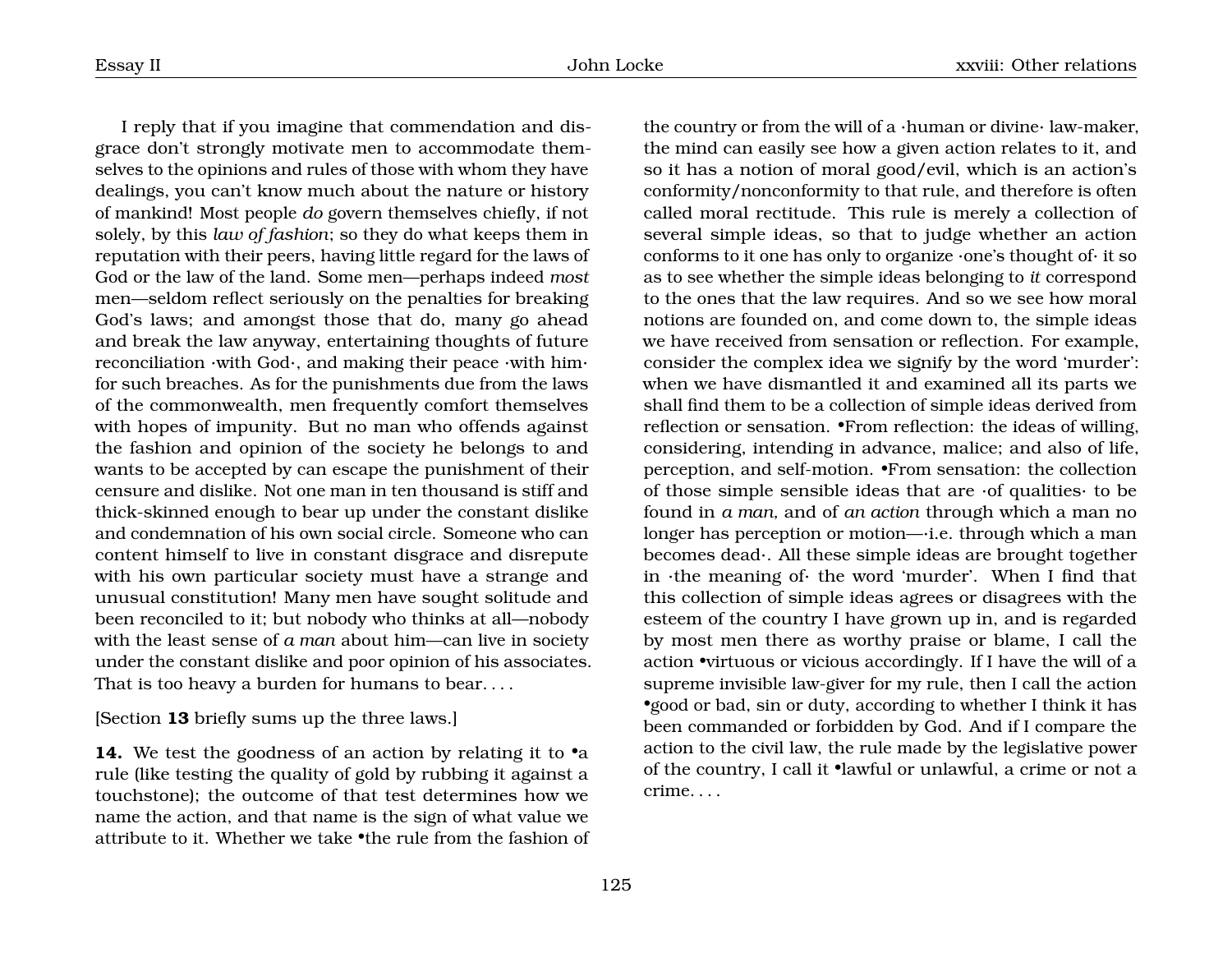I reply that if you imagine that commendation and disgrace don't strongly motivate men to accommodate themselves to the opinions and rules of those with whom they have dealings, you can't know much about the nature or history of mankind! Most people *do* govern themselves chiefly, if not solely, by this *law of fashion*; so they do what keeps them in reputation with their peers, having little regard for the laws of God or the law of the land. Some men—perhaps indeed *most* men—seldom reflect seriously on the penalties for breaking God's laws; and amongst those that do, many go ahead and break the law anyway, entertaining thoughts of future reconciliation ·with God·, and making their peace ·with him· for such breaches. As for the punishments due from the laws of the commonwealth, men frequently comfort themselves with hopes of impunity. But no man who offends against the fashion and opinion of the society he belongs to and wants to be accepted by can escape the punishment of their censure and dislike. Not one man in ten thousand is stiff and thick-skinned enough to bear up under the constant dislike and condemnation of his own social circle. Someone who can content himself to live in constant disgrace and disrepute with his own particular society must have a strange and unusual constitution! Many men have sought solitude and been reconciled to it; but nobody who thinks at all—nobody with the least sense of *a man* about him—can live in society under the constant dislike and poor opinion of his associates. That is too heavy a burden for humans to bear. . . .

[Section **13** briefly sums up the three laws.]

**14.** We test the goodness of an action by relating it to •a rule (like testing the quality of gold by rubbing it against a touchstone); the outcome of that test determines how we name the action, and that name is the sign of what value we attribute to it. Whether we take •the rule from the fashion of the country or from the will of a ·human or divine· law-maker, the mind can easily see how a given action relates to it, and so it has a notion of moral good/evil, which is an action's conformity/nonconformity to that rule, and therefore is often called moral rectitude. This rule is merely a collection of several simple ideas, so that to judge whether an action conforms to it one has only to organize ·one's thought of· it so as to see whether the simple ideas belonging to *it* correspond to the ones that the law requires. And so we see how moral notions are founded on, and come down to, the simple ideas we have received from sensation or reflection. For example, consider the complex idea we signify by the word 'murder': when we have dismantled it and examined all its parts we shall find them to be a collection of simple ideas derived from reflection or sensation. •From reflection: the ideas of willing, considering, intending in advance, malice; and also of life, perception, and self-motion. •From sensation: the collection of those simple sensible ideas that are ·of qualities· to be found in *a man,* and of *an action* through which a man no longer has perception or motion—·i.e. through which a man becomes dead·. All these simple ideas are brought together in ·the meaning of· the word 'murder'. When I find that this collection of simple ideas agrees or disagrees with the esteem of the country I have grown up in, and is regarded by most men there as worthy praise or blame, I call the action •virtuous or vicious accordingly. If I have the will of a supreme invisible law-giver for my rule, then I call the action •good or bad, sin or duty, according to whether I think it has been commanded or forbidden by God. And if I compare the action to the civil law, the rule made by the legislative power of the country, I call it •lawful or unlawful, a crime or not a crime. . . .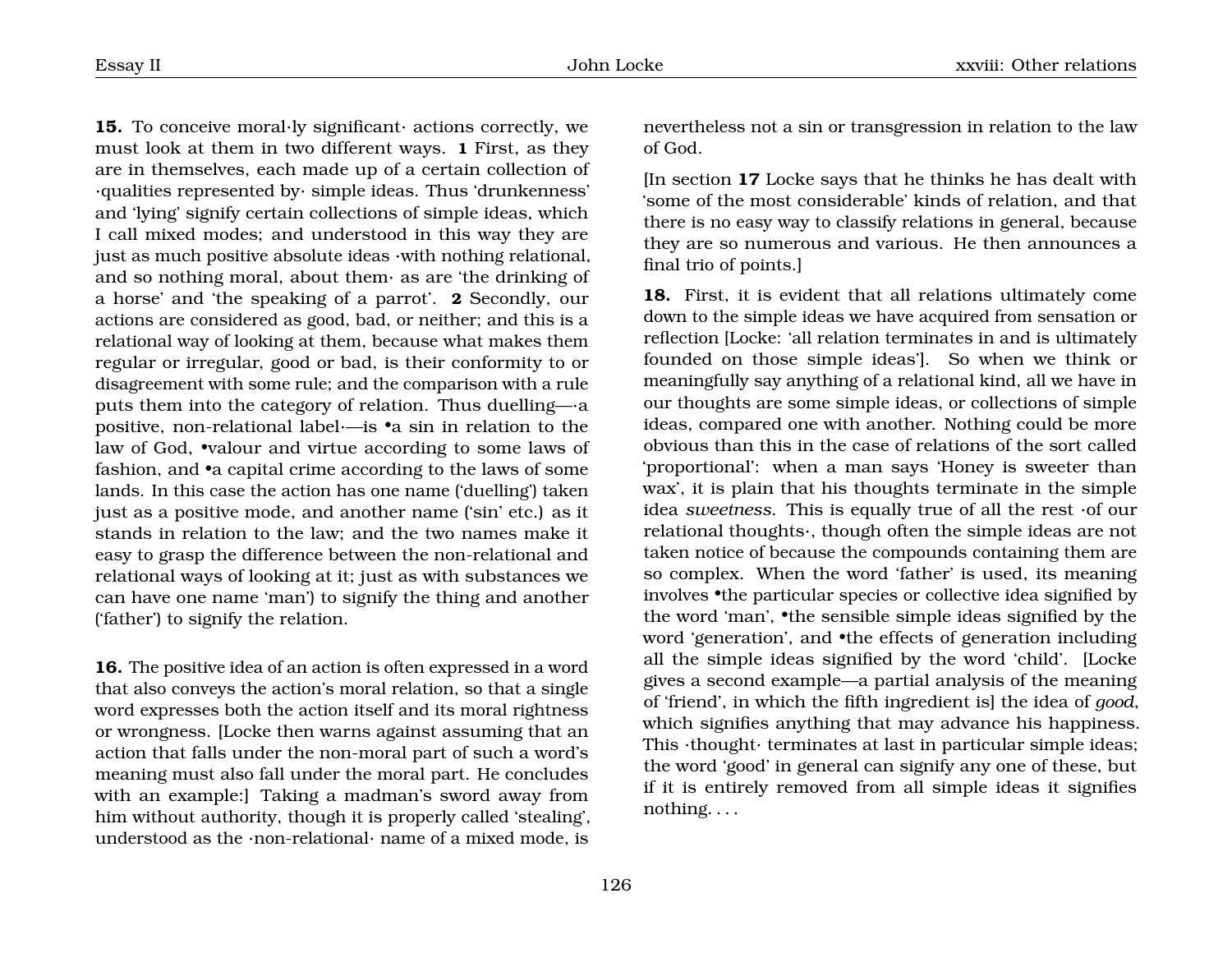**15.** To conceive moral·ly significant· actions correctly, we must look at them in two different ways. **1** First, as they are in themselves, each made up of a certain collection of ·qualities represented by· simple ideas. Thus 'drunkenness' and 'lying' signify certain collections of simple ideas, which I call mixed modes; and understood in this way they are just as much positive absolute ideas ·with nothing relational, and so nothing moral, about them· as are 'the drinking of a horse' and 'the speaking of a parrot'. **2** Secondly, our actions are considered as good, bad, or neither; and this is a relational way of looking at them, because what makes them regular or irregular, good or bad, is their conformity to or disagreement with some rule; and the comparison with a rule puts them into the category of relation. Thus duelling—·a positive, non-relational label·—is •a sin in relation to the law of God, •valour and virtue according to some laws of fashion, and •a capital crime according to the laws of some lands. In this case the action has one name ('duelling') taken just as a positive mode, and another name ('sin' etc.) as it stands in relation to the law; and the two names make it easy to grasp the difference between the non-relational and relational ways of looking at it; just as with substances we can have one name 'man') to signify the thing and another ('father') to signify the relation.

**16.** The positive idea of an action is often expressed in a word that also conveys the action's moral relation, so that a single word expresses both the action itself and its moral rightness or wrongness. [Locke then warns against assuming that an action that falls under the non-moral part of such a word's meaning must also fall under the moral part. He concludes with an example:] Taking a madman's sword away from him without authority, though it is properly called 'stealing', understood as the ·non-relational· name of a mixed mode, is nevertheless not a sin or transgression in relation to the law of God.

[In section **17** Locke says that he thinks he has dealt with 'some of the most considerable' kinds of relation, and that there is no easy way to classify relations in general, because they are so numerous and various. He then announces a final trio of points.]

**18.** First, it is evident that all relations ultimately come down to the simple ideas we have acquired from sensation or reflection [Locke: 'all relation terminates in and is ultimately founded on those simple ideas']. So when we think or meaningfully say anything of a relational kind, all we have in our thoughts are some simple ideas, or collections of simple ideas, compared one with another. Nothing could be more obvious than this in the case of relations of the sort called 'proportional': when a man says 'Honey is sweeter than wax', it is plain that his thoughts terminate in the simple idea *sweetness*. This is equally true of all the rest ·of our relational thoughts·, though often the simple ideas are not taken notice of because the compounds containing them are so complex. When the word 'father' is used, its meaning involves •the particular species or collective idea signified by the word 'man', •the sensible simple ideas signified by the word 'generation', and •the effects of generation including all the simple ideas signified by the word 'child'. [Locke gives a second example—a partial analysis of the meaning of 'friend', in which the fifth ingredient is] the idea of *good*, which signifies anything that may advance his happiness. This ·thought· terminates at last in particular simple ideas; the word 'good' in general can signify any one of these, but if it is entirely removed from all simple ideas it signifies nothing. . . .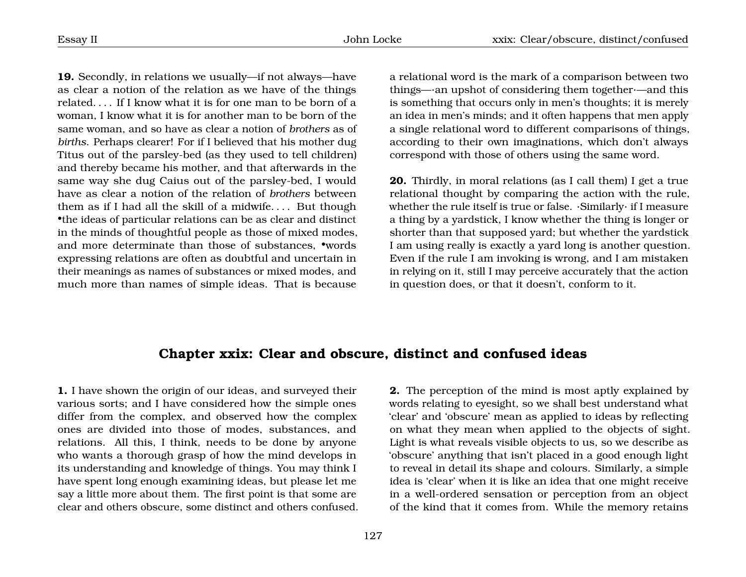**19.** Secondly, in relations we usually—if not always—have as clear a notion of the relation as we have of the things related. . . . If I know what it is for one man to be born of a woman, I know what it is for another man to be born of the same woman, and so have as clear a notion of *brothers* as of *births*. Perhaps clearer! For if I believed that his mother dug Titus out of the parsley-bed (as they used to tell children) and thereby became his mother, and that afterwards in the same way she dug Caius out of the parsley-bed, I would have as clear a notion of the relation of *brothers* between them as if I had all the skill of a midwife. . . . But though •the ideas of particular relations can be as clear and distinct in the minds of thoughtful people as those of mixed modes, and more determinate than those of substances, •words expressing relations are often as doubtful and uncertain in their meanings as names of substances or mixed modes, and much more than names of simple ideas. That is because a relational word is the mark of a comparison between two things—·an upshot of considering them together·—and this is something that occurs only in men's thoughts; it is merely an idea in men's minds; and it often happens that men apply a single relational word to different comparisons of things, according to their own imaginations, which don't always correspond with those of others using the same word.

**20.** Thirdly, in moral relations (as I call them) I get a true relational thought by comparing the action with the rule, whether the rule itself is true or false. ·Similarly· if I measure a thing by a yardstick, I know whether the thing is longer or shorter than that supposed yard; but whether the yardstick I am using really is exactly a yard long is another question. Even if the rule I am invoking is wrong, and I am mistaken in relying on it, still I may perceive accurately that the action in question does, or that it doesn't, conform to it.

## Chapter xxix: Clear and obscure, distinct and confused ideas

**1.** I have shown the origin of our ideas, and surveyed their various sorts; and I have considered how the simple ones differ from the complex, and observed how the complex ones are divided into those of modes, substances, and relations. All this, I think, needs to be done by anyone who wants a thorough grasp of how the mind develops in its understanding and knowledge of things. You may think I have spent long enough examining ideas, but please let me say a little more about them. The first point is that some are clear and others obscure, some distinct and others confused.

**2.** The perception of the mind is most aptly explained by words relating to eyesight, so we shall best understand what 'clear' and 'obscure' mean as applied to ideas by reflecting on what they mean when applied to the objects of sight. Light is what reveals visible objects to us, so we describe as 'obscure' anything that isn't placed in a good enough light to reveal in detail its shape and colours. Similarly, a simple idea is 'clear' when it is like an idea that one might receive in a well-ordered sensation or perception from an object of the kind that it comes from. While the memory retains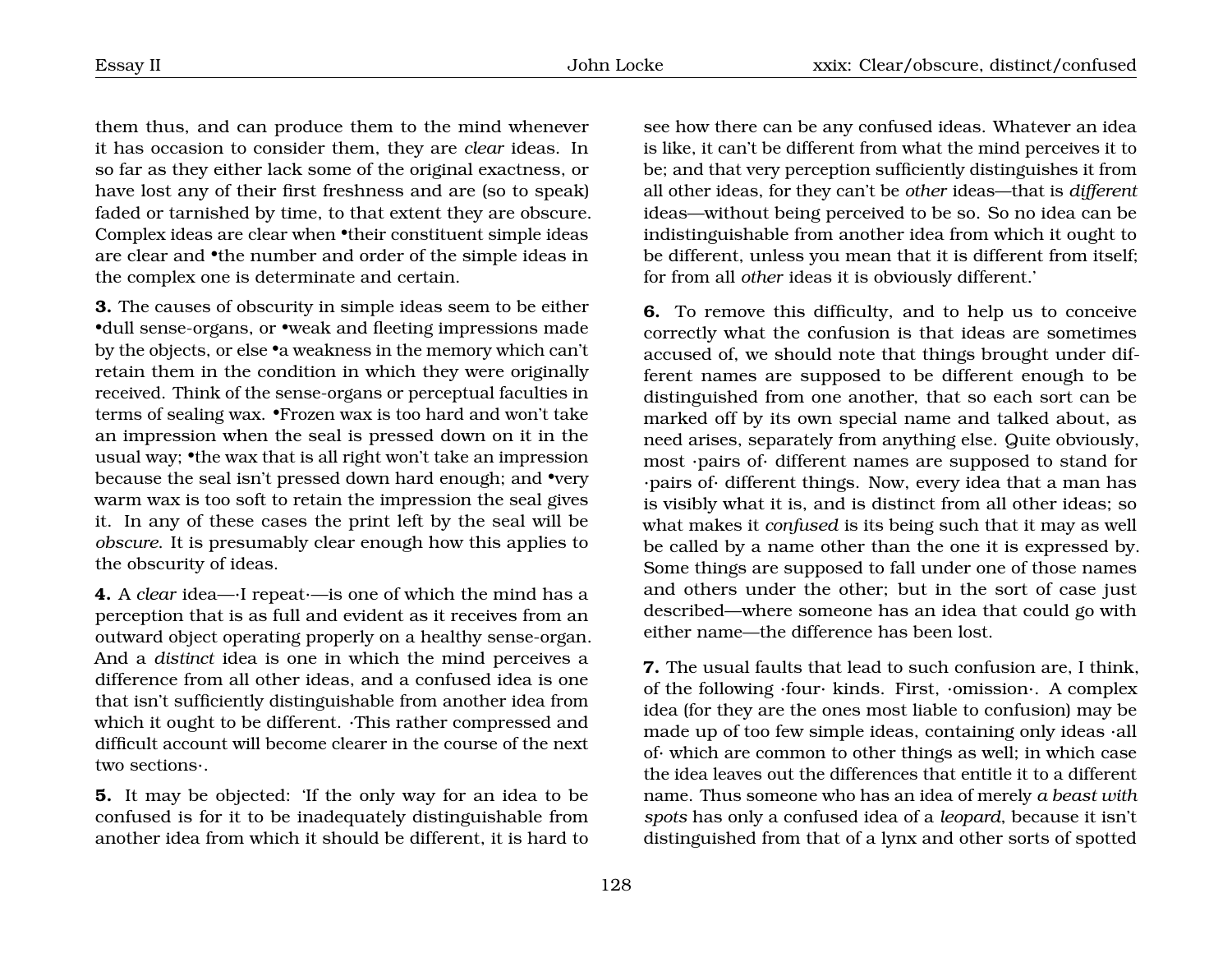them thus, and can produce them to the mind whenever it has occasion to consider them, they are *clear* ideas. In so far as they either lack some of the original exactness, or have lost any of their first freshness and are (so to speak) faded or tarnished by time, to that extent they are obscure. Complex ideas are clear when •their constituent simple ideas are clear and •the number and order of the simple ideas in the complex one is determinate and certain.

**3.** The causes of obscurity in simple ideas seem to be either •dull sense-organs, or •weak and fleeting impressions made by the objects, or else •a weakness in the memory which can't retain them in the condition in which they were originally received. Think of the sense-organs or perceptual faculties in terms of sealing wax. •Frozen wax is too hard and won't take an impression when the seal is pressed down on it in the usual way; •the wax that is all right won't take an impression because the seal isn't pressed down hard enough; and •very warm wax is too soft to retain the impression the seal gives it. In any of these cases the print left by the seal will be *obscure*. It is presumably clear enough how this applies to the obscurity of ideas.

**4.** A *clear* idea—·I repeat·—is one of which the mind has a perception that is as full and evident as it receives from an outward object operating properly on a healthy sense-organ. And a *distinct* idea is one in which the mind perceives a difference from all other ideas, and a confused idea is one that isn't sufficiently distinguishable from another idea from which it ought to be different. ·This rather compressed and difficult account will become clearer in the course of the next two sections·.

**5.** It may be objected: 'If the only way for an idea to be confused is for it to be inadequately distinguishable from another idea from which it should be different, it is hard to see how there can be any confused ideas. Whatever an idea is like, it can't be different from what the mind perceives it to be; and that very perception sufficiently distinguishes it from all other ideas, for they can't be *other* ideas—that is *different* ideas—without being perceived to be so. So no idea can be indistinguishable from another idea from which it ought to be different, unless you mean that it is different from itself; for from all *other* ideas it is obviously different.'

**6.** To remove this difficulty, and to help us to conceive correctly what the confusion is that ideas are sometimes accused of, we should note that things brought under different names are supposed to be different enough to be distinguished from one another, that so each sort can be marked off by its own special name and talked about, as need arises, separately from anything else. Quite obviously, most ·pairs of· different names are supposed to stand for ·pairs of· different things. Now, every idea that a man has is visibly what it is, and is distinct from all other ideas; so what makes it *confused* is its being such that it may as well be called by a name other than the one it is expressed by. Some things are supposed to fall under one of those names and others under the other; but in the sort of case just described—where someone has an idea that could go with either name—the difference has been lost.

**7.** The usual faults that lead to such confusion are, I think, of the following ·four· kinds. First, ·omission·. A complex idea (for they are the ones most liable to confusion) may be made up of too few simple ideas, containing only ideas ·all of· which are common to other things as well; in which case the idea leaves out the differences that entitle it to a different name. Thus someone who has an idea of merely *a beast with spots* has only a confused idea of a *leopard*, because it isn't distinguished from that of a lynx and other sorts of spotted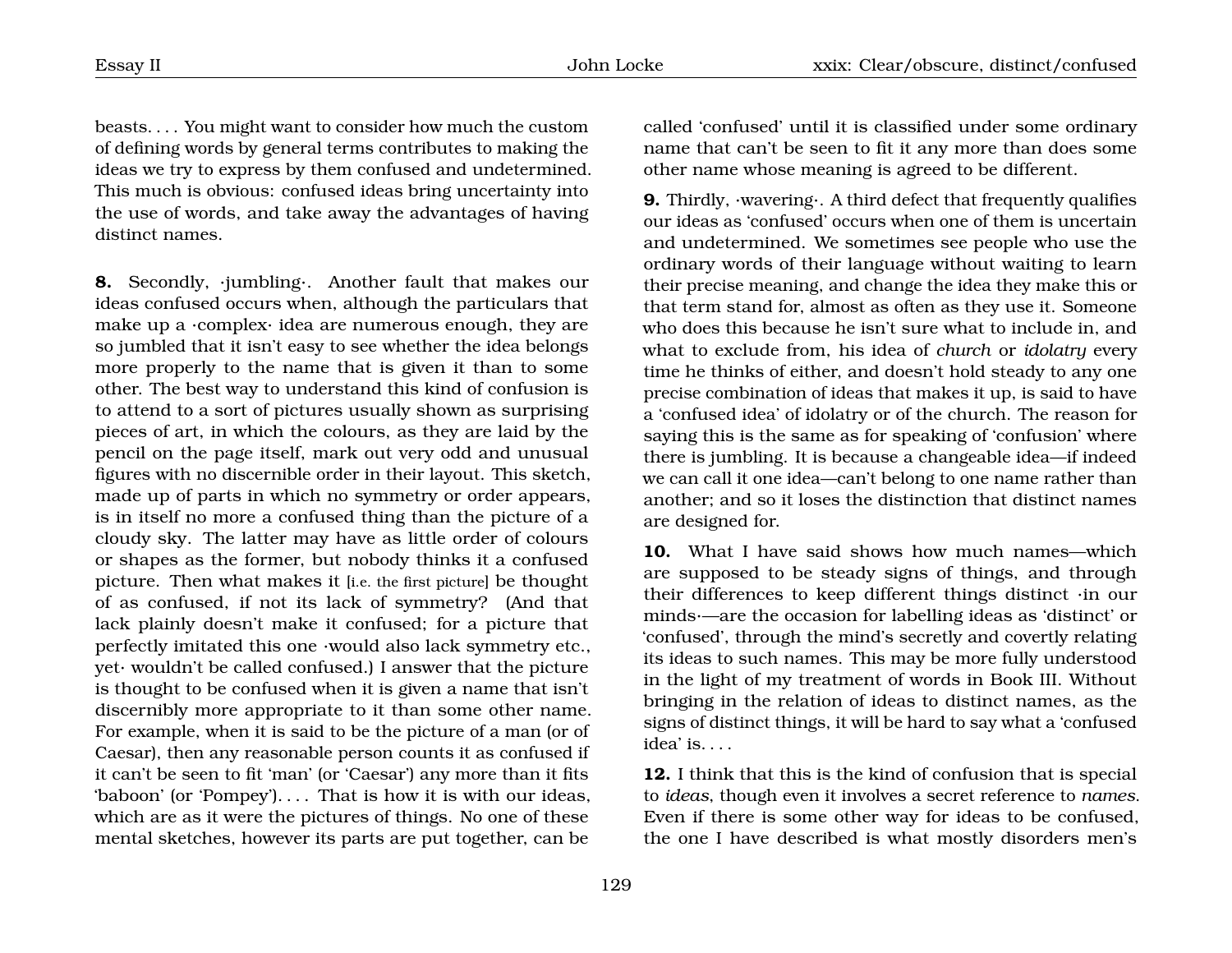beasts. . . . You might want to consider how much the custom of defining words by general terms contributes to making the ideas we try to express by them confused and undetermined. This much is obvious: confused ideas bring uncertainty into the use of words, and take away the advantages of having distinct names.

**8.** Secondly, ·jumbling·. Another fault that makes our ideas confused occurs when, although the particulars that make up a ·complex· idea are numerous enough, they are so jumbled that it isn't easy to see whether the idea belongs more properly to the name that is given it than to some other. The best way to understand this kind of confusion is to attend to a sort of pictures usually shown as surprising pieces of art, in which the colours, as they are laid by the pencil on the page itself, mark out very odd and unusual figures with no discernible order in their layout. This sketch, made up of parts in which no symmetry or order appears, is in itself no more a confused thing than the picture of a cloudy sky. The latter may have as little order of colours or shapes as the former, but nobody thinks it a confused picture. Then what makes it [i.e. the first picture] be thought of as confused, if not its lack of symmetry? (And that lack plainly doesn't make it confused; for a picture that perfectly imitated this one ·would also lack symmetry etc., yet· wouldn't be called confused.) I answer that the picture is thought to be confused when it is given a name that isn't discernibly more appropriate to it than some other name. For example, when it is said to be the picture of a man (or of Caesar), then any reasonable person counts it as confused if it can't be seen to fit 'man' (or 'Caesar') any more than it fits 'baboon' (or 'Pompey'). . . . That is how it is with our ideas, which are as it were the pictures of things. No one of these mental sketches, however its parts are put together, can be called 'confused' until it is classified under some ordinary name that can't be seen to fit it any more than does some other name whose meaning is agreed to be different.

**9.** Thirdly, ·wavering·. A third defect that frequently qualifies our ideas as 'confused' occurs when one of them is uncertain and undetermined. We sometimes see people who use the ordinary words of their language without waiting to learn their precise meaning, and change the idea they make this or that term stand for, almost as often as they use it. Someone who does this because he isn't sure what to include in, and what to exclude from, his idea of *church* or *idolatry* every time he thinks of either, and doesn't hold steady to any one precise combination of ideas that makes it up, is said to have a 'confused idea' of idolatry or of the church. The reason for saying this is the same as for speaking of 'confusion' where there is jumbling. It is because a changeable idea—if indeed we can call it one idea—can't belong to one name rather than another; and so it loses the distinction that distinct names are designed for.

**10.** What I have said shows how much names—which are supposed to be steady signs of things, and through their differences to keep different things distinct ·in our minds·—are the occasion for labelling ideas as 'distinct' or 'confused', through the mind's secretly and covertly relating its ideas to such names. This may be more fully understood in the light of my treatment of words in Book III. Without bringing in the relation of ideas to distinct names, as the signs of distinct things, it will be hard to say what a 'confused idea' is. . . .

**12.** I think that this is the kind of confusion that is special to *ideas*, though even it involves a secret reference to *names*. Even if there is some other way for ideas to be confused, the one I have described is what mostly disorders men's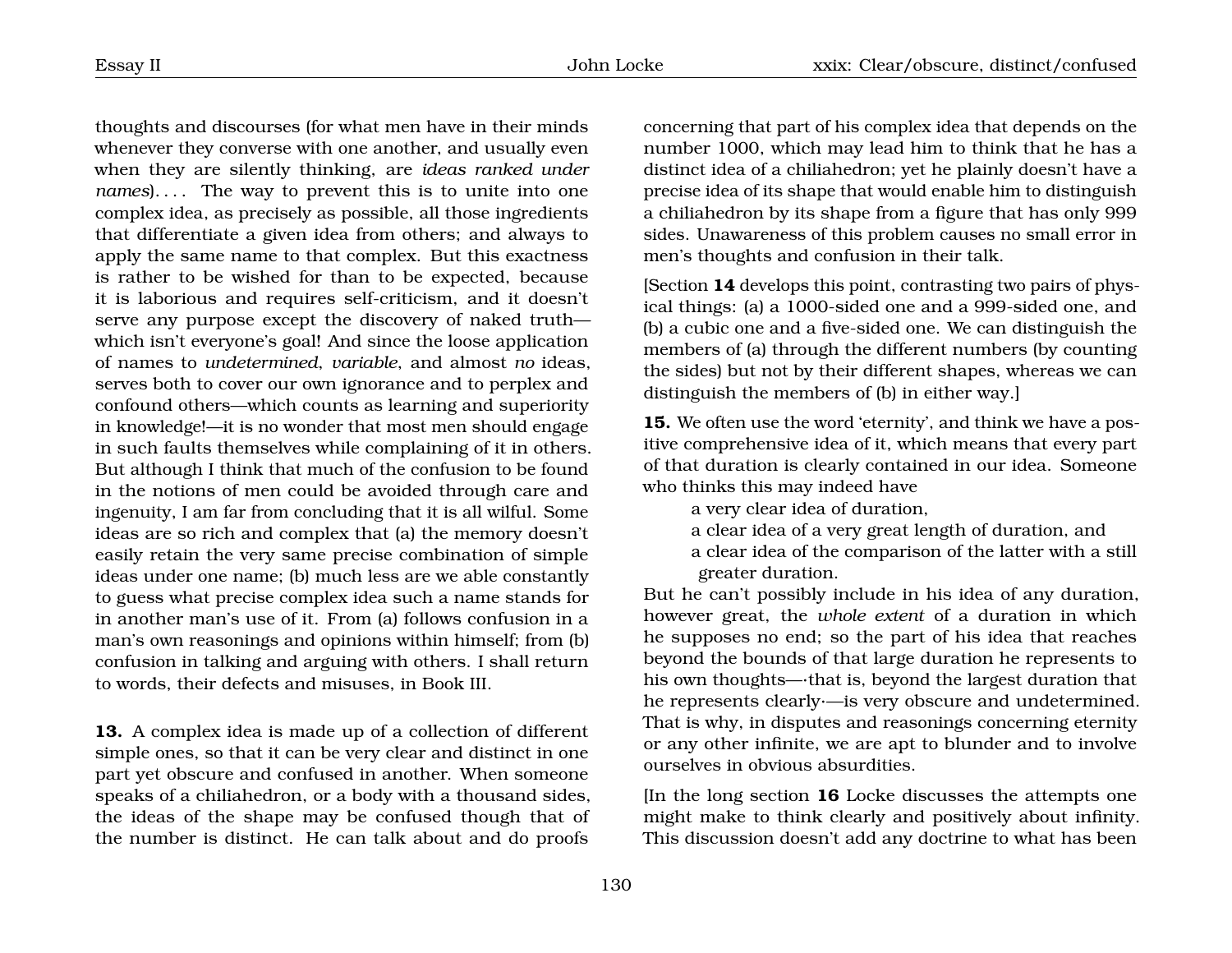thoughts and discourses (for what men have in their minds whenever they converse with one another, and usually even when they are silently thinking, are *ideas ranked under names*). . . . The way to prevent this is to unite into one complex idea, as precisely as possible, all those ingredients that differentiate a given idea from others; and always to apply the same name to that complex. But this exactness is rather to be wished for than to be expected, because it is laborious and requires self-criticism, and it doesn't serve any purpose except the discovery of naked truth—which isn't everyone's goal! And since the loose application of names to *undetermined*, *variable*, and almost *no* ideas, serves both to cover our own ignorance and to perplex and confound others—which counts as learning and superiority in knowledge!—it is no wonder that most men should engage in such faults themselves while complaining of it in others. But although I think that much of the confusion to be found in the notions of men could be avoided through care and ingenuity, I am far from concluding that it is all wilful. Some ideas are so rich and complex that (a) the memory doesn't easily retain the very same precise combination of simple ideas under one name; (b) much less are we able constantly to guess what precise complex idea such a name stands for in another man's use of it. From (a) follows confusion in a man's own reasonings and opinions within himself; from (b) confusion in talking and arguing with others. I shall return to words, their defects and misuses, in Book III.

**13.** A complex idea is made up of a collection of different simple ones, so that it can be very clear and distinct in one part yet obscure and confused in another. When someone speaks of a chiliahedron, or a body with a thousand sides, the ideas of the shape may be confused though that of the number is distinct. He can talk about and do proofs concerning that part of his complex idea that depends on the number 1000, which may lead him to think that he has a distinct idea of a chiliahedron; yet he plainly doesn't have a precise idea of its shape that would enable him to distinguish a chiliahedron by its shape from a figure that has only 999 sides. Unawareness of this problem causes no small error in men's thoughts and confusion in their talk.

[Section **14** develops this point, contrasting two pairs of physical things: (a) a 1000-sided one and a 999-sided one, and (b) a cubic one and a five-sided one. We can distinguish the members of (a) through the different numbers (by counting the sides) but not by their different shapes, whereas we can distinguish the members of (b) in either way.]

**15.** We often use the word 'eternity', and think we have a positive comprehensive idea of it, which means that every part of that duration is clearly contained in our idea. Someone who thinks this may indeed have

> a very clear idea of duration,
> a clear idea of a very great length of duration, and
> a clear idea of the comparison of the latter with a still greater duration.

But he can't possibly include in his idea of any duration, however great, the *whole extent* of a duration in which he supposes no end; so the part of his idea that reaches beyond the bounds of that large duration he represents to his own thoughts—·that is, beyond the largest duration that he represents clearly·—is very obscure and undetermined. That is why, in disputes and reasonings concerning eternity or any other infinite, we are apt to blunder and to involve ourselves in obvious absurdities.

[In the long section **16** Locke discusses the attempts one might make to think clearly and positively about infinity. This discussion doesn't add any doctrine to what has been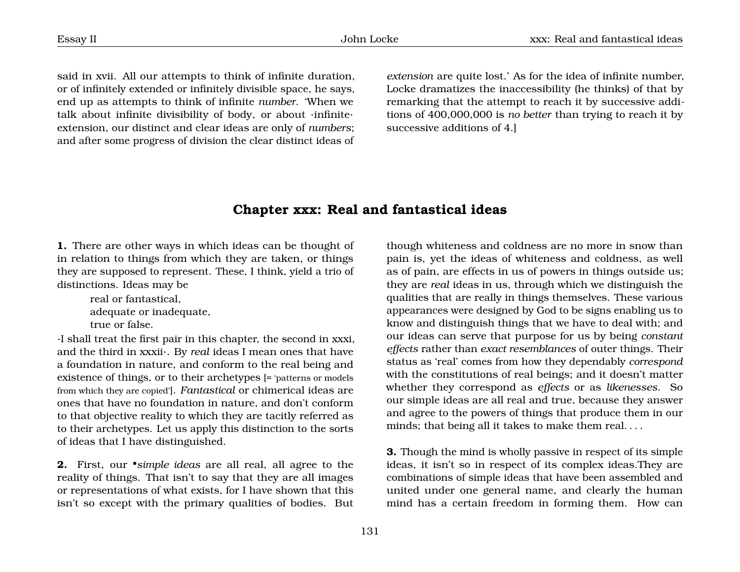said in xvii. All our attempts to think of infinite duration, or of infinitely extended or infinitely divisible space, he says, end up as attempts to think of infinite *number*. 'When we talk about infinite divisibility of body, or about ·infinite· extension, our distinct and clear ideas are only of *numbers*; and after some progress of division the clear distinct ideas of *extension* are quite lost.' As for the idea of infinite number, Locke dramatizes the inaccessibility (he thinks) of that by remarking that the attempt to reach it by successive additions of 400,000,000 is *no better* than trying to reach it by successive additions of 4.]

## Chapter xxx: Real and fantastical ideas

**1.** There are other ways in which ideas can be thought of in relation to things from which they are taken, or things they are supposed to represent. These, I think, yield a trio of distinctions. Ideas may be

> real or fantastical,
> adequate or inadequate,
> true or false.

·I shall treat the first pair in this chapter, the second in xxxi, and the third in xxxii·. By *real* ideas I mean ones that have a foundation in nature, and conform to the real being and existence of things, or to their archetypes [= 'patterns or models from which they are copied']. *Fantastical* or chimerical ideas are ones that have no foundation in nature, and don't conform to that objective reality to which they are tacitly referred as to their archetypes. Let us apply this distinction to the sorts of ideas that I have distinguished.

**2.** First, our •*simple ideas* are all real, all agree to the reality of things. That isn't to say that they are all images or representations of what exists, for I have shown that this isn't so except with the primary qualities of bodies. But though whiteness and coldness are no more in snow than pain is, yet the ideas of whiteness and coldness, as well as of pain, are effects in us of powers in things outside us; they are *real* ideas in us, through which we distinguish the qualities that are really in things themselves. These various appearances were designed by God to be signs enabling us to know and distinguish things that we have to deal with; and our ideas can serve that purpose for us by being *constant effects* rather than *exact resemblances* of outer things. Their status as 'real' comes from how they dependably *correspond* with the constitutions of real beings; and it doesn't matter whether they correspond as *effects* or as *likenesses*. So our simple ideas are all real and true, because they answer and agree to the powers of things that produce them in our minds; that being all it takes to make them real. . . .

**3.** Though the mind is wholly passive in respect of its simple ideas, it isn't so in respect of its complex ideas.They are combinations of simple ideas that have been assembled and united under one general name, and clearly the human mind has a certain freedom in forming them. How can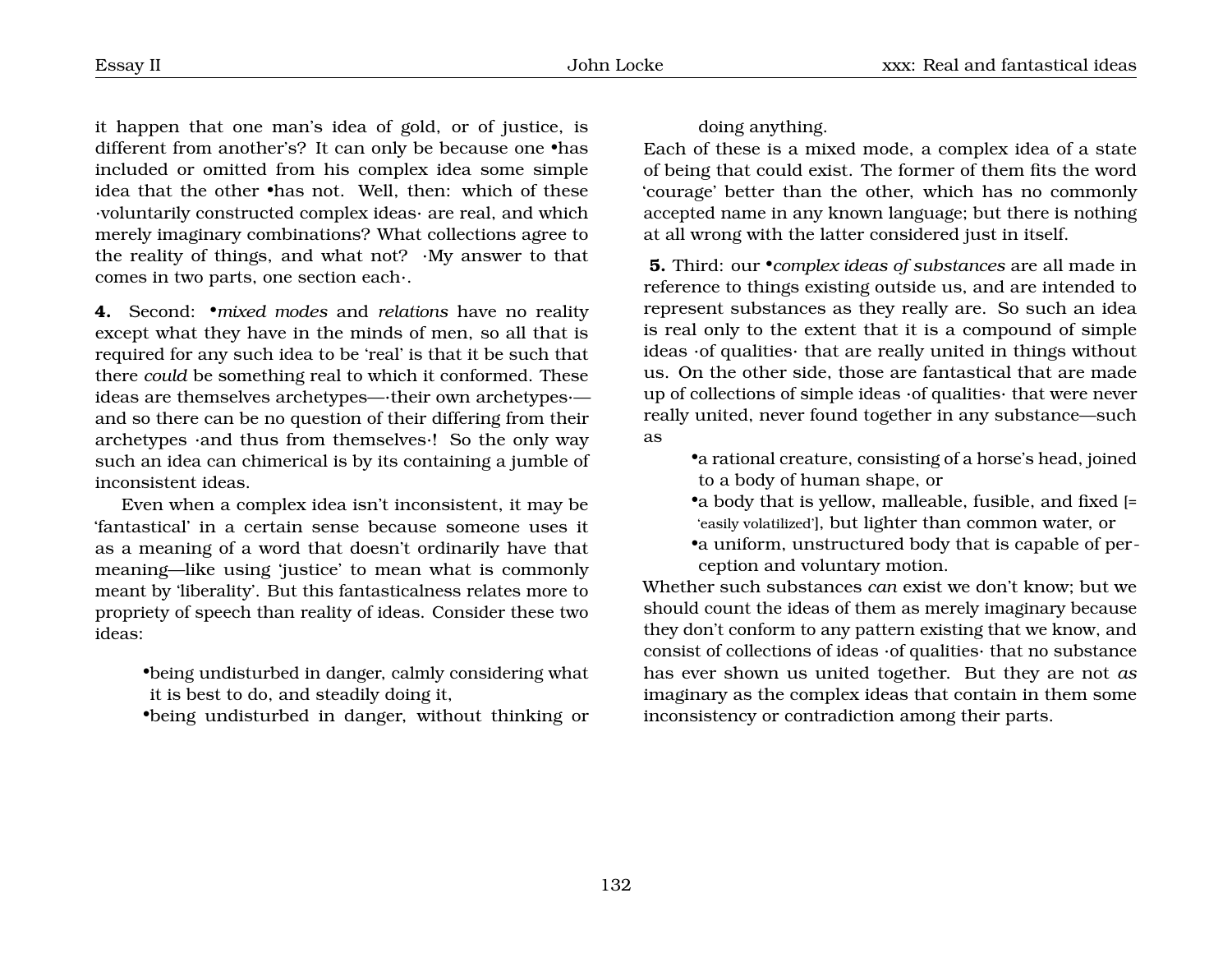it happen that one man's idea of gold, or of justice, is different from another's? It can only be because one •has included or omitted from his complex idea some simple idea that the other •has not. Well, then: which of these ·voluntarily constructed complex ideas· are real, and which merely imaginary combinations? What collections agree to the reality of things, and what not? ·My answer to that comes in two parts, one section each·.

**4.** Second: •*mixed modes* and *relations* have no reality except what they have in the minds of men, so all that is required for any such idea to be 'real' is that it be such that there *could* be something real to which it conformed. These ideas are themselves archetypes—·their own archetypes·—and so there can be no question of their differing from their archetypes ·and thus from themselves·! So the only way such an idea can chimerical is by its containing a jumble of inconsistent ideas.

Even when a complex idea isn't inconsistent, it may be 'fantastical' in a certain sense because someone uses it as a meaning of a word that doesn't ordinarily have that meaning—like using 'justice' to mean what is commonly meant by 'liberality'. But this fantasticalness relates more to propriety of speech than reality of ideas. Consider these two ideas:

- •being undisturbed in danger, calmly considering what it is best to do, and steadily doing it,
- •being undisturbed in danger, without thinking or doing anything.

Each of these is a mixed mode, a complex idea of a state of being that could exist. The former of them fits the word 'courage' better than the other, which has no commonly accepted name in any known language; but there is nothing at all wrong with the latter considered just in itself.

**5.** Third: our •*complex ideas of substances* are all made in reference to things existing outside us, and are intended to represent substances as they really are. So such an idea is real only to the extent that it is a compound of simple ideas ·of qualities· that are really united in things without us. On the other side, those are fantastical that are made up of collections of simple ideas ·of qualities· that were never really united, never found together in any substance—such as

- •a rational creature, consisting of a horse's head, joined to a body of human shape, or
- •a body that is yellow, malleable, fusible, and fixed [= 'easily volatilized'], but lighter than common water, or
- •a uniform, unstructured body that is capable of perception and voluntary motion.

Whether such substances *can* exist we don't know; but we should count the ideas of them as merely imaginary because they don't conform to any pattern existing that we know, and consist of collections of ideas ·of qualities· that no substance has ever shown us united together. But they are not *as* imaginary as the complex ideas that contain in them some inconsistency or contradiction among their parts.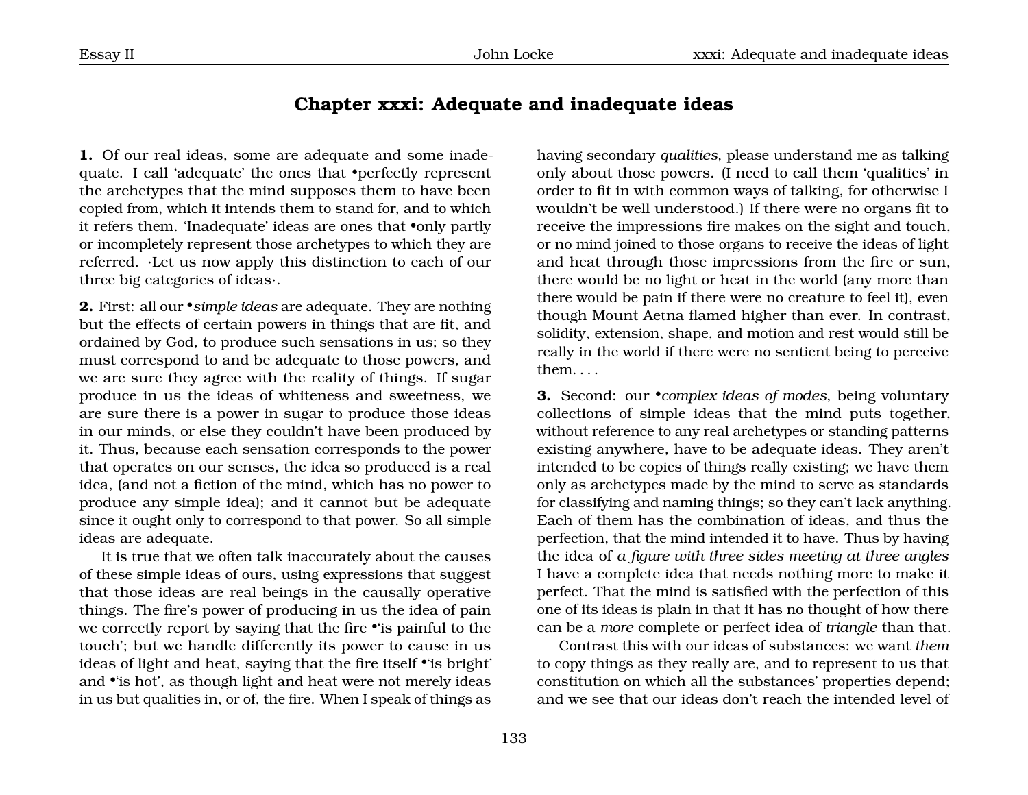## Chapter xxxi: Adequate and inadequate ideas

**1.** Of our real ideas, some are adequate and some inadequate. I call 'adequate' the ones that •perfectly represent the archetypes that the mind supposes them to have been copied from, which it intends them to stand for, and to which it refers them. 'Inadequate' ideas are ones that •only partly or incompletely represent those archetypes to which they are referred. ·Let us now apply this distinction to each of our three big categories of ideas·.

**2.** First: all our •*simple ideas* are adequate. They are nothing but the effects of certain powers in things that are fit, and ordained by God, to produce such sensations in us; so they must correspond to and be adequate to those powers, and we are sure they agree with the reality of things. If sugar produce in us the ideas of whiteness and sweetness, we are sure there is a power in sugar to produce those ideas in our minds, or else they couldn't have been produced by it. Thus, because each sensation corresponds to the power that operates on our senses, the idea so produced is a real idea, (and not a fiction of the mind, which has no power to produce any simple idea); and it cannot but be adequate since it ought only to correspond to that power. So all simple ideas are adequate.

It is true that we often talk inaccurately about the causes of these simple ideas of ours, using expressions that suggest that those ideas are real beings in the causally operative things. The fire's power of producing in us the idea of pain we correctly report by saying that the fire •'is painful to the touch'; but we handle differently its power to cause in us ideas of light and heat, saying that the fire itself •'is bright' and •'is hot', as though light and heat were not merely ideas in us but qualities in, or of, the fire. When I speak of things as having secondary *qualities*, please understand me as talking only about those powers. (I need to call them 'qualities' in order to fit in with common ways of talking, for otherwise I wouldn't be well understood.) If there were no organs fit to receive the impressions fire makes on the sight and touch, or no mind joined to those organs to receive the ideas of light and heat through those impressions from the fire or sun, there would be no light or heat in the world (any more than there would be pain if there were no creature to feel it), even though Mount Aetna flamed higher than ever. In contrast, solidity, extension, shape, and motion and rest would still be really in the world if there were no sentient being to perceive them. . . .

**3.** Second: our •*complex ideas of modes*, being voluntary collections of simple ideas that the mind puts together, without reference to any real archetypes or standing patterns existing anywhere, have to be adequate ideas. They aren't intended to be copies of things really existing; we have them only as archetypes made by the mind to serve as standards for classifying and naming things; so they can't lack anything. Each of them has the combination of ideas, and thus the perfection, that the mind intended it to have. Thus by having the idea of *a figure with three sides meeting at three angles* I have a complete idea that needs nothing more to make it perfect. That the mind is satisfied with the perfection of this one of its ideas is plain in that it has no thought of how there can be a *more* complete or perfect idea of *triangle* than that.

Contrast this with our ideas of substances: we want *them* to copy things as they really are, and to represent to us that constitution on which all the substances' properties depend; and we see that our ideas don't reach the intended level of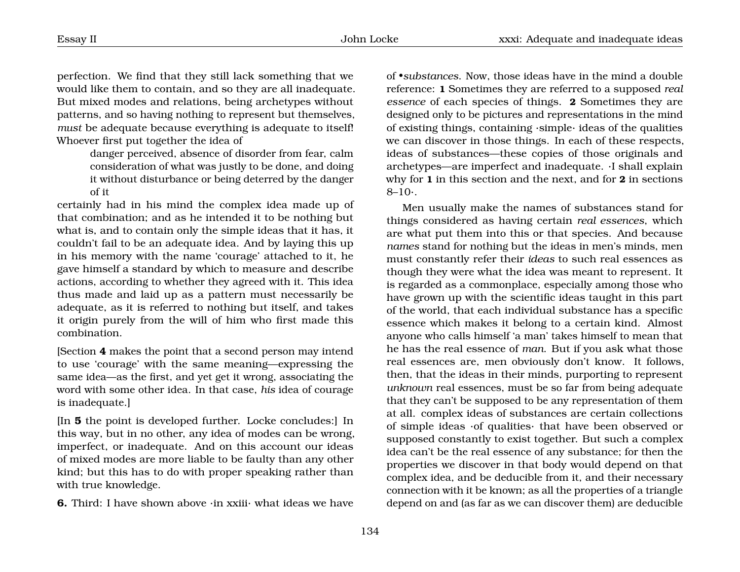perfection. We find that they still lack something that we would like them to contain, and so they are all inadequate. But mixed modes and relations, being archetypes without patterns, and so having nothing to represent but themselves, *must* be adequate because everything is adequate to itself! Whoever first put together the idea of

> danger perceived, absence of disorder from fear, calm consideration of what was justly to be done, and doing it without disturbance or being deterred by the danger of it

certainly had in his mind the complex idea made up of that combination; and as he intended it to be nothing but what is, and to contain only the simple ideas that it has, it couldn't fail to be an adequate idea. And by laying this up in his memory with the name 'courage' attached to it, he gave himself a standard by which to measure and describe actions, according to whether they agreed with it. This idea thus made and laid up as a pattern must necessarily be adequate, as it is referred to nothing but itself, and takes it origin purely from the will of him who first made this combination.

[Section **4** makes the point that a second person may intend to use 'courage' with the same meaning—expressing the same idea—as the first, and yet get it wrong, associating the word with some other idea. In that case, *his* idea of courage is inadequate.]

[In **5** the point is developed further. Locke concludes:] In this way, but in no other, any idea of modes can be wrong, imperfect, or inadequate. And on this account our ideas of mixed modes are more liable to be faulty than any other kind; but this has to do with proper speaking rather than with true knowledge.

**6.** Third: I have shown above ·in xxiii· what ideas we have of •*substances*. Now, those ideas have in the mind a double reference: **1** Sometimes they are referred to a supposed *real essence* of each species of things. **2** Sometimes they are designed only to be pictures and representations in the mind of existing things, containing ·simple· ideas of the qualities we can discover in those things. In each of these respects, ideas of substances—these copies of those originals and archetypes—are imperfect and inadequate. ·I shall explain why for **1** in this section and the next, and for **2** in sections 8–10·.

Men usually make the names of substances stand for things considered as having certain *real essences*, which are what put them into this or that species. And because *names* stand for nothing but the ideas in men's minds, men must constantly refer their *ideas* to such real essences as though they were what the idea was meant to represent. It is regarded as a commonplace, especially among those who have grown up with the scientific ideas taught in this part of the world, that each individual substance has a specific essence which makes it belong to a certain kind. Almost anyone who calls himself 'a man' takes himself to mean that he has the real essence of *man*. But if you ask what those real essences are, men obviously don't know. It follows, then, that the ideas in their minds, purporting to represent *unknown* real essences, must be so far from being adequate that they can't be supposed to be any representation of them at all. complex ideas of substances are certain collections of simple ideas ·of qualities· that have been observed or supposed constantly to exist together. But such a complex idea can't be the real essence of any substance; for then the properties we discover in that body would depend on that complex idea, and be deducible from it, and their necessary connection with it be known; as all the properties of a triangle depend on and (as far as we can discover them) are deducible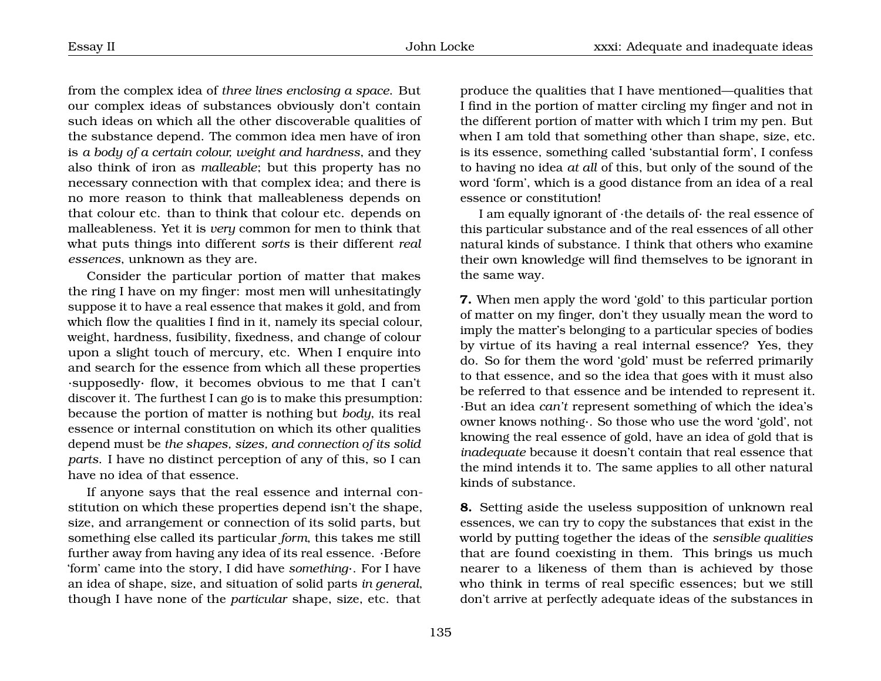from the complex idea of *three lines enclosing a space*. But our complex ideas of substances obviously don't contain such ideas on which all the other discoverable qualities of the substance depend. The common idea men have of iron is *a body of a certain colour, weight and hardness*, and they also think of iron as *malleable*; but this property has no necessary connection with that complex idea; and there is no more reason to think that malleableness depends on that colour etc. than to think that colour etc. depends on malleableness. Yet it is *very* common for men to think that what puts things into different *sorts* is their different *real essences*, unknown as they are.

Consider the particular portion of matter that makes the ring I have on my finger: most men will unhesitatingly suppose it to have a real essence that makes it gold, and from which flow the qualities I find in it, namely its special colour, weight, hardness, fusibility, fixedness, and change of colour upon a slight touch of mercury, etc. When I enquire into and search for the essence from which all these properties ·supposedly· flow, it becomes obvious to me that I can't discover it. The furthest I can go is to make this presumption: because the portion of matter is nothing but *body*, its real essence or internal constitution on which its other qualities depend must be *the shapes, sizes, and connection of its solid parts*. I have no distinct perception of any of this, so I can have no idea of that essence.

If anyone says that the real essence and internal constitution on which these properties depend isn't the shape, size, and arrangement or connection of its solid parts, but something else called its particular *form*, this takes me still further away from having any idea of its real essence. ·Before 'form' came into the story, I did have *something*·. For I have an idea of shape, size, and situation of solid parts *in general*, though I have none of the *particular* shape, size, etc. that produce the qualities that I have mentioned—qualities that I find in the portion of matter circling my finger and not in the different portion of matter with which I trim my pen. But when I am told that something other than shape, size, etc. is its essence, something called 'substantial form', I confess to having no idea *at all* of this, but only of the sound of the word 'form', which is a good distance from an idea of a real essence or constitution!

I am equally ignorant of ·the details of· the real essence of this particular substance and of the real essences of all other natural kinds of substance. I think that others who examine their own knowledge will find themselves to be ignorant in the same way.

**7.** When men apply the word 'gold' to this particular portion of matter on my finger, don't they usually mean the word to imply the matter's belonging to a particular species of bodies by virtue of its having a real internal essence? Yes, they do. So for them the word 'gold' must be referred primarily to that essence, and so the idea that goes with it must also be referred to that essence and be intended to represent it. ·But an idea *can't* represent something of which the idea's owner knows nothing·. So those who use the word 'gold', not knowing the real essence of gold, have an idea of gold that is *inadequate* because it doesn't contain that real essence that the mind intends it to. The same applies to all other natural kinds of substance.

**8.** Setting aside the useless supposition of unknown real essences, we can try to copy the substances that exist in the world by putting together the ideas of the *sensible qualities* that are found coexisting in them. This brings us much nearer to a likeness of them than is achieved by those who think in terms of real specific essences; but we still don't arrive at perfectly adequate ideas of the substances in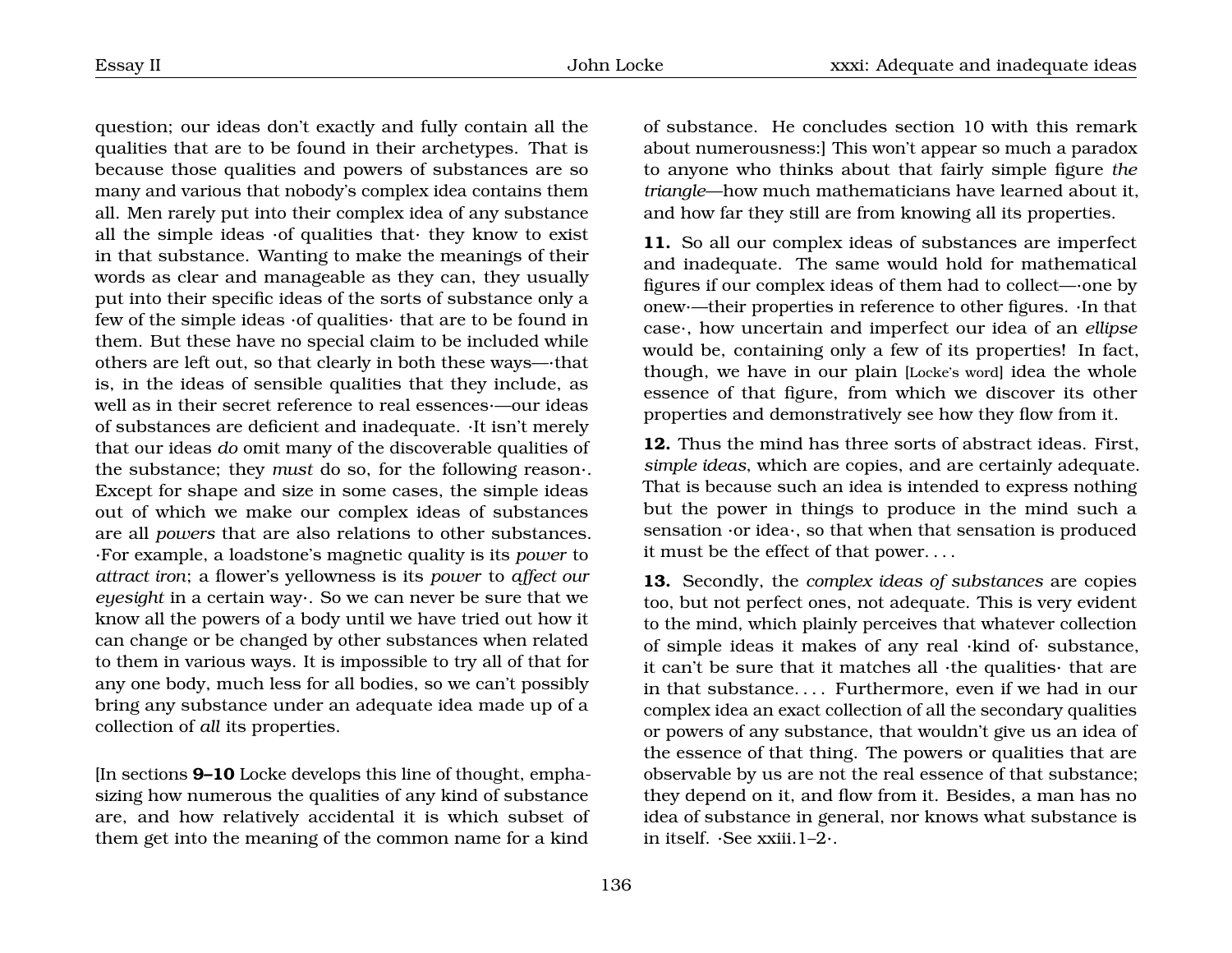question; our ideas don't exactly and fully contain all the qualities that are to be found in their archetypes. That is because those qualities and powers of substances are so many and various that nobody's complex idea contains them all. Men rarely put into their complex idea of any substance all the simple ideas ·of qualities that· they know to exist in that substance. Wanting to make the meanings of their words as clear and manageable as they can, they usually put into their specific ideas of the sorts of substance only a few of the simple ideas ·of qualities· that are to be found in them. But these have no special claim to be included while others are left out, so that clearly in both these ways—·that is, in the ideas of sensible qualities that they include, as well as in their secret reference to real essences·—our ideas of substances are deficient and inadequate. ·It isn't merely that our ideas *do* omit many of the discoverable qualities of the substance; they *must* do so, for the following reason·. Except for shape and size in some cases, the simple ideas out of which we make our complex ideas of substances are all *powers* that are also relations to other substances. ·For example, a loadstone's magnetic quality is its *power* to *attract iron*; a flower's yellowness is its *power* to *affect our eyesight* in a certain way·. So we can never be sure that we know all the powers of a body until we have tried out how it can change or be changed by other substances when related to them in various ways. It is impossible to try all of that for any one body, much less for all bodies, so we can't possibly bring any substance under an adequate idea made up of a collection of *all* its properties.

[In sections **9–10** Locke develops this line of thought, emphasizing how numerous the qualities of any kind of substance are, and how relatively accidental it is which subset of them get into the meaning of the common name for a kind of substance. He concludes section 10 with this remark about numerousness:] This won't appear so much a paradox to anyone who thinks about that fairly simple figure *the triangle*—how much mathematicians have learned about it, and how far they still are from knowing all its properties.

**11.** So all our complex ideas of substances are imperfect and inadequate. The same would hold for mathematical figures if our complex ideas of them had to collect—·one by onew·—their properties in reference to other figures. ·In that case·, how uncertain and imperfect our idea of an *ellipse* would be, containing only a few of its properties! In fact, though, we have in our plain [Locke's word] idea the whole essence of that figure, from which we discover its other properties and demonstratively see how they flow from it.

**12.** Thus the mind has three sorts of abstract ideas. First, *simple ideas*, which are copies, and are certainly adequate. That is because such an idea is intended to express nothing but the power in things to produce in the mind such a sensation ·or idea·, so that when that sensation is produced it must be the effect of that power. . . .

**13.** Secondly, the *complex ideas of substances* are copies too, but not perfect ones, not adequate. This is very evident to the mind, which plainly perceives that whatever collection of simple ideas it makes of any real ·kind of· substance, it can't be sure that it matches all ·the qualities· that are in that substance. . . . Furthermore, even if we had in our complex idea an exact collection of all the secondary qualities or powers of any substance, that wouldn't give us an idea of the essence of that thing. The powers or qualities that are observable by us are not the real essence of that substance; they depend on it, and flow from it. Besides, a man has no idea of substance in general, nor knows what substance is in itself. ·See xxiii.1–2·.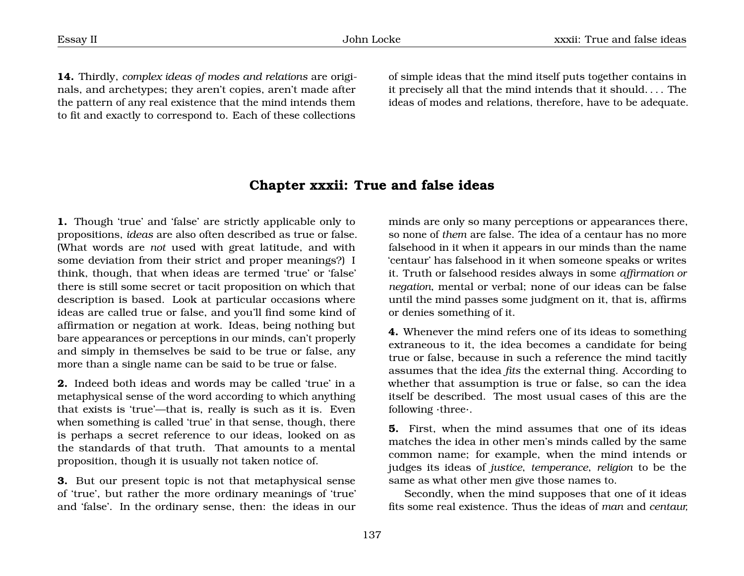**14.** Thirdly, *complex ideas of modes and relations* are originals, and archetypes; they aren't copies, aren't made after the pattern of any real existence that the mind intends them to fit and exactly to correspond to. Each of these collections of simple ideas that the mind itself puts together contains in it precisely all that the mind intends that it should. . . . The ideas of modes and relations, therefore, have to be adequate.

## Chapter xxxii: True and false ideas

**1.** Though 'true' and 'false' are strictly applicable only to propositions, *ideas* are also often described as true or false. (What words are *not* used with great latitude, and with some deviation from their strict and proper meanings?) I think, though, that when ideas are termed 'true' or 'false' there is still some secret or tacit proposition on which that description is based. Look at particular occasions where ideas are called true or false, and you'll find some kind of affirmation or negation at work. Ideas, being nothing but bare appearances or perceptions in our minds, can't properly and simply in themselves be said to be true or false, any more than a single name can be said to be true or false.

**2.** Indeed both ideas and words may be called 'true' in a metaphysical sense of the word according to which anything that exists is 'true'—that is, really is such as it is. Even when something is called 'true' in that sense, though, there is perhaps a secret reference to our ideas, looked on as the standards of that truth. That amounts to a mental proposition, though it is usually not taken notice of.

**3.** But our present topic is not that metaphysical sense of 'true', but rather the more ordinary meanings of 'true' and 'false'. In the ordinary sense, then: the ideas in our minds are only so many perceptions or appearances there, so none of *them* are false. The idea of a centaur has no more falsehood in it when it appears in our minds than the name 'centaur' has falsehood in it when someone speaks or writes it. Truth or falsehood resides always in some *affirmation or negation*, mental or verbal; none of our ideas can be false until the mind passes some judgment on it, that is, affirms or denies something of it.

**4.** Whenever the mind refers one of its ideas to something extraneous to it, the idea becomes a candidate for being true or false, because in such a reference the mind tacitly assumes that the idea *fits* the external thing. According to whether that assumption is true or false, so can the idea itself be described. The most usual cases of this are the following ·three·.

**5.** First, when the mind assumes that one of its ideas matches the idea in other men's minds called by the same common name; for example, when the mind intends or judges its ideas of *justice*, *temperance*, *religion* to be the same as what other men give those names to.

Secondly, when the mind supposes that one of it ideas fits some real existence. Thus the ideas of *man* and *centaur,*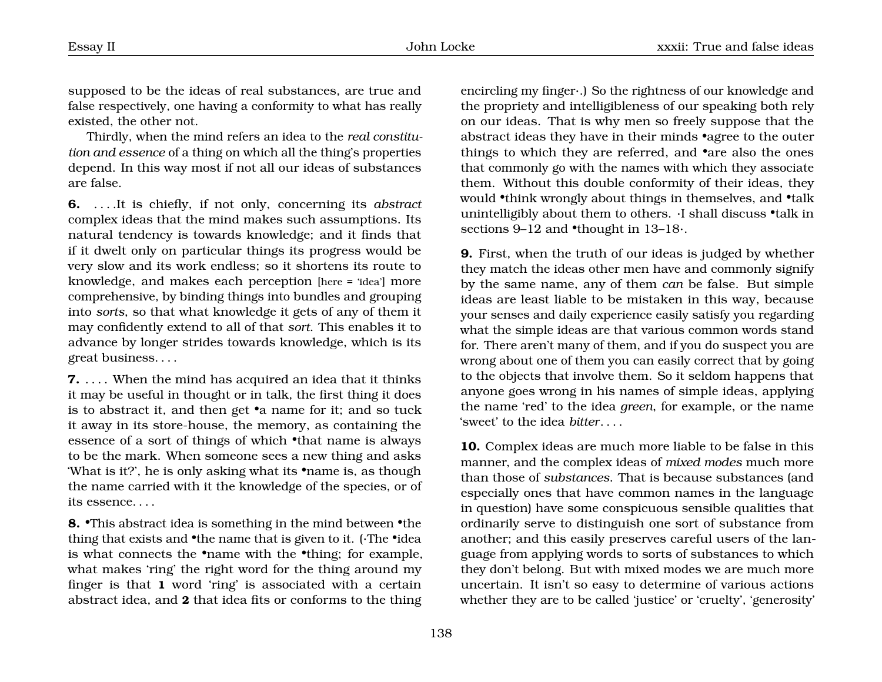supposed to be the ideas of real substances, are true and false respectively, one having a conformity to what has really existed, the other not.

Thirdly, when the mind refers an idea to the *real constitution and essence* of a thing on which all the thing's properties depend. In this way most if not all our ideas of substances are false.

**6.** . . . .It is chiefly, if not only, concerning its *abstract* complex ideas that the mind makes such assumptions. Its natural tendency is towards knowledge; and it finds that if it dwelt only on particular things its progress would be very slow and its work endless; so it shortens its route to knowledge, and makes each perception [here = 'idea'] more comprehensive, by binding things into bundles and grouping into *sorts*, so that what knowledge it gets of any of them it may confidently extend to all of that *sort*. This enables it to advance by longer strides towards knowledge, which is its great business. . . .

**7.** . . . . When the mind has acquired an idea that it thinks it may be useful in thought or in talk, the first thing it does is to abstract it, and then get •a name for it; and so tuck it away in its store-house, the memory, as containing the essence of a sort of things of which •that name is always to be the mark. When someone sees a new thing and asks 'What is it?', he is only asking what its •name is, as though the name carried with it the knowledge of the species, or of its essence. . . .

**8.** •This abstract idea is something in the mind between •the thing that exists and •the name that is given to it. (·The •idea is what connects the •name with the •thing; for example, what makes 'ring' the right word for the thing around my finger is that **1** word 'ring' is associated with a certain abstract idea, and **2** that idea fits or conforms to the thing encircling my finger·.) So the rightness of our knowledge and the propriety and intelligibleness of our speaking both rely on our ideas. That is why men so freely suppose that the abstract ideas they have in their minds •agree to the outer things to which they are referred, and •are also the ones that commonly go with the names with which they associate them. Without this double conformity of their ideas, they would •think wrongly about things in themselves, and •talk unintelligibly about them to others. ·I shall discuss •talk in sections 9–12 and •thought in 13–18·.

**9.** First, when the truth of our ideas is judged by whether they match the ideas other men have and commonly signify by the same name, any of them *can* be false. But simple ideas are least liable to be mistaken in this way, because your senses and daily experience easily satisfy you regarding what the simple ideas are that various common words stand for. There aren't many of them, and if you do suspect you are wrong about one of them you can easily correct that by going to the objects that involve them. So it seldom happens that anyone goes wrong in his names of simple ideas, applying the name 'red' to the idea *green*, for example, or the name 'sweet' to the idea *bitter*. . . .

**10.** Complex ideas are much more liable to be false in this manner, and the complex ideas of *mixed modes* much more than those of *substances*. That is because substances (and especially ones that have common names in the language in question) have some conspicuous sensible qualities that ordinarily serve to distinguish one sort of substance from another; and this easily preserves careful users of the language from applying words to sorts of substances to which they don't belong. But with mixed modes we are much more uncertain. It isn't so easy to determine of various actions whether they are to be called 'justice' or 'cruelty', 'generosity'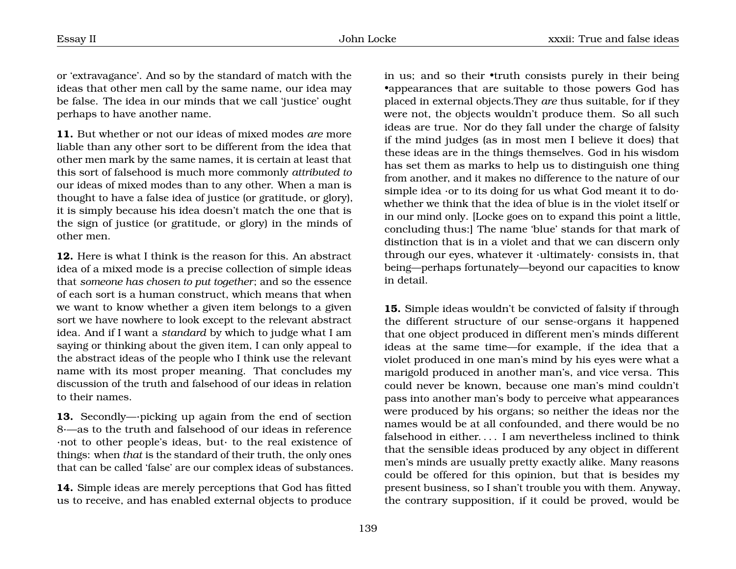or 'extravagance'. And so by the standard of match with the ideas that other men call by the same name, our idea may be false. The idea in our minds that we call 'justice' ought perhaps to have another name.

**11.** But whether or not our ideas of mixed modes *are* more liable than any other sort to be different from the idea that other men mark by the same names, it is certain at least that this sort of falsehood is much more commonly *attributed to* our ideas of mixed modes than to any other. When a man is thought to have a false idea of justice (or gratitude, or glory), it is simply because his idea doesn't match the one that is the sign of justice (or gratitude, or glory) in the minds of other men.

**12.** Here is what I think is the reason for this. An abstract idea of a mixed mode is a precise collection of simple ideas that *someone has chosen to put together*; and so the essence of each sort is a human construct, which means that when we want to know whether a given item belongs to a given sort we have nowhere to look except to the relevant abstract idea. And if I want a *standard* by which to judge what I am saying or thinking about the given item, I can only appeal to the abstract ideas of the people who I think use the relevant name with its most proper meaning. That concludes my discussion of the truth and falsehood of our ideas in relation to their names.

**13.** Secondly—·picking up again from the end of section 8·—as to the truth and falsehood of our ideas in reference ·not to other people's ideas, but· to the real existence of things: when *that* is the standard of their truth, the only ones that can be called 'false' are our complex ideas of substances.

**14.** Simple ideas are merely perceptions that God has fitted us to receive, and has enabled external objects to produce in us; and so their •truth consists purely in their being •appearances that are suitable to those powers God has placed in external objects.They *are* thus suitable, for if they were not, the objects wouldn't produce them. So all such ideas are true. Nor do they fall under the charge of falsity if the mind judges (as in most men I believe it does) that these ideas are in the things themselves. God in his wisdom has set them as marks to help us to distinguish one thing from another, and it makes no difference to the nature of our simple idea ·or to its doing for us what God meant it to do· whether we think that the idea of blue is in the violet itself or in our mind only. [Locke goes on to expand this point a little, concluding thus:] The name 'blue' stands for that mark of distinction that is in a violet and that we can discern only through our eyes, whatever it ·ultimately· consists in, that being—perhaps fortunately—beyond our capacities to know in detail.

**15.** Simple ideas wouldn't be convicted of falsity if through the different structure of our sense-organs it happened that one object produced in different men's minds different ideas at the same time—for example, if the idea that a violet produced in one man's mind by his eyes were what a marigold produced in another man's, and vice versa. This could never be known, because one man's mind couldn't pass into another man's body to perceive what appearances were produced by his organs; so neither the ideas nor the names would be at all confounded, and there would be no falsehood in either. . . . I am nevertheless inclined to think that the sensible ideas produced by any object in different men's minds are usually pretty exactly alike. Many reasons could be offered for this opinion, but that is besides my present business, so I shan't trouble you with them. Anyway, the contrary supposition, if it could be proved, would be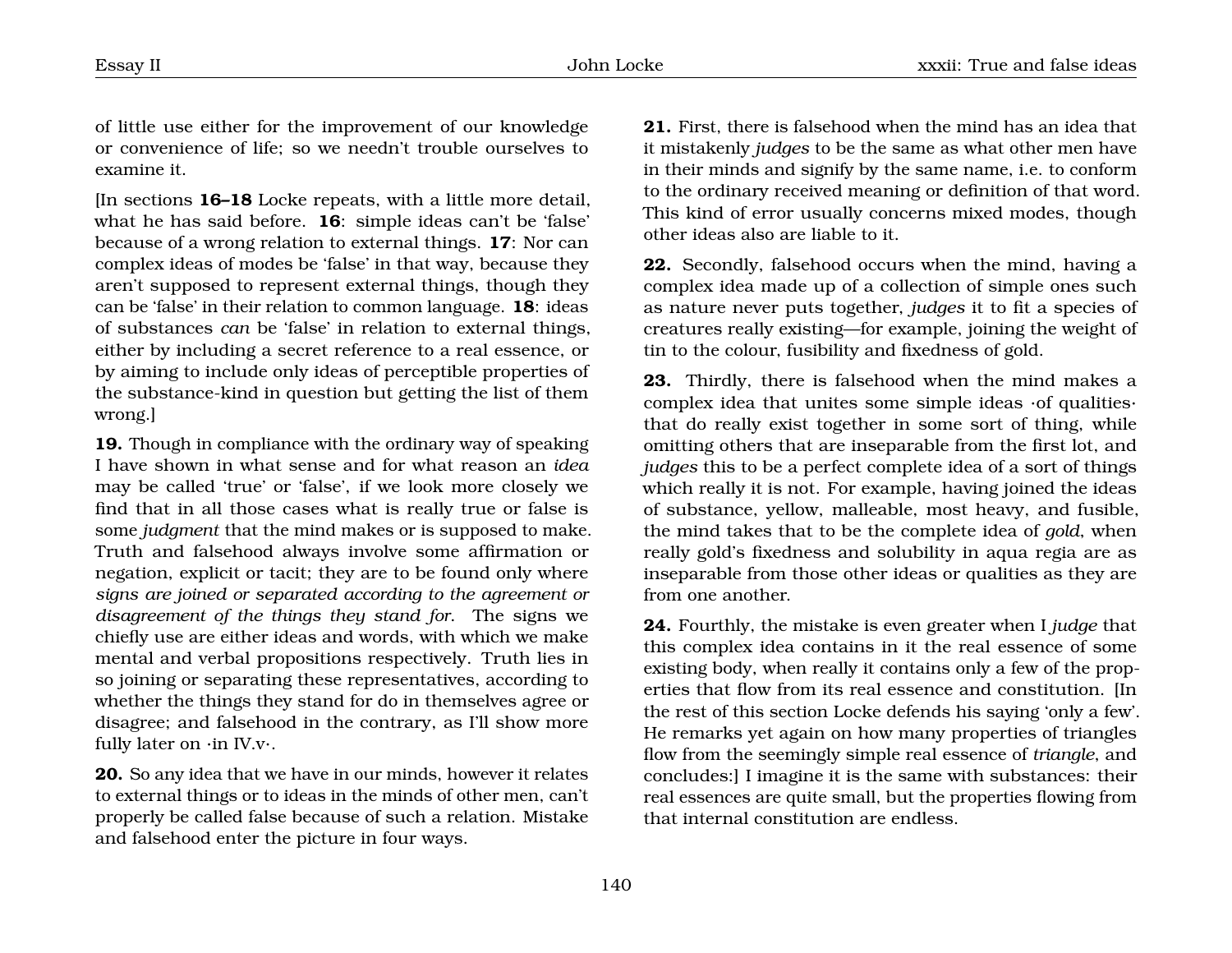of little use either for the improvement of our knowledge or convenience of life; so we needn't trouble ourselves to examine it.

[In sections **16–18** Locke repeats, with a little more detail, what he has said before. **16**: simple ideas can't be 'false' because of a wrong relation to external things. **17**: Nor can complex ideas of modes be 'false' in that way, because they aren't supposed to represent external things, though they can be 'false' in their relation to common language. **18**: ideas of substances *can* be 'false' in relation to external things, either by including a secret reference to a real essence, or by aiming to include only ideas of perceptible properties of the substance-kind in question but getting the list of them wrong.]

**19.** Though in compliance with the ordinary way of speaking I have shown in what sense and for what reason an *idea* may be called 'true' or 'false', if we look more closely we find that in all those cases what is really true or false is some *judgment* that the mind makes or is supposed to make. Truth and falsehood always involve some affirmation or negation, explicit or tacit; they are to be found only where *signs are joined or separated according to the agreement or disagreement of the things they stand for*. The signs we chiefly use are either ideas and words, with which we make mental and verbal propositions respectively. Truth lies in so joining or separating these representatives, according to whether the things they stand for do in themselves agree or disagree; and falsehood in the contrary, as I'll show more fully later on ·in IV.v·.

**20.** So any idea that we have in our minds, however it relates to external things or to ideas in the minds of other men, can't properly be called false because of such a relation. Mistake and falsehood enter the picture in four ways.

**21.** First, there is falsehood when the mind has an idea that it mistakenly *judges* to be the same as what other men have in their minds and signify by the same name, i.e. to conform to the ordinary received meaning or definition of that word. This kind of error usually concerns mixed modes, though other ideas also are liable to it.

**22.** Secondly, falsehood occurs when the mind, having a complex idea made up of a collection of simple ones such as nature never puts together, *judges* it to fit a species of creatures really existing—for example, joining the weight of tin to the colour, fusibility and fixedness of gold.

**23.** Thirdly, there is falsehood when the mind makes a complex idea that unites some simple ideas ·of qualities· that do really exist together in some sort of thing, while omitting others that are inseparable from the first lot, and *judges* this to be a perfect complete idea of a sort of things which really it is not. For example, having joined the ideas of substance, yellow, malleable, most heavy, and fusible, the mind takes that to be the complete idea of *gold*, when really gold's fixedness and solubility in aqua regia are as inseparable from those other ideas or qualities as they are from one another.

**24.** Fourthly, the mistake is even greater when I *judge* that this complex idea contains in it the real essence of some existing body, when really it contains only a few of the properties that flow from its real essence and constitution. [In the rest of this section Locke defends his saying 'only a few'. He remarks yet again on how many properties of triangles flow from the seemingly simple real essence of *triangle*, and concludes:] I imagine it is the same with substances: their real essences are quite small, but the properties flowing from that internal constitution are endless.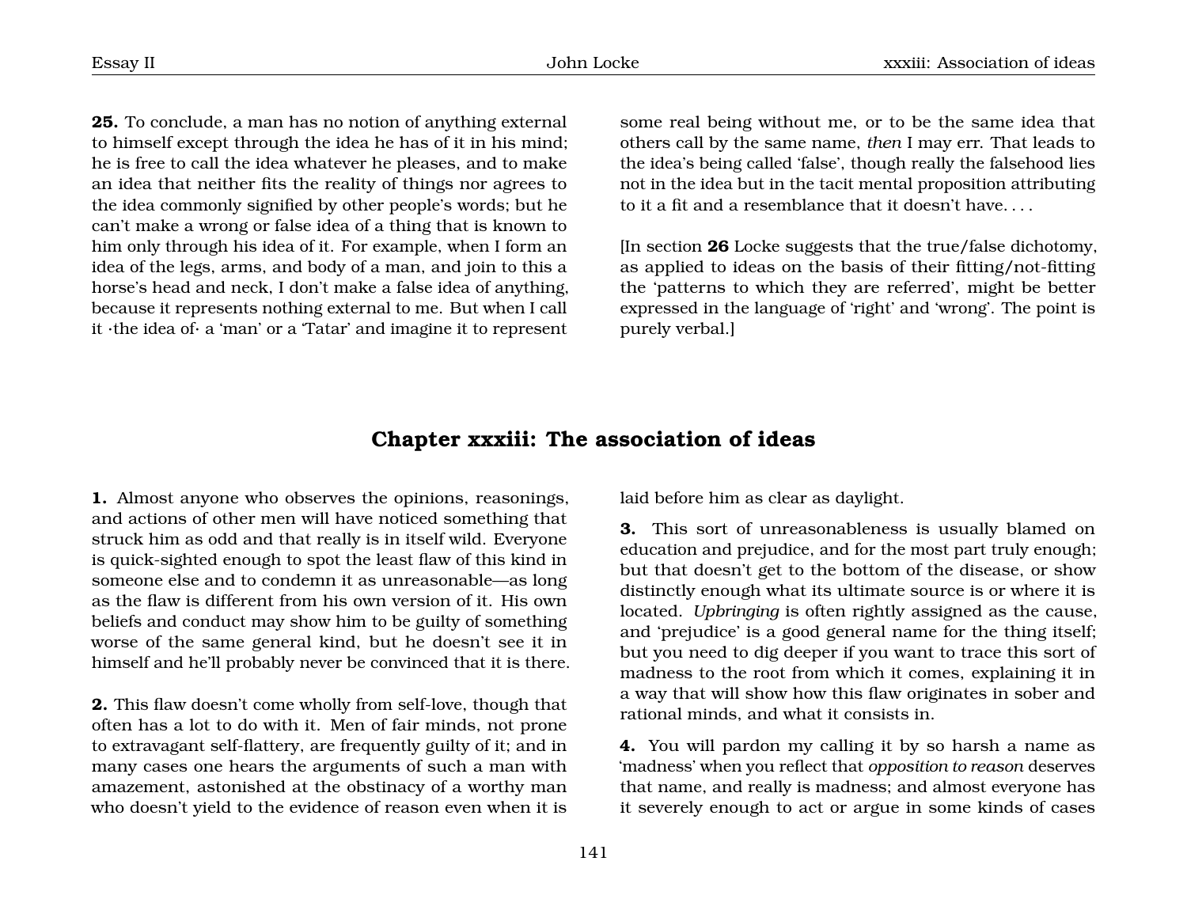**25.** To conclude, a man has no notion of anything external to himself except through the idea he has of it in his mind; he is free to call the idea whatever he pleases, and to make an idea that neither fits the reality of things nor agrees to the idea commonly signified by other people's words; but he can't make a wrong or false idea of a thing that is known to him only through his idea of it. For example, when I form an idea of the legs, arms, and body of a man, and join to this a horse's head and neck, I don't make a false idea of anything, because it represents nothing external to me. But when I call it ·the idea of· a 'man' or a 'Tatar' and imagine it to represent some real being without me, or to be the same idea that others call by the same name, *then* I may err. That leads to the idea's being called 'false', though really the falsehood lies not in the idea but in the tacit mental proposition attributing to it a fit and a resemblance that it doesn't have. . . .

[In section **26** Locke suggests that the true/false dichotomy, as applied to ideas on the basis of their fitting/not-fitting the 'patterns to which they are referred', might be better expressed in the language of 'right' and 'wrong'. The point is purely verbal.]

## Chapter xxxiii: The association of ideas

**1.** Almost anyone who observes the opinions, reasonings, and actions of other men will have noticed something that struck him as odd and that really is in itself wild. Everyone is quick-sighted enough to spot the least flaw of this kind in someone else and to condemn it as unreasonable—as long as the flaw is different from his own version of it. His own beliefs and conduct may show him to be guilty of something worse of the same general kind, but he doesn't see it in himself and he'll probably never be convinced that it is there.

**2.** This flaw doesn't come wholly from self-love, though that often has a lot to do with it. Men of fair minds, not prone to extravagant self-flattery, are frequently guilty of it; and in many cases one hears the arguments of such a man with amazement, astonished at the obstinacy of a worthy man who doesn't yield to the evidence of reason even when it is laid before him as clear as daylight.

**3.** This sort of unreasonableness is usually blamed on education and prejudice, and for the most part truly enough; but that doesn't get to the bottom of the disease, or show distinctly enough what its ultimate source is or where it is located. *Upbringing* is often rightly assigned as the cause, and 'prejudice' is a good general name for the thing itself; but you need to dig deeper if you want to trace this sort of madness to the root from which it comes, explaining it in a way that will show how this flaw originates in sober and rational minds, and what it consists in.

**4.** You will pardon my calling it by so harsh a name as 'madness' when you reflect that *opposition to reason* deserves that name, and really is madness; and almost everyone has it severely enough to act or argue in some kinds of cases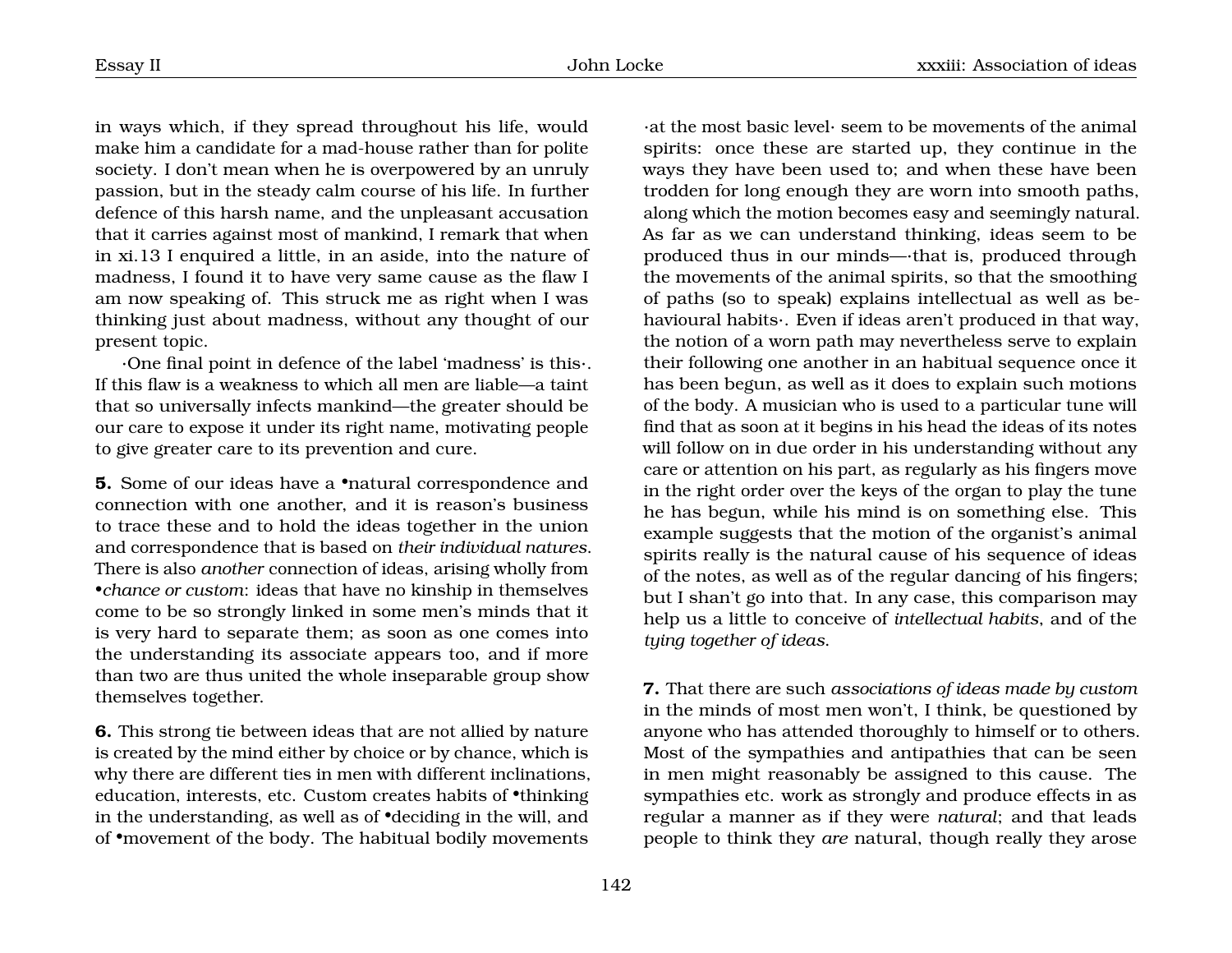in ways which, if they spread throughout his life, would make him a candidate for a mad-house rather than for polite society. I don't mean when he is overpowered by an unruly passion, but in the steady calm course of his life. In further defence of this harsh name, and the unpleasant accusation that it carries against most of mankind, I remark that when in xi.13 I enquired a little, in an aside, into the nature of madness, I found it to have very same cause as the flaw I am now speaking of. This struck me as right when I was thinking just about madness, without any thought of our present topic.

·One final point in defence of the label 'madness' is this·. If this flaw is a weakness to which all men are liable—a taint that so universally infects mankind—the greater should be our care to expose it under its right name, motivating people to give greater care to its prevention and cure.

**5.** Some of our ideas have a •natural correspondence and connection with one another, and it is reason's business to trace these and to hold the ideas together in the union and correspondence that is based on *their individual natures*. There is also *another* connection of ideas, arising wholly from •*chance or custom*: ideas that have no kinship in themselves come to be so strongly linked in some men's minds that it is very hard to separate them; as soon as one comes into the understanding its associate appears too, and if more than two are thus united the whole inseparable group show themselves together.

**6.** This strong tie between ideas that are not allied by nature is created by the mind either by choice or by chance, which is why there are different ties in men with different inclinations, education, interests, etc. Custom creates habits of •thinking in the understanding, as well as of •deciding in the will, and of •movement of the body. The habitual bodily movements ·at the most basic level· seem to be movements of the animal spirits: once these are started up, they continue in the ways they have been used to; and when these have been trodden for long enough they are worn into smooth paths, along which the motion becomes easy and seemingly natural. As far as we can understand thinking, ideas seem to be produced thus in our minds—·that is, produced through the movements of the animal spirits, so that the smoothing of paths (so to speak) explains intellectual as well as behavioural habits·. Even if ideas aren't produced in that way, the notion of a worn path may nevertheless serve to explain their following one another in an habitual sequence once it has been begun, as well as it does to explain such motions of the body. A musician who is used to a particular tune will find that as soon at it begins in his head the ideas of its notes will follow on in due order in his understanding without any care or attention on his part, as regularly as his fingers move in the right order over the keys of the organ to play the tune he has begun, while his mind is on something else. This example suggests that the motion of the organist's animal spirits really is the natural cause of his sequence of ideas of the notes, as well as of the regular dancing of his fingers; but I shan't go into that. In any case, this comparison may help us a little to conceive of *intellectual habits*, and of the *tying together of ideas*.

**7.** That there are such *associations of ideas made by custom* in the minds of most men won't, I think, be questioned by anyone who has attended thoroughly to himself or to others. Most of the sympathies and antipathies that can be seen in men might reasonably be assigned to this cause. The sympathies etc. work as strongly and produce effects in as regular a manner as if they were *natural*; and that leads people to think they *are* natural, though really they arose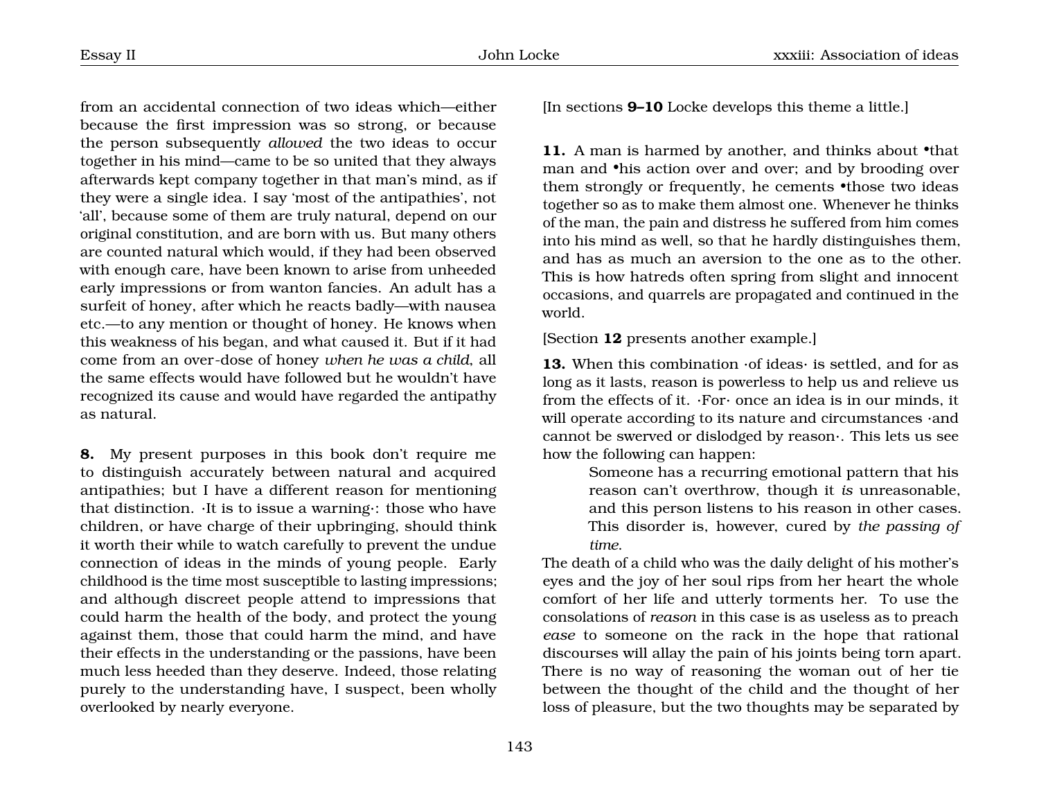from an accidental connection of two ideas which—either because the first impression was so strong, or because the person subsequently *allowed* the two ideas to occur together in his mind—came to be so united that they always afterwards kept company together in that man's mind, as if they were a single idea. I say 'most of the antipathies', not 'all', because some of them are truly natural, depend on our original constitution, and are born with us. But many others are counted natural which would, if they had been observed with enough care, have been known to arise from unheeded early impressions or from wanton fancies. An adult has a surfeit of honey, after which he reacts badly—with nausea etc.—to any mention or thought of honey. He knows when this weakness of his began, and what caused it. But if it had come from an over-dose of honey *when he was a child*, all the same effects would have followed but he wouldn't have recognized its cause and would have regarded the antipathy as natural.

**8.** My present purposes in this book don't require me to distinguish accurately between natural and acquired antipathies; but I have a different reason for mentioning that distinction. ·It is to issue a warning·: those who have children, or have charge of their upbringing, should think it worth their while to watch carefully to prevent the undue connection of ideas in the minds of young people. Early childhood is the time most susceptible to lasting impressions; and although discreet people attend to impressions that could harm the health of the body, and protect the young against them, those that could harm the mind, and have their effects in the understanding or the passions, have been much less heeded than they deserve. Indeed, those relating purely to the understanding have, I suspect, been wholly overlooked by nearly everyone.

[In sections **9–10** Locke develops this theme a little.]

**11.** A man is harmed by another, and thinks about •that man and •his action over and over; and by brooding over them strongly or frequently, he cements •those two ideas together so as to make them almost one. Whenever he thinks of the man, the pain and distress he suffered from him comes into his mind as well, so that he hardly distinguishes them, and has as much an aversion to the one as to the other. This is how hatreds often spring from slight and innocent occasions, and quarrels are propagated and continued in the world.

[Section **12** presents another example.]

**13.** When this combination ·of ideas· is settled, and for as long as it lasts, reason is powerless to help us and relieve us from the effects of it. ·For· once an idea is in our minds, it will operate according to its nature and circumstances ·and cannot be swerved or dislodged by reason·. This lets us see how the following can happen:

> Someone has a recurring emotional pattern that his reason can't overthrow, though it *is* unreasonable, and this person listens to his reason in other cases. This disorder is, however, cured by *the passing of time*.

The death of a child who was the daily delight of his mother's eyes and the joy of her soul rips from her heart the whole comfort of her life and utterly torments her. To use the consolations of *reason* in this case is as useless as to preach *ease* to someone on the rack in the hope that rational discourses will allay the pain of his joints being torn apart. There is no way of reasoning the woman out of her tie between the thought of the child and the thought of her loss of pleasure, but the two thoughts may be separated by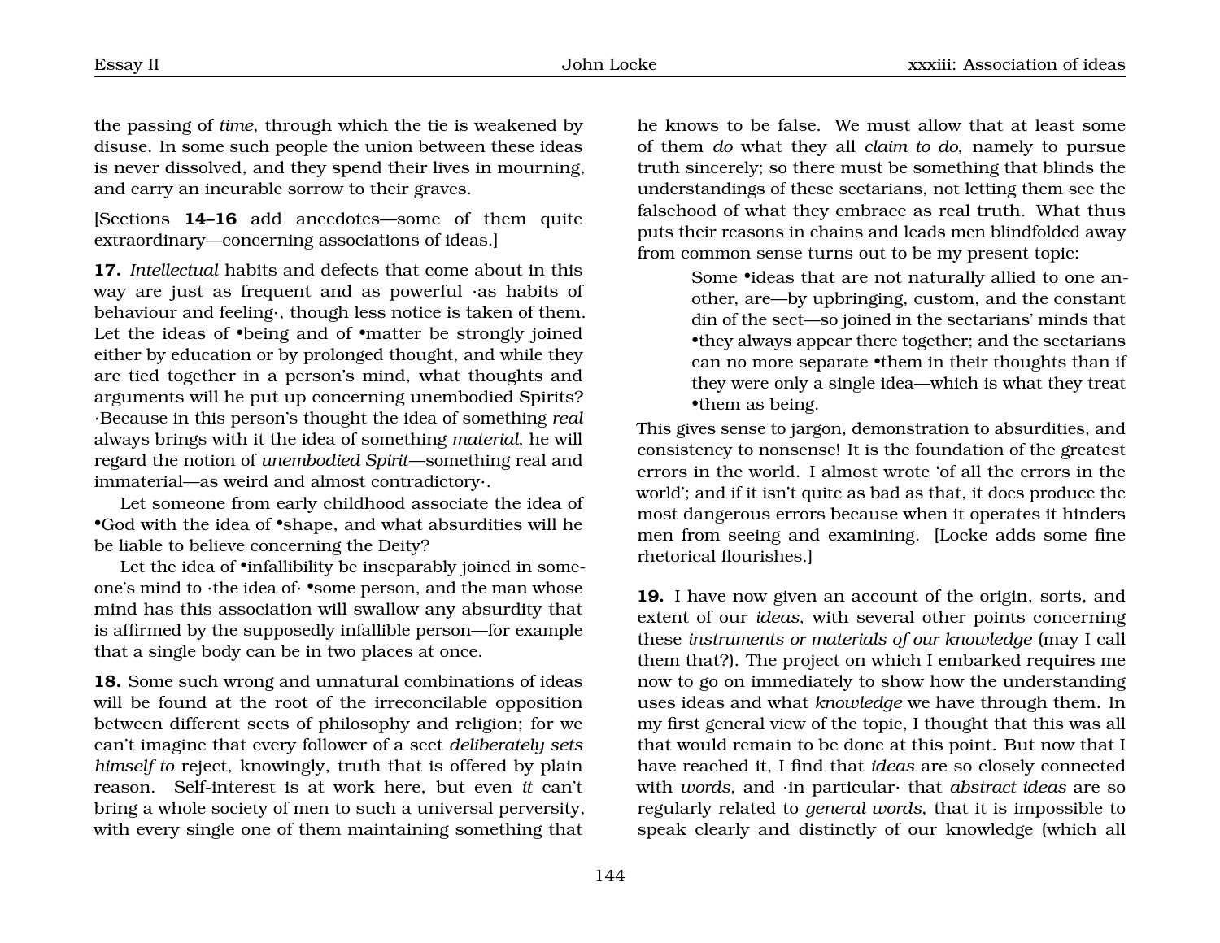the passing of *time*, through which the tie is weakened by disuse. In some such people the union between these ideas is never dissolved, and they spend their lives in mourning, and carry an incurable sorrow to their graves.

[Sections **14–16** add anecdotes—some of them quite extraordinary—concerning associations of ideas.]

**17.** *Intellectual* habits and defects that come about in this way are just as frequent and as powerful ·as habits of behaviour and feeling·, though less notice is taken of them. Let the ideas of •being and of •matter be strongly joined either by education or by prolonged thought, and while they are tied together in a person's mind, what thoughts and arguments will he put up concerning unembodied Spirits? ·Because in this person's thought the idea of something *real* always brings with it the idea of something *material*, he will regard the notion of *unembodied Spirit*—something real and immaterial—as weird and almost contradictory·.

Let someone from early childhood associate the idea of •God with the idea of •shape, and what absurdities will he be liable to believe concerning the Deity?

Let the idea of •infallibility be inseparably joined in someone's mind to ·the idea of· •some person, and the man whose mind has this association will swallow any absurdity that is affirmed by the supposedly infallible person—for example that a single body can be in two places at once.

**18.** Some such wrong and unnatural combinations of ideas will be found at the root of the irreconcilable opposition between different sects of philosophy and religion; for we can't imagine that every follower of a sect *deliberately sets himself to* reject, knowingly, truth that is offered by plain reason. Self-interest is at work here, but even *it* can't bring a whole society of men to such a universal perversity, with every single one of them maintaining something that he knows to be false. We must allow that at least some of them *do* what they all *claim to do*, namely to pursue truth sincerely; so there must be something that blinds the understandings of these sectarians, not letting them see the falsehood of what they embrace as real truth. What thus puts their reasons in chains and leads men blindfolded away from common sense turns out to be my present topic:

> Some •ideas that are not naturally allied to one another, are—by upbringing, custom, and the constant din of the sect—so joined in the sectarians' minds that •they always appear there together; and the sectarians can no more separate •them in their thoughts than if they were only a single idea—which is what they treat •them as being.

This gives sense to jargon, demonstration to absurdities, and consistency to nonsense! It is the foundation of the greatest errors in the world. I almost wrote 'of all the errors in the world'; and if it isn't quite as bad as that, it does produce the most dangerous errors because when it operates it hinders men from seeing and examining. [Locke adds some fine rhetorical flourishes.]

**19.** I have now given an account of the origin, sorts, and extent of our *ideas*, with several other points concerning these *instruments or materials of our knowledge* (may I call them that?). The project on which I embarked requires me now to go on immediately to show how the understanding uses ideas and what *knowledge* we have through them. In my first general view of the topic, I thought that this was all that would remain to be done at this point. But now that I have reached it, I find that *ideas* are so closely connected with *words*, and ·in particular· that *abstract ideas* are so regularly related to *general words*, that it is impossible to speak clearly and distinctly of our knowledge (which all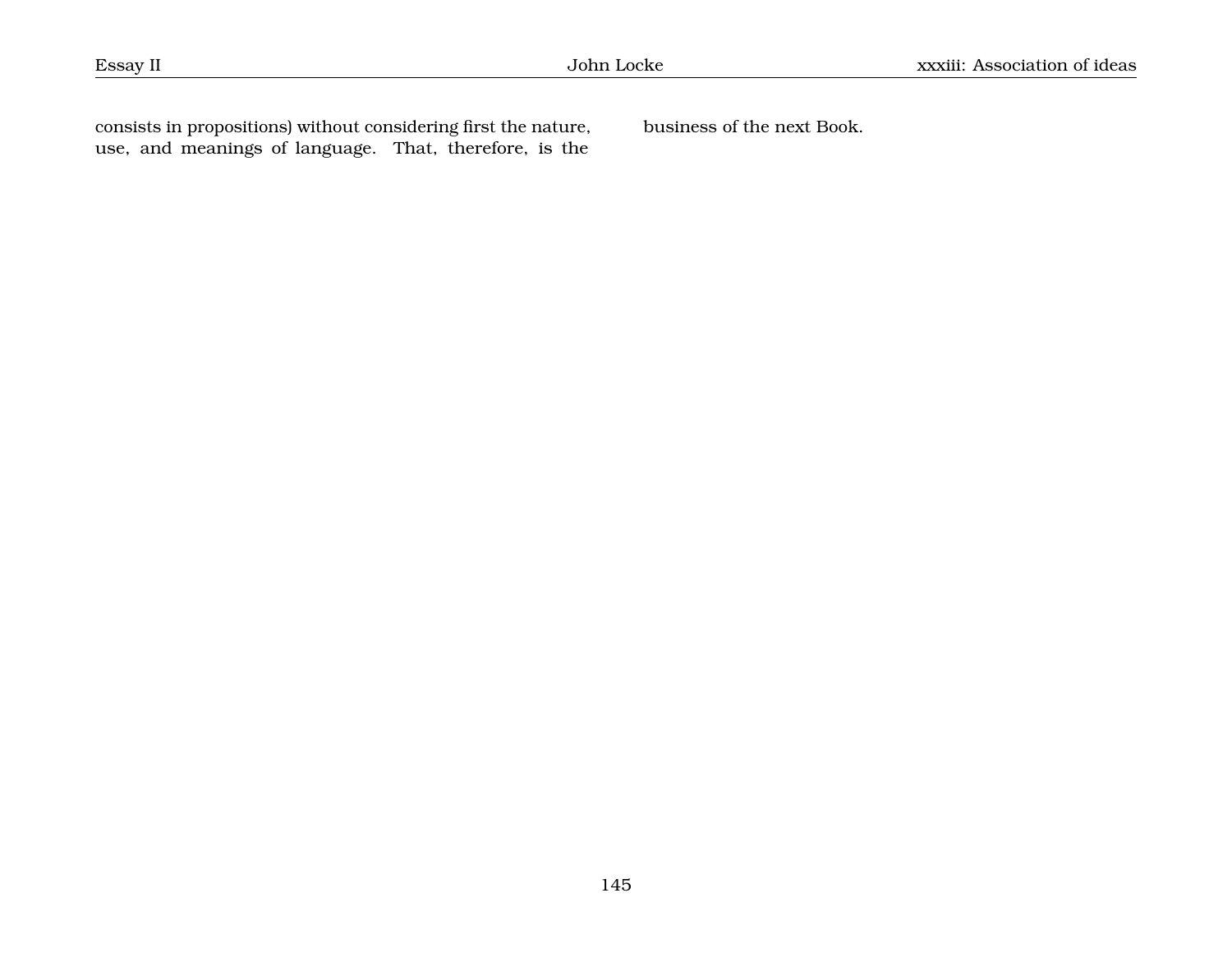consists in propositions) without considering first the nature, use, and meanings of language. That, therefore, is the business of the next Book.